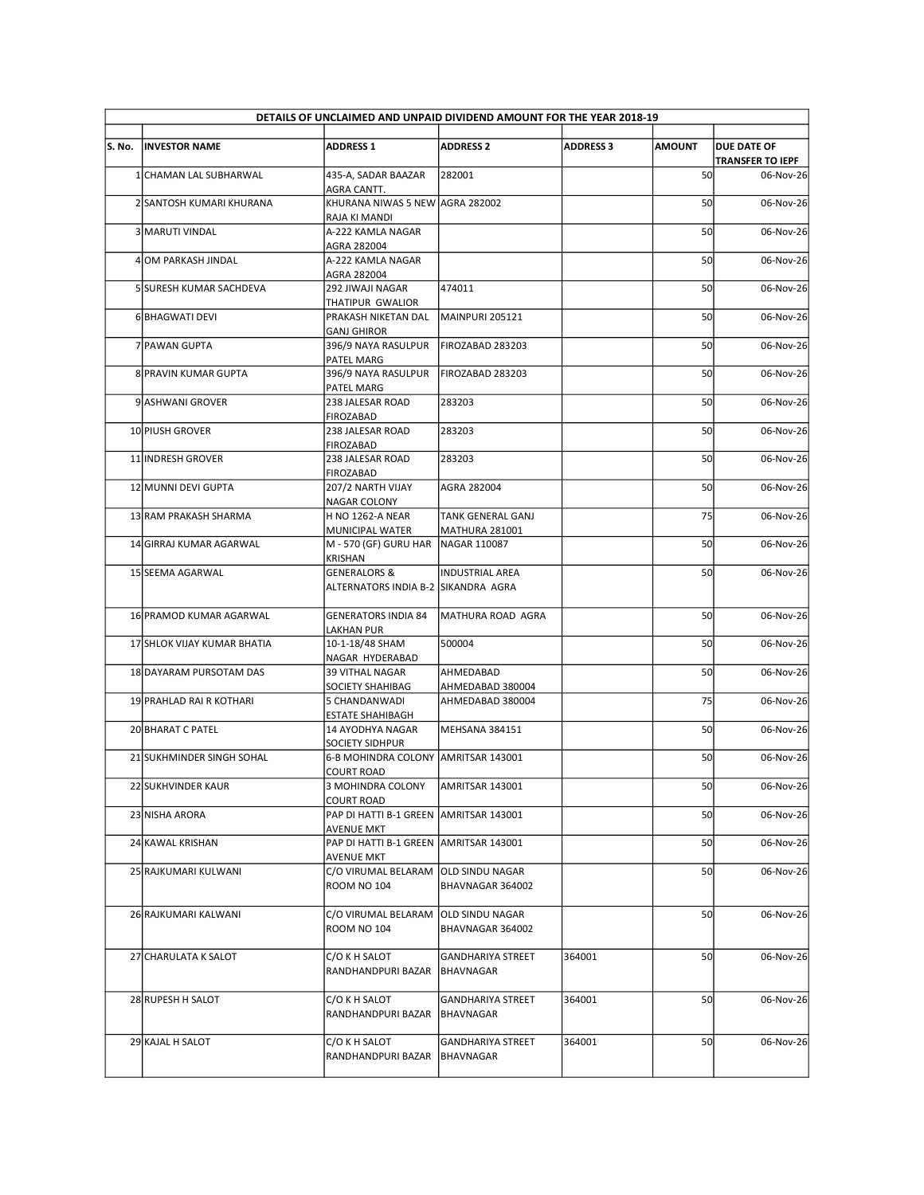| DETAILS OF UNCLAIMED AND UNPAID DIVIDEND AMOUNT FOR THE YEAR 2018-19 | | | | | | |
|---|---|---|---|---|---|---|
| S. No. | INVESTOR NAME | ADDRESS 1 | ADDRESS 2 | ADDRESS 3 | AMOUNT | DUE DATE OF TRANSFER TO IEPF |
| 1 | CHAMAN LAL SUBHARWAL | 435-A, SADAR BAAZAR AGRA CANTT. | 282001 | | 50 | 06-Nov-26 |
| 2 | SANTOSH KUMARI KHURANA | KHURANA NIWAS 5 NEW RAJA KI MANDI | AGRA 282002 | | 50 | 06-Nov-26 |
| 3 | MARUTI VINDAL | A-222 KAMLA NAGAR AGRA 282004 | | | 50 | 06-Nov-26 |
| 4 | OM PARKASH JINDAL | A-222 KAMLA NAGAR AGRA 282004 | | | 50 | 06-Nov-26 |
| 5 | SURESH KUMAR SACHDEVA | 292 JIWAJI NAGAR THATIPUR GWALIOR | 474011 | | 50 | 06-Nov-26 |
| 6 | BHAGWATI DEVI | PRAKASH NIKETAN DAL GANJ GHIROR | MAINPURI 205121 | | 50 | 06-Nov-26 |
| 7 | PAWAN GUPTA | 396/9 NAYA RASULPUR PATEL MARG | FIROZABAD 283203 | | 50 | 06-Nov-26 |
| 8 | PRAVIN KUMAR GUPTA | 396/9 NAYA RASULPUR PATEL MARG | FIROZABAD 283203 | | 50 | 06-Nov-26 |
| 9 | ASHWANI GROVER | 238 JALESAR ROAD FIROZABAD | 283203 | | 50 | 06-Nov-26 |
| 10 | PIUSH GROVER | 238 JALESAR ROAD FIROZABAD | 283203 | | 50 | 06-Nov-26 |
| 11 | INDRESH GROVER | 238 JALESAR ROAD FIROZABAD | 283203 | | 50 | 06-Nov-26 |
| 12 | MUNNI DEVI GUPTA | 207/2 NARTH VIJAY NAGAR COLONY | AGRA 282004 | | 50 | 06-Nov-26 |
| 13 | RAM PRAKASH SHARMA | H NO 1262-A NEAR MUNICIPAL WATER | TANK GENERAL GANJ MATHURA 281001 | | 75 | 06-Nov-26 |
| 14 | GIRRAJ KUMAR AGARWAL | M - 570 (GF) GURU HAR KRISHAN | NAGAR 110087 | | 50 | 06-Nov-26 |
| 15 | SEEMA AGARWAL | GENERALORS & ALTERNATORS INDIA B-2 | INDUSTRIAL AREA SIKANDRA AGRA | | 50 | 06-Nov-26 |
| 16 | PRAMOD KUMAR AGARWAL | GENERATORS INDIA 84 LAKHAN PUR | MATHURA ROAD AGRA | | 50 | 06-Nov-26 |
| 17 | SHLOK VIJAY KUMAR BHATIA | 10-1-18/48 SHAM NAGAR HYDERABAD | 500004 | | 50 | 06-Nov-26 |
| 18 | DAYARAM PURSOTAM DAS | 39 VITHAL NAGAR SOCIETY SHAHIBAG | AHMEDABAD AHMEDABAD 380004 | | 50 | 06-Nov-26 |
| 19 | PRAHLAD RAI R KOTHARI | 5 CHANDANWADI ESTATE SHAHIBAGH | AHMEDABAD 380004 | | 75 | 06-Nov-26 |
| 20 | BHARAT C PATEL | 14 AYODHYA NAGAR SOCIETY SIDHPUR | MEHSANA 384151 | | 50 | 06-Nov-26 |
| 21 | SUKHMINDER SINGH SOHAL | 6-B MOHINDRA COLONY COURT ROAD | AMRITSAR 143001 | | 50 | 06-Nov-26 |
| 22 | SUKHVINDER KAUR | 3 MOHINDRA COLONY COURT ROAD | AMRITSAR 143001 | | 50 | 06-Nov-26 |
| 23 | NISHA ARORA | PAP DI HATTI B-1 GREEN AVENUE MKT | AMRITSAR 143001 | | 50 | 06-Nov-26 |
| 24 | KAWAL KRISHAN | PAP DI HATTI B-1 GREEN AVENUE MKT | AMRITSAR 143001 | | 50 | 06-Nov-26 |
| 25 | RAJKUMARI KULWANI | C/O VIRUMAL BELARAM ROOM NO 104 | OLD SINDU NAGAR BHAVNAGAR 364002 | | 50 | 06-Nov-26 |
| 26 | RAJKUMARI KALWANI | C/O VIRUMAL BELARAM ROOM NO 104 | OLD SINDU NAGAR BHAVNAGAR 364002 | | 50 | 06-Nov-26 |
| 27 | CHARULATA K SALOT | C/O K H SALOT RANDHANDPURI BAZAR | GANDHARIYA STREET BHAVNAGAR | 364001 | 50 | 06-Nov-26 |
| 28 | RUPESH H SALOT | C/O K H SALOT RANDHANDPURI BAZAR | GANDHARIYA STREET BHAVNAGAR | 364001 | 50 | 06-Nov-26 |
| 29 | KAJAL H SALOT | C/O K H SALOT RANDHANDPURI BAZAR | GANDHARIYA STREET BHAVNAGAR | 364001 | 50 | 06-Nov-26 |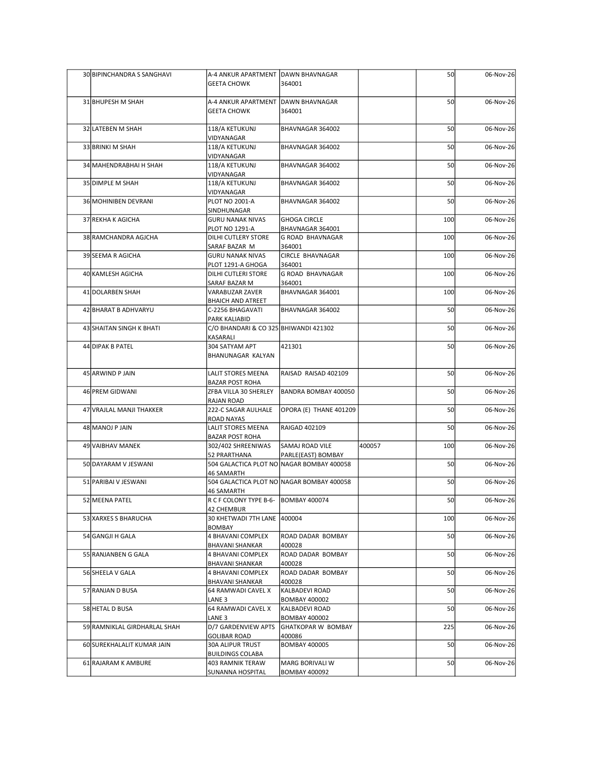| | | | | | | |
|---|---|---|---|---|---|---|
| 30 | BIPINCHANDRA S SANGHAVI | A-4 ANKUR APARTMENT GEETA CHOWK | DAWN BHAVNAGAR 364001 | | 50 | 06-Nov-26 |
| 31 | BHUPESH M SHAH | A-4 ANKUR APARTMENT GEETA CHOWK | DAWN BHAVNAGAR 364001 | | 50 | 06-Nov-26 |
| 32 | LATEBEN M SHAH | 118/A KETUKUNJ VIDYANAGAR | BHAVNAGAR 364002 | | 50 | 06-Nov-26 |
| 33 | BRINKI M SHAH | 118/A KETUKUNJ VIDYANAGAR | BHAVNAGAR 364002 | | 50 | 06-Nov-26 |
| 34 | MAHENDRABHAI H SHAH | 118/A KETUKUNJ VIDYANAGAR | BHAVNAGAR 364002 | | 50 | 06-Nov-26 |
| 35 | DIMPLE M SHAH | 118/A KETUKUNJ VIDYANAGAR | BHAVNAGAR 364002 | | 50 | 06-Nov-26 |
| 36 | MOHINIBEN DEVRANI | PLOT NO 2001-A SINDHUNAGAR | BHAVNAGAR 364002 | | 50 | 06-Nov-26 |
| 37 | REKHA K AGICHA | GURU NANAK NIVAS PLOT NO 1291-A | GHOGA CIRCLE BHAVNAGAR 364001 | | 100 | 06-Nov-26 |
| 38 | RAMCHANDRA AGJCHA | DILHI CUTLERY STORE SARAF BAZAR M | G ROAD BHAVNAGAR 364001 | | 100 | 06-Nov-26 |
| 39 | SEEMA R AGICHA | GURU NANAK NIVAS PLOT 1291-A GHOGA | CIRCLE BHAVNAGAR 364001 | | 100 | 06-Nov-26 |
| 40 | KAMLESH AGICHA | DILHI CUTLERI STORE SARAF BAZAR M | G ROAD BHAVNAGAR 364001 | | 100 | 06-Nov-26 |
| 41 | DOLARBEN SHAH | VARABUZAR ZAVER BHAICH AND ATREET | BHAVNAGAR 364001 | | 100 | 06-Nov-26 |
| 42 | BHARAT B ADHVARYU | C-2256 BHAGAVATI PARK KALIABID | BHAVNAGAR 364002 | | 50 | 06-Nov-26 |
| 43 | SHAITAN SINGH K BHATI | C/O BHANDARI & CO 325 KASARALI | BHIWANDI 421302 | | 50 | 06-Nov-26 |
| 44 | DIPAK B PATEL | 304 SATYAM APT BHANUNAGAR KALYAN | 421301 | | 50 | 06-Nov-26 |
| 45 | ARWIND P JAIN | LALIT STORES MEENA BAZAR POST ROHA | RAISAD RAISAD 402109 | | 50 | 06-Nov-26 |
| 46 | PREM GIDWANI | ZFBA VILLA 30 SHERLEY RAJAN ROAD | BANDRA BOMBAY 400050 | | 50 | 06-Nov-26 |
| 47 | VRAJLAL MANJI THAKKER | 222-C SAGAR AULHALE ROAD NAYAS | OPORA (E) THANE 401209 | | 50 | 06-Nov-26 |
| 48 | MANOJ P JAIN | LALIT STORES MEENA BAZAR POST ROHA | RAIGAD 402109 | | 50 | 06-Nov-26 |
| 49 | VAIBHAV MANEK | 302/402 SHREENIWAS 52 PRARTHANA | SAMAJ ROAD VILE PARLE(EAST) BOMBAY | 400057 | 100 | 06-Nov-26 |
| 50 | DAYARAM V JESWANI | 504 GALACTICA PLOT NO 46 SAMARTH | NAGAR BOMBAY 400058 | | 50 | 06-Nov-26 |
| 51 | PARIBAI V JESWANI | 504 GALACTICA PLOT NO 46 SAMARTH | NAGAR BOMBAY 400058 | | 50 | 06-Nov-26 |
| 52 | MEENA PATEL | R C F COLONY TYPE B-6-42 CHEMBUR | BOMBAY 400074 | | 50 | 06-Nov-26 |
| 53 | XARXES S BHARUCHA | 30 KHETWADI 7TH LANE BOMBAY | 400004 | | 100 | 06-Nov-26 |
| 54 | GANGJI H GALA | 4 BHAVANI COMPLEX BHAVANI SHANKAR | ROAD DADAR BOMBAY 400028 | | 50 | 06-Nov-26 |
| 55 | RANJANBEN G GALA | 4 BHAVANI COMPLEX BHAVANI SHANKAR | ROAD DADAR BOMBAY 400028 | | 50 | 06-Nov-26 |
| 56 | SHEELA V GALA | 4 BHAVANI COMPLEX BHAVANI SHANKAR | ROAD DADAR BOMBAY 400028 | | 50 | 06-Nov-26 |
| 57 | RANJAN D BUSA | 64 RAMWADI CAVEL X LANE 3 | KALBADEVI ROAD BOMBAY 400002 | | 50 | 06-Nov-26 |
| 58 | HETAL D BUSA | 64 RAMWADI CAVEL X LANE 3 | KALBADEVI ROAD BOMBAY 400002 | | 50 | 06-Nov-26 |
| 59 | RAMNIKLAL GIRDHARLAL SHAH | D/7 GARDENVIEW APTS GOLIBAR ROAD | GHATKOPAR W BOMBAY 400086 | | 225 | 06-Nov-26 |
| 60 | SUREKHALALIT KUMAR JAIN | 30A ALIPUR TRUST BUILDINGS COLABA | BOMBAY 400005 | | 50 | 06-Nov-26 |
| 61 | RAJARAM K AMBURE | 403 RAMNIK TERAW SUNANNA HOSPITAL | MARG BORIVALI W BOMBAY 400092 | | 50 | 06-Nov-26 |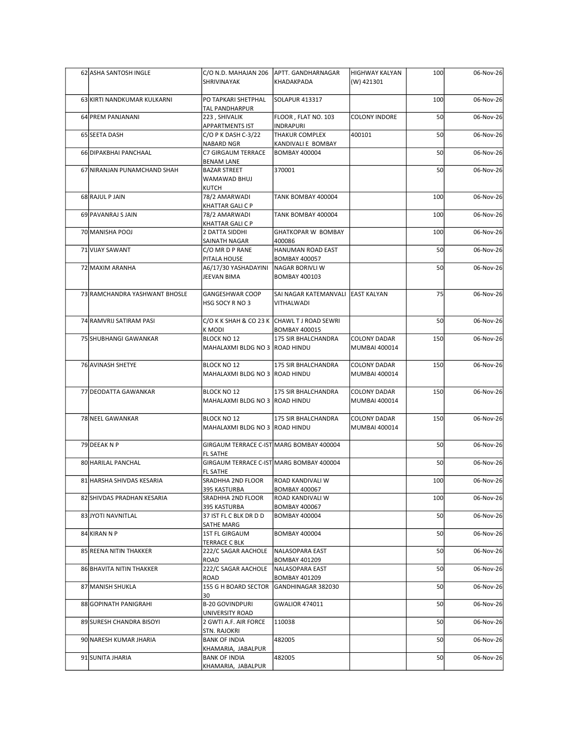| | | | | | | |
|---|---|---|---|---|---|---|
| 62 | ASHA SANTOSH INGLE | C/O N.D. MAHAJAN 206 SHRIVINAYAK | APTT. GANDHARNAGAR KHADAKPADA | HIGHWAY KALYAN (W) 421301 | 100 | 06-Nov-26 |
| 63 | KIRTI NANDKUMAR KULKARNI | PO TAPKARI SHETPHAL TAL PANDHARPUR | SOLAPUR 413317 | | 100 | 06-Nov-26 |
| 64 | PREM PANJANANI | 223 , SHIVALIK APPARTMENTS IST | FLOOR , FLAT NO. 103 INDRAPURI | COLONY INDORE | 50 | 06-Nov-26 |
| 65 | SEETA DASH | C/O P K DASH C-3/22 NABARD NGR | THAKUR COMPLEX KANDIVALI E BOMBAY | 400101 | 50 | 06-Nov-26 |
| 66 | DIPAKBHAI PANCHAAL | C7 GIRGAUM TERRACE BENAM LANE | BOMBAY 400004 | | 50 | 06-Nov-26 |
| 67 | NIRANJAN PUNAMCHAND SHAH | BAZAR STREET WAMAWAD BHUJ KUTCH | 370001 | | 50 | 06-Nov-26 |
| 68 | RAJUL P JAIN | 78/2 AMARWADI KHATTAR GALI C P | TANK BOMBAY 400004 | | 100 | 06-Nov-26 |
| 69 | PAVANRAJ S JAIN | 78/2 AMARWADI KHATTAR GALI C P | TANK BOMBAY 400004 | | 100 | 06-Nov-26 |
| 70 | MANISHA POOJ | 2 DATTA SIDDHI SAINATH NAGAR | GHATKOPAR W BOMBAY 400086 | | 100 | 06-Nov-26 |
| 71 | VIJAY SAWANT | C/O MR D P RANE PITALA HOUSE | HANUMAN ROAD EAST BOMBAY 400057 | | 50 | 06-Nov-26 |
| 72 | MAXIM ARANHA | A6/17/30 YASHADAYINI JEEVAN BIMA | NAGAR BORIVLI W BOMBAY 400103 | | 50 | 06-Nov-26 |
| 73 | RAMCHANDRA YASHWANT BHOSLE | GANGESHWAR COOP HSG SOCY R NO 3 | SAI NAGAR KATEMANVALI VITHALWADI | EAST KALYAN | 75 | 06-Nov-26 |
| 74 | RAMVRIJ SATIRAM PASI | C/O K K SHAH & CO 23 K K MODI | CHAWL T J ROAD SEWRI BOMBAY 400015 | | 50 | 06-Nov-26 |
| 75 | SHUBHANGI GAWANKAR | BLOCK NO 12 MAHALAXMI BLDG NO 3 | 175 SIR BHALCHANDRA ROAD HINDU | COLONY DADAR MUMBAI 400014 | 150 | 06-Nov-26 |
| 76 | AVINASH SHETYE | BLOCK NO 12 MAHALAXMI BLDG NO 3 | 175 SIR BHALCHANDRA ROAD HINDU | COLONY DADAR MUMBAI 400014 | 150 | 06-Nov-26 |
| 77 | DEODATTA GAWANKAR | BLOCK NO 12 MAHALAXMI BLDG NO 3 | 175 SIR BHALCHANDRA ROAD HINDU | COLONY DADAR MUMBAI 400014 | 150 | 06-Nov-26 |
| 78 | NEEL GAWANKAR | BLOCK NO 12 MAHALAXMI BLDG NO 3 | 175 SIR BHALCHANDRA ROAD HINDU | COLONY DADAR MUMBAI 400014 | 150 | 06-Nov-26 |
| 79 | DEEAK N P | GIRGAUM TERRACE C-IST FL SATHE | MARG BOMBAY 400004 | | 50 | 06-Nov-26 |
| 80 | HARILAL PANCHAL | GIRGAUM TERRACE C-IST FL SATHE | MARG BOMBAY 400004 | | 50 | 06-Nov-26 |
| 81 | HARSHA SHIVDAS KESARIA | SRADHHA 2ND FLOOR 395 KASTURBA | ROAD KANDIVALI W BOMBAY 400067 | | 100 | 06-Nov-26 |
| 82 | SHIVDAS PRADHAN KESARIA | SRADHHA 2ND FLOOR 395 KASTURBA | ROAD KANDIVALI W BOMBAY 400067 | | 100 | 06-Nov-26 |
| 83 | JYOTI NAVNITLAL | 37 IST FL C BLK DR D D SATHE MARG | BOMBAY 400004 | | 50 | 06-Nov-26 |
| 84 | KIRAN N P | 1ST FL GIRGAUM TERRACE C BLK | BOMBAY 400004 | | 50 | 06-Nov-26 |
| 85 | REENA NITIN THAKKER | 222/C SAGAR AACHOLE ROAD | NALASOPARA EAST BOMBAY 401209 | | 50 | 06-Nov-26 |
| 86 | BHAVITA NITIN THAKKER | 222/C SAGAR AACHOLE ROAD | NALASOPARA EAST BOMBAY 401209 | | 50 | 06-Nov-26 |
| 87 | MANISH SHUKLA | 155 G H BOARD SECTOR 30 | GANDHINAGAR 382030 | | 50 | 06-Nov-26 |
| 88 | GOPINATH PANIGRAHI | B-20 GOVINDPURI UNIVERSITY ROAD | GWALIOR 474011 | | 50 | 06-Nov-26 |
| 89 | SURESH CHANDRA BISOYI | 2 GWTI A.F. AIR FORCE STN. RAJOKRI | 110038 | | 50 | 06-Nov-26 |
| 90 | NARESH KUMAR JHARIA | BANK OF INDIA KHAMARIA, JABALPUR | 482005 | | 50 | 06-Nov-26 |
| 91 | SUNITA JHARIA | BANK OF INDIA KHAMARIA, JABALPUR | 482005 | | 50 | 06-Nov-26 |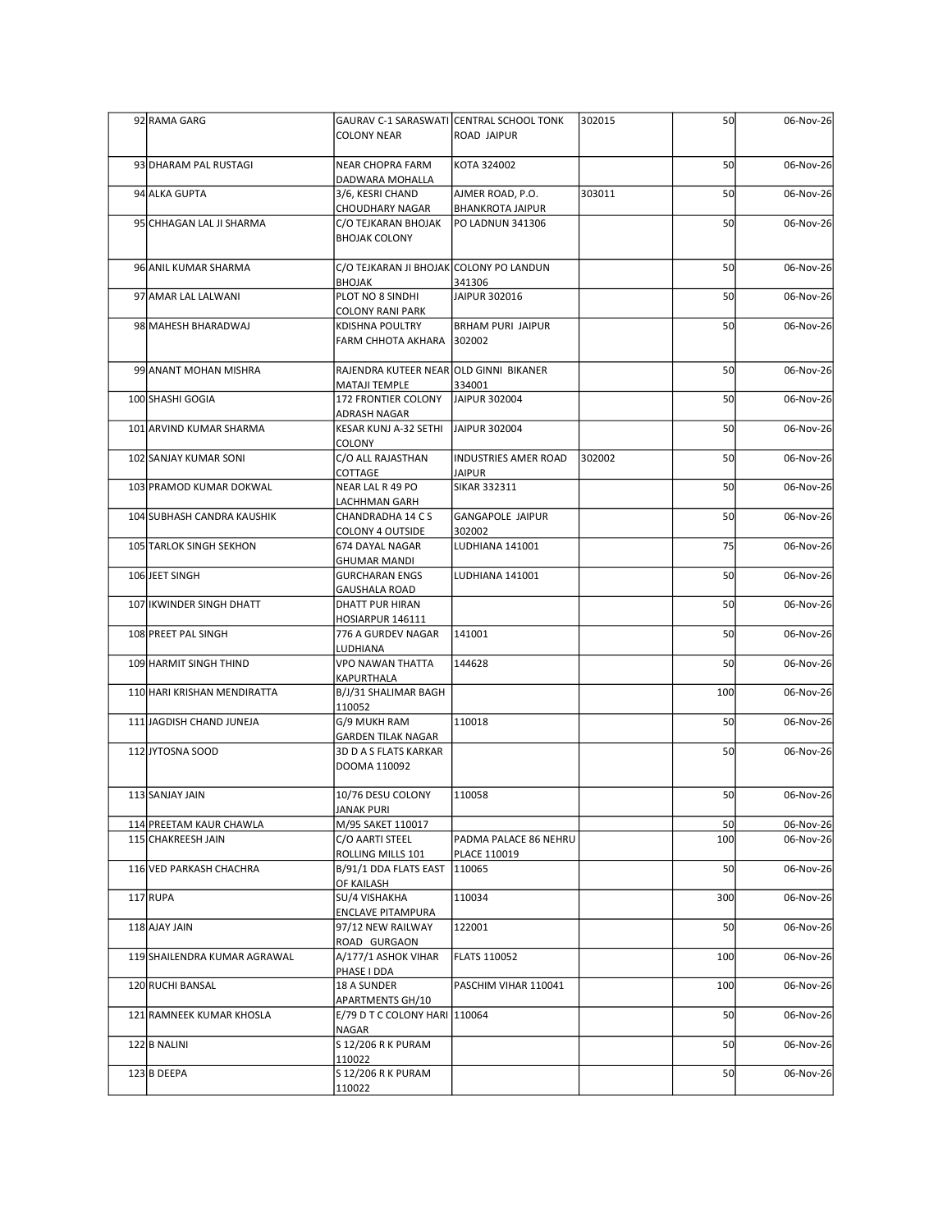| | | | | | | |
|---|---|---|---|---|---|---|
| 92 | RAMA GARG | GAURAV C-1 SARASWATI COLONY NEAR | CENTRAL SCHOOL TONK ROAD JAIPUR | 302015 | 50 | 06-Nov-26 |
| 93 | DHARAM PAL RUSTAGI | NEAR CHOPRA FARM DADWARA MOHALLA | KOTA 324002 | | 50 | 06-Nov-26 |
| 94 | ALKA GUPTA | 3/6, KESRI CHAND CHOUDHARY NAGAR | AJMER ROAD, P.O. BHANKROTA JAIPUR | 303011 | 50 | 06-Nov-26 |
| 95 | CHHAGAN LAL JI SHARMA | C/O TEJKARAN BHOJAK BHOJAK COLONY | PO LADNUN 341306 | | 50 | 06-Nov-26 |
| 96 | ANIL KUMAR SHARMA | C/O TEJKARAN JI BHOJAK BHOJAK | COLONY PO LANDUN 341306 | | 50 | 06-Nov-26 |
| 97 | AMAR LAL LALWANI | PLOT NO 8 SINDHI COLONY RANI PARK | JAIPUR 302016 | | 50 | 06-Nov-26 |
| 98 | MAHESH BHARADWAJ | KDISHNA POULTRY FARM CHHOTA AKHARA | BRHAM PURI JAIPUR 302002 | | 50 | 06-Nov-26 |
| 99 | ANANT MOHAN MISHRA | RAJENDRA KUTEER NEAR MATAJI TEMPLE | OLD GINNI BIKANER 334001 | | 50 | 06-Nov-26 |
| 100 | SHASHI GOGIA | 172 FRONTIER COLONY ADRASH NAGAR | JAIPUR 302004 | | 50 | 06-Nov-26 |
| 101 | ARVIND KUMAR SHARMA | KESAR KUNJ A-32 SETHI COLONY | JAIPUR 302004 | | 50 | 06-Nov-26 |
| 102 | SANJAY KUMAR SONI | C/O ALL RAJASTHAN COTTAGE | INDUSTRIES AMER ROAD JAIPUR | 302002 | 50 | 06-Nov-26 |
| 103 | PRAMOD KUMAR DOKWAL | NEAR LAL R 49 PO LACHHMAN GARH | SIKAR 332311 | | 50 | 06-Nov-26 |
| 104 | SUBHASH CANDRA KAUSHIK | CHANDRADHA 14 C S COLONY 4 OUTSIDE | GANGAPOLE JAIPUR 302002 | | 50 | 06-Nov-26 |
| 105 | TARLOK SINGH SEKHON | 674 DAYAL NAGAR GHUMAR MANDI | LUDHIANA 141001 | | 75 | 06-Nov-26 |
| 106 | JEET SINGH | GURCHARAN ENGS GAUSHALA ROAD | LUDHIANA 141001 | | 50 | 06-Nov-26 |
| 107 | IKWINDER SINGH DHATT | DHATT PUR HIRAN HOSIARPUR 146111 | | | 50 | 06-Nov-26 |
| 108 | PREET PAL SINGH | 776 A GURDEV NAGAR LUDHIANA | 141001 | | 50 | 06-Nov-26 |
| 109 | HARMIT SINGH THIND | VPO NAWAN THATTA KAPURTHALA | 144628 | | 50 | 06-Nov-26 |
| 110 | HARI KRISHAN MENDIRATTA | B/J/31 SHALIMAR BAGH 110052 | | | 100 | 06-Nov-26 |
| 111 | JAGDISH CHAND JUNEJA | G/9 MUKH RAM GARDEN TILAK NAGAR | 110018 | | 50 | 06-Nov-26 |
| 112 | JYTOSNA SOOD | 3D D A S FLATS KARKAR DOOMA 110092 | | | 50 | 06-Nov-26 |
| 113 | SANJAY JAIN | 10/76 DESU COLONY JANAK PURI | 110058 | | 50 | 06-Nov-26 |
| 114 | PREETAM KAUR CHAWLA | M/95 SAKET 110017 | | | 50 | 06-Nov-26 |
| 115 | CHAKREESH JAIN | C/O AARTI STEEL ROLLING MILLS 101 | PADMA PALACE 86 NEHRU PLACE 110019 | | 100 | 06-Nov-26 |
| 116 | VED PARKASH CHACHRA | B/91/1 DDA FLATS EAST OF KAILASH | 110065 | | 50 | 06-Nov-26 |
| 117 | RUPA | SU/4 VISHAKHA ENCLAVE PITAMPURA | 110034 | | 300 | 06-Nov-26 |
| 118 | AJAY JAIN | 97/12 NEW RAILWAY ROAD GURGAON | 122001 | | 50 | 06-Nov-26 |
| 119 | SHAILENDRA KUMAR AGRAWAL | A/177/1 ASHOK VIHAR PHASE I DDA | FLATS 110052 | | 100 | 06-Nov-26 |
| 120 | RUCHI BANSAL | 18 A SUNDER APARTMENTS GH/10 | PASCHIM VIHAR 110041 | | 100 | 06-Nov-26 |
| 121 | RAMNEEK KUMAR KHOSLA | E/79 D T C COLONY HARI NAGAR | 110064 | | 50 | 06-Nov-26 |
| 122 | B NALINI | S 12/206 R K PURAM 110022 | | | 50 | 06-Nov-26 |
| 123 | B DEEPA | S 12/206 R K PURAM 110022 | | | 50 | 06-Nov-26 |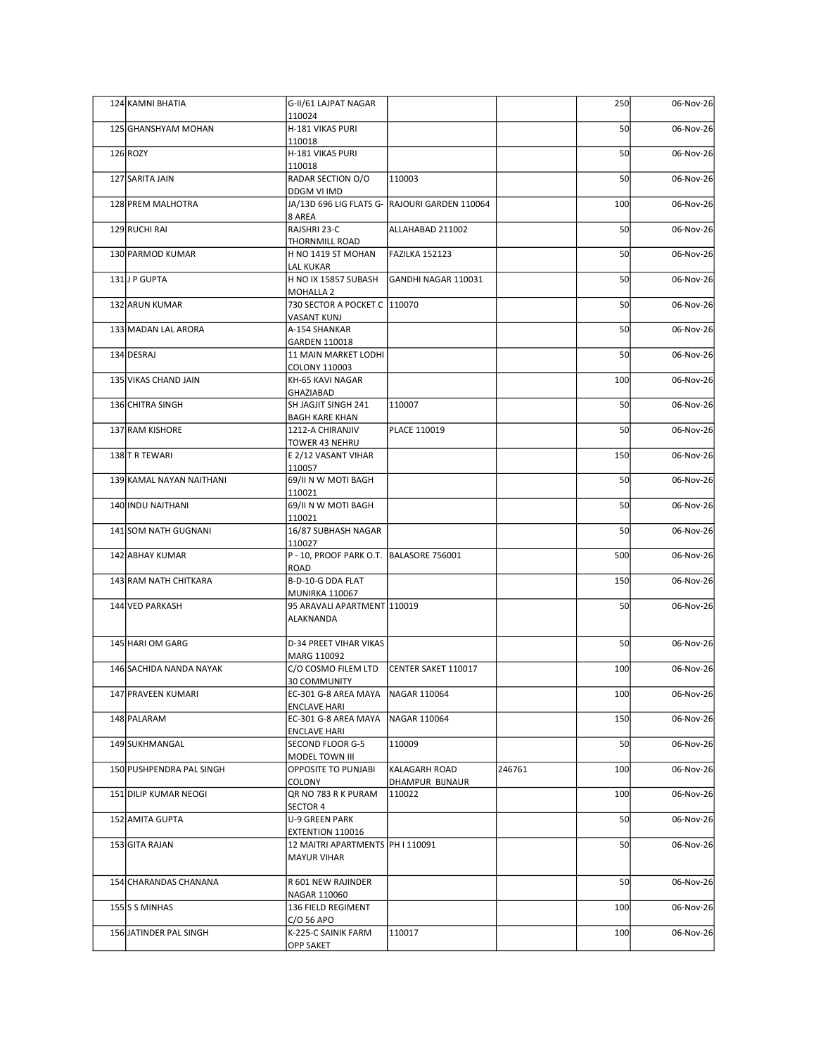| | | | | | | |
|---|---|---|---|---|---|---|
| 124 | KAMNI BHATIA | G-II/61 LAJPAT NAGAR 110024 | | | 250 | 06-Nov-26 |
| 125 | GHANSHYAM MOHAN | H-181 VIKAS PURI 110018 | | | 50 | 06-Nov-26 |
| 126 | ROZY | H-181 VIKAS PURI 110018 | | | 50 | 06-Nov-26 |
| 127 | SARITA JAIN | RADAR SECTION O/O DDGM VI IMD | 110003 | | 50 | 06-Nov-26 |
| 128 | PREM MALHOTRA | JA/13D 696 LIG FLATS G-8 AREA | RAJOURI GARDEN 110064 | | 100 | 06-Nov-26 |
| 129 | RUCHI RAI | RAJSHRI 23-C THORNMILL ROAD | ALLAHABAD 211002 | | 50 | 06-Nov-26 |
| 130 | PARMOD KUMAR | H NO 1419 ST MOHAN LAL KUKAR | FAZILKA 152123 | | 50 | 06-Nov-26 |
| 131 | J P GUPTA | H NO IX 15857 SUBASH MOHALLA 2 | GANDHI NAGAR 110031 | | 50 | 06-Nov-26 |
| 132 | ARUN KUMAR | 730 SECTOR A POCKET C VASANT KUNJ | 110070 | | 50 | 06-Nov-26 |
| 133 | MADAN LAL ARORA | A-154 SHANKAR GARDEN 110018 | | | 50 | 06-Nov-26 |
| 134 | DESRAJ | 11 MAIN MARKET LODHI COLONY 110003 | | | 50 | 06-Nov-26 |
| 135 | VIKAS CHAND JAIN | KH-65 KAVI NAGAR GHAZIABAD | | | 100 | 06-Nov-26 |
| 136 | CHITRA SINGH | SH JAGJIT SINGH 241 BAGH KARE KHAN | 110007 | | 50 | 06-Nov-26 |
| 137 | RAM KISHORE | 1212-A CHIRANJIV TOWER 43 NEHRU | PLACE 110019 | | 50 | 06-Nov-26 |
| 138 | T R TEWARI | E 2/12 VASANT VIHAR 110057 | | | 150 | 06-Nov-26 |
| 139 | KAMAL NAYAN NAITHANI | 69/II N W MOTI BAGH 110021 | | | 50 | 06-Nov-26 |
| 140 | INDU NAITHANI | 69/II N W MOTI BAGH 110021 | | | 50 | 06-Nov-26 |
| 141 | SOM NATH GUGNANI | 16/87 SUBHASH NAGAR 110027 | | | 50 | 06-Nov-26 |
| 142 | ABHAY KUMAR | P - 10, PROOF PARK O.T. ROAD | BALASORE 756001 | | 500 | 06-Nov-26 |
| 143 | RAM NATH CHITKARA | B-D-10-G DDA FLAT MUNIRKA 110067 | | | 150 | 06-Nov-26 |
| 144 | VED PARKASH | 95 ARAVALI APARTMENT ALAKNANDA | 110019 | | 50 | 06-Nov-26 |
| 145 | HARI OM GARG | D-34 PREET VIHAR VIKAS MARG 110092 | | | 50 | 06-Nov-26 |
| 146 | SACHIDA NANDA NAYAK | C/O COSMO FILEM LTD 30 COMMUNITY | CENTER SAKET 110017 | | 100 | 06-Nov-26 |
| 147 | PRAVEEN KUMARI | EC-301 G-8 AREA MAYA ENCLAVE HARI | NAGAR 110064 | | 100 | 06-Nov-26 |
| 148 | PALARAM | EC-301 G-8 AREA MAYA ENCLAVE HARI | NAGAR 110064 | | 150 | 06-Nov-26 |
| 149 | SUKHMANGAL | SECOND FLOOR G-5 MODEL TOWN III | 110009 | | 50 | 06-Nov-26 |
| 150 | PUSHPENDRA PAL SINGH | OPPOSITE TO PUNJABI COLONY | KALAGARH ROAD DHAMPUR BIJNAUR | 246761 | 100 | 06-Nov-26 |
| 151 | DILIP KUMAR NEOGI | QR NO 783 R K PURAM SECTOR 4 | 110022 | | 100 | 06-Nov-26 |
| 152 | AMITA GUPTA | U-9 GREEN PARK EXTENTION 110016 | | | 50 | 06-Nov-26 |
| 153 | GITA RAJAN | 12 MAITRI APARTMENTS MAYUR VIHAR | PH I 110091 | | 50 | 06-Nov-26 |
| 154 | CHARANDAS CHANANA | R 601 NEW RAJINDER NAGAR 110060 | | | 50 | 06-Nov-26 |
| 155 | S S MINHAS | 136 FIELD REGIMENT C/O 56 APO | | | 100 | 06-Nov-26 |
| 156 | JATINDER PAL SINGH | K-225-C SAINIK FARM OPP SAKET | 110017 | | 100 | 06-Nov-26 |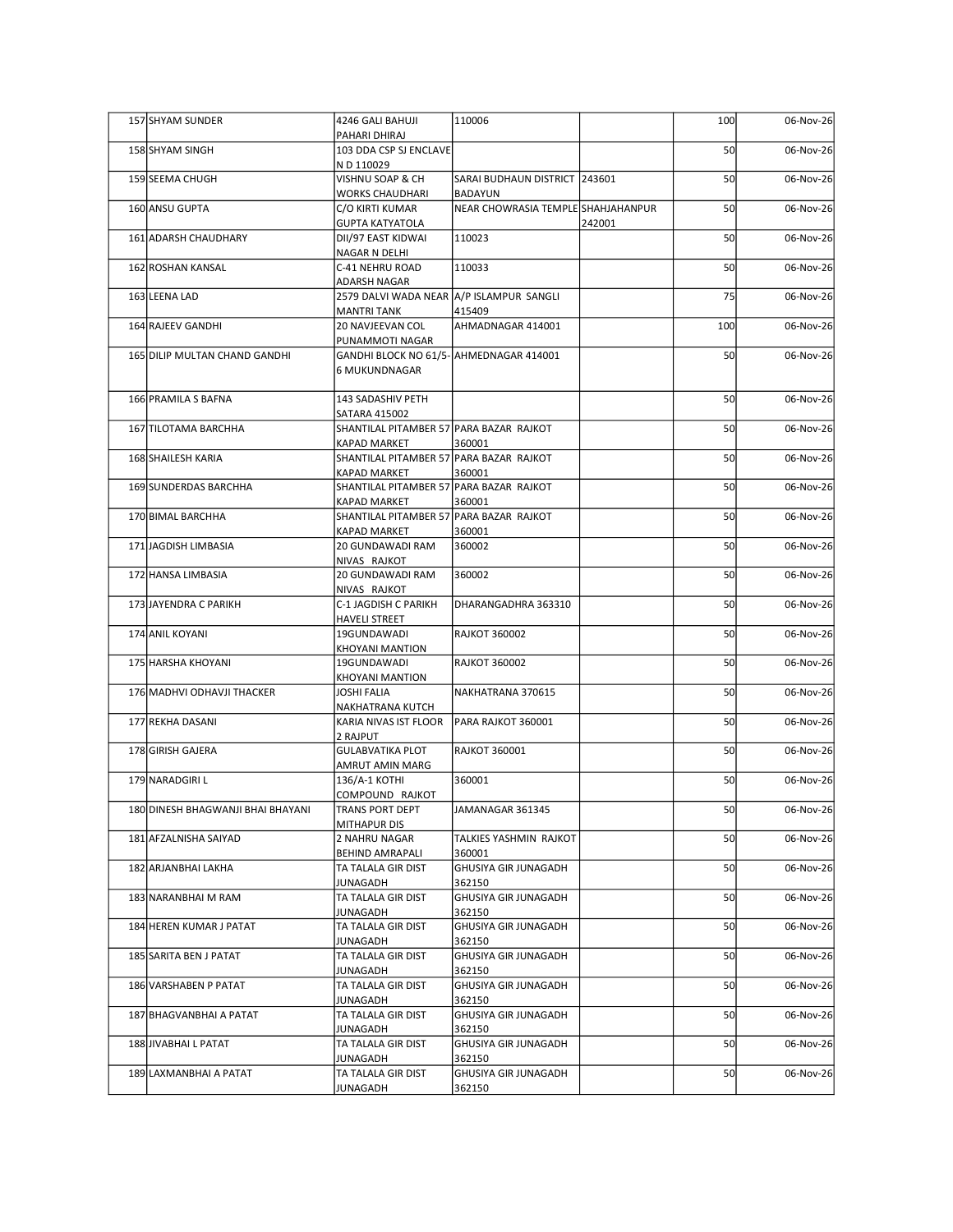| | | | | | | |
|---|---|---|---|---|---|---|
| 157 | SHYAM SUNDER | 4246 GALI BAHUJI PAHARI DHIRAJ | 110006 | | 100 | 06-Nov-26 |
| 158 | SHYAM SINGH | 103 DDA CSP SJ ENCLAVE N D 110029 | | | 50 | 06-Nov-26 |
| 159 | SEEMA CHUGH | VISHNU SOAP & CH WORKS CHAUDHARI | SARAI BUDHAUN DISTRICT BADAYUN | 243601 | 50 | 06-Nov-26 |
| 160 | ANSU GUPTA | C/O KIRTI KUMAR GUPTA KATYATOLA | NEAR CHOWRASIA TEMPLE | SHAHJAHANPUR 242001 | 50 | 06-Nov-26 |
| 161 | ADARSH CHAUDHARY | DII/97 EAST KIDWAI NAGAR N DELHI | 110023 | | 50 | 06-Nov-26 |
| 162 | ROSHAN KANSAL | C-41 NEHRU ROAD ADARSH NAGAR | 110033 | | 50 | 06-Nov-26 |
| 163 | LEENA LAD | 2579 DALVI WADA NEAR MANTRI TANK | A/P ISLAMPUR SANGLI 415409 | | 75 | 06-Nov-26 |
| 164 | RAJEEV GANDHI | 20 NAVJEEVAN COL PUNAMMOTI NAGAR | AHMADNAGAR 414001 | | 100 | 06-Nov-26 |
| 165 | DILIP MULTAN CHAND GANDHI | GANDHI BLOCK NO 61/5-6 MUKUNDNAGAR | AHMEDNAGAR 414001 | | 50 | 06-Nov-26 |
| 166 | PRAMILA S BAFNA | 143 SADASHIV PETH SATARA 415002 | | | 50 | 06-Nov-26 |
| 167 | TILOTAMA BARCHHA | SHANTILAL PITAMBER 57 KAPAD MARKET | PARA BAZAR RAJKOT 360001 | | 50 | 06-Nov-26 |
| 168 | SHAILESH KARIA | SHANTILAL PITAMBER 57 KAPAD MARKET | PARA BAZAR RAJKOT 360001 | | 50 | 06-Nov-26 |
| 169 | SUNDERDAS BARCHHA | SHANTILAL PITAMBER 57 KAPAD MARKET | PARA BAZAR RAJKOT 360001 | | 50 | 06-Nov-26 |
| 170 | BIMAL BARCHHA | SHANTILAL PITAMBER 57 KAPAD MARKET | PARA BAZAR RAJKOT 360001 | | 50 | 06-Nov-26 |
| 171 | JAGDISH LIMBASIA | 20 GUNDAWADI RAM NIVAS RAJKOT | 360002 | | 50 | 06-Nov-26 |
| 172 | HANSA LIMBASIA | 20 GUNDAWADI RAM NIVAS RAJKOT | 360002 | | 50 | 06-Nov-26 |
| 173 | JAYENDRA C PARIKH | C-1 JAGDISH C PARIKH HAVELI STREET | DHARANGADHRA 363310 | | 50 | 06-Nov-26 |
| 174 | ANIL KOYANI | 19GUNDAWADI KHOYANI MANTION | RAJKOT 360002 | | 50 | 06-Nov-26 |
| 175 | HARSHA KHOYANI | 19GUNDAWADI KHOYANI MANTION | RAJKOT 360002 | | 50 | 06-Nov-26 |
| 176 | MADHVI ODHAVJI THACKER | JOSHI FALIA NAKHATRANA KUTCH | NAKHATRANA 370615 | | 50 | 06-Nov-26 |
| 177 | REKHA DASANI | KARIA NIVAS IST FLOOR 2 RAJPUT | PARA RAJKOT 360001 | | 50 | 06-Nov-26 |
| 178 | GIRISH GAJERA | GULABVATIKA PLOT AMRUT AMIN MARG | RAJKOT 360001 | | 50 | 06-Nov-26 |
| 179 | NARADGIRI L | 136/A-1 KOTHI COMPOUND RAJKOT | 360001 | | 50 | 06-Nov-26 |
| 180 | DINESH BHAGWANJI BHAI BHAYANI | TRANS PORT DEPT MITHAPUR DIS | JAMANAGAR 361345 | | 50 | 06-Nov-26 |
| 181 | AFZALNISHA SAIYAD | 2 NAHRU NAGAR BEHIND AMRAPALI | TALKIES YASHMIN RAJKOT 360001 | | 50 | 06-Nov-26 |
| 182 | ARJANBHAI LAKHA | TA TALALA GIR DIST JUNAGADH | GHUSIYA GIR JUNAGADH 362150 | | 50 | 06-Nov-26 |
| 183 | NARANBHAI M RAM | TA TALALA GIR DIST JUNAGADH | GHUSIYA GIR JUNAGADH 362150 | | 50 | 06-Nov-26 |
| 184 | HEREN KUMAR J PATAT | TA TALALA GIR DIST JUNAGADH | GHUSIYA GIR JUNAGADH 362150 | | 50 | 06-Nov-26 |
| 185 | SARITA BEN J PATAT | TA TALALA GIR DIST JUNAGADH | GHUSIYA GIR JUNAGADH 362150 | | 50 | 06-Nov-26 |
| 186 | VARSHABEN P PATAT | TA TALALA GIR DIST JUNAGADH | GHUSIYA GIR JUNAGADH 362150 | | 50 | 06-Nov-26 |
| 187 | BHAGVANBHAI A PATAT | TA TALALA GIR DIST JUNAGADH | GHUSIYA GIR JUNAGADH 362150 | | 50 | 06-Nov-26 |
| 188 | JIVABHAI L PATAT | TA TALALA GIR DIST JUNAGADH | GHUSIYA GIR JUNAGADH 362150 | | 50 | 06-Nov-26 |
| 189 | LAXMANBHAI A PATAT | TA TALALA GIR DIST JUNAGADH | GHUSIYA GIR JUNAGADH 362150 | | 50 | 06-Nov-26 |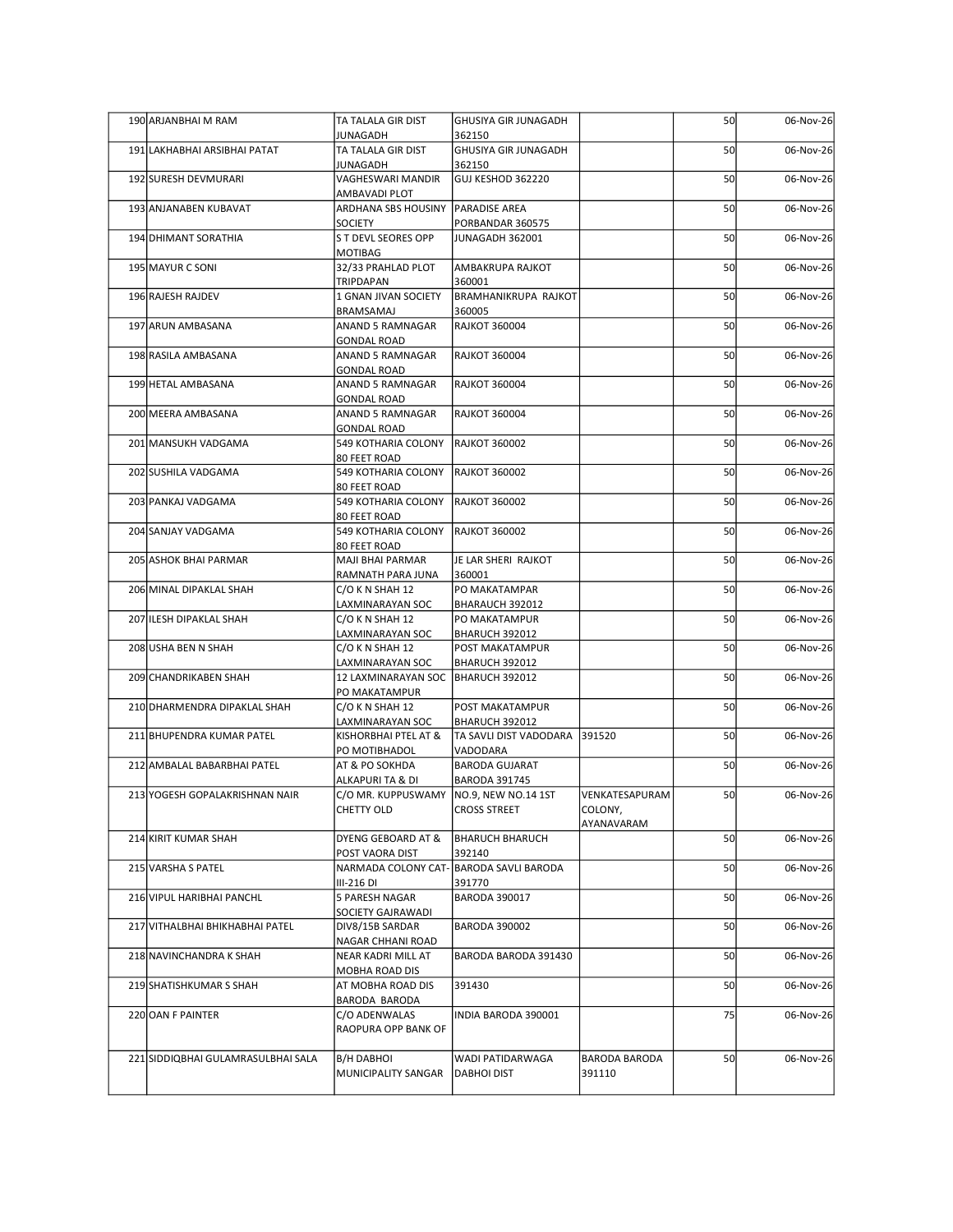| | | | | | | |
|---|---|---|---|---|---|---|
| 190 | ARJANBHAI M RAM | TA TALALA GIR DIST JUNAGADH | GHUSIYA GIR JUNAGADH 362150 | | 50 | 06-Nov-26 |
| 191 | LAKHABHAI ARSIBHAI PATAT | TA TALALA GIR DIST JUNAGADH | GHUSIYA GIR JUNAGADH 362150 | | 50 | 06-Nov-26 |
| 192 | SURESH DEVMURARI | VAGHESWARI MANDIR AMBAVADI PLOT | GUJ KESHOD 362220 | | 50 | 06-Nov-26 |
| 193 | ANJANABEN KUBAVAT | ARDHANA SBS HOUSINY SOCIETY | PARADISE AREA PORBANDAR 360575 | | 50 | 06-Nov-26 |
| 194 | DHIMANT SORATHIA | S T DEVL SEORES OPP MOTIBAG | JUNAGADH 362001 | | 50 | 06-Nov-26 |
| 195 | MAYUR C SONI | 32/33 PRAHLAD PLOT TRIPDAPAN | AMBAKRUPA RAJKOT 360001 | | 50 | 06-Nov-26 |
| 196 | RAJESH RAJDEV | 1 GNAN JIVAN SOCIETY BRAMSAMAJ | BRAMHANIKRUPA RAJKOT 360005 | | 50 | 06-Nov-26 |
| 197 | ARUN AMBASANA | ANAND 5 RAMNAGAR GONDAL ROAD | RAJKOT 360004 | | 50 | 06-Nov-26 |
| 198 | RASILA AMBASANA | ANAND 5 RAMNAGAR GONDAL ROAD | RAJKOT 360004 | | 50 | 06-Nov-26 |
| 199 | HETAL AMBASANA | ANAND 5 RAMNAGAR GONDAL ROAD | RAJKOT 360004 | | 50 | 06-Nov-26 |
| 200 | MEERA AMBASANA | ANAND 5 RAMNAGAR GONDAL ROAD | RAJKOT 360004 | | 50 | 06-Nov-26 |
| 201 | MANSUKH VADGAMA | 549 KOTHARIA COLONY 80 FEET ROAD | RAJKOT 360002 | | 50 | 06-Nov-26 |
| 202 | SUSHILA VADGAMA | 549 KOTHARIA COLONY 80 FEET ROAD | RAJKOT 360002 | | 50 | 06-Nov-26 |
| 203 | PANKAJ VADGAMA | 549 KOTHARIA COLONY 80 FEET ROAD | RAJKOT 360002 | | 50 | 06-Nov-26 |
| 204 | SANJAY VADGAMA | 549 KOTHARIA COLONY 80 FEET ROAD | RAJKOT 360002 | | 50 | 06-Nov-26 |
| 205 | ASHOK BHAI PARMAR | MAJI BHAI PARMAR RAMNATH PARA JUNA | JE LAR SHERI RAJKOT 360001 | | 50 | 06-Nov-26 |
| 206 | MINAL DIPAKLAL SHAH | C/O K N SHAH 12 LAXMINARAYAN SOC | PO MAKATAMPAR BHARAUCH 392012 | | 50 | 06-Nov-26 |
| 207 | ILESH DIPAKLAL SHAH | C/O K N SHAH 12 LAXMINARAYAN SOC | PO MAKATAMPUR BHARUCH 392012 | | 50 | 06-Nov-26 |
| 208 | USHA BEN N SHAH | C/O K N SHAH 12 LAXMINARAYAN SOC | POST MAKATAMPUR BHARUCH 392012 | | 50 | 06-Nov-26 |
| 209 | CHANDRIKABEN SHAH | 12 LAXMINARAYAN SOC PO MAKATAMPUR | BHARUCH 392012 | | 50 | 06-Nov-26 |
| 210 | DHARMENDRA DIPAKLAL SHAH | C/O K N SHAH 12 LAXMINARAYAN SOC | POST MAKATAMPUR BHARUCH 392012 | | 50 | 06-Nov-26 |
| 211 | BHUPENDRA KUMAR PATEL | KISHORBHAI PTEL AT & PO MOTIBHADOL | TA SAVLI DIST VADODARA VADODARA | 391520 | 50 | 06-Nov-26 |
| 212 | AMBALAL BABARBHAI PATEL | AT & PO SOKHDA ALKAPURI TA & DI | BARODA GUJARAT BARODA 391745 | | 50 | 06-Nov-26 |
| 213 | YOGESH GOPALAKRISHNAN NAIR | C/O MR. KUPPUSWAMY CHETTY OLD | NO.9, NEW NO.14 1ST CROSS STREET | VENKATESAPURAM COLONY, AYANAVARAM | 50 | 06-Nov-26 |
| 214 | KIRIT KUMAR SHAH | DYENG GEBOARD AT & POST VAORA DIST | BHARUCH BHARUCH 392140 | | 50 | 06-Nov-26 |
| 215 | VARSHA S PATEL | NARMADA COLONY CAT-III-216 DI | BARODA SAVLI BARODA 391770 | | 50 | 06-Nov-26 |
| 216 | VIPUL HARIBHAI PANCHL | 5 PARESH NAGAR SOCIETY GAJRAWADI | BARODA 390017 | | 50 | 06-Nov-26 |
| 217 | VITHALBHAI BHIKHABHAI PATEL | DIV8/15B SARDAR NAGAR CHHANI ROAD | BARODA 390002 | | 50 | 06-Nov-26 |
| 218 | NAVINCHANDRA K SHAH | NEAR KADRI MILL AT MOBHA ROAD DIS | BARODA BARODA 391430 | | 50 | 06-Nov-26 |
| 219 | SHATISHKUMAR S SHAH | AT MOBHA ROAD DIS BARODA BARODA | 391430 | | 50 | 06-Nov-26 |
| 220 | OAN F PAINTER | C/O ADENWALAS RAOPURA OPP BANK OF | INDIA BARODA 390001 | | 75 | 06-Nov-26 |
| 221 | SIDDIQBHAI GULAMRASULBHAI SALA | B/H DABHOI MUNICIPALITY SANGAR | WADI PATIDARWAGA DABHOI DIST | BARODA BARODA 391110 | 50 | 06-Nov-26 |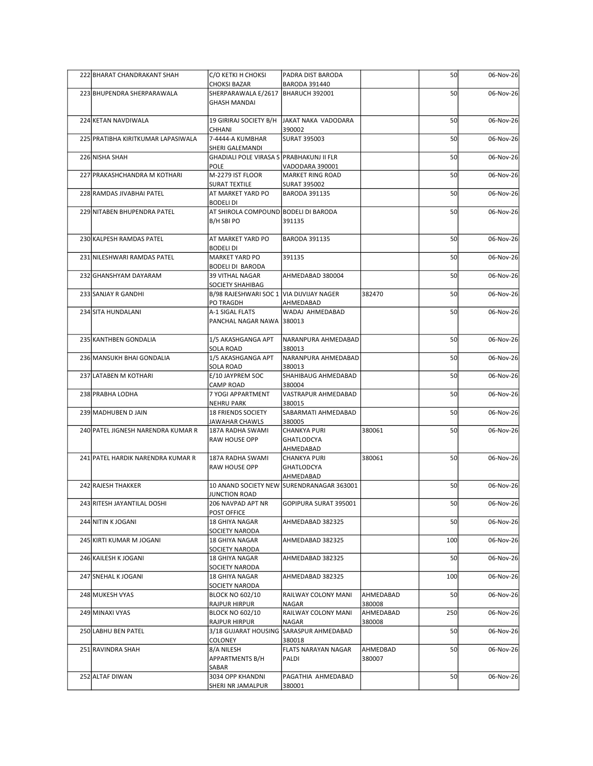| | | | | | | |
|---|---|---|---|---|---|---|
| 222 | BHARAT CHANDRAKANT SHAH | C/O KETKI H CHOKSI CHOKSI BAZAR | PADRA DIST BARODA BARODA 391440 | | 50 | 06-Nov-26 |
| 223 | BHUPENDRA SHERPARAWALA | SHERPARAWALA E/2617 GHASH MANDAI | BHARUCH 392001 | | 50 | 06-Nov-26 |
| 224 | KETAN NAVDIWALA | 19 GIRIRAJ SOCIETY B/H CHHANI | JAKAT NAKA VADODARA 390002 | | 50 | 06-Nov-26 |
| 225 | PRATIBHA KIRITKUMAR LAPASIWALA | 7-4444-A KUMBHAR SHERI GALEMANDI | SURAT 395003 | | 50 | 06-Nov-26 |
| 226 | NISHA SHAH | GHADIALI POLE VIRASA S POLE | PRABHAKUNJ II FLR VADODARA 390001 | | 50 | 06-Nov-26 |
| 227 | PRAKASHCHANDRA M KOTHARI | M-2279 IST FLOOR SURAT TEXTILE | MARKET RING ROAD SURAT 395002 | | 50 | 06-Nov-26 |
| 228 | RAMDAS JIVABHAI PATEL | AT MARKET YARD PO BODELI DI | BARODA 391135 | | 50 | 06-Nov-26 |
| 229 | NITABEN BHUPENDRA PATEL | AT SHIROLA COMPOUND B/H SBI PO | BODELI DI BARODA 391135 | | 50 | 06-Nov-26 |
| 230 | KALPESH RAMDAS PATEL | AT MARKET YARD PO BODELI DI | BARODA 391135 | | 50 | 06-Nov-26 |
| 231 | NILESHWARI RAMDAS PATEL | MARKET YARD PO BODELI DI BARODA | 391135 | | 50 | 06-Nov-26 |
| 232 | GHANSHYAM DAYARAM | 39 VITHAL NAGAR SOCIETY SHAHIBAG | AHMEDABAD 380004 | | 50 | 06-Nov-26 |
| 233 | SANJAY R GANDHI | B/98 RAJESHWARI SOC 1 PO TRAGDH | VIA DIJVIJAY NAGER AHMEDABAD | 382470 | 50 | 06-Nov-26 |
| 234 | SITA HUNDALANI | A-1 SIGAL FLATS PANCHAL NAGAR NAWA | WADAJ AHMEDABAD 380013 | | 50 | 06-Nov-26 |
| 235 | KANTHBEN GONDALIA | 1/5 AKASHGANGA APT SOLA ROAD | NARANPURA AHMEDABAD 380013 | | 50 | 06-Nov-26 |
| 236 | MANSUKH BHAI GONDALIA | 1/5 AKASHGANGA APT SOLA ROAD | NARANPURA AHMEDABAD 380013 | | 50 | 06-Nov-26 |
| 237 | LATABEN M KOTHARI | E/10 JAYPREM SOC CAMP ROAD | SHAHIBAUG AHMEDABAD 380004 | | 50 | 06-Nov-26 |
| 238 | PRABHA LODHA | 7 YOGI APPARTMENT NEHRU PARK | VASTRAPUR AHMEDABAD 380015 | | 50 | 06-Nov-26 |
| 239 | MADHUBEN D JAIN | 18 FRIENDS SOCIETY JAWAHAR CHAWLS | SABARMATI AHMEDABAD 380005 | | 50 | 06-Nov-26 |
| 240 | PATEL JIGNESH NARENDRA KUMAR R | 187A RADHA SWAMI RAW HOUSE OPP | CHANKYA PURI GHATLODCYA AHMEDABAD | 380061 | 50 | 06-Nov-26 |
| 241 | PATEL HARDIK NARENDRA KUMAR R | 187A RADHA SWAMI RAW HOUSE OPP | CHANKYA PURI GHATLODCYA AHMEDABAD | 380061 | 50 | 06-Nov-26 |
| 242 | RAJESH THAKKER | 10 ANAND SOCIETY NEW JUNCTION ROAD | SURENDRANAGAR 363001 | | 50 | 06-Nov-26 |
| 243 | RITESH JAYANTILAL DOSHI | 206 NAVPAD APT NR POST OFFICE | GOPIPURA SURAT 395001 | | 50 | 06-Nov-26 |
| 244 | NITIN K JOGANI | 18 GHIYA NAGAR SOCIETY NARODA | AHMEDABAD 382325 | | 50 | 06-Nov-26 |
| 245 | KIRTI KUMAR M JOGANI | 18 GHIYA NAGAR SOCIETY NARODA | AHMEDABAD 382325 | | 100 | 06-Nov-26 |
| 246 | KAILESH K JOGANI | 18 GHIYA NAGAR SOCIETY NARODA | AHMEDABAD 382325 | | 50 | 06-Nov-26 |
| 247 | SNEHAL K JOGANI | 18 GHIYA NAGAR SOCIETY NARODA | AHMEDABAD 382325 | | 100 | 06-Nov-26 |
| 248 | MUKESH VYAS | BLOCK NO 602/10 RAJPUR HIRPUR | RAILWAY COLONY MANI NAGAR | AHMEDABAD 380008 | 50 | 06-Nov-26 |
| 249 | MINAXI VYAS | BLOCK NO 602/10 RAJPUR HIRPUR | RAILWAY COLONY MANI NAGAR | AHMEDABAD 380008 | 250 | 06-Nov-26 |
| 250 | LABHU BEN PATEL | 3/18 GUJARAT HOUSING COLONEY | SARASPUR AHMEDABAD 380018 | | 50 | 06-Nov-26 |
| 251 | RAVINDRA SHAH | 8/A NILESH APPARTMENTS B/H SABAR | FLATS NARAYAN NAGAR PALDI | AHMEDBAD 380007 | 50 | 06-Nov-26 |
| 252 | ALTAF DIWAN | 3034 OPP KHANDNI SHERI NR JAMALPUR | PAGATHIA AHMEDABAD 380001 | | 50 | 06-Nov-26 |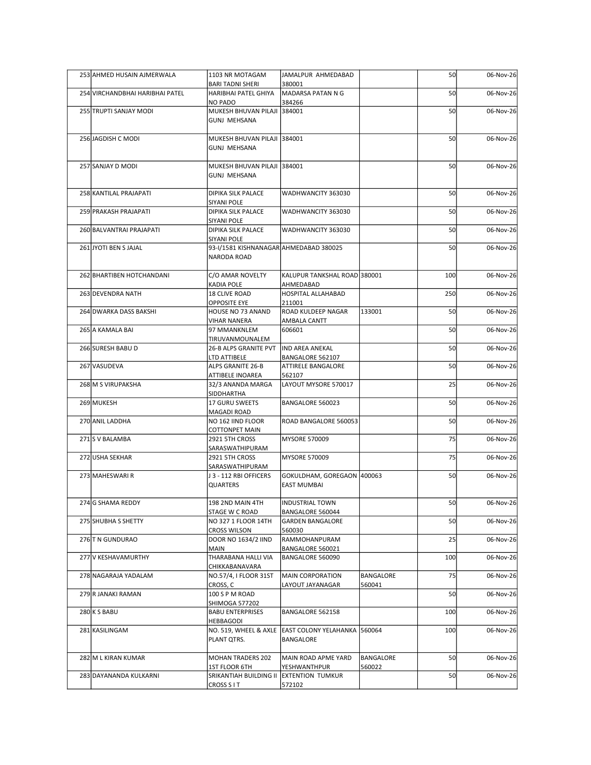| | | | | | | |
|---|---|---|---|---|---|---|
| 253 | AHMED HUSAIN AJMERWALA | 1103 NR MOTAGAM BARI TADNI SHERI | JAMALPUR AHMEDABAD 380001 | | 50 | 06-Nov-26 |
| 254 | VIRCHANDBHAI HARIBHAI PATEL | HARIBHAI PATEL GHIYA NO PADO | MADARSA PATAN N G 384266 | | 50 | 06-Nov-26 |
| 255 | TRUPTI SANJAY MODI | MUKESH BHUVAN PILAJI GUNJ MEHSANA | 384001 | | 50 | 06-Nov-26 |
| 256 | JAGDISH C MODI | MUKESH BHUVAN PILAJI GUNJ MEHSANA | 384001 | | 50 | 06-Nov-26 |
| 257 | SANJAY D MODI | MUKESH BHUVAN PILAJI GUNJ MEHSANA | 384001 | | 50 | 06-Nov-26 |
| 258 | KANTILAL PRAJAPATI | DIPIKA SILK PALACE SIYANI POLE | WADHWANCITY 363030 | | 50 | 06-Nov-26 |
| 259 | PRAKASH PRAJAPATI | DIPIKA SILK PALACE SIYANI POLE | WADHWANCITY 363030 | | 50 | 06-Nov-26 |
| 260 | BALVANTRAI PRAJAPATI | DIPIKA SILK PALACE SIYANI POLE | WADHWANCITY 363030 | | 50 | 06-Nov-26 |
| 261 | JYOTI BEN S JAJAL | 93-I/1581 KISHNANAGAR NARODA ROAD | AHMEDABAD 380025 | | 50 | 06-Nov-26 |
| 262 | BHARTIBEN HOTCHANDANI | C/O AMAR NOVELTY KADIA POLE | KALUPUR TANKSHAL ROAD AHMEDABAD | 380001 | 100 | 06-Nov-26 |
| 263 | DEVENDRA NATH | 18 CLIVE ROAD OPPOSITE EYE | HOSPITAL ALLAHABAD 211001 | | 250 | 06-Nov-26 |
| 264 | DWARKA DASS BAKSHI | HOUSE NO 73 ANAND VIHAR NANERA | ROAD KULDEEP NAGAR AMBALA CANTT | 133001 | 50 | 06-Nov-26 |
| 265 | A KAMALA BAI | 97 MMANKNLEM TIRUVANMOUNALEM | 606601 | | 50 | 06-Nov-26 |
| 266 | SURESH BABU D | 26-B ALPS GRANITE PVT LTD ATTIBELE | IND AREA ANEKAL BANGALORE 562107 | | 50 | 06-Nov-26 |
| 267 | VASUDEVA | ALPS GRANITE 26-B ATTIBELE INOAREA | ATTIRELE BANGALORE 562107 | | 50 | 06-Nov-26 |
| 268 | M S VIRUPAKSHA | 32/3 ANANDA MARGA SIDDHARTHA | LAYOUT MYSORE 570017 | | 25 | 06-Nov-26 |
| 269 | MUKESH | 17 GURU SWEETS MAGADI ROAD | BANGALORE 560023 | | 50 | 06-Nov-26 |
| 270 | ANIL LADDHA | NO 162 IIND FLOOR COTTONPET MAIN | ROAD BANGALORE 560053 | | 50 | 06-Nov-26 |
| 271 | S V BALAMBA | 2921 5TH CROSS SARASWATHIPURAM | MYSORE 570009 | | 75 | 06-Nov-26 |
| 272 | USHA SEKHAR | 2921 5TH CROSS SARASWATHIPURAM | MYSORE 570009 | | 75 | 06-Nov-26 |
| 273 | MAHESWARI R | J 3 - 112 RBI OFFICERS QUARTERS | GOKULDHAM, GOREGAON EAST MUMBAI | 400063 | 50 | 06-Nov-26 |
| 274 | G SHAMA REDDY | 198 2ND MAIN 4TH STAGE W C ROAD | INDUSTRIAL TOWN BANGALORE 560044 | | 50 | 06-Nov-26 |
| 275 | SHUBHA S SHETTY | NO 327 1 FLOOR 14TH CROSS WILSON | GARDEN BANGALORE 560030 | | 50 | 06-Nov-26 |
| 276 | T N GUNDURAO | DOOR NO 1634/2 IIND MAIN | RAMMOHANPURAM BANGALORE 560021 | | 25 | 06-Nov-26 |
| 277 | V KESHAVAMURTHY | THARABANA HALLI VIA CHIKKABANAVARA | BANGALORE 560090 | | 100 | 06-Nov-26 |
| 278 | NAGARAJA YADALAM | NO.57/4, I FLOOR 31ST CROSS, C | MAIN CORPORATION LAYOUT JAYANAGAR | BANGALORE 560041 | 75 | 06-Nov-26 |
| 279 | R JANAKI RAMAN | 100 S P M ROAD SHIMOGA 577202 | | | 50 | 06-Nov-26 |
| 280 | K S BABU | BABU ENTERPRISES HEBBAGODI | BANGALORE 562158 | | 100 | 06-Nov-26 |
| 281 | KASILINGAM | NO. 519, WHEEL & AXLE PLANT QTRS. | EAST COLONY YELAHANKA BANGALORE | 560064 | 100 | 06-Nov-26 |
| 282 | M L KIRAN KUMAR | MOHAN TRADERS 202 1ST FLOOR 6TH | MAIN ROAD APME YARD YESHWANTHPUR | BANGALORE 560022 | 50 | 06-Nov-26 |
| 283 | DAYANANDA KULKARNI | SRIKANTIAH BUILDING II CROSS S I T | EXTENTION TUMKUR 572102 | | 50 | 06-Nov-26 |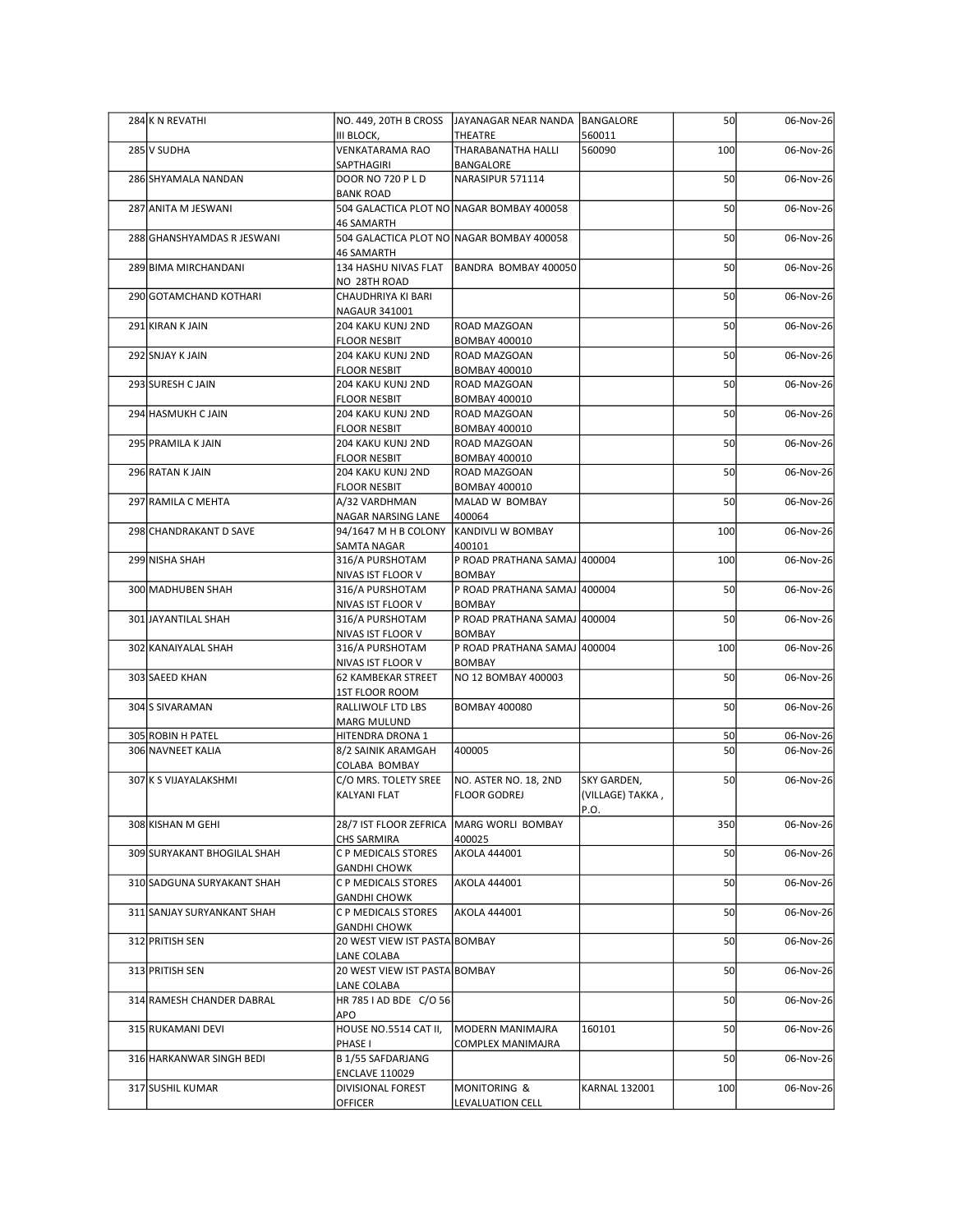| | | | | | | |
|---|---|---|---|---|---|---|
| 284 | K N REVATHI | NO. 449, 20TH B CROSS III BLOCK, | JAYANAGAR NEAR NANDA THEATRE | BANGALORE 560011 | 50 | 06-Nov-26 |
| 285 | V SUDHA | VENKATARAMA RAO SAPTHAGIRI | THARABANATHA HALLI BANGALORE | 560090 | 100 | 06-Nov-26 |
| 286 | SHYAMALA NANDAN | DOOR NO 720 P L D BANK ROAD | NARASIPUR 571114 | | 50 | 06-Nov-26 |
| 287 | ANITA M JESWANI | 504 GALACTICA PLOT NO 46 SAMARTH | NAGAR BOMBAY 400058 | | 50 | 06-Nov-26 |
| 288 | GHANSHYAMDAS R JESWANI | 504 GALACTICA PLOT NO 46 SAMARTH | NAGAR BOMBAY 400058 | | 50 | 06-Nov-26 |
| 289 | BIMA MIRCHANDANI | 134 HASHU NIVAS FLAT NO 28TH ROAD | BANDRA BOMBAY 400050 | | 50 | 06-Nov-26 |
| 290 | GOTAMCHAND KOTHARI | CHAUDHRIYA KI BARI NAGAUR 341001 | | | 50 | 06-Nov-26 |
| 291 | KIRAN K JAIN | 204 KAKU KUNJ 2ND FLOOR NESBIT | ROAD MAZGOAN BOMBAY 400010 | | 50 | 06-Nov-26 |
| 292 | SNJAY K JAIN | 204 KAKU KUNJ 2ND FLOOR NESBIT | ROAD MAZGOAN BOMBAY 400010 | | 50 | 06-Nov-26 |
| 293 | SURESH C JAIN | 204 KAKU KUNJ 2ND FLOOR NESBIT | ROAD MAZGOAN BOMBAY 400010 | | 50 | 06-Nov-26 |
| 294 | HASMUKH C JAIN | 204 KAKU KUNJ 2ND FLOOR NESBIT | ROAD MAZGOAN BOMBAY 400010 | | 50 | 06-Nov-26 |
| 295 | PRAMILA K JAIN | 204 KAKU KUNJ 2ND FLOOR NESBIT | ROAD MAZGOAN BOMBAY 400010 | | 50 | 06-Nov-26 |
| 296 | RATAN K JAIN | 204 KAKU KUNJ 2ND FLOOR NESBIT | ROAD MAZGOAN BOMBAY 400010 | | 50 | 06-Nov-26 |
| 297 | RAMILA C MEHTA | A/32 VARDHMAN NAGAR NARSING LANE | MALAD W BOMBAY 400064 | | 50 | 06-Nov-26 |
| 298 | CHANDRAKANT D SAVE | 94/1647 M H B COLONY SAMTA NAGAR | KANDIVLI W BOMBAY 400101 | | 100 | 06-Nov-26 |
| 299 | NISHA SHAH | 316/A PURSHOTAM NIVAS IST FLOOR V | P ROAD PRATHANA SAMAJ BOMBAY | 400004 | 100 | 06-Nov-26 |
| 300 | MADHUBEN SHAH | 316/A PURSHOTAM NIVAS IST FLOOR V | P ROAD PRATHANA SAMAJ BOMBAY | 400004 | 50 | 06-Nov-26 |
| 301 | JAYANTILAL SHAH | 316/A PURSHOTAM NIVAS IST FLOOR V | P ROAD PRATHANA SAMAJ BOMBAY | 400004 | 50 | 06-Nov-26 |
| 302 | KANAIYALAL SHAH | 316/A PURSHOTAM NIVAS IST FLOOR V | P ROAD PRATHANA SAMAJ BOMBAY | 400004 | 100 | 06-Nov-26 |
| 303 | SAEED KHAN | 62 KAMBEKAR STREET 1ST FLOOR ROOM | NO 12 BOMBAY 400003 | | 50 | 06-Nov-26 |
| 304 | S SIVARAMAN | RALLIWOLF LTD LBS MARG MULUND | BOMBAY 400080 | | 50 | 06-Nov-26 |
| 305 | ROBIN H PATEL | HITENDRA DRONA 1 | | | 50 | 06-Nov-26 |
| 306 | NAVNEET KALIA | 8/2 SAINIK ARAMGAH COLABA BOMBAY | 400005 | | 50 | 06-Nov-26 |
| 307 | K S VIJAYALAKSHMI | C/O MRS. TOLETY SREE KALYANI FLAT | NO. ASTER NO. 18, 2ND FLOOR GODREJ | SKY GARDEN, (VILLAGE) TAKKA , P.O. | 50 | 06-Nov-26 |
| 308 | KISHAN M GEHI | 28/7 IST FLOOR ZEFRICA CHS SARMIRA | MARG WORLI BOMBAY 400025 | | 350 | 06-Nov-26 |
| 309 | SURYAKANT BHOGILAL SHAH | C P MEDICALS STORES GANDHI CHOWK | AKOLA 444001 | | 50 | 06-Nov-26 |
| 310 | SADGUNA SURYAKANT SHAH | C P MEDICALS STORES GANDHI CHOWK | AKOLA 444001 | | 50 | 06-Nov-26 |
| 311 | SANJAY SURYANKANT SHAH | C P MEDICALS STORES GANDHI CHOWK | AKOLA 444001 | | 50 | 06-Nov-26 |
| 312 | PRITISH SEN | 20 WEST VIEW IST PASTA LANE COLABA | BOMBAY | | 50 | 06-Nov-26 |
| 313 | PRITISH SEN | 20 WEST VIEW IST PASTA LANE COLABA | BOMBAY | | 50 | 06-Nov-26 |
| 314 | RAMESH CHANDER DABRAL | HR 785 I AD BDE C/O 56 APO | | | 50 | 06-Nov-26 |
| 315 | RUKAMANI DEVI | HOUSE NO.5514 CAT II, PHASE I | MODERN MANIMAJRA COMPLEX MANIMAJRA | 160101 | 50 | 06-Nov-26 |
| 316 | HARKANWAR SINGH BEDI | B 1/55 SAFDARJANG ENCLAVE 110029 | | | 50 | 06-Nov-26 |
| 317 | SUSHIL KUMAR | DIVISIONAL FOREST OFFICER | MONITORING & LEVALUATION CELL | KARNAL 132001 | 100 | 06-Nov-26 |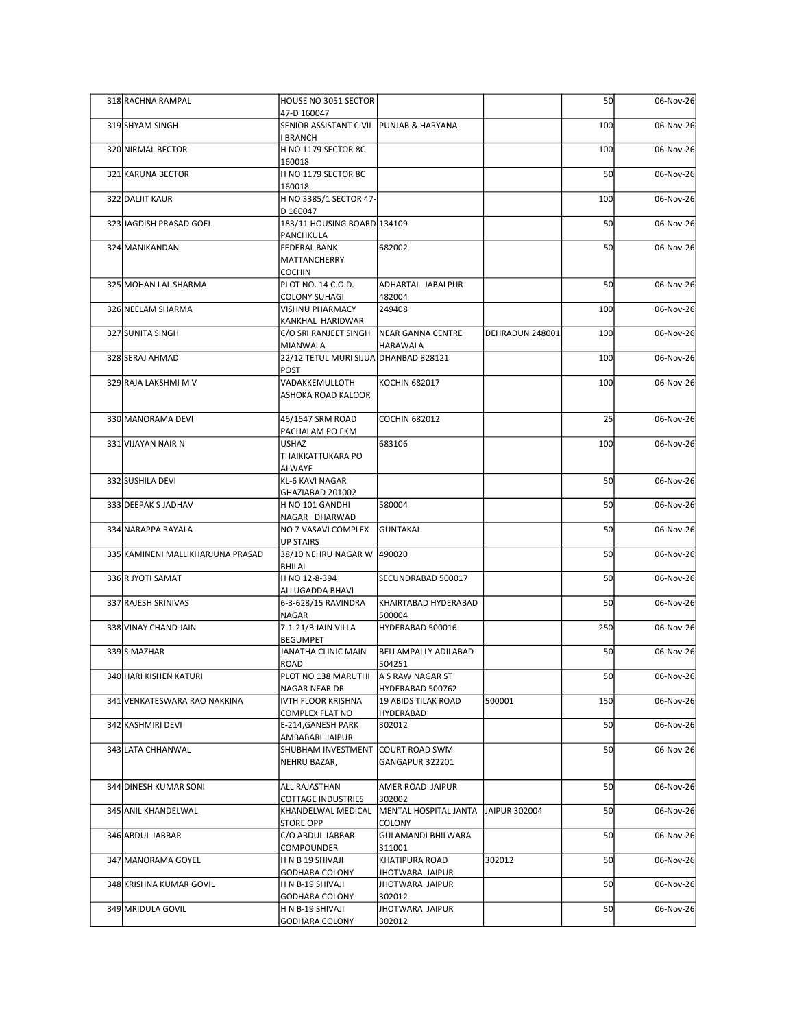| | | | | | | |
|---|---|---|---|---|---|---|
| 318 | RACHNA RAMPAL | HOUSE NO 3051 SECTOR 47-D 160047 | | | 50 | 06-Nov-26 |
| 319 | SHYAM SINGH | SENIOR ASSISTANT CIVIL I BRANCH | PUNJAB & HARYANA | | 100 | 06-Nov-26 |
| 320 | NIRMAL BECTOR | H NO 1179 SECTOR 8C 160018 | | | 100 | 06-Nov-26 |
| 321 | KARUNA BECTOR | H NO 1179 SECTOR 8C 160018 | | | 50 | 06-Nov-26 |
| 322 | DALJIT KAUR | H NO 3385/1 SECTOR 47-D 160047 | | | 100 | 06-Nov-26 |
| 323 | JAGDISH PRASAD GOEL | 183/11 HOUSING BOARD PANCHKULA | 134109 | | 50 | 06-Nov-26 |
| 324 | MANIKANDAN | FEDERAL BANK MATTANCHERRY COCHIN | 682002 | | 50 | 06-Nov-26 |
| 325 | MOHAN LAL SHARMA | PLOT NO. 14 C.O.D. COLONY SUHAGI | ADHARTAL JABALPUR 482004 | | 50 | 06-Nov-26 |
| 326 | NEELAM SHARMA | VISHNU PHARMACY KANKHAL HARIDWAR | 249408 | | 100 | 06-Nov-26 |
| 327 | SUNITA SINGH | C/O SRI RANJEET SINGH MIANWALA | NEAR GANNA CENTRE HARAWALA | DEHRADUN 248001 | 100 | 06-Nov-26 |
| 328 | SERAJ AHMAD | 22/12 TETUL MURI SIJUA POST | DHANBAD 828121 | | 100 | 06-Nov-26 |
| 329 | RAJA LAKSHMI M V | VADAKKEMULLOTH ASHOKA ROAD KALOOR | KOCHIN 682017 | | 100 | 06-Nov-26 |
| 330 | MANORAMA DEVI | 46/1547 SRM ROAD PACHALAM PO EKM | COCHIN 682012 | | 25 | 06-Nov-26 |
| 331 | VIJAYAN NAIR N | USHAZ THAIKKATTUKARA PO ALWAYE | 683106 | | 100 | 06-Nov-26 |
| 332 | SUSHILA DEVI | KL-6 KAVI NAGAR GHAZIABAD 201002 | | | 50 | 06-Nov-26 |
| 333 | DEEPAK S JADHAV | H NO 101 GANDHI NAGAR DHARWAD | 580004 | | 50 | 06-Nov-26 |
| 334 | NARAPPA RAYALA | NO 7 VASAVI COMPLEX UP STAIRS | GUNTAKAL | | 50 | 06-Nov-26 |
| 335 | KAMINENI MALLIKHARJUNA PRASAD | 38/10 NEHRU NAGAR W BHILAI | 490020 | | 50 | 06-Nov-26 |
| 336 | R JYOTI SAMAT | H NO 12-8-394 ALLUGADDA BHAVI | SECUNDRABAD 500017 | | 50 | 06-Nov-26 |
| 337 | RAJESH SRINIVAS | 6-3-628/15 RAVINDRA NAGAR | KHAIRTABAD HYDERABAD 500004 | | 50 | 06-Nov-26 |
| 338 | VINAY CHAND JAIN | 7-1-21/B JAIN VILLA BEGUMPET | HYDERABAD 500016 | | 250 | 06-Nov-26 |
| 339 | S MAZHAR | JANATHA CLINIC MAIN ROAD | BELLAMPALLY ADILABAD 504251 | | 50 | 06-Nov-26 |
| 340 | HARI KISHEN KATURI | PLOT NO 138 MARUTHI NAGAR NEAR DR | A S RAW NAGAR ST HYDERABAD 500762 | | 50 | 06-Nov-26 |
| 341 | VENKATESWARA RAO NAKKINA | IVTH FLOOR KRISHNA COMPLEX FLAT NO | 19 ABIDS TILAK ROAD HYDERABAD | 500001 | 150 | 06-Nov-26 |
| 342 | KASHMIRI DEVI | E-214,GANESH PARK AMBABARI JAIPUR | 302012 | | 50 | 06-Nov-26 |
| 343 | LATA CHHANWAL | SHUBHAM INVESTMENT NEHRU BAZAR, | COURT ROAD SWM GANGAPUR 322201 | | 50 | 06-Nov-26 |
| 344 | DINESH KUMAR SONI | ALL RAJASTHAN COTTAGE INDUSTRIES | AMER ROAD JAIPUR 302002 | | 50 | 06-Nov-26 |
| 345 | ANIL KHANDELWAL | KHANDELWAL MEDICAL STORE OPP | MENTAL HOSPITAL JANTA COLONY | JAIPUR 302004 | 50 | 06-Nov-26 |
| 346 | ABDUL JABBAR | C/O ABDUL JABBAR COMPOUNDER | GULAMANDI BHILWARA 311001 | | 50 | 06-Nov-26 |
| 347 | MANORAMA GOYEL | H N B 19 SHIVAJI GODHARA COLONY | KHATIPURA ROAD JHOTWARA JAIPUR | 302012 | 50 | 06-Nov-26 |
| 348 | KRISHNA KUMAR GOVIL | H N B-19 SHIVAJI GODHARA COLONY | JHOTWARA JAIPUR 302012 | | 50 | 06-Nov-26 |
| 349 | MRIDULA GOVIL | H N B-19 SHIVAJI GODHARA COLONY | JHOTWARA JAIPUR 302012 | | 50 | 06-Nov-26 |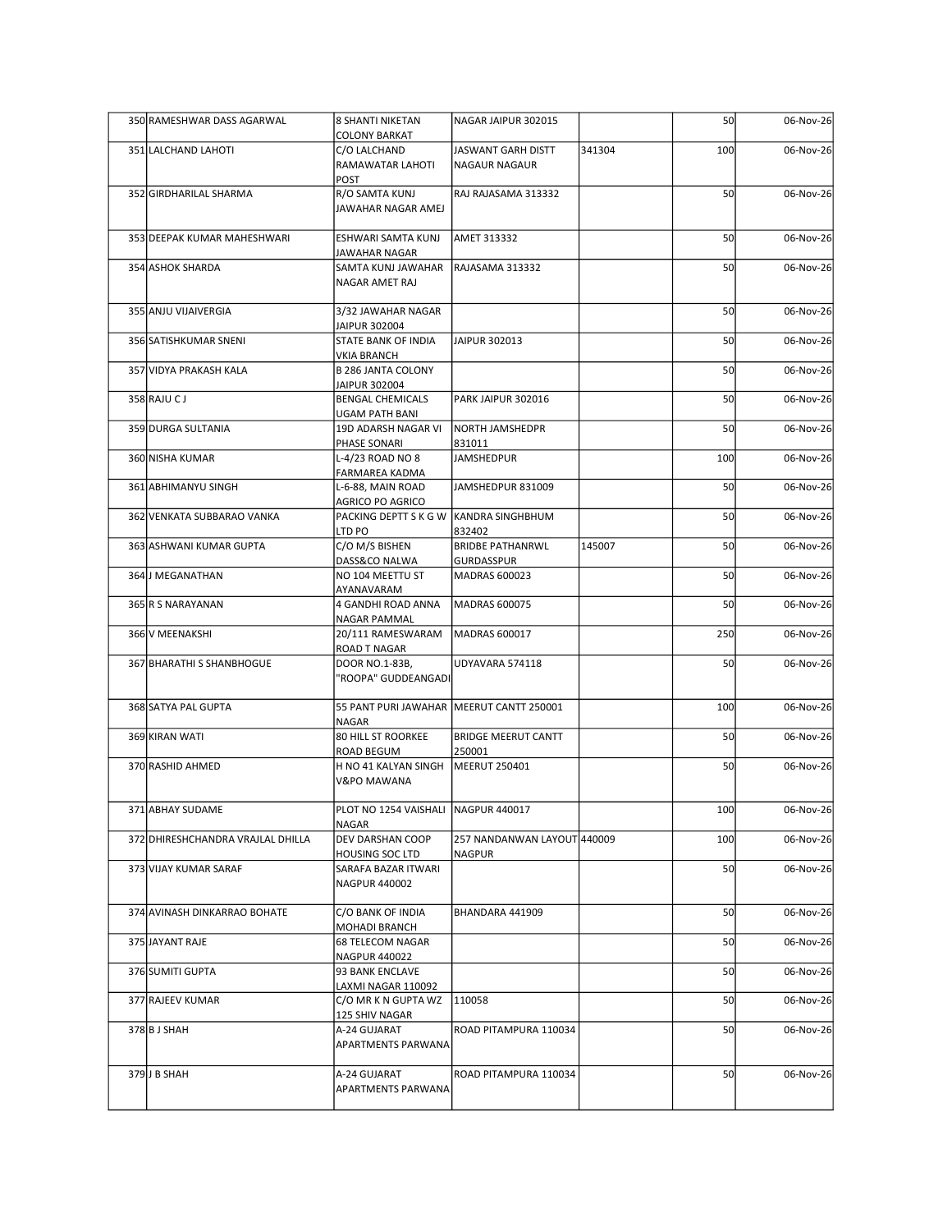| 350 | RAMESHWAR DASS AGARWAL | 8 SHANTI NIKETAN COLONY BARKAT | NAGAR JAIPUR 302015 | | 50 | 06-Nov-26 |
|---|---|---|---|---|---|---|
| 351 | LALCHAND LAHOTI | C/O LALCHAND RAMAWATAR LAHOTI POST | JASWANT GARH DISTT NAGAUR NAGAUR | 341304 | 100 | 06-Nov-26 |
| 352 | GIRDHARILAL SHARMA | R/O SAMTA KUNJ JAWAHAR NAGAR AMEJ | RAJ RAJASAMA 313332 | | 50 | 06-Nov-26 |
| 353 | DEEPAK KUMAR MAHESHWARI | ESHWARI SAMTA KUNJ JAWAHAR NAGAR | AMET 313332 | | 50 | 06-Nov-26 |
| 354 | ASHOK SHARDA | SAMTA KUNJ JAWAHAR NAGAR AMET RAJ | RAJASAMA 313332 | | 50 | 06-Nov-26 |
| 355 | ANJU VIJAIVERGIA | 3/32 JAWAHAR NAGAR JAIPUR 302004 | | | 50 | 06-Nov-26 |
| 356 | SATISHKUMAR SNENI | STATE BANK OF INDIA VKIA BRANCH | JAIPUR 302013 | | 50 | 06-Nov-26 |
| 357 | VIDYA PRAKASH KALA | B 286 JANTA COLONY JAIPUR 302004 | | | 50 | 06-Nov-26 |
| 358 | RAJU C J | BENGAL CHEMICALS UGAM PATH BANI | PARK JAIPUR 302016 | | 50 | 06-Nov-26 |
| 359 | DURGA SULTANIA | 19D ADARSH NAGAR VI PHASE SONARI | NORTH JAMSHEDPR 831011 | | 50 | 06-Nov-26 |
| 360 | NISHA KUMAR | L-4/23 ROAD NO 8 FARMAREA KADMA | JAMSHEDPUR | | 100 | 06-Nov-26 |
| 361 | ABHIMANYU SINGH | L-6-88, MAIN ROAD AGRICO PO AGRICO | JAMSHEDPUR 831009 | | 50 | 06-Nov-26 |
| 362 | VENKATA SUBBARAO VANKA | PACKING DEPTT S K G W LTD PO | KANDRA SINGHBHUM 832402 | | 50 | 06-Nov-26 |
| 363 | ASHWANI KUMAR GUPTA | C/O M/S BISHEN DASS&CO NALWA | BRIDBE PATHANRWL GURDASSPUR | 145007 | 50 | 06-Nov-26 |
| 364 | J MEGANATHAN | NO 104 MEETTU ST AYANAVARAM | MADRAS 600023 | | 50 | 06-Nov-26 |
| 365 | R S NARAYANAN | 4 GANDHI ROAD ANNA NAGAR PAMMAL | MADRAS 600075 | | 50 | 06-Nov-26 |
| 366 | V MEENAKSHI | 20/111 RAMESWARAM ROAD T NAGAR | MADRAS 600017 | | 250 | 06-Nov-26 |
| 367 | BHARATHI S SHANBHOGUE | DOOR NO.1-83B, "ROOPA" GUDDEANGADI | UDYAVARA 574118 | | 50 | 06-Nov-26 |
| 368 | SATYA PAL GUPTA | 55 PANT PURI JAWAHAR NAGAR | MEERUT CANTT 250001 | | 100 | 06-Nov-26 |
| 369 | KIRAN WATI | 80 HILL ST ROORKEE ROAD BEGUM | BRIDGE MEERUT CANTT 250001 | | 50 | 06-Nov-26 |
| 370 | RASHID AHMED | H NO 41 KALYAN SINGH V&PO MAWANA | MEERUT 250401 | | 50 | 06-Nov-26 |
| 371 | ABHAY SUDAME | PLOT NO 1254 VAISHALI NAGAR | NAGPUR 440017 | | 100 | 06-Nov-26 |
| 372 | DHIRESHCHANDRA VRAJLAL DHILLA | DEV DARSHAN COOP HOUSING SOC LTD | 257 NANDANWAN LAYOUT NAGPUR | 440009 | 100 | 06-Nov-26 |
| 373 | VIJAY KUMAR SARAF | SARAFA BAZAR ITWARI NAGPUR 440002 | | | 50 | 06-Nov-26 |
| 374 | AVINASH DINKARRAO BOHATE | C/O BANK OF INDIA MOHADI BRANCH | BHANDARA 441909 | | 50 | 06-Nov-26 |
| 375 | JAYANT RAJE | 68 TELECOM NAGAR NAGPUR 440022 | | | 50 | 06-Nov-26 |
| 376 | SUMITI GUPTA | 93 BANK ENCLAVE LAXMI NAGAR 110092 | | | 50 | 06-Nov-26 |
| 377 | RAJEEV KUMAR | C/O MR K N GUPTA WZ 125 SHIV NAGAR | 110058 | | 50 | 06-Nov-26 |
| 378 | B J SHAH | A-24 GUJARAT APARTMENTS PARWANA | ROAD PITAMPURA 110034 | | 50 | 06-Nov-26 |
| 379 | J B SHAH | A-24 GUJARAT APARTMENTS PARWANA | ROAD PITAMPURA 110034 | | 50 | 06-Nov-26 |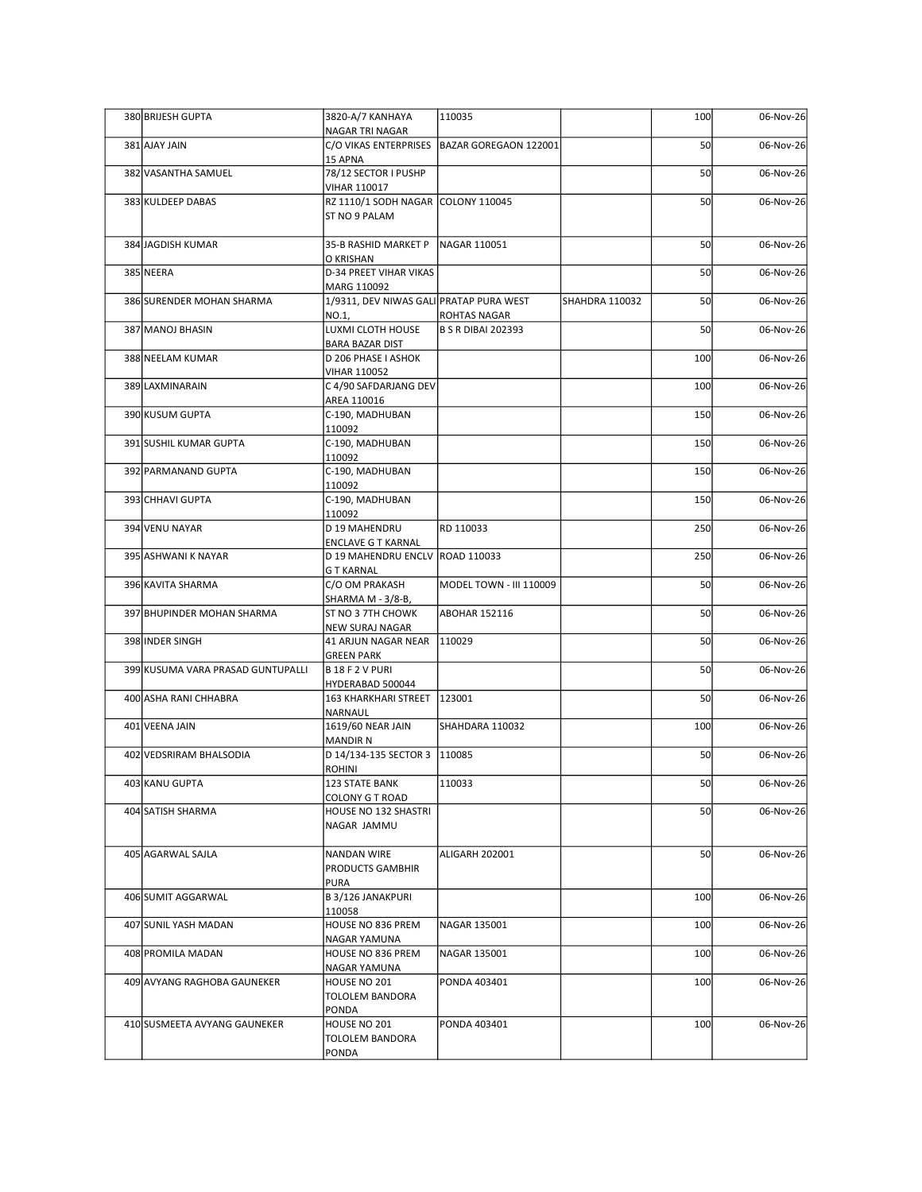| 380 | BRIJESH GUPTA | 3820-A/7 KANHAYA NAGAR TRI NAGAR | 110035 | | 100 | 06-Nov-26 |
|---|---|---|---|---|---|---|
| 381 | AJAY JAIN | C/O VIKAS ENTERPRISES 15 APNA | BAZAR GOREGAON 122001 | | 50 | 06-Nov-26 |
| 382 | VASANTHA SAMUEL | 78/12 SECTOR I PUSHP VIHAR 110017 | | | 50 | 06-Nov-26 |
| 383 | KULDEEP DABAS | RZ 1110/1 SODH NAGAR ST NO 9 PALAM | COLONY 110045 | | 50 | 06-Nov-26 |
| 384 | JAGDISH KUMAR | 35-B RASHID MARKET P O KRISHAN | NAGAR 110051 | | 50 | 06-Nov-26 |
| 385 | NEERA | D-34 PREET VIHAR VIKAS MARG 110092 | | | 50 | 06-Nov-26 |
| 386 | SURENDER MOHAN SHARMA | 1/9311, DEV NIWAS GALI NO.1, | PRATAP PURA WEST ROHTAS NAGAR | SHAHDRA 110032 | 50 | 06-Nov-26 |
| 387 | MANOJ BHASIN | LUXMI CLOTH HOUSE BARA BAZAR DIST | B S R DIBAI 202393 | | 50 | 06-Nov-26 |
| 388 | NEELAM KUMAR | D 206 PHASE I ASHOK VIHAR 110052 | | | 100 | 06-Nov-26 |
| 389 | LAXMINARAIN | C 4/90 SAFDARJANG DEV AREA 110016 | | | 100 | 06-Nov-26 |
| 390 | KUSUM GUPTA | C-190, MADHUBAN 110092 | | | 150 | 06-Nov-26 |
| 391 | SUSHIL KUMAR GUPTA | C-190, MADHUBAN 110092 | | | 150 | 06-Nov-26 |
| 392 | PARMANAND GUPTA | C-190, MADHUBAN 110092 | | | 150 | 06-Nov-26 |
| 393 | CHHAVI GUPTA | C-190, MADHUBAN 110092 | | | 150 | 06-Nov-26 |
| 394 | VENU NAYAR | D 19 MAHENDRU ENCLAVE G T KARNAL | RD 110033 | | 250 | 06-Nov-26 |
| 395 | ASHWANI K NAYAR | D 19 MAHENDRU ENCLV G T KARNAL | ROAD 110033 | | 250 | 06-Nov-26 |
| 396 | KAVITA SHARMA | C/O OM PRAKASH SHARMA M - 3/8-B, | MODEL TOWN - III 110009 | | 50 | 06-Nov-26 |
| 397 | BHUPINDER MOHAN SHARMA | ST NO 3 7TH CHOWK NEW SURAJ NAGAR | ABOHAR 152116 | | 50 | 06-Nov-26 |
| 398 | INDER SINGH | 41 ARJUN NAGAR NEAR GREEN PARK | 110029 | | 50 | 06-Nov-26 |
| 399 | KUSUMA VARA PRASAD GUNTUPALLI | B 18 F 2 V PURI HYDERABAD 500044 | | | 50 | 06-Nov-26 |
| 400 | ASHA RANI CHHABRA | 163 KHARKHARI STREET NARNAUL | 123001 | | 50 | 06-Nov-26 |
| 401 | VEENA JAIN | 1619/60 NEAR JAIN MANDIR N | SHAHDARA 110032 | | 100 | 06-Nov-26 |
| 402 | VEDSRIRAM BHALSODIA | D 14/134-135 SECTOR 3 ROHINI | 110085 | | 50 | 06-Nov-26 |
| 403 | KANU GUPTA | 123 STATE BANK COLONY G T ROAD | 110033 | | 50 | 06-Nov-26 |
| 404 | SATISH SHARMA | HOUSE NO 132 SHASTRI NAGAR JAMMU | | | 50 | 06-Nov-26 |
| 405 | AGARWAL SAJLA | NANDAN WIRE PRODUCTS GAMBHIR PURA | ALIGARH 202001 | | 50 | 06-Nov-26 |
| 406 | SUMIT AGGARWAL | B 3/126 JANAKPURI 110058 | | | 100 | 06-Nov-26 |
| 407 | SUNIL YASH MADAN | HOUSE NO 836 PREM NAGAR YAMUNA | NAGAR 135001 | | 100 | 06-Nov-26 |
| 408 | PROMILA MADAN | HOUSE NO 836 PREM NAGAR YAMUNA | NAGAR 135001 | | 100 | 06-Nov-26 |
| 409 | AVYANG RAGHOBA GAUNEKER | HOUSE NO 201 TOLOLEM BANDORA PONDA | PONDA 403401 | | 100 | 06-Nov-26 |
| 410 | SUSMEETA AVYANG GAUNEKER | HOUSE NO 201 TOLOLEM BANDORA PONDA | PONDA 403401 | | 100 | 06-Nov-26 |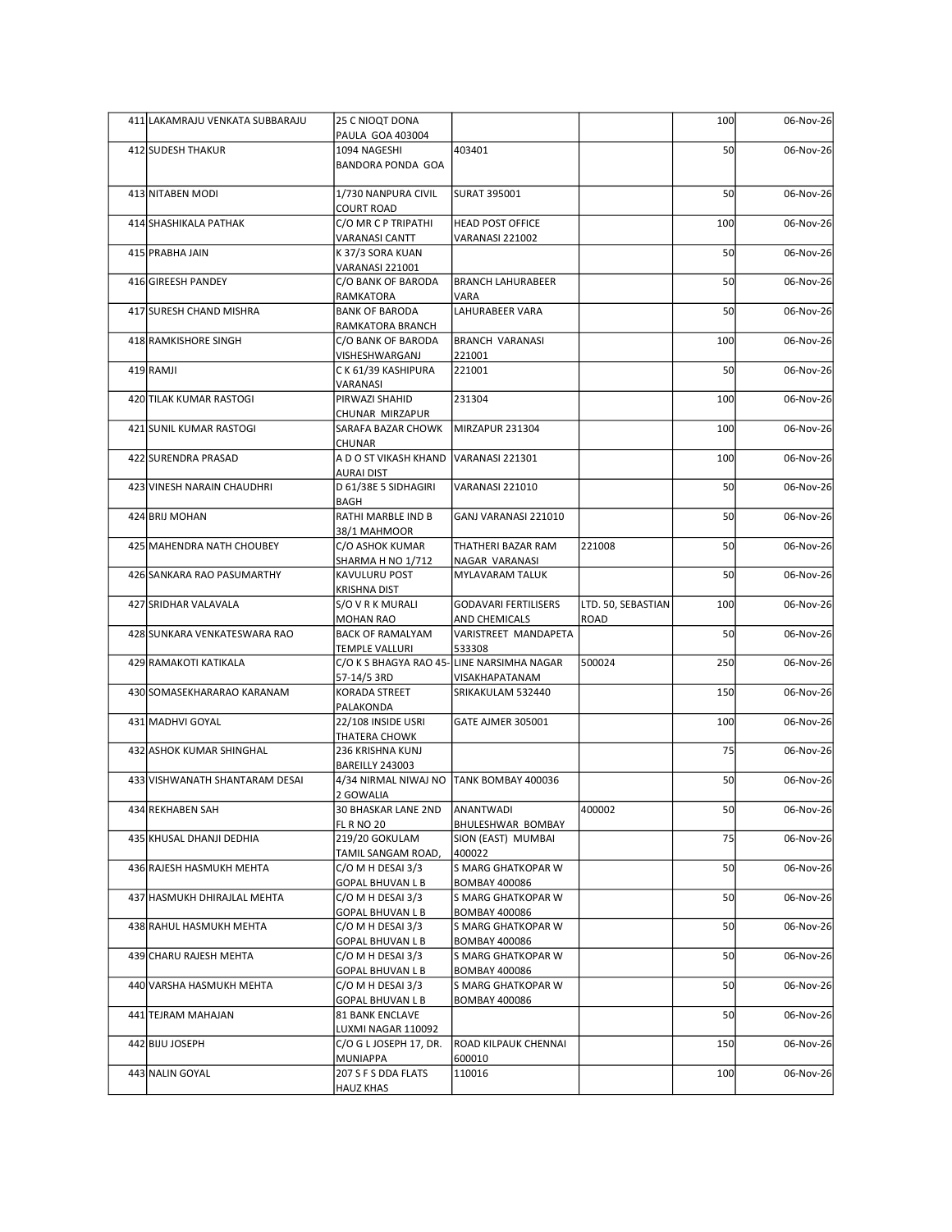| | | | | | | |
|---|---|---|---|---|---|---|
| 411 | LAKAMRAJU VENKATA SUBBARAJU | 25 C NIOQT DONA PAULA GOA 403004 | | | 100 | 06-Nov-26 |
| 412 | SUDESH THAKUR | 1094 NAGESHI BANDORA PONDA GOA | 403401 | | 50 | 06-Nov-26 |
| 413 | NITABEN MODI | 1/730 NANPURA CIVIL COURT ROAD | SURAT 395001 | | 50 | 06-Nov-26 |
| 414 | SHASHIKALA PATHAK | C/O MR C P TRIPATHI VARANASI CANTT | HEAD POST OFFICE VARANASI 221002 | | 100 | 06-Nov-26 |
| 415 | PRABHA JAIN | K 37/3 SORA KUAN VARANASI 221001 | | | 50 | 06-Nov-26 |
| 416 | GIREESH PANDEY | C/O BANK OF BARODA RAMKATORA | BRANCH LAHURABEER VARA | | 50 | 06-Nov-26 |
| 417 | SURESH CHAND MISHRA | BANK OF BARODA RAMKATORA BRANCH | LAHURABEER VARA | | 50 | 06-Nov-26 |
| 418 | RAMKISHORE SINGH | C/O BANK OF BARODA VISHESHWARGANJ | BRANCH VARANASI 221001 | | 100 | 06-Nov-26 |
| 419 | RAMJI | C K 61/39 KASHIPURA VARANASI | 221001 | | 50 | 06-Nov-26 |
| 420 | TILAK KUMAR RASTOGI | PIRWAZI SHAHID CHUNAR MIRZAPUR | 231304 | | 100 | 06-Nov-26 |
| 421 | SUNIL KUMAR RASTOGI | SARAFA BAZAR CHOWK CHUNAR | MIRZAPUR 231304 | | 100 | 06-Nov-26 |
| 422 | SURENDRA PRASAD | A D O ST VIKASH KHAND AURAI DIST | VARANASI 221301 | | 100 | 06-Nov-26 |
| 423 | VINESH NARAIN CHAUDHRI | D 61/38E 5 SIDHAGIRI BAGH | VARANASI 221010 | | 50 | 06-Nov-26 |
| 424 | BRIJ MOHAN | RATHI MARBLE IND B 38/1 MAHMOOR | GANJ VARANASI 221010 | | 50 | 06-Nov-26 |
| 425 | MAHENDRA NATH CHOUBEY | C/O ASHOK KUMAR SHARMA H NO 1/712 | THATHERI BAZAR RAM NAGAR VARANASI | 221008 | 50 | 06-Nov-26 |
| 426 | SANKARA RAO PASUMARTHY | KAVULURU POST KRISHNA DIST | MYLAVARAM TALUK | | 50 | 06-Nov-26 |
| 427 | SRIDHAR VALAVALA | S/O V R K MURALI MOHAN RAO | GODAVARI FERTILISERS AND CHEMICALS | LTD. 50, SEBASTIAN ROAD | 100 | 06-Nov-26 |
| 428 | SUNKARA VENKATESWARA RAO | BACK OF RAMALYAM TEMPLE VALLURI | VARISTREET MANDAPETA 533308 | | 50 | 06-Nov-26 |
| 429 | RAMAKOTI KATIKALA | C/O K S BHAGYA RAO 45-57-14/5 3RD | LINE NARSIMHA NAGAR VISAKHAPATANAM | 500024 | 250 | 06-Nov-26 |
| 430 | SOMASEKHARARAO KARANAM | KORADA STREET PALAKONDA | SRIKAKULAM 532440 | | 150 | 06-Nov-26 |
| 431 | MADHVI GOYAL | 22/108 INSIDE USRI THATERA CHOWK | GATE AJMER 305001 | | 100 | 06-Nov-26 |
| 432 | ASHOK KUMAR SHINGHAL | 236 KRISHNA KUNJ BAREILLY 243003 | | | 75 | 06-Nov-26 |
| 433 | VISHWANATH SHANTARAM DESAI | 4/34 NIRMAL NIWAJ NO 2 GOWALIA | TANK BOMBAY 400036 | | 50 | 06-Nov-26 |
| 434 | REKHABEN SAH | 30 BHASKAR LANE 2ND FL R NO 20 | ANANTWADI BHULESHWAR BOMBAY | 400002 | 50 | 06-Nov-26 |
| 435 | KHUSAL DHANJI DEDHIA | 219/20 GOKULAM TAMIL SANGAM ROAD, | SION (EAST) MUMBAI 400022 | | 75 | 06-Nov-26 |
| 436 | RAJESH HASMUKH MEHTA | C/O M H DESAI 3/3 GOPAL BHUVAN L B | S MARG GHATKOPAR W BOMBAY 400086 | | 50 | 06-Nov-26 |
| 437 | HASMUKH DHIRAJLAL MEHTA | C/O M H DESAI 3/3 GOPAL BHUVAN L B | S MARG GHATKOPAR W BOMBAY 400086 | | 50 | 06-Nov-26 |
| 438 | RAHUL HASMUKH MEHTA | C/O M H DESAI 3/3 GOPAL BHUVAN L B | S MARG GHATKOPAR W BOMBAY 400086 | | 50 | 06-Nov-26 |
| 439 | CHARU RAJESH MEHTA | C/O M H DESAI 3/3 GOPAL BHUVAN L B | S MARG GHATKOPAR W BOMBAY 400086 | | 50 | 06-Nov-26 |
| 440 | VARSHA HASMUKH MEHTA | C/O M H DESAI 3/3 GOPAL BHUVAN L B | S MARG GHATKOPAR W BOMBAY 400086 | | 50 | 06-Nov-26 |
| 441 | TEJRAM MAHAJAN | 81 BANK ENCLAVE LUXMI NAGAR 110092 | | | 50 | 06-Nov-26 |
| 442 | BIJU JOSEPH | C/O G L JOSEPH 17, DR. MUNIAPPA | ROAD KILPAUK CHENNAI 600010 | | 150 | 06-Nov-26 |
| 443 | NALIN GOYAL | 207 S F S DDA FLATS HAUZ KHAS | 110016 | | 100 | 06-Nov-26 |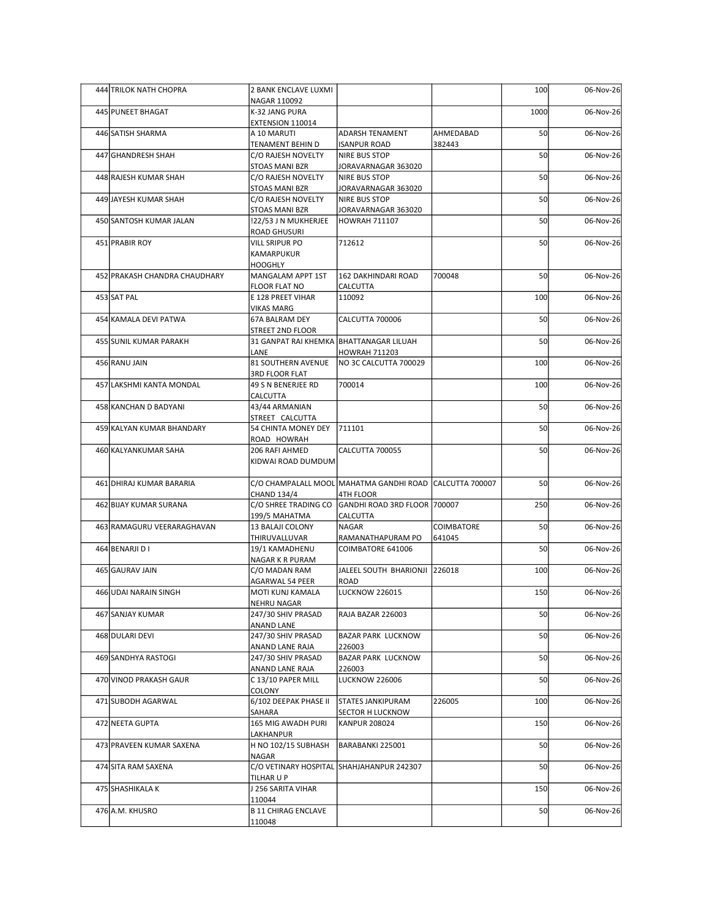| | | | | | | |
|---|---|---|---|---|---|---|
| 444 | TRILOK NATH CHOPRA | 2 BANK ENCLAVE LUXMI NAGAR 110092 | | | 100 | 06-Nov-26 |
| 445 | PUNEET BHAGAT | K-32 JANG PURA EXTENSION 110014 | | | 1000 | 06-Nov-26 |
| 446 | SATISH SHARMA | A 10 MARUTI TENAMENT BEHIN D | ADARSH TENAMENT ISANPUR ROAD | AHMEDABAD 382443 | 50 | 06-Nov-26 |
| 447 | GHANDRESH SHAH | C/O RAJESH NOVELTY STOAS MANI BZR | NIRE BUS STOP JORAVARNAGAR 363020 | | 50 | 06-Nov-26 |
| 448 | RAJESH KUMAR SHAH | C/O RAJESH NOVELTY STOAS MANI BZR | NIRE BUS STOP JORAVARNAGAR 363020 | | 50 | 06-Nov-26 |
| 449 | JAYESH KUMAR SHAH | C/O RAJESH NOVELTY STOAS MANI BZR | NIRE BUS STOP JORAVARNAGAR 363020 | | 50 | 06-Nov-26 |
| 450 | SANTOSH KUMAR JALAN | !22/53 J N MUKHERJEE ROAD GHUSURI | HOWRAH 711107 | | 50 | 06-Nov-26 |
| 451 | PRABIR ROY | VILL SRIPUR PO KAMARPUKUR HOOGHLY | 712612 | | 50 | 06-Nov-26 |
| 452 | PRAKASH CHANDRA CHAUDHARY | MANGALAM APPT 1ST FLOOR FLAT NO | 162 DAKHINDARI ROAD CALCUTTA | 700048 | 50 | 06-Nov-26 |
| 453 | SAT PAL | E 128 PREET VIHAR VIKAS MARG | 110092 | | 100 | 06-Nov-26 |
| 454 | KAMALA DEVI PATWA | 67A BALRAM DEY STREET 2ND FLOOR | CALCUTTA 700006 | | 50 | 06-Nov-26 |
| 455 | SUNIL KUMAR PARAKH | 31 GANPAT RAI KHEMKA LANE | BHATTANAGAR LILUAH HOWRAH 711203 | | 50 | 06-Nov-26 |
| 456 | RANU JAIN | 81 SOUTHERN AVENUE 3RD FLOOR FLAT | NO 3C CALCUTTA 700029 | | 100 | 06-Nov-26 |
| 457 | LAKSHMI KANTA MONDAL | 49 S N BENERJEE RD CALCUTTA | 700014 | | 100 | 06-Nov-26 |
| 458 | KANCHAN D BADYANI | 43/44 ARMANIAN STREET CALCUTTA | | | 50 | 06-Nov-26 |
| 459 | KALYAN KUMAR BHANDARY | 54 CHINTA MONEY DEY ROAD HOWRAH | 711101 | | 50 | 06-Nov-26 |
| 460 | KALYANKUMAR SAHA | 206 RAFI AHMED KIDWAI ROAD DUMDUM | CALCUTTA 700055 | | 50 | 06-Nov-26 |
| 461 | DHIRAJ KUMAR BARARIA | C/O CHAMPALALL MOOL CHAND 134/4 | MAHATMA GANDHI ROAD 4TH FLOOR | CALCUTTA 700007 | 50 | 06-Nov-26 |
| 462 | BIJAY KUMAR SURANA | C/O SHREE TRADING CO 199/5 MAHATMA | GANDHI ROAD 3RD FLOOR CALCUTTA | 700007 | 250 | 06-Nov-26 |
| 463 | RAMAGURU VEERARAGHAVAN | 13 BALAJI COLONY THIRUVALLUVAR | NAGAR RAMANATHAPURAM PO | COIMBATORE 641045 | 50 | 06-Nov-26 |
| 464 | BENARJI D I | 19/1 KAMADHENU NAGAR K R PURAM | COIMBATORE 641006 | | 50 | 06-Nov-26 |
| 465 | GAURAV JAIN | C/O MADAN RAM AGARWAL 54 PEER | JALEEL SOUTH BHARIONJI ROAD | 226018 | 100 | 06-Nov-26 |
| 466 | UDAI NARAIN SINGH | MOTI KUNJ KAMALA NEHRU NAGAR | LUCKNOW 226015 | | 150 | 06-Nov-26 |
| 467 | SANJAY KUMAR | 247/30 SHIV PRASAD ANAND LANE | RAJA BAZAR 226003 | | 50 | 06-Nov-26 |
| 468 | DULARI DEVI | 247/30 SHIV PRASAD ANAND LANE RAJA | BAZAR PARK LUCKNOW 226003 | | 50 | 06-Nov-26 |
| 469 | SANDHYA RASTOGI | 247/30 SHIV PRASAD ANAND LANE RAJA | BAZAR PARK LUCKNOW 226003 | | 50 | 06-Nov-26 |
| 470 | VINOD PRAKASH GAUR | C 13/10 PAPER MILL COLONY | LUCKNOW 226006 | | 50 | 06-Nov-26 |
| 471 | SUBODH AGARWAL | 6/102 DEEPAK PHASE II SAHARA | STATES JANKIPURAM SECTOR H LUCKNOW | 226005 | 100 | 06-Nov-26 |
| 472 | NEETA GUPTA | 165 MIG AWADH PURI LAKHANPUR | KANPUR 208024 | | 150 | 06-Nov-26 |
| 473 | PRAVEEN KUMAR SAXENA | H NO 102/15 SUBHASH NAGAR | BARABANKI 225001 | | 50 | 06-Nov-26 |
| 474 | SITA RAM SAXENA | C/O VETINARY HOSPITAL TILHAR U P | SHAHJAHANPUR 242307 | | 50 | 06-Nov-26 |
| 475 | SHASHIKALA K | J 256 SARITA VIHAR 110044 | | | 150 | 06-Nov-26 |
| 476 | A.M. KHUSRO | B 11 CHIRAG ENCLAVE 110048 | | | 50 | 06-Nov-26 |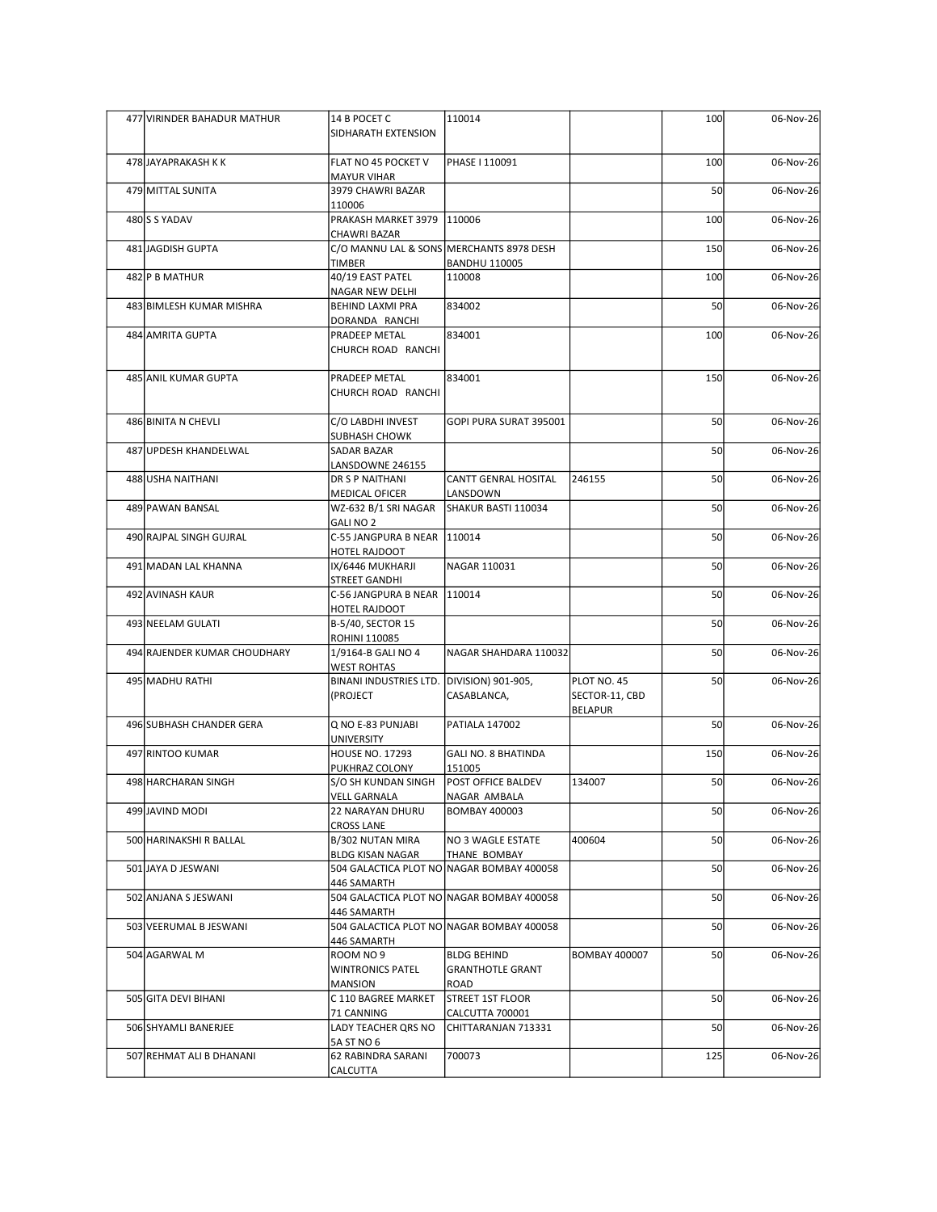| | | | | | | |
|---|---|---|---|---|---|---|
| 477 | VIRINDER BAHADUR MATHUR | 14 B POCET C SIDHARATH EXTENSION | 110014 | | 100 | 06-Nov-26 |
| 478 | JAYAPRAKASH K K | FLAT NO 45 POCKET V MAYUR VIHAR | PHASE I 110091 | | 100 | 06-Nov-26 |
| 479 | MITTAL SUNITA | 3979 CHAWRI BAZAR 110006 | | | 50 | 06-Nov-26 |
| 480 | S S YADAV | PRAKASH MARKET 3979 CHAWRI BAZAR | 110006 | | 100 | 06-Nov-26 |
| 481 | JAGDISH GUPTA | C/O MANNU LAL & SONS TIMBER | MERCHANTS 8978 DESH BANDHU 110005 | | 150 | 06-Nov-26 |
| 482 | P B MATHUR | 40/19 EAST PATEL NAGAR NEW DELHI | 110008 | | 100 | 06-Nov-26 |
| 483 | BIMLESH KUMAR MISHRA | BEHIND LAXMI PRA DORANDA RANCHI | 834002 | | 50 | 06-Nov-26 |
| 484 | AMRITA GUPTA | PRADEEP METAL CHURCH ROAD RANCHI | 834001 | | 100 | 06-Nov-26 |
| 485 | ANIL KUMAR GUPTA | PRADEEP METAL CHURCH ROAD RANCHI | 834001 | | 150 | 06-Nov-26 |
| 486 | BINITA N CHEVLI | C/O LABDHI INVEST SUBHASH CHOWK | GOPI PURA SURAT 395001 | | 50 | 06-Nov-26 |
| 487 | UPDESH KHANDELWAL | SADAR BAZAR LANSDOWNE 246155 | | | 50 | 06-Nov-26 |
| 488 | USHA NAITHANI | DR S P NAITHANI MEDICAL OFICER | CANTT GENRAL HOSITAL LANSDOWN | 246155 | 50 | 06-Nov-26 |
| 489 | PAWAN BANSAL | WZ-632 B/1 SRI NAGAR GALI NO 2 | SHAKUR BASTI 110034 | | 50 | 06-Nov-26 |
| 490 | RAJPAL SINGH GUJRAL | C-55 JANGPURA B NEAR HOTEL RAJDOOT | 110014 | | 50 | 06-Nov-26 |
| 491 | MADAN LAL KHANNA | IX/6446 MUKHARJI STREET GANDHI | NAGAR 110031 | | 50 | 06-Nov-26 |
| 492 | AVINASH KAUR | C-56 JANGPURA B NEAR HOTEL RAJDOOT | 110014 | | 50 | 06-Nov-26 |
| 493 | NEELAM GULATI | B-5/40, SECTOR 15 ROHINI 110085 | | | 50 | 06-Nov-26 |
| 494 | RAJENDER KUMAR CHOUDHARY | 1/9164-B GALI NO 4 WEST ROHTAS | NAGAR SHAHDARA 110032 | | 50 | 06-Nov-26 |
| 495 | MADHU RATHI | BINANI INDUSTRIES LTD. (PROJECT | DIVISION) 901-905, CASABLANCA, | PLOT NO. 45 SECTOR-11, CBD BELAPUR | 50 | 06-Nov-26 |
| 496 | SUBHASH CHANDER GERA | Q NO E-83 PUNJABI UNIVERSITY | PATIALA 147002 | | 50 | 06-Nov-26 |
| 497 | RINTOO KUMAR | HOUSE NO. 17293 PUKHRAZ COLONY | GALI NO. 8 BHATINDA 151005 | | 150 | 06-Nov-26 |
| 498 | HARCHARAN SINGH | S/O SH KUNDAN SINGH VELL GARNALA | POST OFFICE BALDEV NAGAR AMBALA | 134007 | 50 | 06-Nov-26 |
| 499 | JAVIND MODI | 22 NARAYAN DHURU CROSS LANE | BOMBAY 400003 | | 50 | 06-Nov-26 |
| 500 | HARINAKSHI R BALLAL | B/302 NUTAN MIRA BLDG KISAN NAGAR | NO 3 WAGLE ESTATE THANE BOMBAY | 400604 | 50 | 06-Nov-26 |
| 501 | JAYA D JESWANI | 504 GALACTICA PLOT NO 446 SAMARTH | NAGAR BOMBAY 400058 | | 50 | 06-Nov-26 |
| 502 | ANJANA S JESWANI | 504 GALACTICA PLOT NO 446 SAMARTH | NAGAR BOMBAY 400058 | | 50 | 06-Nov-26 |
| 503 | VEERUMAL B JESWANI | 504 GALACTICA PLOT NO 446 SAMARTH | NAGAR BOMBAY 400058 | | 50 | 06-Nov-26 |
| 504 | AGARWAL M | ROOM NO 9 WINTRONICS PATEL MANSION | BLDG BEHIND GRANTHOTLE GRANT ROAD | BOMBAY 400007 | 50 | 06-Nov-26 |
| 505 | GITA DEVI BIHANI | C 110 BAGREE MARKET 71 CANNING | STREET 1ST FLOOR CALCUTTA 700001 | | 50 | 06-Nov-26 |
| 506 | SHYAMLI BANERJEE | LADY TEACHER QRS NO 5A ST NO 6 | CHITTARANJAN 713331 | | 50 | 06-Nov-26 |
| 507 | REHMAT ALI B DHANANI | 62 RABINDRA SARANI CALCUTTA | 700073 | | 125 | 06-Nov-26 |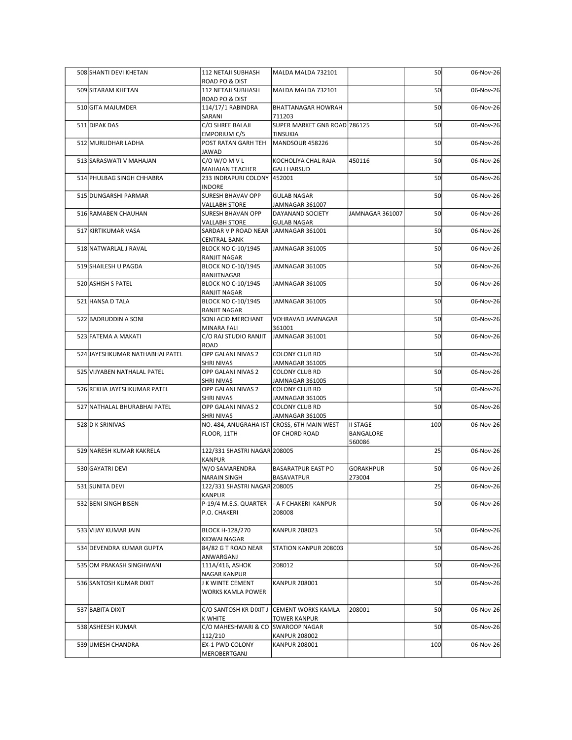| 508 | SHANTI DEVI KHETAN | 112 NETAJI SUBHASH ROAD PO & DIST | MALDA MALDA 732101 | | 50 | 06-Nov-26 |
|---|---|---|---|---|---|---|
| 509 | SITARAM KHETAN | 112 NETAJI SUBHASH ROAD PO & DIST | MALDA MALDA 732101 | | 50 | 06-Nov-26 |
| 510 | GITA MAJUMDER | 114/17/1 RABINDRA SARANI | BHATTANAGAR HOWRAH 711203 | | 50 | 06-Nov-26 |
| 511 | DIPAK DAS | C/O SHREE BALAJI EMPORIUM C/5 | SUPER MARKET GNB ROAD TINSUKIA | 786125 | 50 | 06-Nov-26 |
| 512 | MURLIDHAR LADHA | POST RATAN GARH TEH JAWAD | MANDSOUR 458226 | | 50 | 06-Nov-26 |
| 513 | SARASWATI V MAHAJAN | C/O W/O M V L MAHAJAN TEACHER | KOCHOLIYA CHAL RAJA GALI HARSUD | 450116 | 50 | 06-Nov-26 |
| 514 | PHULBAG SINGH CHHABRA | 233 INDRAPURI COLONY INDORE | 452001 | | 50 | 06-Nov-26 |
| 515 | DUNGARSHI PARMAR | SURESH BHAVAV OPP VALLABH STORE | GULAB NAGAR JAMNAGAR 361007 | | 50 | 06-Nov-26 |
| 516 | RAMABEN CHAUHAN | SURESH BHAVAN OPP VALLABH STORE | DAYANAND SOCIETY GULAB NAGAR | JAMNAGAR 361007 | 50 | 06-Nov-26 |
| 517 | KIRTIKUMAR VASA | SARDAR V P ROAD NEAR CENTRAL BANK | JAMNAGAR 361001 | | 50 | 06-Nov-26 |
| 518 | NATWARLAL J RAVAL | BLOCK NO C-10/1945 RANJIT NAGAR | JAMNAGAR 361005 | | 50 | 06-Nov-26 |
| 519 | SHAILESH U PAGDA | BLOCK NO C-10/1945 RANJITNAGAR | JAMNAGAR 361005 | | 50 | 06-Nov-26 |
| 520 | ASHISH S PATEL | BLOCK NO C-10/1945 RANJIT NAGAR | JAMNAGAR 361005 | | 50 | 06-Nov-26 |
| 521 | HANSA D TALA | BLOCK NO C-10/1945 RANJIT NAGAR | JAMNAGAR 361005 | | 50 | 06-Nov-26 |
| 522 | BADRUDDIN A SONI | SONI ACID MERCHANT MINARA FALI | VOHRAVAD JAMNAGAR 361001 | | 50 | 06-Nov-26 |
| 523 | FATEMA A MAKATI | C/O RAJ STUDIO RANJIT ROAD | JAMNAGAR 361001 | | 50 | 06-Nov-26 |
| 524 | JAYESHKUMAR NATHABHAI PATEL | OPP GALANI NIVAS 2 SHRI NIVAS | COLONY CLUB RD JAMNAGAR 361005 | | 50 | 06-Nov-26 |
| 525 | VIJYABEN NATHALAL PATEL | OPP GALANI NIVAS 2 SHRI NIVAS | COLONY CLUB RD JAMNAGAR 361005 | | 50 | 06-Nov-26 |
| 526 | REKHA JAYESHKUMAR PATEL | OPP GALANI NIVAS 2 SHRI NIVAS | COLONY CLUB RD JAMNAGAR 361005 | | 50 | 06-Nov-26 |
| 527 | NATHALAL BHURABHAI PATEL | OPP GALANI NIVAS 2 SHRI NIVAS | COLONY CLUB RD JAMNAGAR 361005 | | 50 | 06-Nov-26 |
| 528 | D K SRINIVAS | NO. 484, ANUGRAHA IST FLOOR, 11TH | CROSS, 6TH MAIN WEST OF CHORD ROAD | II STAGE BANGALORE 560086 | 100 | 06-Nov-26 |
| 529 | NARESH KUMAR KAKRELA | 122/331 SHASTRI NAGAR KANPUR | 208005 | | 25 | 06-Nov-26 |
| 530 | GAYATRI DEVI | W/O SAMARENDRA NARAIN SINGH | BASARATPUR EAST PO BASAVATPUR | GORAKHPUR 273004 | 50 | 06-Nov-26 |
| 531 | SUNITA DEVI | 122/331 SHASTRI NAGAR KANPUR | 208005 | | 25 | 06-Nov-26 |
| 532 | BENI SINGH BISEN | P-19/4 M.E.S. QUARTER P.O. CHAKERI | - A F CHAKERI KANPUR 208008 | | 50 | 06-Nov-26 |
| 533 | VIJAY KUMAR JAIN | BLOCK H-128/270 KIDWAI NAGAR | KANPUR 208023 | | 50 | 06-Nov-26 |
| 534 | DEVENDRA KUMAR GUPTA | 84/82 G T ROAD NEAR ANWARGANJ | STATION KANPUR 208003 | | 50 | 06-Nov-26 |
| 535 | OM PRAKASH SINGHWANI | 111A/416, ASHOK NAGAR KANPUR | 208012 | | 50 | 06-Nov-26 |
| 536 | SANTOSH KUMAR DIXIT | J K WINTE CEMENT WORKS KAMLA POWER | KANPUR 208001 | | 50 | 06-Nov-26 |
| 537 | BABITA DIXIT | C/O SANTOSH KR DIXIT J K WHITE | CEMENT WORKS KAMLA TOWER KANPUR | 208001 | 50 | 06-Nov-26 |
| 538 | ASHEESH KUMAR | C/O MAHESHWARI & CO 112/210 | SWAROOP NAGAR KANPUR 208002 | | 50 | 06-Nov-26 |
| 539 | UMESH CHANDRA | EX-1 PWD COLONY MEROBERTGANJ | KANPUR 208001 | | 100 | 06-Nov-26 |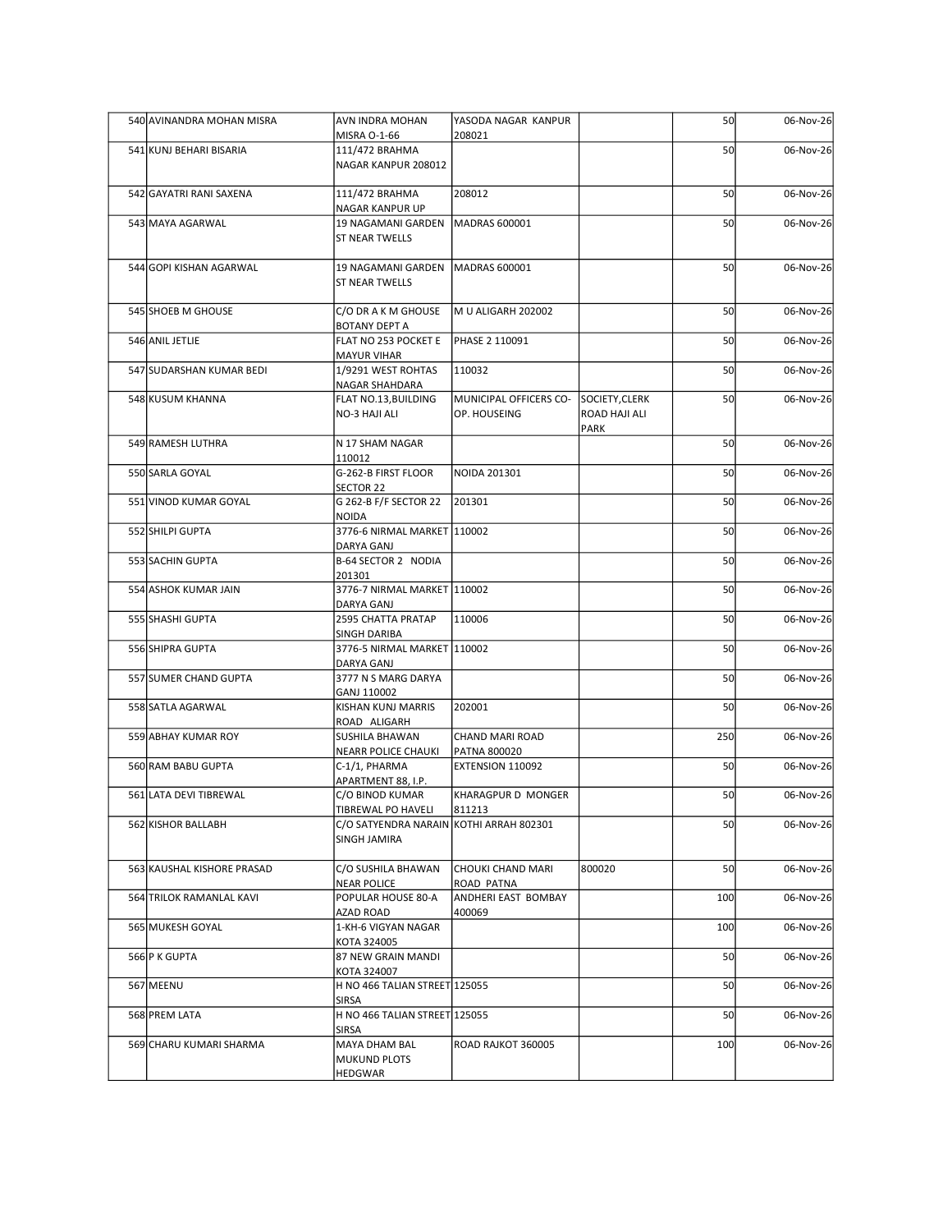| | | | | | | |
|---|---|---|---|---|---|---|
| 540 | AVINANDRA MOHAN MISRA | AVN INDRA MOHAN MISRA O-1-66 | YASODA NAGAR KANPUR 208021 | | 50 | 06-Nov-26 |
| 541 | KUNJ BEHARI BISARIA | 111/472 BRAHMA NAGAR KANPUR 208012 | | | 50 | 06-Nov-26 |
| 542 | GAYATRI RANI SAXENA | 111/472 BRAHMA NAGAR KANPUR UP | 208012 | | 50 | 06-Nov-26 |
| 543 | MAYA AGARWAL | 19 NAGAMANI GARDEN ST NEAR TWELLS | MADRAS 600001 | | 50 | 06-Nov-26 |
| 544 | GOPI KISHAN AGARWAL | 19 NAGAMANI GARDEN ST NEAR TWELLS | MADRAS 600001 | | 50 | 06-Nov-26 |
| 545 | SHOEB M GHOUSE | C/O DR A K M GHOUSE BOTANY DEPT A | M U ALIGARH 202002 | | 50 | 06-Nov-26 |
| 546 | ANIL JETLIE | FLAT NO 253 POCKET E MAYUR VIHAR | PHASE 2 110091 | | 50 | 06-Nov-26 |
| 547 | SUDARSHAN KUMAR BEDI | 1/9291 WEST ROHTAS NAGAR SHAHDARA | 110032 | | 50 | 06-Nov-26 |
| 548 | KUSUM KHANNA | FLAT NO.13,BUILDING NO-3 HAJI ALI | MUNICIPAL OFFICERS CO-OP. HOUSEING | SOCIETY,CLERK ROAD HAJI ALI PARK | 50 | 06-Nov-26 |
| 549 | RAMESH LUTHRA | N 17 SHAM NAGAR 110012 | | | 50 | 06-Nov-26 |
| 550 | SARLA GOYAL | G-262-B FIRST FLOOR SECTOR 22 | NOIDA 201301 | | 50 | 06-Nov-26 |
| 551 | VINOD KUMAR GOYAL | G 262-B F/F SECTOR 22 NOIDA | 201301 | | 50 | 06-Nov-26 |
| 552 | SHILPI GUPTA | 3776-6 NIRMAL MARKET DARYA GANJ | 110002 | | 50 | 06-Nov-26 |
| 553 | SACHIN GUPTA | B-64 SECTOR 2 NODIA 201301 | | | 50 | 06-Nov-26 |
| 554 | ASHOK KUMAR JAIN | 3776-7 NIRMAL MARKET DARYA GANJ | 110002 | | 50 | 06-Nov-26 |
| 555 | SHASHI GUPTA | 2595 CHATTA PRATAP SINGH DARIBA | 110006 | | 50 | 06-Nov-26 |
| 556 | SHIPRA GUPTA | 3776-5 NIRMAL MARKET DARYA GANJ | 110002 | | 50 | 06-Nov-26 |
| 557 | SUMER CHAND GUPTA | 3777 N S MARG DARYA GANJ 110002 | | | 50 | 06-Nov-26 |
| 558 | SATLA AGARWAL | KISHAN KUNJ MARRIS ROAD ALIGARH | 202001 | | 50 | 06-Nov-26 |
| 559 | ABHAY KUMAR ROY | SUSHILA BHAWAN NEARR POLICE CHAUKI | CHAND MARI ROAD PATNA 800020 | | 250 | 06-Nov-26 |
| 560 | RAM BABU GUPTA | C-1/1, PHARMA APARTMENT 88, I.P. | EXTENSION 110092 | | 50 | 06-Nov-26 |
| 561 | LATA DEVI TIBREWAL | C/O BINOD KUMAR TIBREWAL PO HAVELI | KHARAGPUR D MONGER 811213 | | 50 | 06-Nov-26 |
| 562 | KISHOR BALLABH | C/O SATYENDRA NARAIN SINGH JAMIRA | KOTHI ARRAH 802301 | | 50 | 06-Nov-26 |
| 563 | KAUSHAL KISHORE PRASAD | C/O SUSHILA BHAWAN NEAR POLICE | CHOUKI CHAND MARI ROAD PATNA | 800020 | 50 | 06-Nov-26 |
| 564 | TRILOK RAMANLAL KAVI | POPULAR HOUSE 80-A AZAD ROAD | ANDHERI EAST BOMBAY 400069 | | 100 | 06-Nov-26 |
| 565 | MUKESH GOYAL | 1-KH-6 VIGYAN NAGAR KOTA 324005 | | | 100 | 06-Nov-26 |
| 566 | P K GUPTA | 87 NEW GRAIN MANDI KOTA 324007 | | | 50 | 06-Nov-26 |
| 567 | MEENU | H NO 466 TALIAN STREET SIRSA | 125055 | | 50 | 06-Nov-26 |
| 568 | PREM LATA | H NO 466 TALIAN STREET SIRSA | 125055 | | 50 | 06-Nov-26 |
| 569 | CHARU KUMARI SHARMA | MAYA DHAM BAL MUKUND PLOTS HEDGWAR | ROAD RAJKOT 360005 | | 100 | 06-Nov-26 |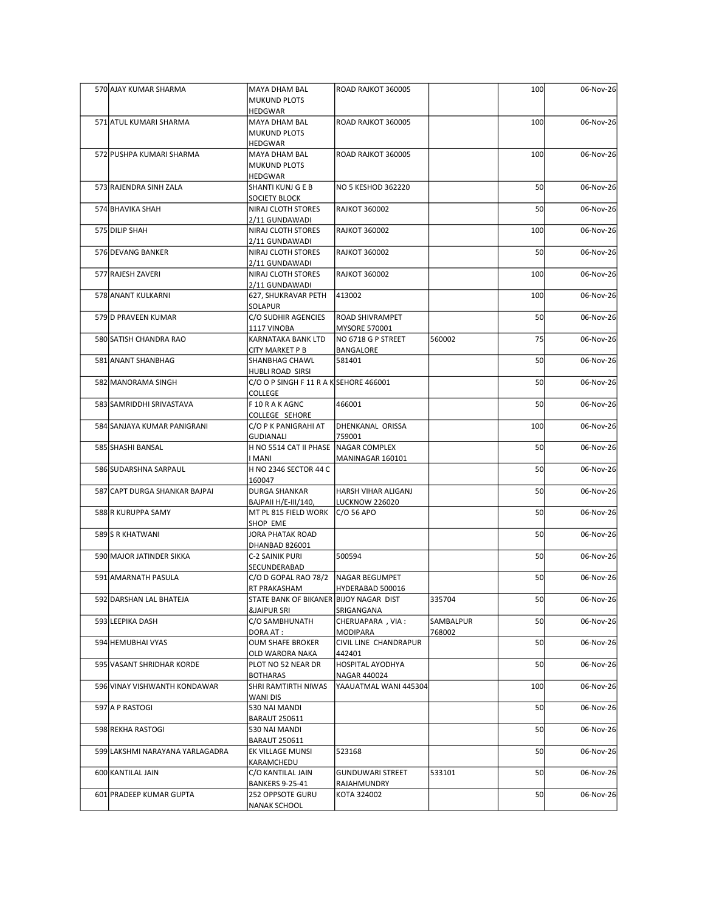| | | | | | | |
|---|---|---|---|---|---|---|
| 570 | AJAY KUMAR SHARMA | MAYA DHAM BAL MUKUND PLOTS HEDGWAR | ROAD RAJKOT 360005 | | 100 | 06-Nov-26 |
| 571 | ATUL KUMARI SHARMA | MAYA DHAM BAL MUKUND PLOTS HEDGWAR | ROAD RAJKOT 360005 | | 100 | 06-Nov-26 |
| 572 | PUSHPA KUMARI SHARMA | MAYA DHAM BAL MUKUND PLOTS HEDGWAR | ROAD RAJKOT 360005 | | 100 | 06-Nov-26 |
| 573 | RAJENDRA SINH ZALA | SHANTI KUNJ G E B SOCIETY BLOCK | NO 5 KESHOD 362220 | | 50 | 06-Nov-26 |
| 574 | BHAVIKA SHAH | NIRAJ CLOTH STORES 2/11 GUNDAWADI | RAJKOT 360002 | | 50 | 06-Nov-26 |
| 575 | DILIP SHAH | NIRAJ CLOTH STORES 2/11 GUNDAWADI | RAJKOT 360002 | | 100 | 06-Nov-26 |
| 576 | DEVANG BANKER | NIRAJ CLOTH STORES 2/11 GUNDAWADI | RAJKOT 360002 | | 50 | 06-Nov-26 |
| 577 | RAJESH ZAVERI | NIRAJ CLOTH STORES 2/11 GUNDAWADI | RAJKOT 360002 | | 100 | 06-Nov-26 |
| 578 | ANANT KULKARNI | 627, SHUKRAVAR PETH SOLAPUR | 413002 | | 100 | 06-Nov-26 |
| 579 | D PRAVEEN KUMAR | C/O SUDHIR AGENCIES 1117 VINOBA | ROAD SHIVRAMPET MYSORE 570001 | | 50 | 06-Nov-26 |
| 580 | SATISH CHANDRA RAO | KARNATAKA BANK LTD CITY MARKET P B | NO 6718 G P STREET BANGALORE | 560002 | 75 | 06-Nov-26 |
| 581 | ANANT SHANBHAG | SHANBHAG CHAWL HUBLI ROAD SIRSI | 581401 | | 50 | 06-Nov-26 |
| 582 | MANORAMA SINGH | C/O O P SINGH F 11 R A K COLLEGE | SEHORE 466001 | | 50 | 06-Nov-26 |
| 583 | SAMRIDDHI SRIVASTAVA | F 10 R A K AGNC COLLEGE SEHORE | 466001 | | 50 | 06-Nov-26 |
| 584 | SANJAYA KUMAR PANIGRANI | C/O P K PANIGRAHI AT GUDIANALI | DHENKANAL ORISSA 759001 | | 100 | 06-Nov-26 |
| 585 | SHASHI BANSAL | H NO 5514 CAT II PHASE I MANI | NAGAR COMPLEX MANINAGAR 160101 | | 50 | 06-Nov-26 |
| 586 | SUDARSHNA SARPAUL | H NO 2346 SECTOR 44 C 160047 | | | 50 | 06-Nov-26 |
| 587 | CAPT DURGA SHANKAR BAJPAI | DURGA SHANKAR BAJPAII H/E-III/140, | HARSH VIHAR ALIGANJ LUCKNOW 226020 | | 50 | 06-Nov-26 |
| 588 | R KURUPPA SAMY | MT PL 815 FIELD WORK SHOP EME | C/O 56 APO | | 50 | 06-Nov-26 |
| 589 | S R KHATWANI | JORA PHATAK ROAD DHANBAD 826001 | | | 50 | 06-Nov-26 |
| 590 | MAJOR JATINDER SIKKA | C-2 SAINIK PURI SECUNDERABAD | 500594 | | 50 | 06-Nov-26 |
| 591 | AMARNATH PASULA | C/O D GOPAL RAO 78/2 RT PRAKASHAM | NAGAR BEGUMPET HYDERABAD 500016 | | 50 | 06-Nov-26 |
| 592 | DARSHAN LAL BHATEJA | STATE BANK OF BIKANER &JAIPUR SRI | BIJOY NAGAR DIST SRIGANGANA | 335704 | 50 | 06-Nov-26 |
| 593 | LEEPIKA DASH | C/O SAMBHUNATH DORA AT : | CHERUAPARA , VIA : MODIPARA | SAMBALPUR 768002 | 50 | 06-Nov-26 |
| 594 | HEMUBHAI VYAS | OUM SHAFE BROKER OLD WARORA NAKA | CIVIL LINE CHANDRAPUR 442401 | | 50 | 06-Nov-26 |
| 595 | VASANT SHRIDHAR KORDE | PLOT NO 52 NEAR DR BOTHARAS | HOSPITAL AYODHYA NAGAR 440024 | | 50 | 06-Nov-26 |
| 596 | VINAY VISHWANTH KONDAWAR | SHRI RAMTIRTH NIWAS WANI DIS | YAAUATMAL WANI 445304 | | 100 | 06-Nov-26 |
| 597 | A P RASTOGI | 530 NAI MANDI BARAUT 250611 | | | 50 | 06-Nov-26 |
| 598 | REKHA RASTOGI | 530 NAI MANDI BARAUT 250611 | | | 50 | 06-Nov-26 |
| 599 | LAKSHMI NARAYANA YARLAGADRA | EK VILLAGE MUNSI KARAMCHEDU | 523168 | | 50 | 06-Nov-26 |
| 600 | KANTILAL JAIN | C/O KANTILAL JAIN BANKERS 9-25-41 | GUNDUWARI STREET RAJAHMUNDRY | 533101 | 50 | 06-Nov-26 |
| 601 | PRADEEP KUMAR GUPTA | 252 OPPSOTE GURU NANAK SCHOOL | KOTA 324002 | | 50 | 06-Nov-26 |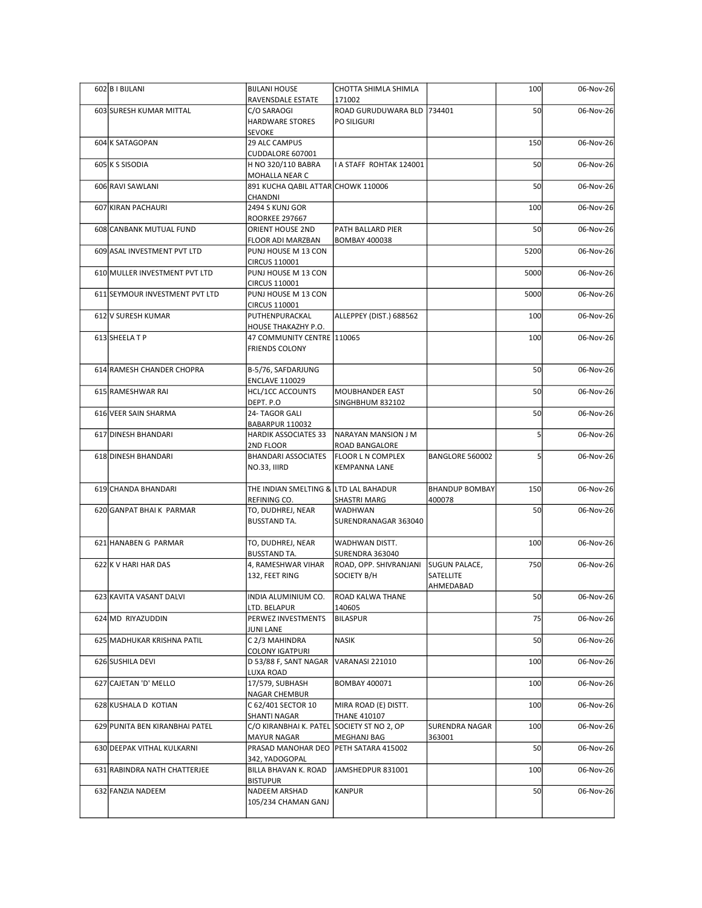| | | | | | | |
|---|---|---|---|---|---|---|
| 602 | B I BIJLANI | BIJLANI HOUSE RAVENSDALE ESTATE | CHOTTA SHIMLA SHIMLA 171002 | | 100 | 06-Nov-26 |
| 603 | SURESH KUMAR MITTAL | C/O SARAOGI HARDWARE STORES SEVOKE | ROAD GURUDUWARA BLD PO SILIGURI | 734401 | 50 | 06-Nov-26 |
| 604 | K SATAGOPAN | 29 ALC CAMPUS CUDDALORE 607001 | | | 150 | 06-Nov-26 |
| 605 | K S SISODIA | H NO 320/110 BABRA MOHALLA NEAR C | I A STAFF ROHTAK 124001 | | 50 | 06-Nov-26 |
| 606 | RAVI SAWLANI | 891 KUCHA QABIL ATTAR CHANDNI | CHOWK 110006 | | 50 | 06-Nov-26 |
| 607 | KIRAN PACHAURI | 2494 S KUNJ GOR ROORKEE 297667 | | | 100 | 06-Nov-26 |
| 608 | CANBANK MUTUAL FUND | ORIENT HOUSE 2ND FLOOR ADI MARZBAN | PATH BALLARD PIER BOMBAY 400038 | | 50 | 06-Nov-26 |
| 609 | ASAL INVESTMENT PVT LTD | PUNJ HOUSE M 13 CON CIRCUS 110001 | | | 5200 | 06-Nov-26 |
| 610 | MULLER INVESTMENT PVT LTD | PUNJ HOUSE M 13 CON CIRCUS 110001 | | | 5000 | 06-Nov-26 |
| 611 | SEYMOUR INVESTMENT PVT LTD | PUNJ HOUSE M 13 CON CIRCUS 110001 | | | 5000 | 06-Nov-26 |
| 612 | V SURESH KUMAR | PUTHENPURACKAL HOUSE THAKAZHY P.O. | ALLEPPEY (DIST.) 688562 | | 100 | 06-Nov-26 |
| 613 | SHEELA T P | 47 COMMUNITY CENTRE FRIENDS COLONY | 110065 | | 100 | 06-Nov-26 |
| 614 | RAMESH CHANDER CHOPRA | B-5/76, SAFDARJUNG ENCLAVE 110029 | | | 50 | 06-Nov-26 |
| 615 | RAMESHWAR RAI | HCL/1CC ACCOUNTS DEPT. P.O | MOUBHANDER EAST SINGHBHUM 832102 | | 50 | 06-Nov-26 |
| 616 | VEER SAIN SHARMA | 24- TAGOR GALI BABARPUR 110032 | | | 50 | 06-Nov-26 |
| 617 | DINESH BHANDARI | HARDIK ASSOCIATES 33 2ND FLOOR | NARAYAN MANSION J M ROAD BANGALORE | | 5 | 06-Nov-26 |
| 618 | DINESH BHANDARI | BHANDARI ASSOCIATES NO.33, IIIRD | FLOOR L N COMPLEX KEMPANNA LANE | BANGLORE 560002 | 5 | 06-Nov-26 |
| 619 | CHANDA BHANDARI | THE INDIAN SMELTING & REFINING CO. | LTD LAL BAHADUR SHASTRI MARG | BHANDUP BOMBAY 400078 | 150 | 06-Nov-26 |
| 620 | GANPAT BHAI K PARMAR | TO, DUDHREJ, NEAR BUSSTAND TA. | WADHWAN SURENDRANAGAR 363040 | | 50 | 06-Nov-26 |
| 621 | HANABEN G PARMAR | TO, DUDHREJ, NEAR BUSSTAND TA. | WADHWAN DISTT. SURENDRA 363040 | | 100 | 06-Nov-26 |
| 622 | K V HARI HAR DAS | 4, RAMESHWAR VIHAR 132, FEET RING | ROAD, OPP. SHIVRANJANI SOCIETY B/H | SUGUN PALACE, SATELLITE AHMEDABAD | 750 | 06-Nov-26 |
| 623 | KAVITA VASANT DALVI | INDIA ALUMINIUM CO. LTD. BELAPUR | ROAD KALWA THANE 140605 | | 50 | 06-Nov-26 |
| 624 | MD RIYAZUDDIN | PERWEZ INVESTMENTS JUNI LANE | BILASPUR | | 75 | 06-Nov-26 |
| 625 | MADHUKAR KRISHNA PATIL | C 2/3 MAHINDRA COLONY IGATPURI | NASIK | | 50 | 06-Nov-26 |
| 626 | SUSHILA DEVI | D 53/88 F, SANT NAGAR LUXA ROAD | VARANASI 221010 | | 100 | 06-Nov-26 |
| 627 | CAJETAN 'D' MELLO | 17/579, SUBHASH NAGAR CHEMBUR | BOMBAY 400071 | | 100 | 06-Nov-26 |
| 628 | KUSHALA D KOTIAN | C 62/401 SECTOR 10 SHANTI NAGAR | MIRA ROAD (E) DISTT. THANE 410107 | | 100 | 06-Nov-26 |
| 629 | PUNITA BEN KIRANBHAI PATEL | C/O KIRANBHAI K. PATEL MAYUR NAGAR | SOCIETY ST NO 2, OP MEGHANJ BAG | SURENDRA NAGAR 363001 | 100 | 06-Nov-26 |
| 630 | DEEPAK VITHAL KULKARNI | PRASAD MANOHAR DEO 342, YADOGOPAL | PETH SATARA 415002 | | 50 | 06-Nov-26 |
| 631 | RABINDRA NATH CHATTERJEE | BILLA BHAVAN K. ROAD BISTUPUR | JAMSHEDPUR 831001 | | 100 | 06-Nov-26 |
| 632 | FANZIA NADEEM | NADEEM ARSHAD 105/234 CHAMAN GANJ | KANPUR | | 50 | 06-Nov-26 |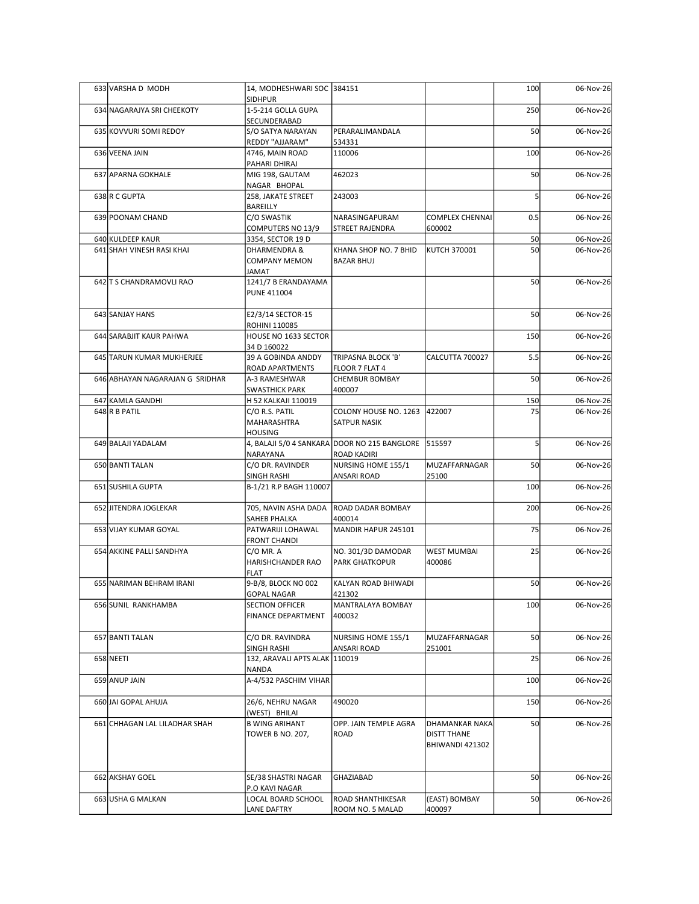| 633 | VARSHA D MODH | 14, MODHESHWARI SOC SIDHPUR | 384151 | | 100 | 06-Nov-26 |
|---|---|---|---|---|---|---|
| 634 | NAGARAJYA SRI CHEEKOTY | 1-5-214 GOLLA GUPA SECUNDERABAD | | | 250 | 06-Nov-26 |
| 635 | KOVVURI SOMI REDOY | S/O SATYA NARAYAN REDDY "AJJARAM" | PERARALIMANDALA 534331 | | 50 | 06-Nov-26 |
| 636 | VEENA JAIN | 4746, MAIN ROAD PAHARI DHIRAJ | 110006 | | 100 | 06-Nov-26 |
| 637 | APARNA GOKHALE | MIG 198, GAUTAM NAGAR BHOPAL | 462023 | | 50 | 06-Nov-26 |
| 638 | R C GUPTA | 258, JAKATE STREET BAREILLY | 243003 | | 5 | 06-Nov-26 |
| 639 | POONAM CHAND | C/O SWASTIK COMPUTERS NO 13/9 | NARASINGAPURAM STREET RAJENDRA | COMPLEX CHENNAI 600002 | 0.5 | 06-Nov-26 |
| 640 | KULDEEP KAUR | 3354, SECTOR 19 D | | | 50 | 06-Nov-26 |
| 641 | SHAH VINESH RASI KHAI | DHARMENDRA & COMPANY MEMON JAMAT | KHANA SHOP NO. 7 BHID BAZAR BHUJ | KUTCH 370001 | 50 | 06-Nov-26 |
| 642 | T S CHANDRAMOVLI RAO | 1241/7 B ERANDAYAMA PUNE 411004 | | | 50 | 06-Nov-26 |
| 643 | SANJAY HANS | E2/3/14 SECTOR-15 ROHINI 110085 | | | 50 | 06-Nov-26 |
| 644 | SARABJIT KAUR PAHWA | HOUSE NO 1633 SECTOR 34 D 160022 | | | 150 | 06-Nov-26 |
| 645 | TARUN KUMAR MUKHERJEE | 39 A GOBINDA ANDDY ROAD APARTMENTS | TRIPASNA BLOCK 'B' FLOOR 7 FLAT 4 | CALCUTTA 700027 | 5.5 | 06-Nov-26 |
| 646 | ABHAYAN NAGARAJAN G SRIDHAR | A-3 RAMESHWAR SWASTHICK PARK | CHEMBUR BOMBAY 400007 | | 50 | 06-Nov-26 |
| 647 | KAMLA GANDHI | H 52 KALKAJI 110019 | | | 150 | 06-Nov-26 |
| 648 | R B PATIL | C/O R.S. PATIL MAHARASHTRA HOUSING | COLONY HOUSE NO. 1263 SATPUR NASIK | 422007 | 75 | 06-Nov-26 |
| 649 | BALAJI YADALAM | 4, BALAJI 5/0 4 SANKARA NARAYANA | DOOR NO 215 BANGLORE ROAD KADIRI | 515597 | 5 | 06-Nov-26 |
| 650 | BANTI TALAN | C/O DR. RAVINDER SINGH RASHI | NURSING HOME 155/1 ANSARI ROAD | MUZAFFARNAGAR 25100 | 50 | 06-Nov-26 |
| 651 | SUSHILA GUPTA | B-1/21 R.P BAGH 110007 | | | 100 | 06-Nov-26 |
| 652 | JITENDRA JOGLEKAR | 705, NAVIN ASHA DADA SAHEB PHALKA | ROAD DADAR BOMBAY 400014 | | 200 | 06-Nov-26 |
| 653 | VIJAY KUMAR GOYAL | PATWARIJI LOHAWAL FRONT CHANDI | MANDIR HAPUR 245101 | | 75 | 06-Nov-26 |
| 654 | AKKINE PALLI SANDHYA | C/O MR. A HARISHCHANDER RAO FLAT | NO. 301/3D DAMODAR PARK GHATKOPUR | WEST MUMBAI 400086 | 25 | 06-Nov-26 |
| 655 | NARIMAN BEHRAM IRANI | 9-B/8, BLOCK NO 002 GOPAL NAGAR | KALYAN ROAD BHIWADI 421302 | | 50 | 06-Nov-26 |
| 656 | SUNIL RANKHAMBA | SECTION OFFICER FINANCE DEPARTMENT | MANTRALAYA BOMBAY 400032 | | 100 | 06-Nov-26 |
| 657 | BANTI TALAN | C/O DR. RAVINDRA SINGH RASHI | NURSING HOME 155/1 ANSARI ROAD | MUZAFFARNAGAR 251001 | 50 | 06-Nov-26 |
| 658 | NEETI | 132, ARAVALI APTS ALAK NANDA | 110019 | | 25 | 06-Nov-26 |
| 659 | ANUP JAIN | A-4/532 PASCHIM VIHAR | | | 100 | 06-Nov-26 |
| 660 | JAI GOPAL AHUJA | 26/6, NEHRU NAGAR (WEST) BHILAI | 490020 | | 150 | 06-Nov-26 |
| 661 | CHHAGAN LAL LILADHAR SHAH | B WING ARIHANT TOWER B NO. 207, | OPP. JAIN TEMPLE AGRA ROAD | DHAMANKAR NAKA DISTT THANE BHIWANDI 421302 | 50 | 06-Nov-26 |
| 662 | AKSHAY GOEL | SE/38 SHASTRI NAGAR P.O KAVI NAGAR | GHAZIABAD | | 50 | 06-Nov-26 |
| 663 | USHA G MALKAN | LOCAL BOARD SCHOOL LANE DAFTRY | ROAD SHANTHIKESAR ROOM NO. 5 MALAD | (EAST) BOMBAY 400097 | 50 | 06-Nov-26 |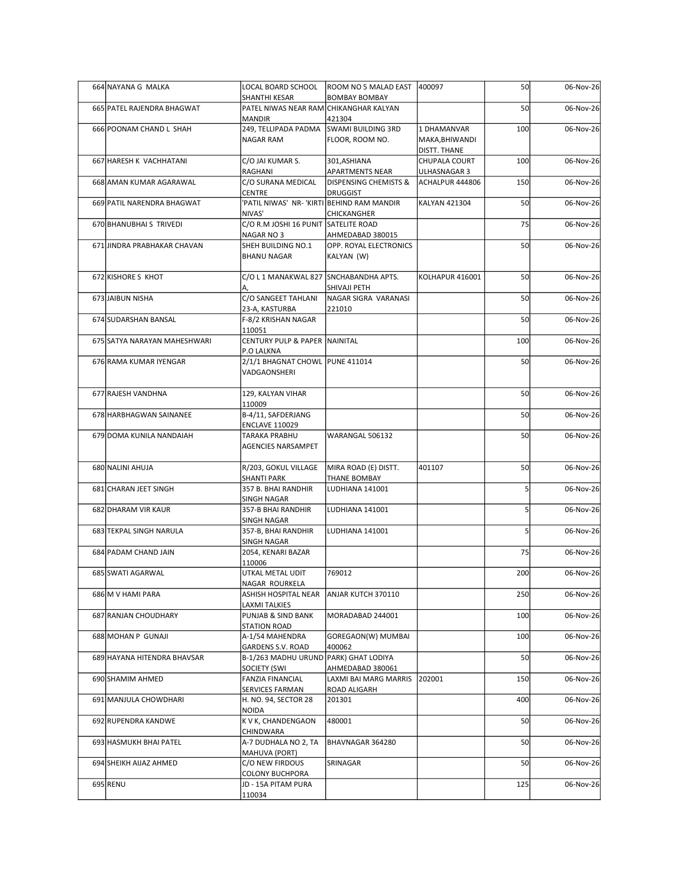| 664 | NAYANA G MALKA | LOCAL BOARD SCHOOL SHANTHI KESAR | ROOM NO 5 MALAD EAST BOMBAY BOMBAY | 400097 | 50 | 06-Nov-26 |
|---|---|---|---|---|---|---|
| 665 | PATEL RAJENDRA BHAGWAT | PATEL NIWAS NEAR RAM MANDIR | CHIKANGHAR KALYAN 421304 | | 50 | 06-Nov-26 |
| 666 | POONAM CHAND L SHAH | 249, TELLIPADA PADMA NAGAR RAM | SWAMI BUILDING 3RD FLOOR, ROOM NO. | 1 DHAMANVAR MAKA,BHIWANDI DISTT. THANE | 100 | 06-Nov-26 |
| 667 | HARESH K VACHHATANI | C/O JAI KUMAR S. RAGHANI | 301,ASHIANA APARTMENTS NEAR | CHUPALA COURT ULHASNAGAR 3 | 100 | 06-Nov-26 |
| 668 | AMAN KUMAR AGARAWAL | C/O SURANA MEDICAL CENTRE | DISPENSING CHEMISTS & DRUGGIST | ACHALPUR 444806 | 150 | 06-Nov-26 |
| 669 | PATIL NARENDRA BHAGWAT | 'PATIL NIWAS' NR- 'KIRTI NIVAS' | BEHIND RAM MANDIR CHICKANGHER | KALYAN 421304 | 50 | 06-Nov-26 |
| 670 | BHANUBHAI S TRIVEDI | C/O R.M JOSHI 16 PUNIT NAGAR NO 3 | SATELITE ROAD AHMEDABAD 380015 | | 75 | 06-Nov-26 |
| 671 | JINDRA PRABHAKAR CHAVAN | SHEH BUILDING NO.1 BHANU NAGAR | OPP. ROYAL ELECTRONICS KALYAN (W) | | 50 | 06-Nov-26 |
| 672 | KISHORE S KHOT | C/O L 1 MANAKWAL 827 A, | SNCHABANDHA APTS. SHIVAJI PETH | KOLHAPUR 416001 | 50 | 06-Nov-26 |
| 673 | JAIBUN NISHA | C/O SANGEET TAHLANI 23-A, KASTURBA | NAGAR SIGRA VARANASI 221010 | | 50 | 06-Nov-26 |
| 674 | SUDARSHAN BANSAL | F-8/2 KRISHAN NAGAR 110051 | | | 50 | 06-Nov-26 |
| 675 | SATYA NARAYAN MAHESHWARI | CENTURY PULP & PAPER P.O LALKNA | NAINITAL | | 100 | 06-Nov-26 |
| 676 | RAMA KUMAR IYENGAR | 2/1/1 BHAGNAT CHOWL VADGAONSHERI | PUNE 411014 | | 50 | 06-Nov-26 |
| 677 | RAJESH VANDHNA | 129, KALYAN VIHAR 110009 | | | 50 | 06-Nov-26 |
| 678 | HARBHAGWAN SAINANEE | B-4/11, SAFDERJANG ENCLAVE 110029 | | | 50 | 06-Nov-26 |
| 679 | DOMA KUNILA NANDAIAH | TARAKA PRABHU AGENCIES NARSAMPET | WARANGAL 506132 | | 50 | 06-Nov-26 |
| 680 | NALINI AHUJA | R/203, GOKUL VILLAGE SHANTI PARK | MIRA ROAD (E) DISTT. THANE BOMBAY | 401107 | 50 | 06-Nov-26 |
| 681 | CHARAN JEET SINGH | 357 B. BHAI RANDHIR SINGH NAGAR | LUDHIANA 141001 | | 5 | 06-Nov-26 |
| 682 | DHARAM VIR KAUR | 357-B BHAI RANDHIR SINGH NAGAR | LUDHIANA 141001 | | 5 | 06-Nov-26 |
| 683 | TEKPAL SINGH NARULA | 357-B, BHAI RANDHIR SINGH NAGAR | LUDHIANA 141001 | | 5 | 06-Nov-26 |
| 684 | PADAM CHAND JAIN | 2054, KENARI BAZAR 110006 | | | 75 | 06-Nov-26 |
| 685 | SWATI AGARWAL | UTKAL METAL UDIT NAGAR ROURKELA | 769012 | | 200 | 06-Nov-26 |
| 686 | M V HAMI PARA | ASHISH HOSPITAL NEAR LAXMI TALKIES | ANJAR KUTCH 370110 | | 250 | 06-Nov-26 |
| 687 | RANJAN CHOUDHARY | PUNJAB & SIND BANK STATION ROAD | MORADABAD 244001 | | 100 | 06-Nov-26 |
| 688 | MOHAN P GUNAJI | A-1/54 MAHENDRA GARDENS S.V. ROAD | GOREGAON(W) MUMBAI 400062 | | 100 | 06-Nov-26 |
| 689 | HAYANA HITENDRA BHAVSAR | B-1/263 MADHU URUND SOCIETY (SWI | PARK) GHAT LODIYA AHMEDABAD 380061 | | 50 | 06-Nov-26 |
| 690 | SHAMIM AHMED | FANZIA FINANCIAL SERVICES FARMAN | LAXMI BAI MARG MARRIS ROAD ALIGARH | 202001 | 150 | 06-Nov-26 |
| 691 | MANJULA CHOWDHARI | H. NO. 94, SECTOR 28 NOIDA | 201301 | | 400 | 06-Nov-26 |
| 692 | RUPENDRA KANDWE | K V K, CHANDENGAON CHINDWARA | 480001 | | 50 | 06-Nov-26 |
| 693 | HASMUKH BHAI PATEL | A-7 DUDHALA NO 2, TA MAHUVA (PORT) | BHAVNAGAR 364280 | | 50 | 06-Nov-26 |
| 694 | SHEIKH AIJAZ AHMED | C/O NEW FIRDOUS COLONY BUCHPORA | SRINAGAR | | 50 | 06-Nov-26 |
| 695 | RENU | JD - 15A PITAM PURA 110034 | | | 125 | 06-Nov-26 |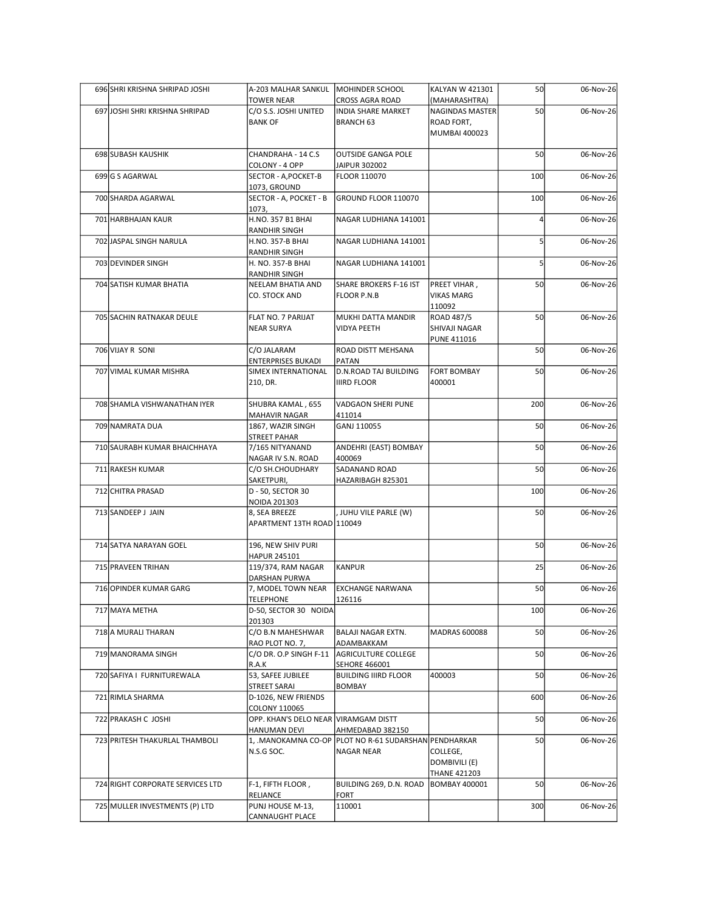| | | | | | | |
|---|---|---|---|---|---|---|
| 696 | SHRI KRISHNA SHRIPAD JOSHI | A-203 MALHAR SANKUL TOWER NEAR | MOHINDER SCHOOL CROSS AGRA ROAD | KALYAN W 421301 (MAHARASHTRA) | 50 | 06-Nov-26 |
| 697 | JOSHI SHRI KRISHNA SHRIPAD | C/O S.S. JOSHI UNITED BANK OF | INDIA SHARE MARKET BRANCH 63 | NAGINDAS MASTER ROAD FORT, MUMBAI 400023 | 50 | 06-Nov-26 |
| 698 | SUBASH KAUSHIK | CHANDRAHA - 14 C.S COLONY - 4 OPP | OUTSIDE GANGA POLE JAIPUR 302002 | | 50 | 06-Nov-26 |
| 699 | G S AGARWAL | SECTOR - A,POCKET-B 1073, GROUND | FLOOR 110070 | | 100 | 06-Nov-26 |
| 700 | SHARDA AGARWAL | SECTOR - A, POCKET - B 1073, | GROUND FLOOR 110070 | | 100 | 06-Nov-26 |
| 701 | HARBHAJAN KAUR | H.NO. 357 B1 BHAI RANDHIR SINGH | NAGAR LUDHIANA 141001 | | 4 | 06-Nov-26 |
| 702 | JASPAL SINGH NARULA | H.NO. 357-B BHAI RANDHIR SINGH | NAGAR LUDHIANA 141001 | | 5 | 06-Nov-26 |
| 703 | DEVINDER SINGH | H. NO. 357-B BHAI RANDHIR SINGH | NAGAR LUDHIANA 141001 | | 5 | 06-Nov-26 |
| 704 | SATISH KUMAR BHATIA | NEELAM BHATIA AND CO. STOCK AND | SHARE BROKERS F-16 IST FLOOR P.N.B | PREET VIHAR , VIKAS MARG 110092 | 50 | 06-Nov-26 |
| 705 | SACHIN RATNAKAR DEULE | FLAT NO. 7 PARIJAT NEAR SURYA | MUKHI DATTA MANDIR VIDYA PEETH | ROAD 487/5 SHIVAJI NAGAR PUNE 411016 | 50 | 06-Nov-26 |
| 706 | VIJAY R SONI | C/O JALARAM ENTERPRISES BUKADI | ROAD DISTT MEHSANA PATAN | | 50 | 06-Nov-26 |
| 707 | VIMAL KUMAR MISHRA | SIMEX INTERNATIONAL 210, DR. | D.N.ROAD TAJ BUILDING IIIRD FLOOR | FORT BOMBAY 400001 | 50 | 06-Nov-26 |
| 708 | SHAMLA VISHWANATHAN IYER | SHUBRA KAMAL , 655 MAHAVIR NAGAR | VADGAON SHERI PUNE 411014 | | 200 | 06-Nov-26 |
| 709 | NAMRATA DUA | 1867, WAZIR SINGH STREET PAHAR | GANJ 110055 | | 50 | 06-Nov-26 |
| 710 | SAURABH KUMAR BHAICHHAYA | 7/165 NITYANAND NAGAR IV S.N. ROAD | ANDEHRI (EAST) BOMBAY 400069 | | 50 | 06-Nov-26 |
| 711 | RAKESH KUMAR | C/O SH.CHOUDHARY SAKETPURI, | SADANAND ROAD HAZARIBAGH 825301 | | 50 | 06-Nov-26 |
| 712 | CHITRA PRASAD | D - 50, SECTOR 30 NOIDA 201303 | | | 100 | 06-Nov-26 |
| 713 | SANDEEP J JAIN | 8, SEA BREEZE APARTMENT 13TH ROAD | , JUHU VILE PARLE (W) 110049 | | 50 | 06-Nov-26 |
| 714 | SATYA NARAYAN GOEL | 196, NEW SHIV PURI HAPUR 245101 | | | 50 | 06-Nov-26 |
| 715 | PRAVEEN TRIHAN | 119/374, RAM NAGAR DARSHAN PURWA | KANPUR | | 25 | 06-Nov-26 |
| 716 | OPINDER KUMAR GARG | 7, MODEL TOWN NEAR TELEPHONE | EXCHANGE NARWANA 126116 | | 50 | 06-Nov-26 |
| 717 | MAYA METHA | D-50, SECTOR 30 NOIDA 201303 | | | 100 | 06-Nov-26 |
| 718 | A MURALI THARAN | C/O B.N MAHESHWAR RAO PLOT NO. 7, | BALAJI NAGAR EXTN. ADAMBAKKAM | MADRAS 600088 | 50 | 06-Nov-26 |
| 719 | MANORAMA SINGH | C/O DR. O.P SINGH F-11 R.A.K | AGRICULTURE COLLEGE SEHORE 466001 | | 50 | 06-Nov-26 |
| 720 | SAFIYA I FURNITUREWALA | 53, SAFEE JUBILEE STREET SARAI | BUILDING IIIRD FLOOR BOMBAY | 400003 | 50 | 06-Nov-26 |
| 721 | RIMLA SHARMA | D-1026, NEW FRIENDS COLONY 110065 | | | 600 | 06-Nov-26 |
| 722 | PRAKASH C JOSHI | OPP. KHAN'S DELO NEAR HANUMAN DEVI | VIRAMGAM DISTT AHMEDABAD 382150 | | 50 | 06-Nov-26 |
| 723 | PRITESH THAKURLAL THAMBOLI | 1, .MANOKAMNA CO-OP N.S.G SOC. | PLOT NO R-61 SUDARSHAN NAGAR NEAR | PENDHARKAR COLLEGE, DOMBIVILI (E) THANE 421203 | 50 | 06-Nov-26 |
| 724 | RIGHT CORPORATE SERVICES LTD | F-1, FIFTH FLOOR , RELIANCE | BUILDING 269, D.N. ROAD FORT | BOMBAY 400001 | 50 | 06-Nov-26 |
| 725 | MULLER INVESTMENTS (P) LTD | PUNJ HOUSE M-13, CANNAUGHT PLACE | 110001 | | 300 | 06-Nov-26 |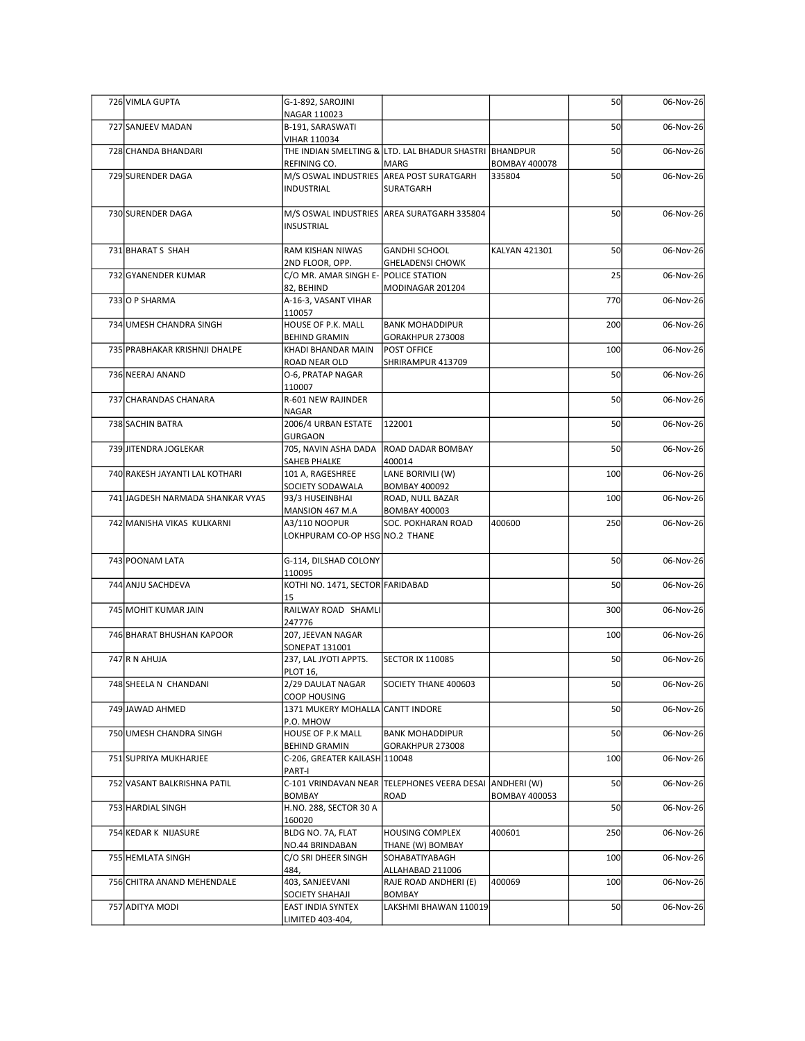| 726 | VIMLA GUPTA | G-1-892, SAROJINI NAGAR 110023 | | | 50 | 06-Nov-26 |
|---|---|---|---|---|---|---|
| 727 | SANJEEV MADAN | B-191, SARASWATI VIHAR 110034 | | | 50 | 06-Nov-26 |
| 728 | CHANDA BHANDARI | THE INDIAN SMELTING & REFINING CO. | LTD. LAL BHADUR SHASTRI MARG | BHANDPUR BOMBAY 400078 | 50 | 06-Nov-26 |
| 729 | SURENDER DAGA | M/S OSWAL INDUSTRIES INDUSTRIAL | AREA POST SURATGARH SURATGARH | 335804 | 50 | 06-Nov-26 |
| 730 | SURENDER DAGA | M/S OSWAL INDUSTRIES INSUSTRIAL | AREA SURATGARH 335804 | | 50 | 06-Nov-26 |
| 731 | BHARAT S SHAH | RAM KISHAN NIWAS 2ND FLOOR, OPP. | GANDHI SCHOOL GHELADENSI CHOWK | KALYAN 421301 | 50 | 06-Nov-26 |
| 732 | GYANENDER KUMAR | C/O MR. AMAR SINGH E-82, BEHIND | POLICE STATION MODINAGAR 201204 | | 25 | 06-Nov-26 |
| 733 | O P SHARMA | A-16-3, VASANT VIHAR 110057 | | | 770 | 06-Nov-26 |
| 734 | UMESH CHANDRA SINGH | HOUSE OF P.K. MALL BEHIND GRAMIN | BANK MOHADDIPUR GORAKHPUR 273008 | | 200 | 06-Nov-26 |
| 735 | PRABHAKAR KRISHNJI DHALPE | KHADI BHANDAR MAIN ROAD NEAR OLD | POST OFFICE SHRIRAMPUR 413709 | | 100 | 06-Nov-26 |
| 736 | NEERAJ ANAND | O-6, PRATAP NAGAR 110007 | | | 50 | 06-Nov-26 |
| 737 | CHARANDAS CHANARA | R-601 NEW RAJINDER NAGAR | | | 50 | 06-Nov-26 |
| 738 | SACHIN BATRA | 2006/4 URBAN ESTATE GURGAON | 122001 | | 50 | 06-Nov-26 |
| 739 | JITENDRA JOGLEKAR | 705, NAVIN ASHA DADA SAHEB PHALKE | ROAD DADAR BOMBAY 400014 | | 50 | 06-Nov-26 |
| 740 | RAKESH JAYANTI LAL KOTHARI | 101 A, RAGESHREE SOCIETY SODAWALA | LANE BORIVILI (W) BOMBAY 400092 | | 100 | 06-Nov-26 |
| 741 | JAGDESH NARMADA SHANKAR VYAS | 93/3 HUSEINBHAI MANSION 467 M.A | ROAD, NULL BAZAR BOMBAY 400003 | | 100 | 06-Nov-26 |
| 742 | MANISHA VIKAS KULKARNI | A3/110 NOOPUR LOKHPURAM CO-OP HSG | SOC. POKHARAN ROAD NO.2 THANE | 400600 | 250 | 06-Nov-26 |
| 743 | POONAM LATA | G-114, DILSHAD COLONY 110095 | | | 50 | 06-Nov-26 |
| 744 | ANJU SACHDEVA | KOTHI NO. 1471, SECTOR 15 | FARIDABAD | | 50 | 06-Nov-26 |
| 745 | MOHIT KUMAR JAIN | RAILWAY ROAD SHAMLI 247776 | | | 300 | 06-Nov-26 |
| 746 | BHARAT BHUSHAN KAPOOR | 207, JEEVAN NAGAR SONEPAT 131001 | | | 100 | 06-Nov-26 |
| 747 | R N AHUJA | 237, LAL JYOTI APPTS. PLOT 16, | SECTOR IX 110085 | | 50 | 06-Nov-26 |
| 748 | SHEELA N CHANDANI | 2/29 DAULAT NAGAR COOP HOUSING | SOCIETY THANE 400603 | | 50 | 06-Nov-26 |
| 749 | JAWAD AHMED | 1371 MUKERY MOHALLA P.O. MHOW | CANTT INDORE | | 50 | 06-Nov-26 |
| 750 | UMESH CHANDRA SINGH | HOUSE OF P.K MALL BEHIND GRAMIN | BANK MOHADDIPUR GORAKHPUR 273008 | | 50 | 06-Nov-26 |
| 751 | SUPRIYA MUKHARJEE | C-206, GREATER KAILASH PART-I | 110048 | | 100 | 06-Nov-26 |
| 752 | VASANT BALKRISHNA PATIL | C-101 VRINDAVAN NEAR BOMBAY | TELEPHONES VEERA DESAI ROAD | ANDHERI (W) BOMBAY 400053 | 50 | 06-Nov-26 |
| 753 | HARDIAL SINGH | H.NO. 288, SECTOR 30 A 160020 | | | 50 | 06-Nov-26 |
| 754 | KEDAR K NIJASURE | BLDG NO. 7A, FLAT NO.44 BRINDABAN | HOUSING COMPLEX THANE (W) BOMBAY | 400601 | 250 | 06-Nov-26 |
| 755 | HEMLATA SINGH | C/O SRI DHEER SINGH 484, | SOHABATIYABAGH ALLAHABAD 211006 | | 100 | 06-Nov-26 |
| 756 | CHITRA ANAND MEHENDALE | 403, SANJEEVANI SOCIETY SHAHAJI | RAJE ROAD ANDHERI (E) BOMBAY | 400069 | 100 | 06-Nov-26 |
| 757 | ADITYA MODI | EAST INDIA SYNTEX LIMITED 403-404, | LAKSHMI BHAWAN 110019 | | 50 | 06-Nov-26 |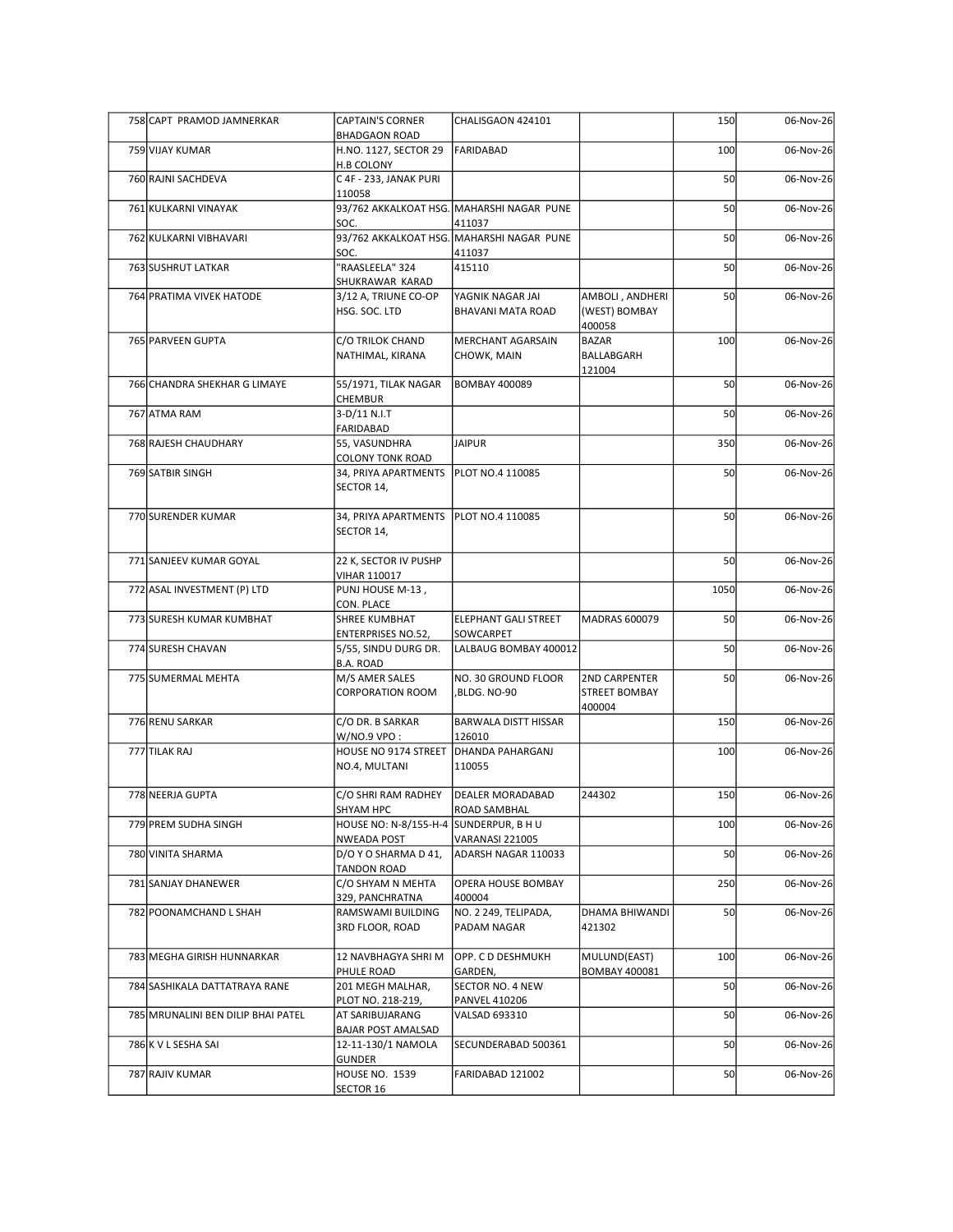| | | | | | | |
|---|---|---|---|---|---|---|
| 758 | CAPT PRAMOD JAMNERKAR | CAPTAIN'S CORNER BHADGAON ROAD | CHALISGAON 424101 | | 150 | 06-Nov-26 |
| 759 | VIJAY KUMAR | H.NO. 1127, SECTOR 29 H.B COLONY | FARIDABAD | | 100 | 06-Nov-26 |
| 760 | RAJNI SACHDEVA | C 4F - 233, JANAK PURI 110058 | | | 50 | 06-Nov-26 |
| 761 | KULKARNI VINAYAK | 93/762 AKKALKOAT HSG. SOC. | MAHARSHI NAGAR PUNE 411037 | | 50 | 06-Nov-26 |
| 762 | KULKARNI VIBHAVARI | 93/762 AKKALKOAT HSG. SOC. | MAHARSHI NAGAR PUNE 411037 | | 50 | 06-Nov-26 |
| 763 | SUSHRUT LATKAR | "RAASLEELA" 324 SHUKRAWAR KARAD | 415110 | | 50 | 06-Nov-26 |
| 764 | PRATIMA VIVEK HATODE | 3/12 A, TRIUNE CO-OP HSG. SOC. LTD | YAGNIK NAGAR JAI BHAVANI MATA ROAD | AMBOLI , ANDHERI (WEST) BOMBAY 400058 | 50 | 06-Nov-26 |
| 765 | PARVEEN GUPTA | C/O TRILOK CHAND NATHIMAL, KIRANA | MERCHANT AGARSAIN CHOWK, MAIN | BAZAR BALLABGARH 121004 | 100 | 06-Nov-26 |
| 766 | CHANDRA SHEKHAR G LIMAYE | 55/1971, TILAK NAGAR CHEMBUR | BOMBAY 400089 | | 50 | 06-Nov-26 |
| 767 | ATMA RAM | 3-D/11 N.I.T FARIDABAD | | | 50 | 06-Nov-26 |
| 768 | RAJESH CHAUDHARY | 55, VASUNDHRA COLONY TONK ROAD | JAIPUR | | 350 | 06-Nov-26 |
| 769 | SATBIR SINGH | 34, PRIYA APARTMENTS SECTOR 14, | PLOT NO.4 110085 | | 50 | 06-Nov-26 |
| 770 | SURENDER KUMAR | 34, PRIYA APARTMENTS SECTOR 14, | PLOT NO.4 110085 | | 50 | 06-Nov-26 |
| 771 | SANJEEV KUMAR GOYAL | 22 K, SECTOR IV PUSHP VIHAR 110017 | | | 50 | 06-Nov-26 |
| 772 | ASAL INVESTMENT (P) LTD | PUNJ HOUSE M-13 , CON. PLACE | | | 1050 | 06-Nov-26 |
| 773 | SURESH KUMAR KUMBHAT | SHREE KUMBHAT ENTERPRISES NO.52, | ELEPHANT GALI STREET SOWCARPET | MADRAS 600079 | 50 | 06-Nov-26 |
| 774 | SURESH CHAVAN | 5/55, SINDU DURG DR. B.A. ROAD | LALBAUG BOMBAY 400012 | | 50 | 06-Nov-26 |
| 775 | SUMERMAL MEHTA | M/S AMER SALES CORPORATION ROOM | NO. 30 GROUND FLOOR ,BLDG. NO-90 | 2ND CARPENTER STREET BOMBAY 400004 | 50 | 06-Nov-26 |
| 776 | RENU SARKAR | C/O DR. B SARKAR W/NO.9 VPO : | BARWALA DISTT HISSAR 126010 | | 150 | 06-Nov-26 |
| 777 | TILAK RAJ | HOUSE NO 9174 STREET NO.4, MULTANI | DHANDA PAHARGANJ 110055 | | 100 | 06-Nov-26 |
| 778 | NEERJA GUPTA | C/O SHRI RAM RADHEY SHYAM HPC | DEALER MORADABAD ROAD SAMBHAL | 244302 | 150 | 06-Nov-26 |
| 779 | PREM SUDHA SINGH | HOUSE NO: N-8/155-H-4 NWEADA POST | SUNDERPUR, B H U VARANASI 221005 | | 100 | 06-Nov-26 |
| 780 | VINITA SHARMA | D/O Y O SHARMA D 41, TANDON ROAD | ADARSH NAGAR 110033 | | 50 | 06-Nov-26 |
| 781 | SANJAY DHANEWER | C/O SHYAM N MEHTA 329, PANCHRATNA | OPERA HOUSE BOMBAY 400004 | | 250 | 06-Nov-26 |
| 782 | POONAMCHAND L SHAH | RAMSWAMI BUILDING 3RD FLOOR, ROAD | NO. 2 249, TELIPADA, PADAM NAGAR | DHAMA BHIWANDI 421302 | 50 | 06-Nov-26 |
| 783 | MEGHA GIRISH HUNNARKAR | 12 NAVBHAGYA SHRI M PHULE ROAD | OPP. C D DESHMUKH GARDEN, | MULUND(EAST) BOMBAY 400081 | 100 | 06-Nov-26 |
| 784 | SASHIKALA DATTATRAYA RANE | 201 MEGH MALHAR, PLOT NO. 218-219, | SECTOR NO. 4 NEW PANVEL 410206 | | 50 | 06-Nov-26 |
| 785 | MRUNALINI BEN DILIP BHAI PATEL | AT SARIBUJARANG BAJAR POST AMALSAD | VALSAD 693310 | | 50 | 06-Nov-26 |
| 786 | K V L SESHA SAI | 12-11-130/1 NAMOLA GUNDER | SECUNDERABAD 500361 | | 50 | 06-Nov-26 |
| 787 | RAJIV KUMAR | HOUSE NO. 1539 SECTOR 16 | FARIDABAD 121002 | | 50 | 06-Nov-26 |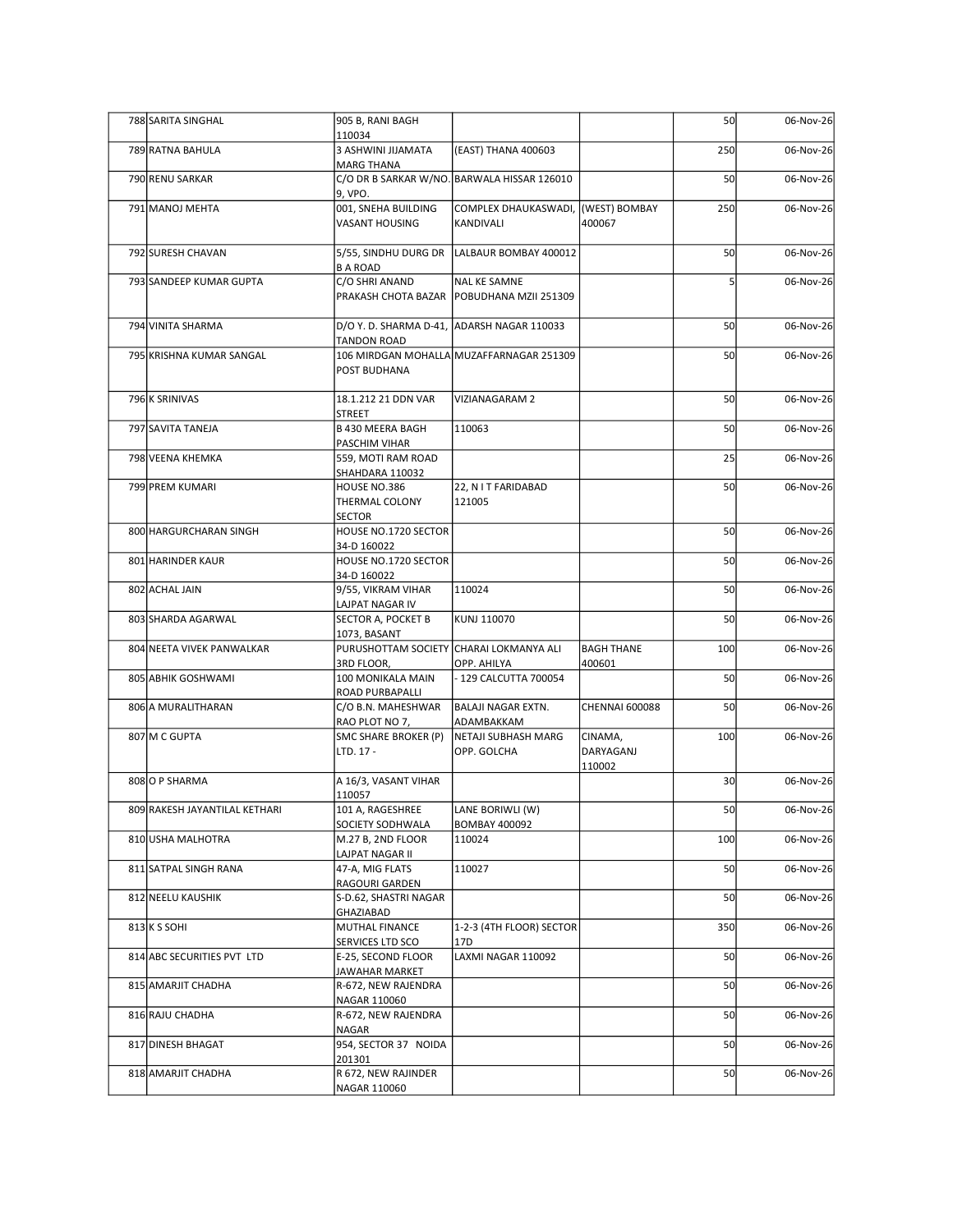| | | | | | | |
|---|---|---|---|---|---|---|
| 788 | SARITA SINGHAL | 905 B, RANI BAGH 110034 | | | 50 | 06-Nov-26 |
| 789 | RATNA BAHULA | 3 ASHWINI JIJAMATA MARG THANA | (EAST) THANA 400603 | | 250 | 06-Nov-26 |
| 790 | RENU SARKAR | C/O DR B SARKAR W/NO. 9, VPO. | BARWALA HISSAR 126010 | | 50 | 06-Nov-26 |
| 791 | MANOJ MEHTA | 001, SNEHA BUILDING VASANT HOUSING | COMPLEX DHAUKASWADI, KANDIVALI | (WEST) BOMBAY 400067 | 250 | 06-Nov-26 |
| 792 | SURESH CHAVAN | 5/55, SINDHU DURG DR B A ROAD | LALBAUR BOMBAY 400012 | | 50 | 06-Nov-26 |
| 793 | SANDEEP KUMAR GUPTA | C/O SHRI ANAND PRAKASH CHOTA BAZAR | NAL KE SAMNE POBUDHANA MZII 251309 | | 5 | 06-Nov-26 |
| 794 | VINITA SHARMA | D/O Y. D. SHARMA D-41, TANDON ROAD | ADARSH NAGAR 110033 | | 50 | 06-Nov-26 |
| 795 | KRISHNA KUMAR SANGAL | 106 MIRDGAN MOHALLA POST BUDHANA | MUZAFFARNAGAR 251309 | | 50 | 06-Nov-26 |
| 796 | K SRINIVAS | 18.1.212 21 DDN VAR STREET | VIZIANAGARAM 2 | | 50 | 06-Nov-26 |
| 797 | SAVITA TANEJA | B 430 MEERA BAGH PASCHIM VIHAR | 110063 | | 50 | 06-Nov-26 |
| 798 | VEENA KHEMKA | 559, MOTI RAM ROAD SHAHDARA 110032 | | | 25 | 06-Nov-26 |
| 799 | PREM KUMARI | HOUSE NO.386 THERMAL COLONY SECTOR | 22, N I T FARIDABAD 121005 | | 50 | 06-Nov-26 |
| 800 | HARGURCHARAN SINGH | HOUSE NO.1720 SECTOR 34-D 160022 | | | 50 | 06-Nov-26 |
| 801 | HARINDER KAUR | HOUSE NO.1720 SECTOR 34-D 160022 | | | 50 | 06-Nov-26 |
| 802 | ACHAL JAIN | 9/55, VIKRAM VIHAR LAJPAT NAGAR IV | 110024 | | 50 | 06-Nov-26 |
| 803 | SHARDA AGARWAL | SECTOR A, POCKET B 1073, BASANT | KUNJ 110070 | | 50 | 06-Nov-26 |
| 804 | NEETA VIVEK PANWALKAR | PURUSHOTTAM SOCIETY 3RD FLOOR, | CHARAI LOKMANYA ALI OPP. AHILYA | BAGH THANE 400601 | 100 | 06-Nov-26 |
| 805 | ABHIK GOSHWAMI | 100 MONIKALA MAIN ROAD PURBAPALLI | - 129 CALCUTTA 700054 | | 50 | 06-Nov-26 |
| 806 | A MURALITHARAN | C/O B.N. MAHESHWAR RAO PLOT NO 7, | BALAJI NAGAR EXTN. ADAMBAKKAM | CHENNAI 600088 | 50 | 06-Nov-26 |
| 807 | M C GUPTA | SMC SHARE BROKER (P) LTD. 17 - | NETAJI SUBHASH MARG OPP. GOLCHA | CINAMA, DARYAGANJ 110002 | 100 | 06-Nov-26 |
| 808 | O P SHARMA | A 16/3, VASANT VIHAR 110057 | | | 30 | 06-Nov-26 |
| 809 | RAKESH JAYANTILAL KETHARI | 101 A, RAGESHREE SOCIETY SODHWALA | LANE BORIWLI (W) BOMBAY 400092 | | 50 | 06-Nov-26 |
| 810 | USHA MALHOTRA | M.27 B, 2ND FLOOR LAJPAT NAGAR II | 110024 | | 100 | 06-Nov-26 |
| 811 | SATPAL SINGH RANA | 47-A, MIG FLATS RAGOURI GARDEN | 110027 | | 50 | 06-Nov-26 |
| 812 | NEELU KAUSHIK | S-D.62, SHASTRI NAGAR GHAZIABAD | | | 50 | 06-Nov-26 |
| 813 | K S SOHI | MUTHAL FINANCE SERVICES LTD SCO | 1-2-3 (4TH FLOOR) SECTOR 17D | | 350 | 06-Nov-26 |
| 814 | ABC SECURITIES PVT LTD | E-25, SECOND FLOOR JAWAHAR MARKET | LAXMI NAGAR 110092 | | 50 | 06-Nov-26 |
| 815 | AMARJIT CHADHA | R-672, NEW RAJENDRA NAGAR 110060 | | | 50 | 06-Nov-26 |
| 816 | RAJU CHADHA | R-672, NEW RAJENDRA NAGAR | | | 50 | 06-Nov-26 |
| 817 | DINESH BHAGAT | 954, SECTOR 37 NOIDA 201301 | | | 50 | 06-Nov-26 |
| 818 | AMARJIT CHADHA | R 672, NEW RAJINDER NAGAR 110060 | | | 50 | 06-Nov-26 |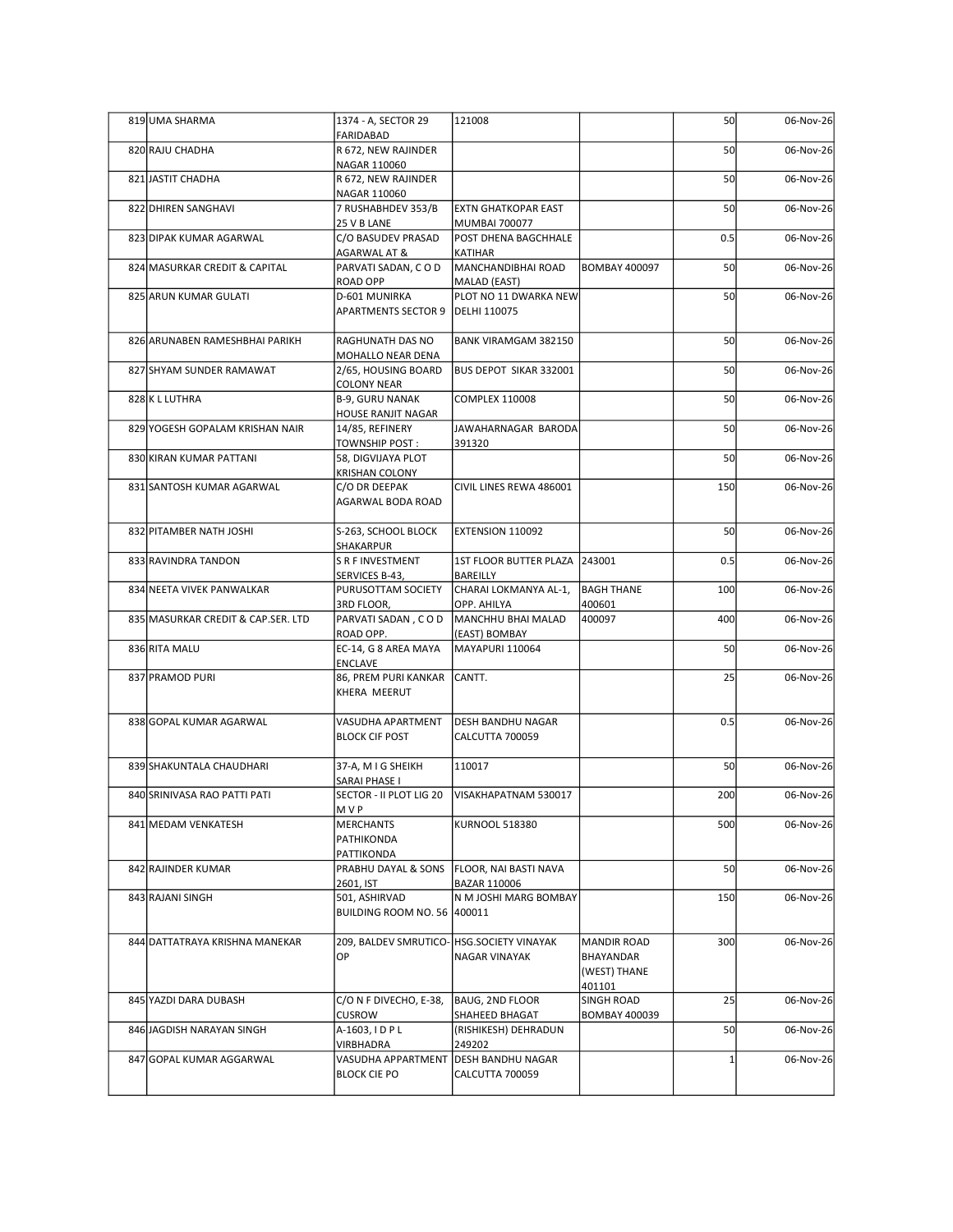| | | | | | | |
|---|---|---|---|---|---|---|
| 819 | UMA SHARMA | 1374 - A, SECTOR 29 FARIDABAD | 121008 | | 50 | 06-Nov-26 |
| 820 | RAJU CHADHA | R 672, NEW RAJINDER NAGAR 110060 | | | 50 | 06-Nov-26 |
| 821 | JASTIT CHADHA | R 672, NEW RAJINDER NAGAR 110060 | | | 50 | 06-Nov-26 |
| 822 | DHIREN SANGHAVI | 7 RUSHABHDEV 353/B 25 V B LANE | EXTN GHATKOPAR EAST MUMBAI 700077 | | 50 | 06-Nov-26 |
| 823 | DIPAK KUMAR AGARWAL | C/O BASUDEV PRASAD AGARWAL AT & | POST DHENA BAGCHHALE KATIHAR | | 0.5 | 06-Nov-26 |
| 824 | MASURKAR CREDIT & CAPITAL | PARVATI SADAN, C O D ROAD OPP | MANCHANDIBHAI ROAD MALAD (EAST) | BOMBAY 400097 | 50 | 06-Nov-26 |
| 825 | ARUN KUMAR GULATI | D-601 MUNIRKA APARTMENTS SECTOR 9 | PLOT NO 11 DWARKA NEW DELHI 110075 | | 50 | 06-Nov-26 |
| 826 | ARUNABEN RAMESHBHAI PARIKH | RAGHUNATH DAS NO MOHALLO NEAR DENA | BANK VIRAMGAM 382150 | | 50 | 06-Nov-26 |
| 827 | SHYAM SUNDER RAMAWAT | 2/65, HOUSING BOARD COLONY NEAR | BUS DEPOT SIKAR 332001 | | 50 | 06-Nov-26 |
| 828 | K L LUTHRA | B-9, GURU NANAK HOUSE RANJIT NAGAR | COMPLEX 110008 | | 50 | 06-Nov-26 |
| 829 | YOGESH GOPALAM KRISHAN NAIR | 14/85, REFINERY TOWNSHIP POST : | JAWAHARNAGAR BARODA 391320 | | 50 | 06-Nov-26 |
| 830 | KIRAN KUMAR PATTANI | 58, DIGVIJAYA PLOT KRISHAN COLONY | | | 50 | 06-Nov-26 |
| 831 | SANTOSH KUMAR AGARWAL | C/O DR DEEPAK AGARWAL BODA ROAD | CIVIL LINES REWA 486001 | | 150 | 06-Nov-26 |
| 832 | PITAMBER NATH JOSHI | S-263, SCHOOL BLOCK SHAKARPUR | EXTENSION 110092 | | 50 | 06-Nov-26 |
| 833 | RAVINDRA TANDON | S R F INVESTMENT SERVICES B-43, | 1ST FLOOR BUTTER PLAZA BAREILLY | 243001 | 0.5 | 06-Nov-26 |
| 834 | NEETA VIVEK PANWALKAR | PURUSOTTAM SOCIETY 3RD FLOOR, | CHARAI LOKMANYA AL-1, OPP. AHILYA | BAGH THANE 400601 | 100 | 06-Nov-26 |
| 835 | MASURKAR CREDIT & CAP.SER. LTD | PARVATI SADAN , C O D ROAD OPP. | MANCHHU BHAI MALAD (EAST) BOMBAY | 400097 | 400 | 06-Nov-26 |
| 836 | RITA MALU | EC-14, G 8 AREA MAYA ENCLAVE | MAYAPURI 110064 | | 50 | 06-Nov-26 |
| 837 | PRAMOD PURI | 86, PREM PURI KANKAR KHERA MEERUT | CANTT. | | 25 | 06-Nov-26 |
| 838 | GOPAL KUMAR AGARWAL | VASUDHA APARTMENT BLOCK CIF POST | DESH BANDHU NAGAR CALCUTTA 700059 | | 0.5 | 06-Nov-26 |
| 839 | SHAKUNTALA CHAUDHARI | 37-A, M I G SHEIKH SARAI PHASE I | 110017 | | 50 | 06-Nov-26 |
| 840 | SRINIVASA RAO PATTI PATI | SECTOR - II PLOT LIG 20 M V P | VISAKHAPATNAM 530017 | | 200 | 06-Nov-26 |
| 841 | MEDAM VENKATESH | MERCHANTS PATHIKONDA PATTIKONDA | KURNOOL 518380 | | 500 | 06-Nov-26 |
| 842 | RAJINDER KUMAR | PRABHU DAYAL & SONS 2601, IST | FLOOR, NAI BASTI NAVA BAZAR 110006 | | 50 | 06-Nov-26 |
| 843 | RAJANI SINGH | 501, ASHIRVAD BUILDING ROOM NO. 56 | N M JOSHI MARG BOMBAY 400011 | | 150 | 06-Nov-26 |
| 844 | DATTATRAYA KRISHNA MANEKAR | 209, BALDEV SMRUTICO-OP | HSG.SOCIETY VINAYAK NAGAR VINAYAK | MANDIR ROAD BHAYANDAR (WEST) THANE 401101 | 300 | 06-Nov-26 |
| 845 | YAZDI DARA DUBASH | C/O N F DIVECHO, E-38, CUSROW | BAUG, 2ND FLOOR SHAHEED BHAGAT | SINGH ROAD BOMBAY 400039 | 25 | 06-Nov-26 |
| 846 | JAGDISH NARAYAN SINGH | A-1603, I D P L VIRBHADRA | (RISHIKESH) DEHRADUN 249202 | | 50 | 06-Nov-26 |
| 847 | GOPAL KUMAR AGGARWAL | VASUDHA APPARTMENT BLOCK CIE PO | DESH BANDHU NAGAR CALCUTTA 700059 | | 1 | 06-Nov-26 |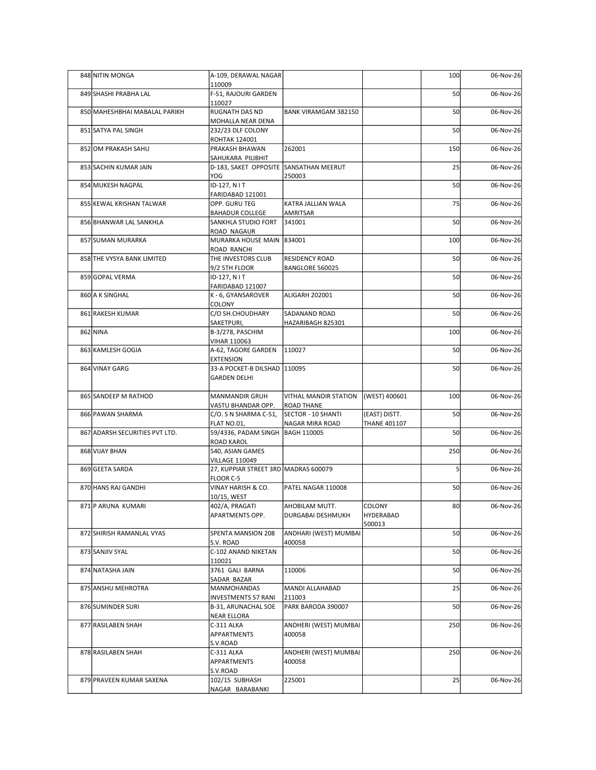| | | | | | | |
|---|---|---|---|---|---|---|
| 848 | NITIN MONGA | A-109, DERAWAL NAGAR 110009 | | | 100 | 06-Nov-26 |
| 849 | SHASHI PRABHA LAL | F-51, RAJOURI GARDEN 110027 | | | 50 | 06-Nov-26 |
| 850 | MAHESHBHAI MABALAL PARIKH | RUGNATH DAS ND MOHALLA NEAR DENA | BANK VIRAMGAM 382150 | | 50 | 06-Nov-26 |
| 851 | SATYA PAL SINGH | 232/23 DLF COLONY ROHTAK 124001 | | | 50 | 06-Nov-26 |
| 852 | OM PRAKASH SAHU | PRAKASH BHAWAN SAHUKARA PILIBHIT | 262001 | | 150 | 06-Nov-26 |
| 853 | SACHIN KUMAR JAIN | D-183, SAKET OPPOSITE YOG | SANSATHAN MEERUT 250003 | | 25 | 06-Nov-26 |
| 854 | MUKESH NAGPAL | ID-127, N I T FARIDABAD 121001 | | | 50 | 06-Nov-26 |
| 855 | KEWAL KRISHAN TALWAR | OPP. GURU TEG BAHADUR COLLEGE | KATRA JALLIAN WALA AMRITSAR | | 75 | 06-Nov-26 |
| 856 | BHANWAR LAL SANKHLA | SANKHLA STUDIO FORT ROAD NAGAUR | 341001 | | 50 | 06-Nov-26 |
| 857 | SUMAN MURARKA | MURARKA HOUSE MAIN ROAD RANCHI | 834001 | | 100 | 06-Nov-26 |
| 858 | THE VYSYA BANK LIMITED | THE INVESTORS CLUB 9/2 5TH FLOOR | RESIDENCY ROAD BANGLORE 560025 | | 50 | 06-Nov-26 |
| 859 | GOPAL VERMA | ID-127, N I T FARIDABAD 121007 | | | 50 | 06-Nov-26 |
| 860 | A K SINGHAL | K - 6, GYANSAROVER COLONY | ALIGARH 202001 | | 50 | 06-Nov-26 |
| 861 | RAKESH KUMAR | C/O SH.CHOUDHARY SAKETPURI, | SADANAND ROAD HAZARIBAGH 825301 | | 50 | 06-Nov-26 |
| 862 | NINA | B-3/278, PASCHIM VIHAR 110063 | | | 100 | 06-Nov-26 |
| 863 | KAMLESH GOGIA | A-62, TAGORE GARDEN EXTENSION | 110027 | | 50 | 06-Nov-26 |
| 864 | VINAY GARG | 33-A POCKET-B DILSHAD GARDEN DELHI | 110095 | | 50 | 06-Nov-26 |
| 865 | SANDEEP M RATHOD | MANMANDIR GRUH VASTU BHANDAR OPP. | VITHAL MANDIR STATION ROAD THANE | (WEST) 400601 | 100 | 06-Nov-26 |
| 866 | PAWAN SHARMA | C/O. S N SHARMA C-51, FLAT NO.01, | SECTOR - 10 SHANTI NAGAR MIRA ROAD | (EAST) DISTT. THANE 401107 | 50 | 06-Nov-26 |
| 867 | ADARSH SECURITIES PVT LTD. | 59/4336, PADAM SINGH ROAD KAROL | BAGH 110005 | | 50 | 06-Nov-26 |
| 868 | VIJAY BHAN | 540, ASIAN GAMES VILLAGE 110049 | | | 250 | 06-Nov-26 |
| 869 | GEETA SARDA | 27, KUPPIAR STREET 3RD FLOOR C-5 | MADRAS 600079 | | 5 | 06-Nov-26 |
| 870 | HANS RAJ GANDHI | VINAY HARISH & CO. 10/15, WEST | PATEL NAGAR 110008 | | 50 | 06-Nov-26 |
| 871 | P ARUNA KUMARI | 402/A, PRAGATI APARTMENTS OPP. | AHOBILAM MUTT. DURGABAI DESHMUKH | COLONY HYDERABAD 500013 | 80 | 06-Nov-26 |
| 872 | SHIRISH RAMANLAL VYAS | SPENTA MANSION 208 S.V. ROAD | ANDHARI (WEST) MUMBAI 400058 | | 50 | 06-Nov-26 |
| 873 | SANJIV SYAL | C-102 ANAND NIKETAN 110021 | | | 50 | 06-Nov-26 |
| 874 | NATASHA JAIN | 3761 GALI BARNA SADAR BAZAR | 110006 | | 50 | 06-Nov-26 |
| 875 | ANSHU MEHROTRA | MANMOHANDAS INVESTMENTS 57 RANI | MANDI ALLAHABAD 211003 | | 25 | 06-Nov-26 |
| 876 | SUMINDER SURI | B-31, ARUNACHAL SOE NEAR ELLORA | PARK BARODA 390007 | | 50 | 06-Nov-26 |
| 877 | RASILABEN SHAH | C-311 ALKA APPARTMENTS S.V.ROAD | ANDHERI (WEST) MUMBAI 400058 | | 250 | 06-Nov-26 |
| 878 | RASILABEN SHAH | C-311 ALKA APPARTMENTS S.V.ROAD | ANDHERI (WEST) MUMBAI 400058 | | 250 | 06-Nov-26 |
| 879 | PRAVEEN KUMAR SAXENA | 102/15 SUBHASH NAGAR BARABANKI | 225001 | | 25 | 06-Nov-26 |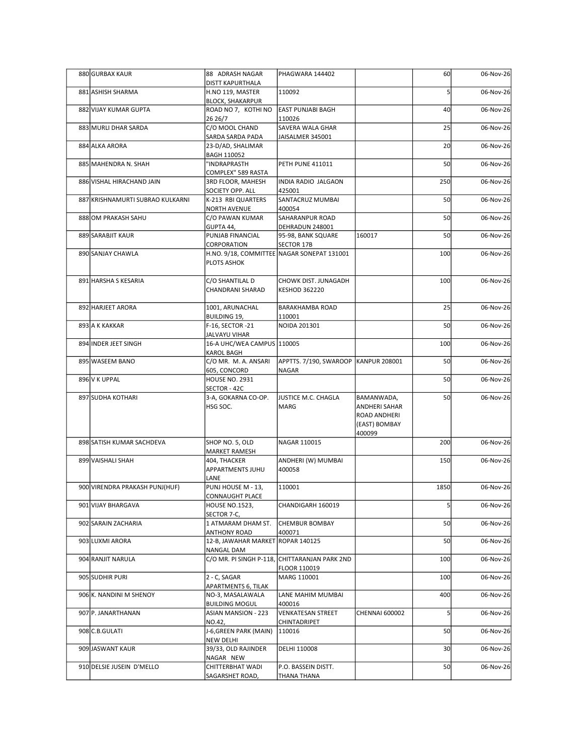| 880 | GURBAX KAUR | 88 ADRASH NAGAR DISTT KAPURTHALA | PHAGWARA 144402 | | 60 | 06-Nov-26 |
|---|---|---|---|---|---|---|
| 881 | ASHISH SHARMA | H.NO 119, MASTER BLOCK, SHAKARPUR | 110092 | | 5 | 06-Nov-26 |
| 882 | VIJAY KUMAR GUPTA | ROAD NO 7, KOTHI NO 26 26/7 | EAST PUNJABI BAGH 110026 | | 40 | 06-Nov-26 |
| 883 | MURLI DHAR SARDA | C/O MOOL CHAND SARDA SARDA PADA | SAVERA WALA GHAR JAISALMER 345001 | | 25 | 06-Nov-26 |
| 884 | ALKA ARORA | 23-D/AD, SHALIMAR BAGH 110052 | | | 20 | 06-Nov-26 |
| 885 | MAHENDRA N. SHAH | "INDRAPRASTH COMPLEX" 589 RASTA | PETH PUNE 411011 | | 50 | 06-Nov-26 |
| 886 | VISHAL HIRACHAND JAIN | 3RD FLOOR, MAHESH SOCIETY OPP. ALL | INDIA RADIO JALGAON 425001 | | 250 | 06-Nov-26 |
| 887 | KRISHNAMURTI SUBRAO KULKARNI | K-213 RBI QUARTERS NORTH AVENUE | SANTACRUZ MUMBAI 400054 | | 50 | 06-Nov-26 |
| 888 | OM PRAKASH SAHU | C/O PAWAN KUMAR GUPTA 44, | SAHARANPUR ROAD DEHRADUN 248001 | | 50 | 06-Nov-26 |
| 889 | SARABJIT KAUR | PUNJAB FINANCIAL CORPORATION | 95-98, BANK SQUARE SECTOR 17B | 160017 | 50 | 06-Nov-26 |
| 890 | SANJAY CHAWLA | H.NO. 9/18, COMMITTEE PLOTS ASHOK | NAGAR SONEPAT 131001 | | 100 | 06-Nov-26 |
| 891 | HARSHA S KESARIA | C/O SHANTILAL D CHANDRANI SHARAD | CHOWK DIST. JUNAGADH KESHOD 362220 | | 100 | 06-Nov-26 |
| 892 | HARJEET ARORA | 1001, ARUNACHAL BUILDING 19, | BARAKHAMBA ROAD 110001 | | 25 | 06-Nov-26 |
| 893 | A K KAKKAR | F-16, SECTOR -21 JALVAYU VIHAR | NOIDA 201301 | | 50 | 06-Nov-26 |
| 894 | INDER JEET SINGH | 16-A UHC/WEA CAMPUS KAROL BAGH | 110005 | | 100 | 06-Nov-26 |
| 895 | WASEEM BANO | C/O MR. M. A. ANSARI 605, CONCORD | APPTTS. 7/190, SWAROOP NAGAR | KANPUR 208001 | 50 | 06-Nov-26 |
| 896 | V K UPPAL | HOUSE NO. 2931 SECTOR - 42C | | | 50 | 06-Nov-26 |
| 897 | SUDHA KOTHARI | 3-A, GOKARNA CO-OP. HSG SOC. | JUSTICE M.C. CHAGLA MARG | BAMANWADA, ANDHERI SAHAR ROAD ANDHERI (EAST) BOMBAY 400099 | 50 | 06-Nov-26 |
| 898 | SATISH KUMAR SACHDEVA | SHOP NO. 5, OLD MARKET RAMESH | NAGAR 110015 | | 200 | 06-Nov-26 |
| 899 | VAISHALI SHAH | 404, THACKER APPARTMENTS JUHU LANE | ANDHERI (W) MUMBAI 400058 | | 150 | 06-Nov-26 |
| 900 | VIRENDRA PRAKASH PUNJ(HUF) | PUNJ HOUSE M - 13, CONNAUGHT PLACE | 110001 | | 1850 | 06-Nov-26 |
| 901 | VIJAY BHARGAVA | HOUSE NO.1523, SECTOR 7-C, | CHANDIGARH 160019 | | 5 | 06-Nov-26 |
| 902 | SARAIN ZACHARIA | 1 ATMARAM DHAM ST. ANTHONY ROAD | CHEMBUR BOMBAY 400071 | | 50 | 06-Nov-26 |
| 903 | LUXMI ARORA | 12-B, JAWAHAR MARKET NANGAL DAM | ROPAR 140125 | | 50 | 06-Nov-26 |
| 904 | RANJIT NARULA | C/O MR. PI SINGH P-118, | CHITTARANJAN PARK 2ND FLOOR 110019 | | 100 | 06-Nov-26 |
| 905 | SUDHIR PURI | 2 - C, SAGAR APARTMENTS 6, TILAK | MARG 110001 | | 100 | 06-Nov-26 |
| 906 | K. NANDINI M SHENOY | NO-3, MASALAWALA BUILDING MOGUL | LANE MAHIM MUMBAI 400016 | | 400 | 06-Nov-26 |
| 907 | P. JANARTHANAN | ASIAN MANSION - 223 NO.42, | VENKATESAN STREET CHINTADRIPET | CHENNAI 600002 | 5 | 06-Nov-26 |
| 908 | C.B.GULATI | J-6,GREEN PARK (MAIN) NEW DELHI | 110016 | | 50 | 06-Nov-26 |
| 909 | JASWANT KAUR | 39/33, OLD RAJINDER NAGAR NEW | DELHI 110008 | | 30 | 06-Nov-26 |
| 910 | DELSIE JUSEIN D'MELLO | CHITTERBHAT WADI SAGARSHET ROAD, | P.O. BASSEIN DISTT. THANA THANA | | 50 | 06-Nov-26 |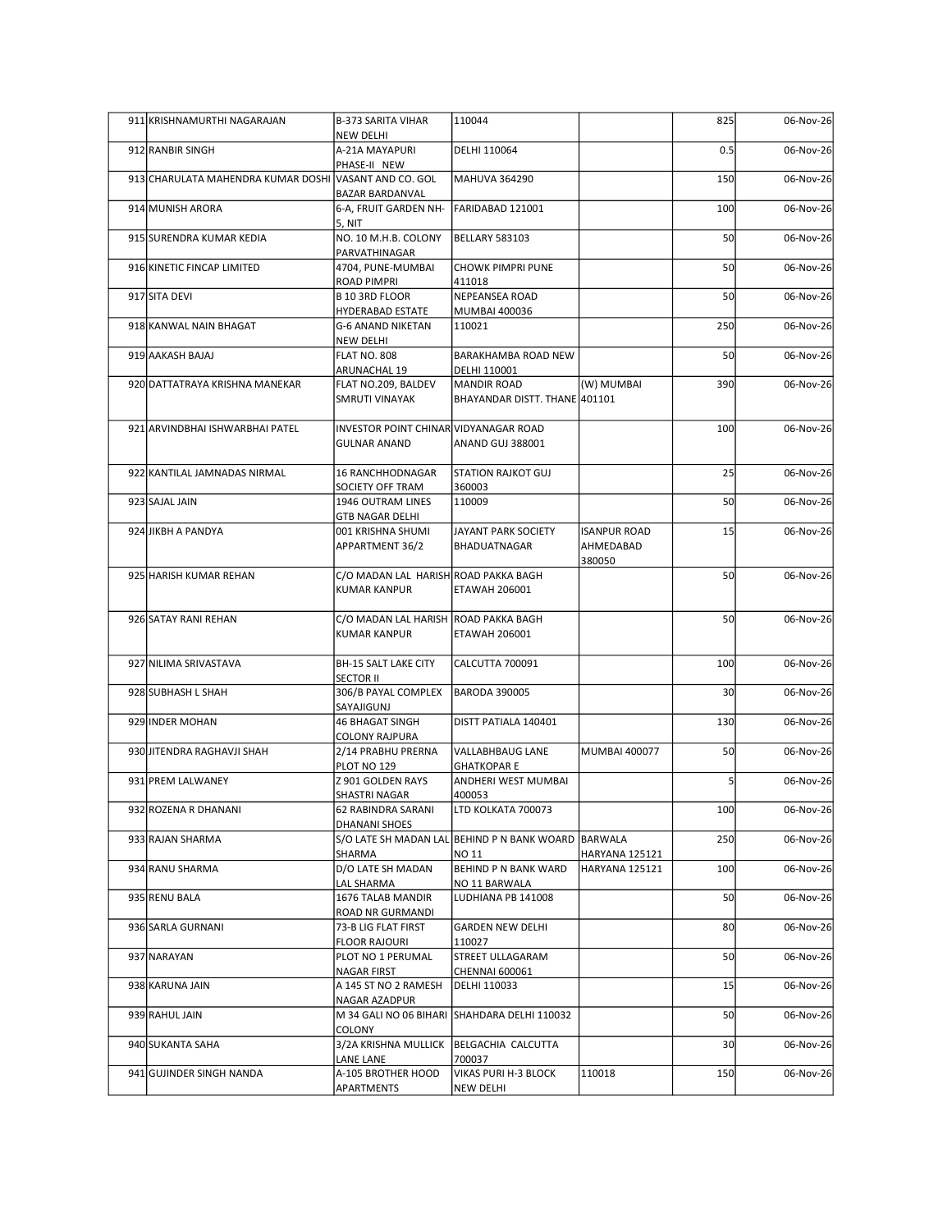| | | | | | | |
|---|---|---|---|---|---|---|
| 911 | KRISHNAMURTHI NAGARAJAN | B-373 SARITA VIHAR NEW DELHI | 110044 | | 825 | 06-Nov-26 |
| 912 | RANBIR SINGH | A-21A MAYAPURI PHASE-II NEW | DELHI 110064 | | 0.5 | 06-Nov-26 |
| 913 | CHARULATA MAHENDRA KUMAR DOSHI | VASANT AND CO. GOL BAZAR BARDANVAL | MAHUVA 364290 | | 150 | 06-Nov-26 |
| 914 | MUNISH ARORA | 6-A, FRUIT GARDEN NH-5, NIT | FARIDABAD 121001 | | 100 | 06-Nov-26 |
| 915 | SURENDRA KUMAR KEDIA | NO. 10 M.H.B. COLONY PARVATHINAGAR | BELLARY 583103 | | 50 | 06-Nov-26 |
| 916 | KINETIC FINCAP LIMITED | 4704, PUNE-MUMBAI ROAD PIMPRI | CHOWK PIMPRI PUNE 411018 | | 50 | 06-Nov-26 |
| 917 | SITA DEVI | B 10 3RD FLOOR HYDERABAD ESTATE | NEPEANSEA ROAD MUMBAI 400036 | | 50 | 06-Nov-26 |
| 918 | KANWAL NAIN BHAGAT | G-6 ANAND NIKETAN NEW DELHI | 110021 | | 250 | 06-Nov-26 |
| 919 | AAKASH BAJAJ | FLAT NO. 808 ARUNACHAL 19 | BARAKHAMBA ROAD NEW DELHI 110001 | | 50 | 06-Nov-26 |
| 920 | DATTATRAYA KRISHNA MANEKAR | FLAT NO.209, BALDEV SMRUTI VINAYAK | MANDIR ROAD BHAYANDAR DISTT. THANE | (W) MUMBAI 401101 | 390 | 06-Nov-26 |
| 921 | ARVINDBHAI ISHWARBHAI PATEL | INVESTOR POINT CHINAR GULNAR ANAND | VIDYANAGAR ROAD ANAND GUJ 388001 | | 100 | 06-Nov-26 |
| 922 | KANTILAL JAMNADAS NIRMAL | 16 RANCHHODNAGAR SOCIETY OFF TRAM | STATION RAJKOT GUJ 360003 | | 25 | 06-Nov-26 |
| 923 | SAJAL JAIN | 1946 OUTRAM LINES GTB NAGAR DELHI | 110009 | | 50 | 06-Nov-26 |
| 924 | JIKBH A PANDYA | 001 KRISHNA SHUMI APPARTMENT 36/2 | JAYANT PARK SOCIETY BHADUATNAGAR | ISANPUR ROAD AHMEDABAD 380050 | 15 | 06-Nov-26 |
| 925 | HARISH KUMAR REHAN | C/O MADAN LAL HARISH KUMAR KANPUR | ROAD PAKKA BAGH ETAWAH 206001 | | 50 | 06-Nov-26 |
| 926 | SATAY RANI REHAN | C/O MADAN LAL HARISH KUMAR KANPUR | ROAD PAKKA BAGH ETAWAH 206001 | | 50 | 06-Nov-26 |
| 927 | NILIMA SRIVASTAVA | BH-15 SALT LAKE CITY SECTOR II | CALCUTTA 700091 | | 100 | 06-Nov-26 |
| 928 | SUBHASH L SHAH | 306/B PAYAL COMPLEX SAYAJIGUNJ | BARODA 390005 | | 30 | 06-Nov-26 |
| 929 | INDER MOHAN | 46 BHAGAT SINGH COLONY RAJPURA | DISTT PATIALA 140401 | | 130 | 06-Nov-26 |
| 930 | JITENDRA RAGHAVJI SHAH | 2/14 PRABHU PRERNA PLOT NO 129 | VALLABHBAUG LANE GHATKOPAR E | MUMBAI 400077 | 50 | 06-Nov-26 |
| 931 | PREM LALWANEY | Z 901 GOLDEN RAYS SHASTRI NAGAR | ANDHERI WEST MUMBAI 400053 | | 5 | 06-Nov-26 |
| 932 | ROZENA R DHANANI | 62 RABINDRA SARANI DHANANI SHOES | LTD KOLKATA 700073 | | 100 | 06-Nov-26 |
| 933 | RAJAN SHARMA | S/O LATE SH MADAN LAL SHARMA | BEHIND P N BANK WOARD NO 11 | BARWALA HARYANA 125121 | 250 | 06-Nov-26 |
| 934 | RANU SHARMA | D/O LATE SH MADAN LAL SHARMA | BEHIND P N BANK WARD NO 11 BARWALA | HARYANA 125121 | 100 | 06-Nov-26 |
| 935 | RENU BALA | 1676 TALAB MANDIR ROAD NR GURMANDI | LUDHIANA PB 141008 | | 50 | 06-Nov-26 |
| 936 | SARLA GURNANI | 73-B LIG FLAT FIRST FLOOR RAJOURI | GARDEN NEW DELHI 110027 | | 80 | 06-Nov-26 |
| 937 | NARAYAN | PLOT NO 1 PERUMAL NAGAR FIRST | STREET ULLAGARAM CHENNAI 600061 | | 50 | 06-Nov-26 |
| 938 | KARUNA JAIN | A 145 ST NO 2 RAMESH NAGAR AZADPUR | DELHI 110033 | | 15 | 06-Nov-26 |
| 939 | RAHUL JAIN | M 34 GALI NO 06 BIHARI COLONY | SHAHDARA DELHI 110032 | | 50 | 06-Nov-26 |
| 940 | SUKANTA SAHA | 3/2A KRISHNA MULLICK LANE LANE | BELGACHIA CALCUTTA 700037 | | 30 | 06-Nov-26 |
| 941 | GUJINDER SINGH NANDA | A-105 BROTHER HOOD APARTMENTS | VIKAS PURI H-3 BLOCK NEW DELHI | 110018 | 150 | 06-Nov-26 |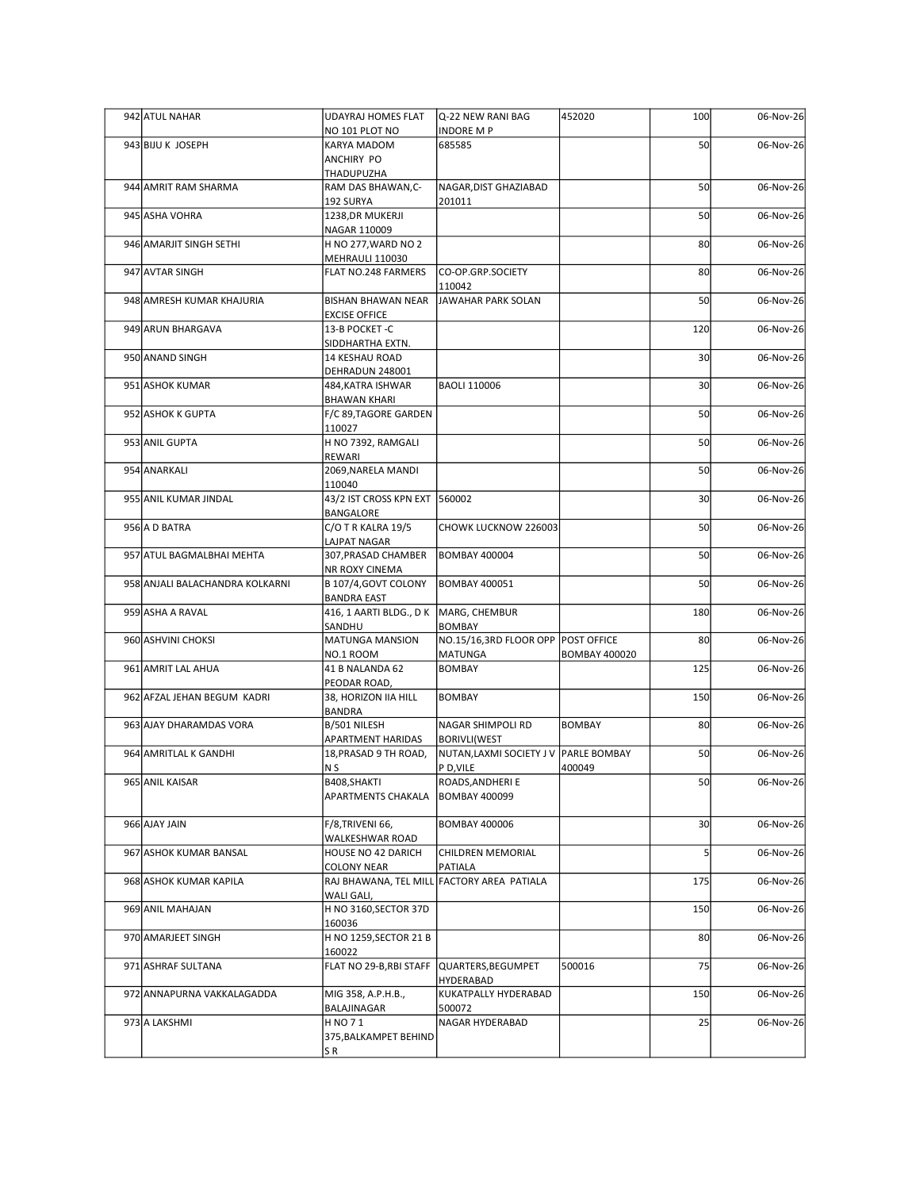| 942 | ATUL NAHAR | UDAYRAJ HOMES FLAT NO 101 PLOT NO | Q-22 NEW RANI BAG INDORE M P | 452020 | 100 | 06-Nov-26 |
|---|---|---|---|---|---|---|
| 943 | BIJU K JOSEPH | KARYA MADOM ANCHIRY PO THADUPUZHA | 685585 | | 50 | 06-Nov-26 |
| 944 | AMRIT RAM SHARMA | RAM DAS BHAWAN,C-192 SURYA | NAGAR,DIST GHAZIABAD 201011 | | 50 | 06-Nov-26 |
| 945 | ASHA VOHRA | 1238,DR MUKERJI NAGAR 110009 | | | 50 | 06-Nov-26 |
| 946 | AMARJIT SINGH SETHI | H NO 277,WARD NO 2 MEHRAULI 110030 | | | 80 | 06-Nov-26 |
| 947 | AVTAR SINGH | FLAT NO.248 FARMERS | CO-OP.GRP.SOCIETY 110042 | | 80 | 06-Nov-26 |
| 948 | AMRESH KUMAR KHAJURIA | BISHAN BHAWAN NEAR EXCISE OFFICE | JAWAHAR PARK SOLAN | | 50 | 06-Nov-26 |
| 949 | ARUN BHARGAVA | 13-B POCKET -C SIDDHARTHA EXTN. | | | 120 | 06-Nov-26 |
| 950 | ANAND SINGH | 14 KESHAU ROAD DEHRADUN 248001 | | | 30 | 06-Nov-26 |
| 951 | ASHOK KUMAR | 484,KATRA ISHWAR BHAWAN KHARI | BAOLI 110006 | | 30 | 06-Nov-26 |
| 952 | ASHOK K GUPTA | F/C 89,TAGORE GARDEN 110027 | | | 50 | 06-Nov-26 |
| 953 | ANIL GUPTA | H NO 7392, RAMGALI REWARI | | | 50 | 06-Nov-26 |
| 954 | ANARKALI | 2069,NARELA MANDI 110040 | | | 50 | 06-Nov-26 |
| 955 | ANIL KUMAR JINDAL | 43/2 IST CROSS KPN EXT BANGALORE | 560002 | | 30 | 06-Nov-26 |
| 956 | A D BATRA | C/O T R KALRA 19/5 LAJPAT NAGAR | CHOWK LUCKNOW 226003 | | 50 | 06-Nov-26 |
| 957 | ATUL BAGMALBHAI MEHTA | 307,PRASAD CHAMBER NR ROXY CINEMA | BOMBAY 400004 | | 50 | 06-Nov-26 |
| 958 | ANJALI BALACHANDRA KOLKARNI | B 107/4,GOVT COLONY BANDRA EAST | BOMBAY 400051 | | 50 | 06-Nov-26 |
| 959 | ASHA A RAVAL | 416, 1 AARTI BLDG., D K SANDHU | MARG, CHEMBUR BOMBAY | | 180 | 06-Nov-26 |
| 960 | ASHVINI CHOKSI | MATUNGA MANSION NO.1 ROOM | NO.15/16,3RD FLOOR OPP MATUNGA | POST OFFICE BOMBAY 400020 | 80 | 06-Nov-26 |
| 961 | AMRIT LAL AHUA | 41 B NALANDA 62 PEODAR ROAD, | BOMBAY | | 125 | 06-Nov-26 |
| 962 | AFZAL JEHAN BEGUM KADRI | 38, HORIZON IIA HILL BANDRA | BOMBAY | | 150 | 06-Nov-26 |
| 963 | AJAY DHARAMDAS VORA | B/501 NILESH APARTMENT HARIDAS | NAGAR SHIMPOLI RD BORIVLI(WEST | BOMBAY | 80 | 06-Nov-26 |
| 964 | AMRITLAL K GANDHI | 18,PRASAD 9 TH ROAD, N S | NUTAN,LAXMI SOCIETY J V P D,VILE | PARLE BOMBAY 400049 | 50 | 06-Nov-26 |
| 965 | ANIL KAISAR | B408,SHAKTI APARTMENTS CHAKALA | ROADS,ANDHERI E BOMBAY 400099 | | 50 | 06-Nov-26 |
| 966 | AJAY JAIN | F/8,TRIVENI 66, WALKESHWAR ROAD | BOMBAY 400006 | | 30 | 06-Nov-26 |
| 967 | ASHOK KUMAR BANSAL | HOUSE NO 42 DARICH COLONY NEAR | CHILDREN MEMORIAL PATIALA | | 5 | 06-Nov-26 |
| 968 | ASHOK KUMAR KAPILA | RAJ BHAWANA, TEL MILL WALI GALI, | FACTORY AREA PATIALA | | 175 | 06-Nov-26 |
| 969 | ANIL MAHAJAN | H NO 3160,SECTOR 37D 160036 | | | 150 | 06-Nov-26 |
| 970 | AMARJEET SINGH | H NO 1259,SECTOR 21 B 160022 | | | 80 | 06-Nov-26 |
| 971 | ASHRAF SULTANA | FLAT NO 29-B,RBI STAFF | QUARTERS,BEGUMPET HYDERABAD | 500016 | 75 | 06-Nov-26 |
| 972 | ANNAPURNA VAKKALAGADDA | MIG 358, A.P.H.B., BALAJINAGAR | KUKATPALLY HYDERABAD 500072 | | 150 | 06-Nov-26 |
| 973 | A LAKSHMI | H NO 7 1 375,BALKAMPET BEHIND S R | NAGAR HYDERABAD | | 25 | 06-Nov-26 |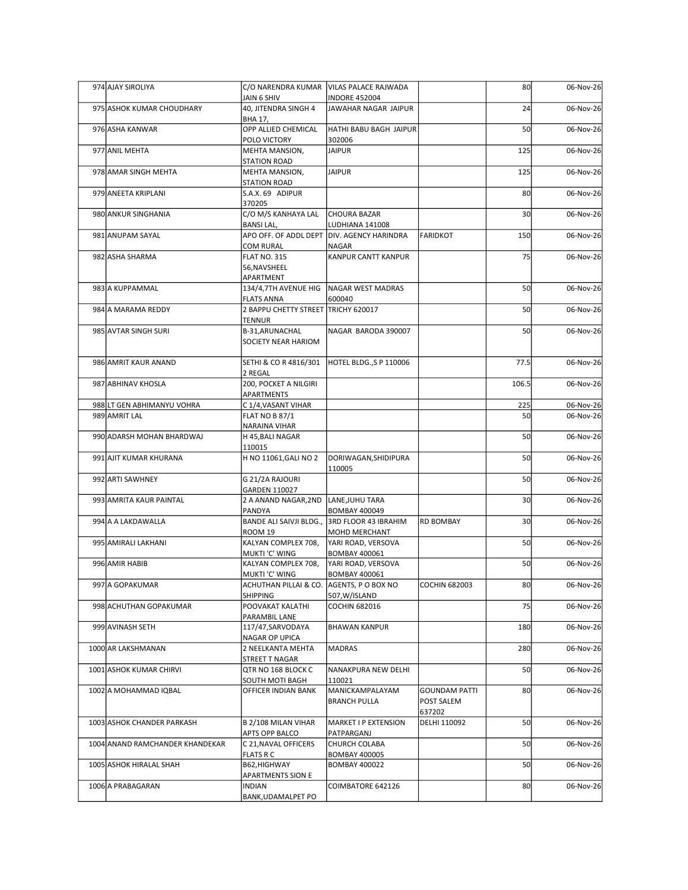| | | | | | | |
|---|---|---|---|---|---|---|
| 974 | AJAY SIROLIYA | C/O NARENDRA KUMAR JAIN 6 SHIV | VILAS PALACE RAJWADA INDORE 452004 | | 80 | 06-Nov-26 |
| 975 | ASHOK KUMAR CHOUDHARY | 40, JITENDRA SINGH 4 BHA 17, | JAWAHAR NAGAR JAIPUR | | 24 | 06-Nov-26 |
| 976 | ASHA KANWAR | OPP ALLIED CHEMICAL POLO VICTORY | HATHI BABU BAGH JAIPUR 302006 | | 50 | 06-Nov-26 |
| 977 | ANIL MEHTA | MEHTA MANSION, STATION ROAD | JAIPUR | | 125 | 06-Nov-26 |
| 978 | AMAR SINGH MEHTA | MEHTA MANSION, STATION ROAD | JAIPUR | | 125 | 06-Nov-26 |
| 979 | ANEETA KRIPLANI | S.A.X. 69 ADIPUR 370205 | | | 80 | 06-Nov-26 |
| 980 | ANKUR SINGHANIA | C/O M/S KANHAYA LAL BANSI LAL, | CHOURA BAZAR LUDHIANA 141008 | | 30 | 06-Nov-26 |
| 981 | ANUPAM SAYAL | APO OFF. OF ADDL DEPT COM RURAL | DIV. AGENCY HARINDRA NAGAR | FARIDKOT | 150 | 06-Nov-26 |
| 982 | ASHA SHARMA | FLAT NO. 315 56,NAVSHEEL APARTMENT | KANPUR CANTT KANPUR | | 75 | 06-Nov-26 |
| 983 | A KUPPAMMAL | 134/4,7TH AVENUE HIG FLATS ANNA | NAGAR WEST MADRAS 600040 | | 50 | 06-Nov-26 |
| 984 | A MARAMA REDDY | 2 BAPPU CHETTY STREET TENNUR | TRICHY 620017 | | 50 | 06-Nov-26 |
| 985 | AVTAR SINGH SURI | B-31,ARUNACHAL SOCIETY NEAR HARIOM | NAGAR BARODA 390007 | | 50 | 06-Nov-26 |
| 986 | AMRIT KAUR ANAND | SETHI & CO R 4816/301 2 REGAL | HOTEL BLDG.,S P 110006 | | 77.5 | 06-Nov-26 |
| 987 | ABHINAV KHOSLA | 200, POCKET A NILGIRI APARTMENTS | | | 106.5 | 06-Nov-26 |
| 988 | LT GEN ABHIMANYU VOHRA | C 1/4,VASANT VIHAR | | | 225 | 06-Nov-26 |
| 989 | AMRIT LAL | FLAT NO B 87/1 NARAINA VIHAR | | | 50 | 06-Nov-26 |
| 990 | ADARSH MOHAN BHARDWAJ | H 45,BALI NAGAR 110015 | | | 50 | 06-Nov-26 |
| 991 | AJIT KUMAR KHURANA | H NO 11061,GALI NO 2 | DORIWAGAN,SHIDIPURA 110005 | | 50 | 06-Nov-26 |
| 992 | ARTI SAWHNEY | G 21/2A RAJOURI GARDEN 110027 | | | 50 | 06-Nov-26 |
| 993 | AMRITA KAUR PAINTAL | 2 A ANAND NAGAR,2ND PANDYA | LANE,JUHU TARA BOMBAY 400049 | | 30 | 06-Nov-26 |
| 994 | A A LAKDAWALLA | BANDE ALI SAIVJI BLDG., ROOM 19 | 3RD FLOOR 43 IBRAHIM MOHD MERCHANT | RD BOMBAY | 30 | 06-Nov-26 |
| 995 | AMIRALI LAKHANI | KALYAN COMPLEX 708, MUKTI 'C' WING | YARI ROAD, VERSOVA BOMBAY 400061 | | 50 | 06-Nov-26 |
| 996 | AMIR HABIB | KALYAN COMPLEX 708, MUKTI 'C' WING | YARI ROAD, VERSOVA BOMBAY 400061 | | 50 | 06-Nov-26 |
| 997 | A GOPAKUMAR | ACHUTHAN PILLAI & CO. SHIPPING | AGENTS, P O BOX NO 507,W/ISLAND | COCHIN 682003 | 80 | 06-Nov-26 |
| 998 | ACHUTHAN GOPAKUMAR | POOVAKAT KALATHI PARAMBIL LANE | COCHIN 682016 | | 75 | 06-Nov-26 |
| 999 | AVINASH SETH | 117/47,SARVODAYA NAGAR OP UPICA | BHAWAN KANPUR | | 180 | 06-Nov-26 |
| 1000 | AR LAKSHMANAN | 2 NEELKANTA MEHTA STREET T NAGAR | MADRAS | | 280 | 06-Nov-26 |
| 1001 | ASHOK KUMAR CHIRVI | QTR NO 168 BLOCK C SOUTH MOTI BAGH | NANAKPURA NEW DELHI 110021 | | 50 | 06-Nov-26 |
| 1002 | A MOHAMMAD IQBAL | OFFICER INDIAN BANK | MANICKAMPALAYAM BRANCH PULLA | GOUNDAM PATTI POST SALEM 637202 | 80 | 06-Nov-26 |
| 1003 | ASHOK CHANDER PARKASH | B 2/108 MILAN VIHAR APTS OPP BALCO | MARKET I P EXTENSION PATPARGANJ | DELHI 110092 | 50 | 06-Nov-26 |
| 1004 | ANAND RAMCHANDER KHANDEKAR | C 21,NAVAL OFFICERS FLATS R C | CHURCH COLABA BOMBAY 400005 | | 50 | 06-Nov-26 |
| 1005 | ASHOK HIRALAL SHAH | B62,HIGHWAY APARTMENTS SION E | BOMBAY 400022 | | 50 | 06-Nov-26 |
| 1006 | A PRABAGARAN | INDIAN BANK,UDAMALPET PO | COIMBATORE 642126 | | 80 | 06-Nov-26 |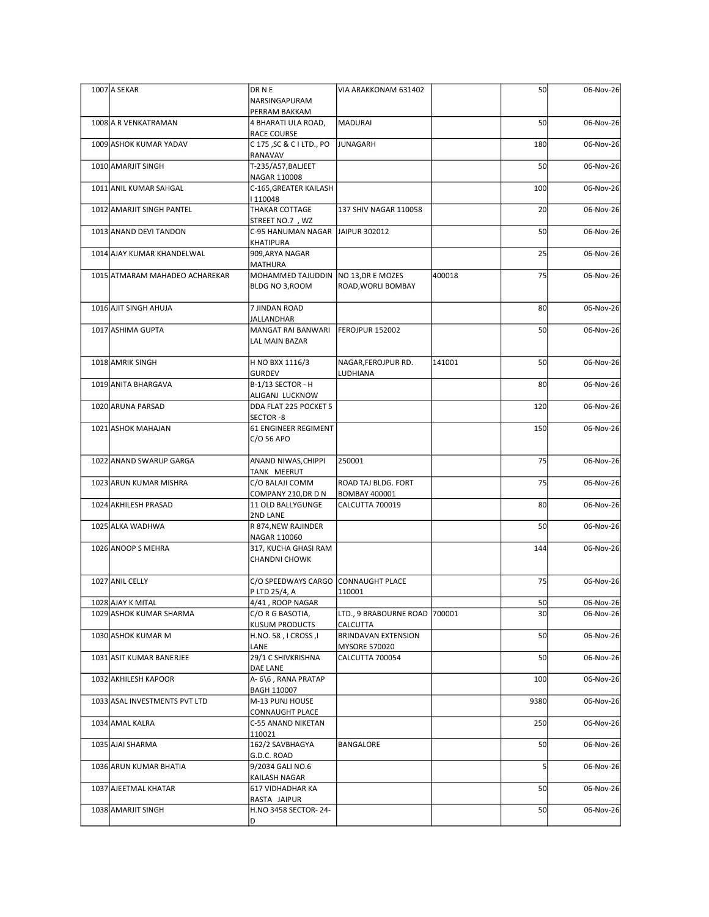| | | | | | | |
|---|---|---|---|---|---|---|
| 1007 | A SEKAR | DR N E NARSINGAPURAM PERRAM BAKKAM | VIA ARAKKONAM 631402 | | 50 | 06-Nov-26 |
| 1008 | A R VENKATRAMAN | 4 BHARATI ULA ROAD, RACE COURSE | MADURAI | | 50 | 06-Nov-26 |
| 1009 | ASHOK KUMAR YADAV | C 175 ,SC & C I LTD., PO RANAVAV | JUNAGARH | | 180 | 06-Nov-26 |
| 1010 | AMARJIT SINGH | T-235/A57,BALJEET NAGAR 110008 | | | 50 | 06-Nov-26 |
| 1011 | ANIL KUMAR SAHGAL | C-165,GREATER KAILASH I 110048 | | | 100 | 06-Nov-26 |
| 1012 | AMARJIT SINGH PANTEL | THAKAR COTTAGE STREET NO.7 , WZ | 137 SHIV NAGAR 110058 | | 20 | 06-Nov-26 |
| 1013 | ANAND DEVI TANDON | C-95 HANUMAN NAGAR KHATIPURA | JAIPUR 302012 | | 50 | 06-Nov-26 |
| 1014 | AJAY KUMAR KHANDELWAL | 909,ARYA NAGAR MATHURA | | | 25 | 06-Nov-26 |
| 1015 | ATMARAM MAHADEO ACHAREKAR | MOHAMMED TAJUDDIN BLDG NO 3,ROOM | NO 13,DR E MOZES ROAD,WORLI BOMBAY | 400018 | 75 | 06-Nov-26 |
| 1016 | AJIT SINGH AHUJA | 7 JINDAN ROAD JALLANDHAR | | | 80 | 06-Nov-26 |
| 1017 | ASHIMA GUPTA | MANGAT RAI BANWARI LAL MAIN BAZAR | FEROJPUR 152002 | | 50 | 06-Nov-26 |
| 1018 | AMRIK SINGH | H NO BXX 1116/3 GURDEV | NAGAR,FEROJPUR RD. LUDHIANA | 141001 | 50 | 06-Nov-26 |
| 1019 | ANITA BHARGAVA | B-1/13 SECTOR - H ALIGANJ LUCKNOW | | | 80 | 06-Nov-26 |
| 1020 | ARUNA PARSAD | DDA FLAT 225 POCKET 5 SECTOR -8 | | | 120 | 06-Nov-26 |
| 1021 | ASHOK MAHAJAN | 61 ENGINEER REGIMENT C/O 56 APO | | | 150 | 06-Nov-26 |
| 1022 | ANAND SWARUP GARGA | ANAND NIWAS,CHIPPI TANK MEERUT | 250001 | | 75 | 06-Nov-26 |
| 1023 | ARUN KUMAR MISHRA | C/O BALAJI COMM COMPANY 210,DR D N | ROAD TAJ BLDG. FORT BOMBAY 400001 | | 75 | 06-Nov-26 |
| 1024 | AKHILESH PRASAD | 11 OLD BALLYGUNGE 2ND LANE | CALCUTTA 700019 | | 80 | 06-Nov-26 |
| 1025 | ALKA WADHWA | R 874,NEW RAJINDER NAGAR 110060 | | | 50 | 06-Nov-26 |
| 1026 | ANOOP S MEHRA | 317, KUCHA GHASI RAM CHANDNI CHOWK | | | 144 | 06-Nov-26 |
| 1027 | ANIL CELLY | C/O SPEEDWAYS CARGO P LTD 25/4, A | CONNAUGHT PLACE 110001 | | 75 | 06-Nov-26 |
| 1028 | AJAY K MITAL | 4/41 , ROOP NAGAR | | | 50 | 06-Nov-26 |
| 1029 | ASHOK KUMAR SHARMA | C/O R G BASOTIA, KUSUM PRODUCTS | LTD., 9 BRABOURNE ROAD CALCUTTA | 700001 | 30 | 06-Nov-26 |
| 1030 | ASHOK KUMAR M | H.NO. 58 , I CROSS ,I LANE | BRINDAVAN EXTENSION MYSORE 570020 | | 50 | 06-Nov-26 |
| 1031 | ASIT KUMAR BANERJEE | 29/1 C SHIVKRISHNA DAE LANE | CALCUTTA 700054 | | 50 | 06-Nov-26 |
| 1032 | AKHILESH KAPOOR | A- 6\6 , RANA PRATAP BAGH 110007 | | | 100 | 06-Nov-26 |
| 1033 | ASAL INVESTMENTS PVT LTD | M-13 PUNJ HOUSE CONNAUGHT PLACE | | | 9380 | 06-Nov-26 |
| 1034 | AMAL KALRA | C-55 ANAND NIKETAN 110021 | | | 250 | 06-Nov-26 |
| 1035 | AJAI SHARMA | 162/2 SAVBHAGYA G.D.C. ROAD | BANGALORE | | 50 | 06-Nov-26 |
| 1036 | ARUN KUMAR BHATIA | 9/2034 GALI NO.6 KAILASH NAGAR | | | 5 | 06-Nov-26 |
| 1037 | AJEETMAL KHATAR | 617 VIDHADHAR KA RASTA JAIPUR | | | 50 | 06-Nov-26 |
| 1038 | AMARJIT SINGH | H.NO 3458 SECTOR- 24-D | | | 50 | 06-Nov-26 |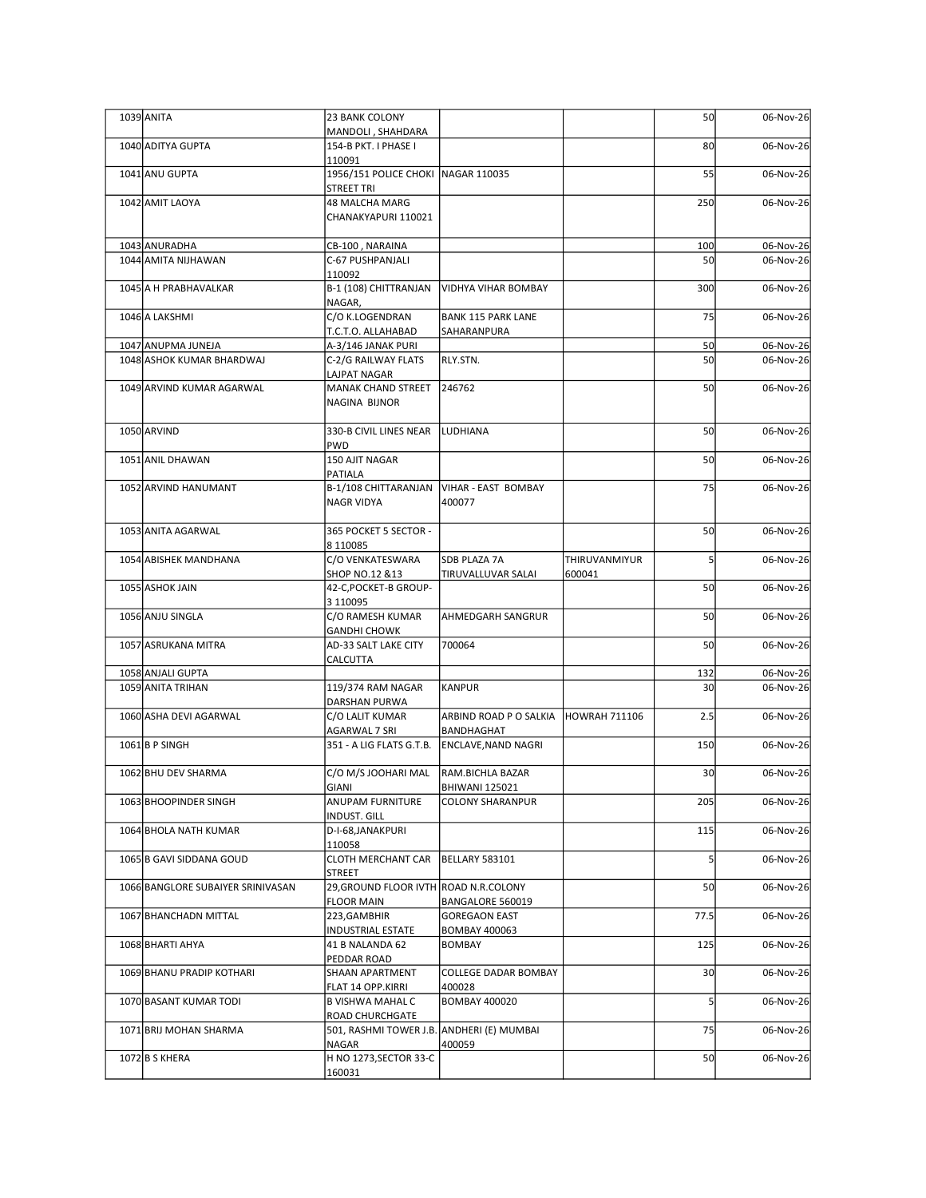| | | | | | | |
|---|---|---|---|---|---|---|
| 1039 | ANITA | 23 BANK COLONY MANDOLI , SHAHDARA | | | 50 | 06-Nov-26 |
| 1040 | ADITYA GUPTA | 154-B PKT. I PHASE I 110091 | | | 80 | 06-Nov-26 |
| 1041 | ANU GUPTA | 1956/151 POLICE CHOKI STREET TRI | NAGAR 110035 | | 55 | 06-Nov-26 |
| 1042 | AMIT LAOYA | 48 MALCHA MARG CHANAKYAPURI 110021 | | | 250 | 06-Nov-26 |
| 1043 | ANURADHA | CB-100 , NARAINA | | | 100 | 06-Nov-26 |
| 1044 | AMITA NIJHAWAN | C-67 PUSHPANJALI 110092 | | | 50 | 06-Nov-26 |
| 1045 | A H PRABHAVALKAR | B-1 (108) CHITTRANJAN NAGAR, | VIDHYA VIHAR BOMBAY | | 300 | 06-Nov-26 |
| 1046 | A LAKSHMI | C/O K.LOGENDRAN T.C.T.O. ALLAHABAD | BANK 115 PARK LANE SAHARANPURA | | 75 | 06-Nov-26 |
| 1047 | ANUPMA JUNEJA | A-3/146 JANAK PURI | | | 50 | 06-Nov-26 |
| 1048 | ASHOK KUMAR BHARDWAJ | C-2/G RAILWAY FLATS LAJPAT NAGAR | RLY.STN. | | 50 | 06-Nov-26 |
| 1049 | ARVIND KUMAR AGARWAL | MANAK CHAND STREET NAGINA BIJNOR | 246762 | | 50 | 06-Nov-26 |
| 1050 | ARVIND | 330-B CIVIL LINES NEAR PWD | LUDHIANA | | 50 | 06-Nov-26 |
| 1051 | ANIL DHAWAN | 150 AJIT NAGAR PATIALA | | | 50 | 06-Nov-26 |
| 1052 | ARVIND HANUMANT | B-1/108 CHITTARANJAN NAGR VIDYA | VIHAR - EAST BOMBAY 400077 | | 75 | 06-Nov-26 |
| 1053 | ANITA AGARWAL | 365 POCKET 5 SECTOR - 8 110085 | | | 50 | 06-Nov-26 |
| 1054 | ABISHEK MANDHANA | C/O VENKATESWARA SHOP NO.12 &13 | SDB PLAZA 7A TIRUVALLUVAR SALAI | THIRUVANMIYUR 600041 | 5 | 06-Nov-26 |
| 1055 | ASHOK JAIN | 42-C,POCKET-B GROUP-3 110095 | | | 50 | 06-Nov-26 |
| 1056 | ANJU SINGLA | C/O RAMESH KUMAR GANDHI CHOWK | AHMEDGARH SANGRUR | | 50 | 06-Nov-26 |
| 1057 | ASRUKANA MITRA | AD-33 SALT LAKE CITY CALCUTTA | 700064 | | 50 | 06-Nov-26 |
| 1058 | ANJALI GUPTA | | | | 132 | 06-Nov-26 |
| 1059 | ANITA TRIHAN | 119/374 RAM NAGAR DARSHAN PURWA | KANPUR | | 30 | 06-Nov-26 |
| 1060 | ASHA DEVI AGARWAL | C/O LALIT KUMAR AGARWAL 7 SRI | ARBIND ROAD P O SALKIA BANDHAGHAT | HOWRAH 711106 | 2.5 | 06-Nov-26 |
| 1061 | B P SINGH | 351 - A LIG FLATS G.T.B. | ENCLAVE,NAND NAGRI | | 150 | 06-Nov-26 |
| 1062 | BHU DEV SHARMA | C/O M/S JOOHARI MAL GIANI | RAM.BICHLA BAZAR BHIWANI 125021 | | 30 | 06-Nov-26 |
| 1063 | BHOOPINDER SINGH | ANUPAM FURNITURE INDUST. GILL | COLONY SHARANPUR | | 205 | 06-Nov-26 |
| 1064 | BHOLA NATH KUMAR | D-I-68,JANAKPURI 110058 | | | 115 | 06-Nov-26 |
| 1065 | B GAVI SIDDANA GOUD | CLOTH MERCHANT CAR STREET | BELLARY 583101 | | 5 | 06-Nov-26 |
| 1066 | BANGLORE SUBAIYER SRINIVASAN | 29,GROUND FLOOR IVTH FLOOR MAIN | ROAD N.R.COLONY BANGALORE 560019 | | 50 | 06-Nov-26 |
| 1067 | BHANCHADN MITTAL | 223,GAMBHIR INDUSTRIAL ESTATE | GOREGAON EAST BOMBAY 400063 | | 77.5 | 06-Nov-26 |
| 1068 | BHARTI AHYA | 41 B NALANDA 62 PEDDAR ROAD | BOMBAY | | 125 | 06-Nov-26 |
| 1069 | BHANU PRADIP KOTHARI | SHAAN APARTMENT FLAT 14 OPP.KIRRI | COLLEGE DADAR BOMBAY 400028 | | 30 | 06-Nov-26 |
| 1070 | BASANT KUMAR TODI | B VISHWA MAHAL C ROAD CHURCHGATE | BOMBAY 400020 | | 5 | 06-Nov-26 |
| 1071 | BRIJ MOHAN SHARMA | 501, RASHMI TOWER J.B. NAGAR | ANDHERI (E) MUMBAI 400059 | | 75 | 06-Nov-26 |
| 1072 | B S KHERA | H NO 1273,SECTOR 33-C 160031 | | | 50 | 06-Nov-26 |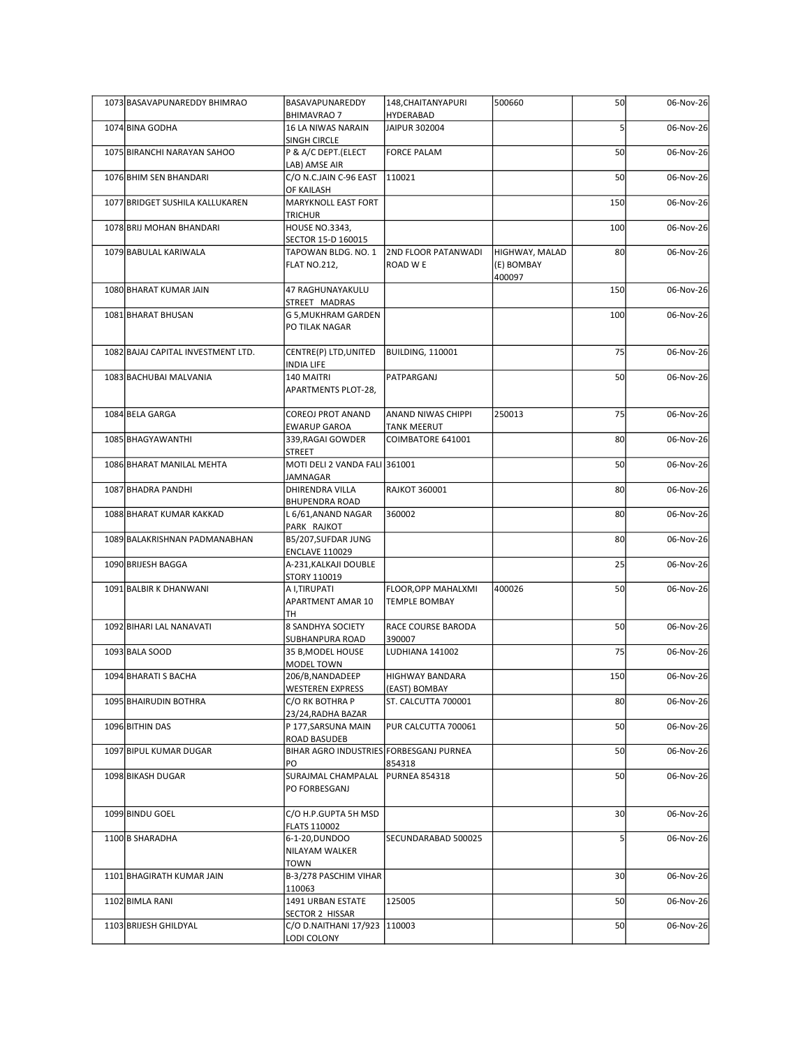| 1073 | BASAVAPUNAREDDY BHIMRAO | BASAVAPUNAREDDY BHIMAVRAO 7 | 148,CHAITANYAPURI HYDERABAD | 500660 | 50 | 06-Nov-26 |
|---|---|---|---|---|---|---|
| 1074 | BINA GODHA | 16 LA NIWAS NARAIN SINGH CIRCLE | JAIPUR 302004 | | 5 | 06-Nov-26 |
| 1075 | BIRANCHI NARAYAN SAHOO | P & A/C DEPT.(ELECT LAB) AMSE AIR | FORCE PALAM | | 50 | 06-Nov-26 |
| 1076 | BHIM SEN BHANDARI | C/O N.C.JAIN C-96 EAST OF KAILASH | 110021 | | 50 | 06-Nov-26 |
| 1077 | BRIDGET SUSHILA KALLUKAREN | MARYKNOLL EAST FORT TRICHUR | | | 150 | 06-Nov-26 |
| 1078 | BRIJ MOHAN BHANDARI | HOUSE NO.3343, SECTOR 15-D 160015 | | | 100 | 06-Nov-26 |
| 1079 | BABULAL KARIWALA | TAPOWAN BLDG. NO. 1 FLAT NO.212, | 2ND FLOOR PATANWADI ROAD W E | HIGHWAY, MALAD (E) BOMBAY 400097 | 80 | 06-Nov-26 |
| 1080 | BHARAT KUMAR JAIN | 47 RAGHUNAYAKULU STREET MADRAS | | | 150 | 06-Nov-26 |
| 1081 | BHARAT BHUSAN | G 5,MUKHRAM GARDEN PO TILAK NAGAR | | | 100 | 06-Nov-26 |
| 1082 | BAJAJ CAPITAL INVESTMENT LTD. | CENTRE(P) LTD,UNITED INDIA LIFE | BUILDING, 110001 | | 75 | 06-Nov-26 |
| 1083 | BACHUBAI MALVANIA | 140 MAITRI APARTMENTS PLOT-28, | PATPARGANJ | | 50 | 06-Nov-26 |
| 1084 | BELA GARGA | COREOJ PROT ANAND EWARUP GAROA | ANAND NIWAS CHIPPI TANK MEERUT | 250013 | 75 | 06-Nov-26 |
| 1085 | BHAGYAWANTHI | 339,RAGAI GOWDER STREET | COIMBATORE 641001 | | 80 | 06-Nov-26 |
| 1086 | BHARAT MANILAL MEHTA | MOTI DELI 2 VANDA FALI JAMNAGAR | 361001 | | 50 | 06-Nov-26 |
| 1087 | BHADRA PANDHI | DHIRENDRA VILLA BHUPENDRA ROAD | RAJKOT 360001 | | 80 | 06-Nov-26 |
| 1088 | BHARAT KUMAR KAKKAD | L 6/61,ANAND NAGAR PARK RAJKOT | 360002 | | 80 | 06-Nov-26 |
| 1089 | BALAKRISHNAN PADMANABHAN | B5/207,SUFDAR JUNG ENCLAVE 110029 | | | 80 | 06-Nov-26 |
| 1090 | BRIJESH BAGGA | A-231,KALKAJI DOUBLE STORY 110019 | | | 25 | 06-Nov-26 |
| 1091 | BALBIR K DHANWANI | A I,TIRUPATI APARTMENT AMAR 10 TH | FLOOR,OPP MAHALXMI TEMPLE BOMBAY | 400026 | 50 | 06-Nov-26 |
| 1092 | BIHARI LAL NANAVATI | 8 SANDHYA SOCIETY SUBHANPURA ROAD | RACE COURSE BARODA 390007 | | 50 | 06-Nov-26 |
| 1093 | BALA SOOD | 35 B,MODEL HOUSE MODEL TOWN | LUDHIANA 141002 | | 75 | 06-Nov-26 |
| 1094 | BHARATI S BACHA | 206/B,NANDADEEP WESTEREN EXPRESS | HIGHWAY BANDARA (EAST) BOMBAY | | 150 | 06-Nov-26 |
| 1095 | BHAIRUDIN BOTHRA | C/O RK BOTHRA P 23/24,RADHA BAZAR | ST. CALCUTTA 700001 | | 80 | 06-Nov-26 |
| 1096 | BITHIN DAS | P 177,SARSUNA MAIN ROAD BASUDEB | PUR CALCUTTA 700061 | | 50 | 06-Nov-26 |
| 1097 | BIPUL KUMAR DUGAR | BIHAR AGRO INDUSTRIES PO | FORBESGANJ PURNEA 854318 | | 50 | 06-Nov-26 |
| 1098 | BIKASH DUGAR | SURAJMAL CHAMPALAL PO FORBESGANJ | PURNEA 854318 | | 50 | 06-Nov-26 |
| 1099 | BINDU GOEL | C/O H.P.GUPTA 5H MSD FLATS 110002 | | | 30 | 06-Nov-26 |
| 1100 | B SHARADHA | 6-1-20,DUNDOO NILAYAM WALKER TOWN | SECUNDARABAD 500025 | | 5 | 06-Nov-26 |
| 1101 | BHAGIRATH KUMAR JAIN | B-3/278 PASCHIM VIHAR 110063 | | | 30 | 06-Nov-26 |
| 1102 | BIMLA RANI | 1491 URBAN ESTATE SECTOR 2 HISSAR | 125005 | | 50 | 06-Nov-26 |
| 1103 | BRIJESH GHILDYAL | C/O D.NAITHANI 17/923 LODI COLONY | 110003 | | 50 | 06-Nov-26 |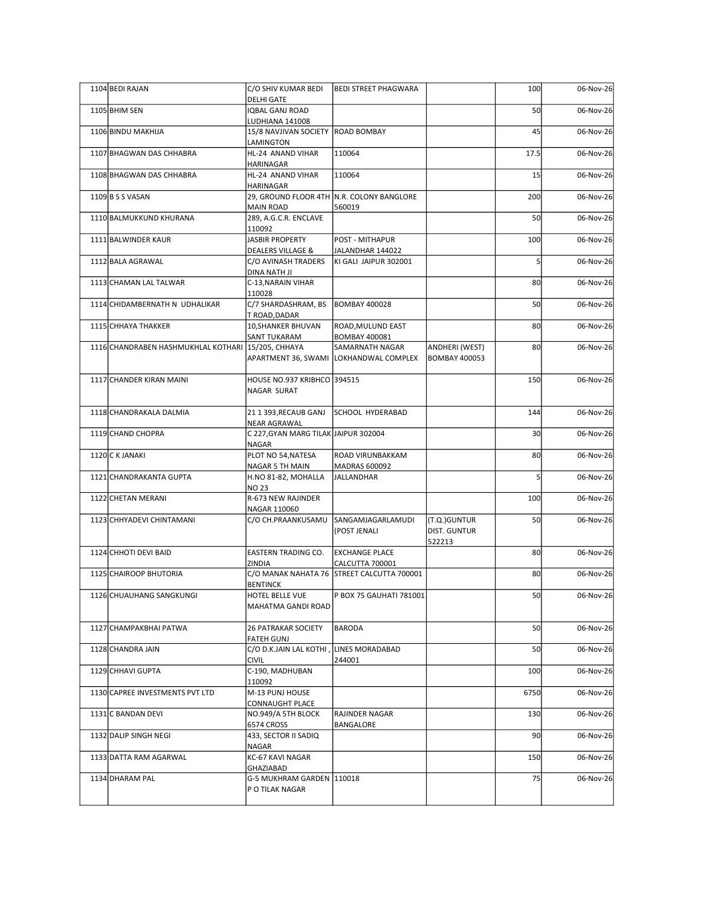| | | | | | | |
|---|---|---|---|---|---|---|
| 1104 | BEDI RAJAN | C/O SHIV KUMAR BEDI DELHI GATE | BEDI STREET PHAGWARA | | 100 | 06-Nov-26 |
| 1105 | BHIM SEN | IQBAL GANJ ROAD LUDHIANA 141008 | | | 50 | 06-Nov-26 |
| 1106 | BINDU MAKHIJA | 15/8 NAVJIVAN SOCIETY LAMINGTON | ROAD BOMBAY | | 45 | 06-Nov-26 |
| 1107 | BHAGWAN DAS CHHABRA | HL-24 ANAND VIHAR HARINAGAR | 110064 | | 17.5 | 06-Nov-26 |
| 1108 | BHAGWAN DAS CHHABRA | HL-24 ANAND VIHAR HARINAGAR | 110064 | | 15 | 06-Nov-26 |
| 1109 | B S S VASAN | 29, GROUND FLOOR 4TH MAIN ROAD | N.R. COLONY BANGLORE 560019 | | 200 | 06-Nov-26 |
| 1110 | BALMUKKUND KHURANA | 289, A.G.C.R. ENCLAVE 110092 | | | 50 | 06-Nov-26 |
| 1111 | BALWINDER KAUR | JASBIR PROPERTY DEALERS VILLAGE & | POST - MITHAPUR JALANDHAR 144022 | | 100 | 06-Nov-26 |
| 1112 | BALA AGRAWAL | C/O AVINASH TRADERS DINA NATH JI | KI GALI JAIPUR 302001 | | 5 | 06-Nov-26 |
| 1113 | CHAMAN LAL TALWAR | C-13,NARAIN VIHAR 110028 | | | 80 | 06-Nov-26 |
| 1114 | CHIDAMBERNATH N UDHALIKAR | C/7 SHARDASHRAM, BS T ROAD,DADAR | BOMBAY 400028 | | 50 | 06-Nov-26 |
| 1115 | CHHAYA THAKKER | 10,SHANKER BHUVAN SANT TUKARAM | ROAD,MULUND EAST BOMBAY 400081 | | 80 | 06-Nov-26 |
| 1116 | CHANDRABEN HASHMUKHLAL KOTHARI | 15/205, CHHAYA APARTMENT 36, SWAMI | SAMARNATH NAGAR LOKHANDWAL COMPLEX | ANDHERI (WEST) BOMBAY 400053 | 80 | 06-Nov-26 |
| 1117 | CHANDER KIRAN MAINI | HOUSE NO.937 KRIBHCO NAGAR SURAT | 394515 | | 150 | 06-Nov-26 |
| 1118 | CHANDRAKALA DALMIA | 21 1 393,RECAUB GANJ NEAR AGRAWAL | SCHOOL HYDERABAD | | 144 | 06-Nov-26 |
| 1119 | CHAND CHOPRA | C 227,GYAN MARG TILAK NAGAR | JAIPUR 302004 | | 30 | 06-Nov-26 |
| 1120 | C K JANAKI | PLOT NO 54,NATESA NAGAR 5 TH MAIN | ROAD VIRUNBAKKAM MADRAS 600092 | | 80 | 06-Nov-26 |
| 1121 | CHANDRAKANTA GUPTA | H.NO 81-82, MOHALLA NO 23 | JALLANDHAR | | 5 | 06-Nov-26 |
| 1122 | CHETAN MERANI | R-673 NEW RAJINDER NAGAR 110060 | | | 100 | 06-Nov-26 |
| 1123 | CHHYADEVI CHINTAMANI | C/O CH.PRAANKUSAMU | SANGAMJAGARLAMUDI (POST JENALI | (T.Q.)GUNTUR DIST. GUNTUR 522213 | 50 | 06-Nov-26 |
| 1124 | CHHOTI DEVI BAID | EASTERN TRADING CO. ZINDIA | EXCHANGE PLACE CALCUTTA 700001 | | 80 | 06-Nov-26 |
| 1125 | CHAIROOP BHUTORIA | C/O MANAK NAHATA 76 BENTINCK | STREET CALCUTTA 700001 | | 80 | 06-Nov-26 |
| 1126 | CHUAUHANG SANGKUNGI | HOTEL BELLE VUE MAHATMA GANDI ROAD | P BOX 75 GAUHATI 781001 | | 50 | 06-Nov-26 |
| 1127 | CHAMPAKBHAI PATWA | 26 PATRAKAR SOCIETY FATEH GUNJ | BARODA | | 50 | 06-Nov-26 |
| 1128 | CHANDRA JAIN | C/O D.K.JAIN LAL KOTHI , CIVIL | LINES MORADABAD 244001 | | 50 | 06-Nov-26 |
| 1129 | CHHAVI GUPTA | C-190, MADHUBAN 110092 | | | 100 | 06-Nov-26 |
| 1130 | CAPREE INVESTMENTS PVT LTD | M-13 PUNJ HOUSE CONNAUGHT PLACE | | | 6750 | 06-Nov-26 |
| 1131 | C BANDAN DEVI | NO.949/A 5TH BLOCK 6574 CROSS | RAJINDER NAGAR BANGALORE | | 130 | 06-Nov-26 |
| 1132 | DALIP SINGH NEGI | 433, SECTOR II SADIQ NAGAR | | | 90 | 06-Nov-26 |
| 1133 | DATTA RAM AGARWAL | KC-67 KAVI NAGAR GHAZIABAD | | | 150 | 06-Nov-26 |
| 1134 | DHARAM PAL | G-5 MUKHRAM GARDEN P O TILAK NAGAR | 110018 | | 75 | 06-Nov-26 |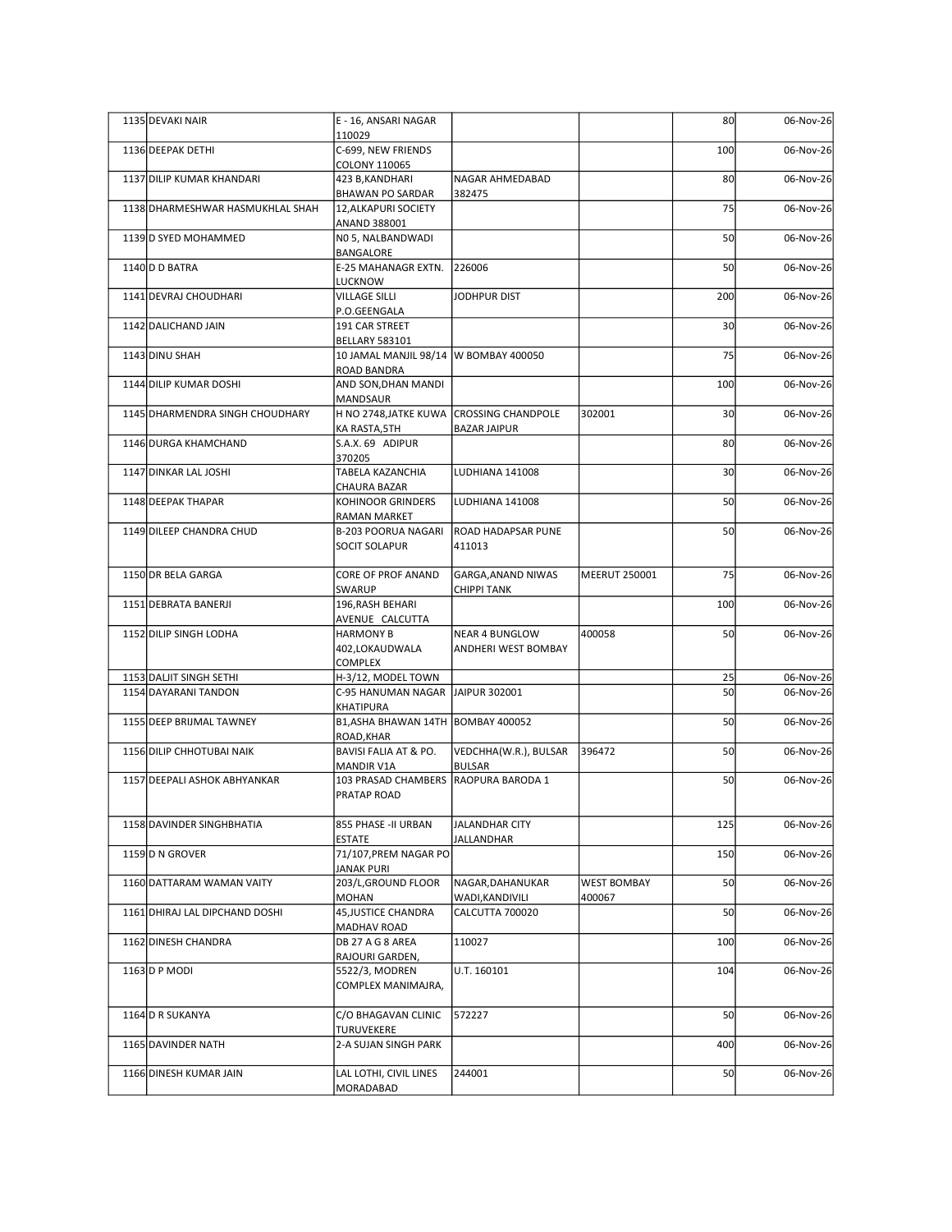| | | | | | | |
|---|---|---|---|---|---|---|
| 1135 | DEVAKI NAIR | E - 16, ANSARI NAGAR 110029 | | | 80 | 06-Nov-26 |
| 1136 | DEEPAK DETHI | C-699, NEW FRIENDS COLONY 110065 | | | 100 | 06-Nov-26 |
| 1137 | DILIP KUMAR KHANDARI | 423 B,KANDHARI BHAWAN PO SARDAR | NAGAR AHMEDABAD 382475 | | 80 | 06-Nov-26 |
| 1138 | DHARMESHWAR HASMUKHLAL SHAH | 12,ALKAPURI SOCIETY ANAND 388001 | | | 75 | 06-Nov-26 |
| 1139 | D SYED MOHAMMED | N0 5, NALBANDWADI BANGALORE | | | 50 | 06-Nov-26 |
| 1140 | D D BATRA | E-25 MAHANAGR EXTN. LUCKNOW | 226006 | | 50 | 06-Nov-26 |
| 1141 | DEVRAJ CHOUDHARI | VILLAGE SILLI P.O.GEENGALA | JODHPUR DIST | | 200 | 06-Nov-26 |
| 1142 | DALICHAND JAIN | 191 CAR STREET BELLARY 583101 | | | 30 | 06-Nov-26 |
| 1143 | DINU SHAH | 10 JAMAL MANJIL 98/14 ROAD BANDRA | W BOMBAY 400050 | | 75 | 06-Nov-26 |
| 1144 | DILIP KUMAR DOSHI | AND SON,DHAN MANDI MANDSAUR | | | 100 | 06-Nov-26 |
| 1145 | DHARMENDRA SINGH CHOUDHARY | H NO 2748,JATKE KUWA KA RASTA,5TH | CROSSING CHANDPOLE BAZAR JAIPUR | 302001 | 30 | 06-Nov-26 |
| 1146 | DURGA KHAMCHAND | S.A.X. 69 ADIPUR 370205 | | | 80 | 06-Nov-26 |
| 1147 | DINKAR LAL JOSHI | TABELA KAZANCHIA CHAURA BAZAR | LUDHIANA 141008 | | 30 | 06-Nov-26 |
| 1148 | DEEPAK THAPAR | KOHINOOR GRINDERS RAMAN MARKET | LUDHIANA 141008 | | 50 | 06-Nov-26 |
| 1149 | DILEEP CHANDRA CHUD | B-203 POORUA NAGARI SOCIT SOLAPUR | ROAD HADAPSAR PUNE 411013 | | 50 | 06-Nov-26 |
| 1150 | DR BELA GARGA | CORE OF PROF ANAND SWARUP | GARGA,ANAND NIWAS CHIPPI TANK | MEERUT 250001 | 75 | 06-Nov-26 |
| 1151 | DEBRATA BANERJI | 196,RASH BEHARI AVENUE CALCUTTA | | | 100 | 06-Nov-26 |
| 1152 | DILIP SINGH LODHA | HARMONY B 402,LOKAUDWALA COMPLEX | NEAR 4 BUNGLOW ANDHERI WEST BOMBAY | 400058 | 50 | 06-Nov-26 |
| 1153 | DALJIT SINGH SETHI | H-3/12, MODEL TOWN | | | 25 | 06-Nov-26 |
| 1154 | DAYARANI TANDON | C-95 HANUMAN NAGAR KHATIPURA | JAIPUR 302001 | | 50 | 06-Nov-26 |
| 1155 | DEEP BRIJMAL TAWNEY | B1,ASHA BHAWAN 14TH ROAD,KHAR | BOMBAY 400052 | | 50 | 06-Nov-26 |
| 1156 | DILIP CHHOTUBAI NAIK | BAVISI FALIA AT & PO. MANDIR V1A | VEDCHHA(W.R.), BULSAR BULSAR | 396472 | 50 | 06-Nov-26 |
| 1157 | DEEPALI ASHOK ABHYANKAR | 103 PRASAD CHAMBERS PRATAP ROAD | RAOPURA BARODA 1 | | 50 | 06-Nov-26 |
| 1158 | DAVINDER SINGHBHATIA | 855 PHASE -II URBAN ESTATE | JALANDHAR CITY JALLANDHAR | | 125 | 06-Nov-26 |
| 1159 | D N GROVER | 71/107,PREM NAGAR PO JANAK PURI | | | 150 | 06-Nov-26 |
| 1160 | DATTARAM WAMAN VAITY | 203/L,GROUND FLOOR MOHAN | NAGAR,DAHANUKAR WADI,KANDIVILI | WEST BOMBAY 400067 | 50 | 06-Nov-26 |
| 1161 | DHIRAJ LAL DIPCHAND DOSHI | 45,JUSTICE CHANDRA MADHAV ROAD | CALCUTTA 700020 | | 50 | 06-Nov-26 |
| 1162 | DINESH CHANDRA | DB 27 A G 8 AREA RAJOURI GARDEN, | 110027 | | 100 | 06-Nov-26 |
| 1163 | D P MODI | 5522/3, MODREN COMPLEX MANIMAJRA, | U.T. 160101 | | 104 | 06-Nov-26 |
| 1164 | D R SUKANYA | C/O BHAGAVAN CLINIC TURUVEKERE | 572227 | | 50 | 06-Nov-26 |
| 1165 | DAVINDER NATH | 2-A SUJAN SINGH PARK | | | 400 | 06-Nov-26 |
| 1166 | DINESH KUMAR JAIN | LAL LOTHI, CIVIL LINES MORADABAD | 244001 | | 50 | 06-Nov-26 |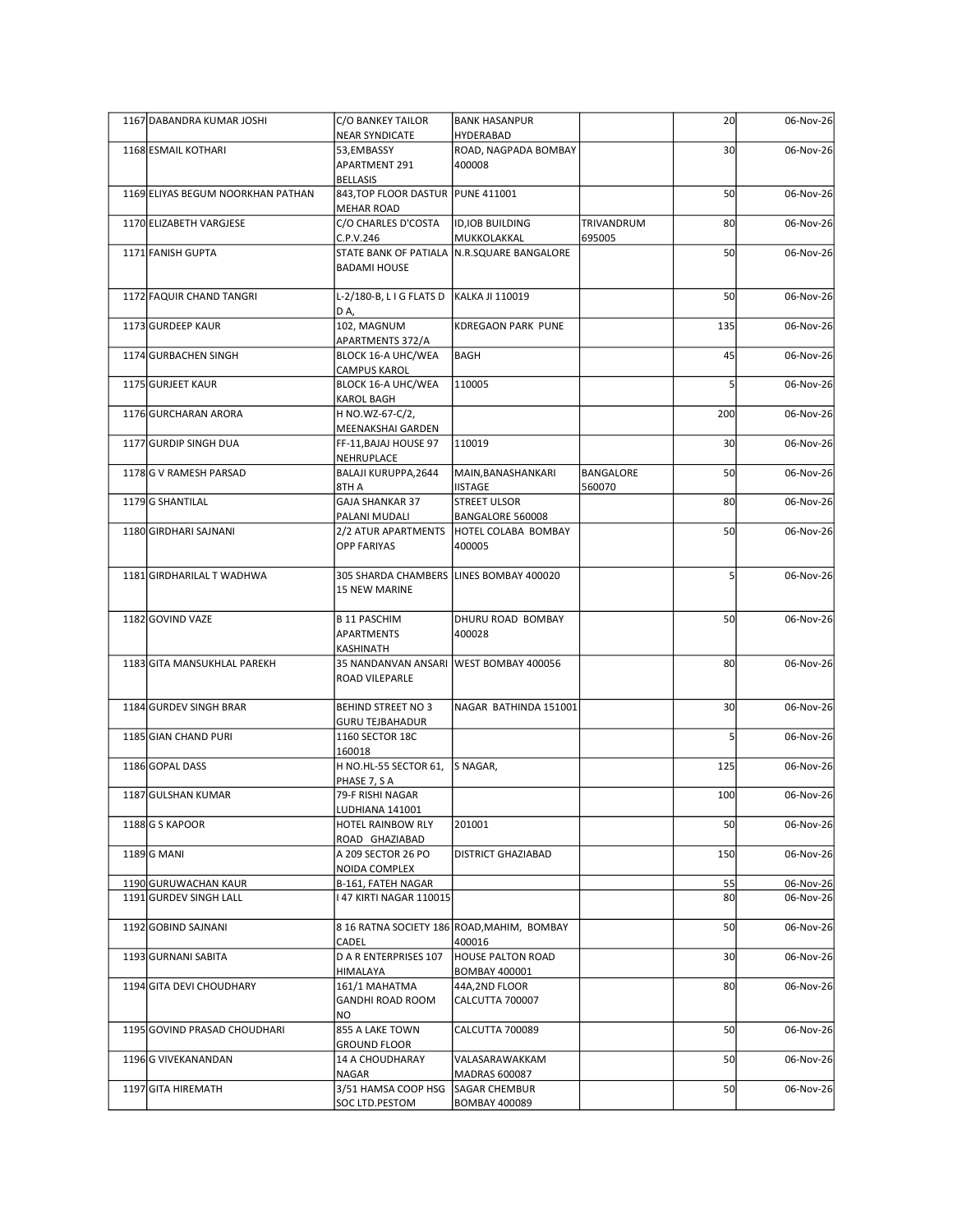| | | | | | | |
|---|---|---|---|---|---|---|
| 1167 | DABANDRA KUMAR JOSHI | C/O BANKEY TAILOR NEAR SYNDICATE | BANK HASANPUR HYDERABAD | | 20 | 06-Nov-26 |
| 1168 | ESMAIL KOTHARI | 53,EMBASSY APARTMENT 291 BELLASIS | ROAD, NAGPADA BOMBAY 400008 | | 30 | 06-Nov-26 |
| 1169 | ELIYAS BEGUM NOORKHAN PATHAN | 843,TOP FLOOR DASTUR MEHAR ROAD | PUNE 411001 | | 50 | 06-Nov-26 |
| 1170 | ELIZABETH VARGJESE | C/O CHARLES D'COSTA C.P.V.246 | ID,IOB BUILDING MUKKOLAKKAL | TRIVANDRUM 695005 | 80 | 06-Nov-26 |
| 1171 | FANISH GUPTA | STATE BANK OF PATIALA BADAMI HOUSE | N.R.SQUARE BANGALORE | | 50 | 06-Nov-26 |
| 1172 | FAQUIR CHAND TANGRI | L-2/180-B, L I G FLATS D D A, | KALKA JI 110019 | | 50 | 06-Nov-26 |
| 1173 | GURDEEP KAUR | 102, MAGNUM APARTMENTS 372/A | KDREGAON PARK PUNE | | 135 | 06-Nov-26 |
| 1174 | GURBACHEN SINGH | BLOCK 16-A UHC/WEA CAMPUS KAROL | BAGH | | 45 | 06-Nov-26 |
| 1175 | GURJEET KAUR | BLOCK 16-A UHC/WEA KAROL BAGH | 110005 | | 5 | 06-Nov-26 |
| 1176 | GURCHARAN ARORA | H NO.WZ-67-C/2, MEENAKSHAI GARDEN | | | 200 | 06-Nov-26 |
| 1177 | GURDIP SINGH DUA | FF-11,BAJAJ HOUSE 97 NEHRUPLACE | 110019 | | 30 | 06-Nov-26 |
| 1178 | G V RAMESH PARSAD | BALAJI KURUPPA,2644 8TH A | MAIN,BANASHANKARI IISTAGE | BANGALORE 560070 | 50 | 06-Nov-26 |
| 1179 | G SHANTILAL | GAJA SHANKAR 37 PALANI MUDALI | STREET ULSOR BANGALORE 560008 | | 80 | 06-Nov-26 |
| 1180 | GIRDHARI SAJNANI | 2/2 ATUR APARTMENTS OPP FARIYAS | HOTEL COLABA BOMBAY 400005 | | 50 | 06-Nov-26 |
| 1181 | GIRDHARILAL T WADHWA | 305 SHARDA CHAMBERS 15 NEW MARINE | LINES BOMBAY 400020 | | 5 | 06-Nov-26 |
| 1182 | GOVIND VAZE | B 11 PASCHIM APARTMENTS KASHINATH | DHURU ROAD BOMBAY 400028 | | 50 | 06-Nov-26 |
| 1183 | GITA MANSUKHLAL PAREKH | 35 NANDANVAN ANSARI ROAD VILEPARLE | WEST BOMBAY 400056 | | 80 | 06-Nov-26 |
| 1184 | GURDEV SINGH BRAR | BEHIND STREET NO 3 GURU TEJBAHADUR | NAGAR BATHINDA 151001 | | 30 | 06-Nov-26 |
| 1185 | GIAN CHAND PURI | 1160 SECTOR 18C 160018 | | | 5 | 06-Nov-26 |
| 1186 | GOPAL DASS | H NO.HL-55 SECTOR 61, PHASE 7, S A | S NAGAR, | | 125 | 06-Nov-26 |
| 1187 | GULSHAN KUMAR | 79-F RISHI NAGAR LUDHIANA 141001 | | | 100 | 06-Nov-26 |
| 1188 | G S KAPOOR | HOTEL RAINBOW RLY ROAD GHAZIABAD | 201001 | | 50 | 06-Nov-26 |
| 1189 | G MANI | A 209 SECTOR 26 PO NOIDA COMPLEX | DISTRICT GHAZIABAD | | 150 | 06-Nov-26 |
| 1190 | GURUWACHAN KAUR | B-161, FATEH NAGAR | | | 55 | 06-Nov-26 |
| 1191 | GURDEV SINGH LALL | I 47 KIRTI NAGAR 110015 | | | 80 | 06-Nov-26 |
| 1192 | GOBIND SAJNANI | 8 16 RATNA SOCIETY 186 CADEL | ROAD,MAHIM, BOMBAY 400016 | | 50 | 06-Nov-26 |
| 1193 | GURNANI SABITA | D A R ENTERPRISES 107 HIMALAYA | HOUSE PALTON ROAD BOMBAY 400001 | | 30 | 06-Nov-26 |
| 1194 | GITA DEVI CHOUDHARY | 161/1 MAHATMA GANDHI ROAD ROOM NO | 44A,2ND FLOOR CALCUTTA 700007 | | 80 | 06-Nov-26 |
| 1195 | GOVIND PRASAD CHOUDHARI | 855 A LAKE TOWN GROUND FLOOR | CALCUTTA 700089 | | 50 | 06-Nov-26 |
| 1196 | G VIVEKANANDAN | 14 A CHOUDHARAY NAGAR | VALASARAWAKKAM MADRAS 600087 | | 50 | 06-Nov-26 |
| 1197 | GITA HIREMATH | 3/51 HAMSA COOP HSG SOC LTD.PESTOM | SAGAR CHEMBUR BOMBAY 400089 | | 50 | 06-Nov-26 |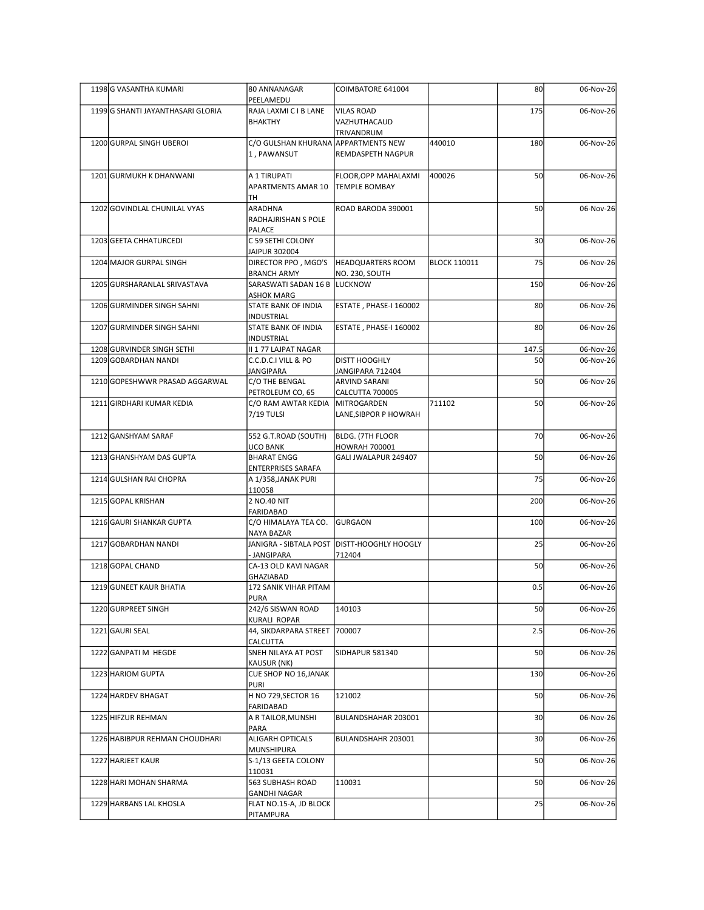| | | | | | | |
|---|---|---|---|---|---|---|
| 1198 | G VASANTHA KUMARI | 80 ANNANAGAR PEELAMEDU | COIMBATORE 641004 | | 80 | 06-Nov-26 |
| 1199 | G SHANTI JAYANTHASARI GLORIA | RAJA LAXMI C I B LANE BHAKTHY | VILAS ROAD VAZHUTHACAUD TRIVANDRUM | | 175 | 06-Nov-26 |
| 1200 | GURPAL SINGH UBEROI | C/O GULSHAN KHURANA 1 , PAWANSUT | APPARTMENTS NEW REMDASPETH NAGPUR | 440010 | 180 | 06-Nov-26 |
| 1201 | GURMUKH K DHANWANI | A 1 TIRUPATI APARTMENTS AMAR 10 TH | FLOOR,OPP MAHALAXMI TEMPLE BOMBAY | 400026 | 50 | 06-Nov-26 |
| 1202 | GOVINDLAL CHUNILAL VYAS | ARADHNA RADHAJRISHAN S POLE PALACE | ROAD BARODA 390001 | | 50 | 06-Nov-26 |
| 1203 | GEETA CHHATURCEDI | C 59 SETHI COLONY JAIPUR 302004 | | | 30 | 06-Nov-26 |
| 1204 | MAJOR GURPAL SINGH | DIRECTOR PPO , MGO'S BRANCH ARMY | HEADQUARTERS ROOM NO. 230, SOUTH | BLOCK 110011 | 75 | 06-Nov-26 |
| 1205 | GURSHARANLAL SRIVASTAVA | SARASWATI SADAN 16 B ASHOK MARG | LUCKNOW | | 150 | 06-Nov-26 |
| 1206 | GURMINDER SINGH SAHNI | STATE BANK OF INDIA INDUSTRIAL | ESTATE , PHASE-I 160002 | | 80 | 06-Nov-26 |
| 1207 | GURMINDER SINGH SAHNI | STATE BANK OF INDIA INDUSTRIAL | ESTATE , PHASE-I 160002 | | 80 | 06-Nov-26 |
| 1208 | GURVINDER SINGH SETHI | II 1 77 LAJPAT NAGAR | | | 147.5 | 06-Nov-26 |
| 1209 | GOBARDHAN NANDI | C.C.D.C.I VILL & PO JANGIPARA | DISTT HOOGHLY JANGIPARA 712404 | | 50 | 06-Nov-26 |
| 1210 | GOPESHWWR PRASAD AGGARWAL | C/O THE BENGAL PETROLEUM CO, 65 | ARVIND SARANI CALCUTTA 700005 | | 50 | 06-Nov-26 |
| 1211 | GIRDHARI KUMAR KEDIA | C/O RAM AWTAR KEDIA 7/19 TULSI | MITROGARDEN LANE,SIBPOR P HOWRAH | 711102 | 50 | 06-Nov-26 |
| 1212 | GANSHYAM SARAF | 552 G.T.ROAD (SOUTH) UCO BANK | BLDG. (7TH FLOOR HOWRAH 700001 | | 70 | 06-Nov-26 |
| 1213 | GHANSHYAM DAS GUPTA | BHARAT ENGG ENTERPRISES SARAFA | GALI JWALAPUR 249407 | | 50 | 06-Nov-26 |
| 1214 | GULSHAN RAI CHOPRA | A 1/358,JANAK PURI 110058 | | | 75 | 06-Nov-26 |
| 1215 | GOPAL KRISHAN | 2 NO.40 NIT FARIDABAD | | | 200 | 06-Nov-26 |
| 1216 | GAURI SHANKAR GUPTA | C/O HIMALAYA TEA CO. NAYA BAZAR | GURGAON | | 100 | 06-Nov-26 |
| 1217 | GOBARDHAN NANDI | JANIGRA - SIBTALA POST - JANGIPARA | DISTT-HOOGHLY HOOGLY 712404 | | 25 | 06-Nov-26 |
| 1218 | GOPAL CHAND | CA-13 OLD KAVI NAGAR GHAZIABAD | | | 50 | 06-Nov-26 |
| 1219 | GUNEET KAUR BHATIA | 172 SANIK VIHAR PITAM PURA | | | 0.5 | 06-Nov-26 |
| 1220 | GURPREET SINGH | 242/6 SISWAN ROAD KURALI ROPAR | 140103 | | 50 | 06-Nov-26 |
| 1221 | GAURI SEAL | 44, SIKDARPARA STREET CALCUTTA | 700007 | | 2.5 | 06-Nov-26 |
| 1222 | GANPATI M HEGDE | SNEH NILAYA AT POST KAUSUR (NK) | SIDHAPUR 581340 | | 50 | 06-Nov-26 |
| 1223 | HARIOM GUPTA | CUE SHOP NO 16,JANAK PURI | | | 130 | 06-Nov-26 |
| 1224 | HARDEV BHAGAT | H NO 729,SECTOR 16 FARIDABAD | 121002 | | 50 | 06-Nov-26 |
| 1225 | HIFZUR REHMAN | A R TAILOR,MUNSHI PARA | BULANDSHAHAR 203001 | | 30 | 06-Nov-26 |
| 1226 | HABIBPUR REHMAN CHOUDHARI | ALIGARH OPTICALS MUNSHIPURA | BULANDSHAHR 203001 | | 30 | 06-Nov-26 |
| 1227 | HARJEET KAUR | S-1/13 GEETA COLONY 110031 | | | 50 | 06-Nov-26 |
| 1228 | HARI MOHAN SHARMA | 563 SUBHASH ROAD GANDHI NAGAR | 110031 | | 50 | 06-Nov-26 |
| 1229 | HARBANS LAL KHOSLA | FLAT NO.15-A, JD BLOCK PITAMPURA | | | 25 | 06-Nov-26 |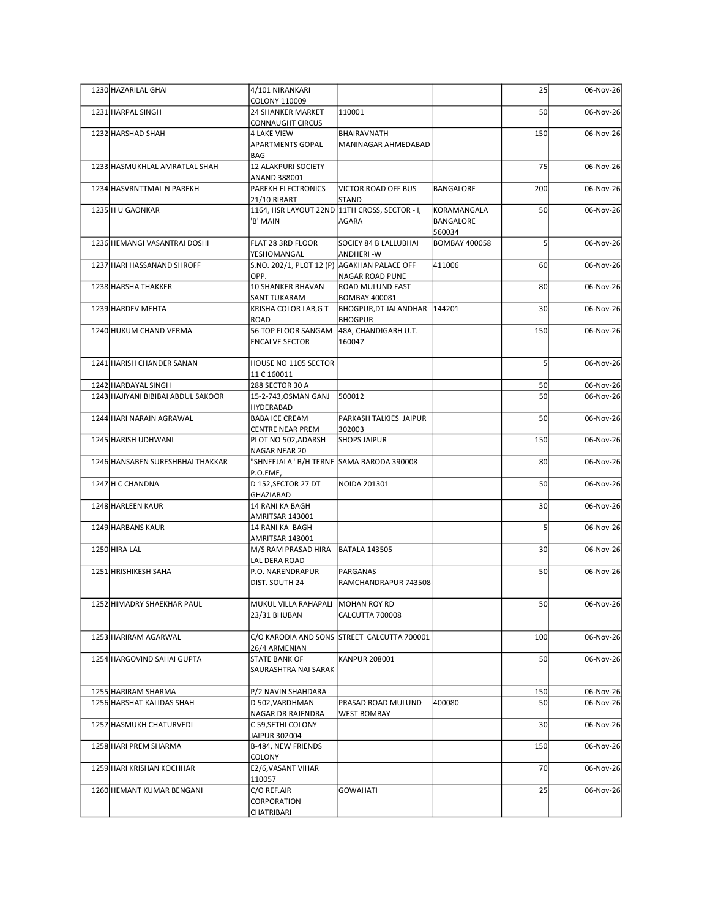| | | | | | | |
|---|---|---|---|---|---|---|
| 1230 | HAZARILAL GHAI | 4/101 NIRANKARI COLONY 110009 | | | 25 | 06-Nov-26 |
| 1231 | HARPAL SINGH | 24 SHANKER MARKET CONNAUGHT CIRCUS | 110001 | | 50 | 06-Nov-26 |
| 1232 | HARSHAD SHAH | 4 LAKE VIEW APARTMENTS GOPAL BAG | BHAIRAVNATH MANINAGAR AHMEDABAD | | 150 | 06-Nov-26 |
| 1233 | HASMUKHLAL AMRATLAL SHAH | 12 ALAKPURI SOCIETY ANAND 388001 | | | 75 | 06-Nov-26 |
| 1234 | HASVRNTTMAL N PAREKH | PAREKH ELECTRONICS 21/10 RIBART | VICTOR ROAD OFF BUS STAND | BANGALORE | 200 | 06-Nov-26 |
| 1235 | H U GAONKAR | 1164, HSR LAYOUT 22ND 'B' MAIN | 11TH CROSS, SECTOR - I, AGARA | KORAMANGALA BANGALORE 560034 | 50 | 06-Nov-26 |
| 1236 | HEMANGI VASANTRAI DOSHI | FLAT 28 3RD FLOOR YESHOMANGAL | SOCIEY 84 B LALLUBHAI ANDHERI -W | BOMBAY 400058 | 5 | 06-Nov-26 |
| 1237 | HARI HASSANAND SHROFF | S.NO. 202/1, PLOT 12 (P) OPP. | AGAKHAN PALACE OFF NAGAR ROAD PUNE | 411006 | 60 | 06-Nov-26 |
| 1238 | HARSHA THAKKER | 10 SHANKER BHAVAN SANT TUKARAM | ROAD MULUND EAST BOMBAY 400081 | | 80 | 06-Nov-26 |
| 1239 | HARDEV MEHTA | KRISHA COLOR LAB,G T ROAD | BHOGPUR,DT JALANDHAR BHOGPUR | 144201 | 30 | 06-Nov-26 |
| 1240 | HUKUM CHAND VERMA | 56 TOP FLOOR SANGAM ENCALVE SECTOR | 48A, CHANDIGARH U.T. 160047 | | 150 | 06-Nov-26 |
| 1241 | HARISH CHANDER SANAN | HOUSE NO 1105 SECTOR 11 C 160011 | | | 5 | 06-Nov-26 |
| 1242 | HARDAYAL SINGH | 288 SECTOR 30 A | | | 50 | 06-Nov-26 |
| 1243 | HAJIYANI BIBIBAI ABDUL SAKOOR | 15-2-743,OSMAN GANJ HYDERABAD | 500012 | | 50 | 06-Nov-26 |
| 1244 | HARI NARAIN AGRAWAL | BABA ICE CREAM CENTRE NEAR PREM | PARKASH TALKIES JAIPUR 302003 | | 50 | 06-Nov-26 |
| 1245 | HARISH UDHWANI | PLOT NO 502,ADARSH NAGAR NEAR 20 | SHOPS JAIPUR | | 150 | 06-Nov-26 |
| 1246 | HANSABEN SURESHBHAI THAKKAR | "SHNEEJALA" B/H TERNE P.O.EME, | SAMA BARODA 390008 | | 80 | 06-Nov-26 |
| 1247 | H C CHANDNA | D 152,SECTOR 27 DT GHAZIABAD | NOIDA 201301 | | 50 | 06-Nov-26 |
| 1248 | HARLEEN KAUR | 14 RANI KA BAGH AMRITSAR 143001 | | | 30 | 06-Nov-26 |
| 1249 | HARBANS KAUR | 14 RANI KA BAGH AMRITSAR 143001 | | | 5 | 06-Nov-26 |
| 1250 | HIRA LAL | M/S RAM PRASAD HIRA LAL DERA ROAD | BATALA 143505 | | 30 | 06-Nov-26 |
| 1251 | HRISHIKESH SAHA | P.O. NARENDRAPUR DIST. SOUTH 24 | PARGANAS RAMCHANDRAPUR 743508 | | 50 | 06-Nov-26 |
| 1252 | HIMADRY SHAEKHAR PAUL | MUKUL VILLA RAHAPALI 23/31 BHUBAN | MOHAN ROY RD CALCUTTA 700008 | | 50 | 06-Nov-26 |
| 1253 | HARIRAM AGARWAL | C/O KARODIA AND SONS 26/4 ARMENIAN | STREET CALCUTTA 700001 | | 100 | 06-Nov-26 |
| 1254 | HARGOVIND SAHAI GUPTA | STATE BANK OF SAURASHTRA NAI SARAK | KANPUR 208001 | | 50 | 06-Nov-26 |
| 1255 | HARIRAM SHARMA | P/2 NAVIN SHAHDARA | | | 150 | 06-Nov-26 |
| 1256 | HARSHAT KALIDAS SHAH | D 502,VARDHMAN NAGAR DR RAJENDRA | PRASAD ROAD MULUND WEST BOMBAY | 400080 | 50 | 06-Nov-26 |
| 1257 | HASMUKH CHATURVEDI | C 59,SETHI COLONY JAIPUR 302004 | | | 30 | 06-Nov-26 |
| 1258 | HARI PREM SHARMA | B-484, NEW FRIENDS COLONY | | | 150 | 06-Nov-26 |
| 1259 | HARI KRISHAN KOCHHAR | E2/6,VASANT VIHAR 110057 | | | 70 | 06-Nov-26 |
| 1260 | HEMANT KUMAR BENGANI | C/O REF.AIR CORPORATION CHATRIBARI | GOWAHATI | | 25 | 06-Nov-26 |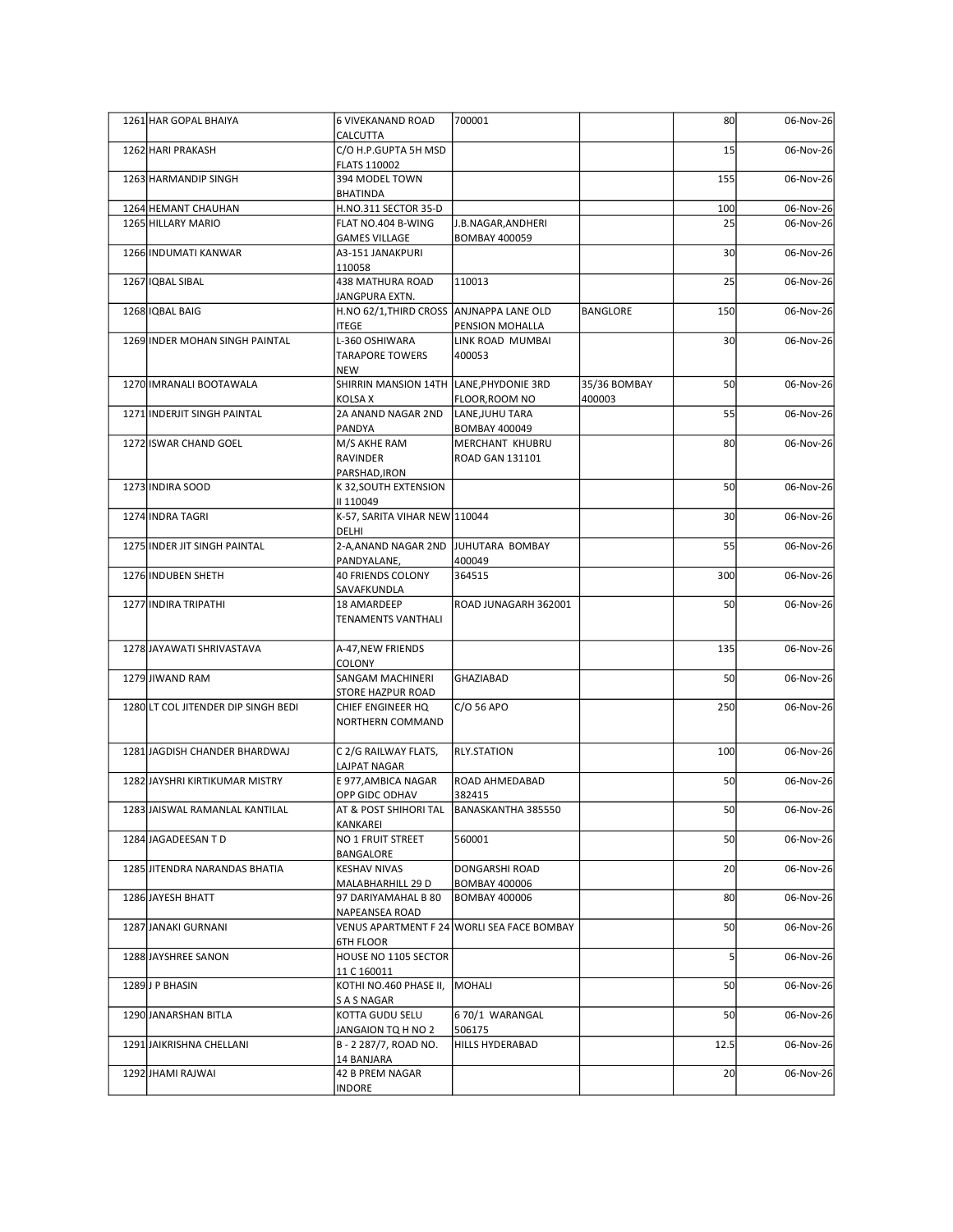| | | | | | | |
|---|---|---|---|---|---|---|
| 1261 | HAR GOPAL BHAIYA | 6 VIVEKANAND ROAD CALCUTTA | 700001 | | 80 | 06-Nov-26 |
| 1262 | HARI PRAKASH | C/O H.P.GUPTA 5H MSD FLATS 110002 | | | 15 | 06-Nov-26 |
| 1263 | HARMANDIP SINGH | 394 MODEL TOWN BHATINDA | | | 155 | 06-Nov-26 |
| 1264 | HEMANT CHAUHAN | H.NO.311 SECTOR 35-D | | | 100 | 06-Nov-26 |
| 1265 | HILLARY MARIO | FLAT NO.404 B-WING GAMES VILLAGE | J.B.NAGAR,ANDHERI BOMBAY 400059 | | 25 | 06-Nov-26 |
| 1266 | INDUMATI KANWAR | A3-151 JANAKPURI 110058 | | | 30 | 06-Nov-26 |
| 1267 | IQBAL SIBAL | 438 MATHURA ROAD JANGPURA EXTN. | 110013 | | 25 | 06-Nov-26 |
| 1268 | IQBAL BAIG | H.NO 62/1,THIRD CROSS ITEGE | ANJNAPPA LANE OLD PENSION MOHALLA | BANGLORE | 150 | 06-Nov-26 |
| 1269 | INDER MOHAN SINGH PAINTAL | L-360 OSHIWARA TARAPORE TOWERS NEW | LINK ROAD MUMBAI 400053 | | 30 | 06-Nov-26 |
| 1270 | IMRANALI BOOTAWALA | SHIRRIN MANSION 14TH KOLSA X | LANE,PHYDONIE 3RD FLOOR,ROOM NO | 35/36 BOMBAY 400003 | 50 | 06-Nov-26 |
| 1271 | INDERJIT SINGH PAINTAL | 2A ANAND NAGAR 2ND PANDYA | LANE,JUHU TARA BOMBAY 400049 | | 55 | 06-Nov-26 |
| 1272 | ISWAR CHAND GOEL | M/S AKHE RAM RAVINDER PARSHAD,IRON | MERCHANT KHUBRU ROAD GAN 131101 | | 80 | 06-Nov-26 |
| 1273 | INDIRA SOOD | K 32,SOUTH EXTENSION II 110049 | | | 50 | 06-Nov-26 |
| 1274 | INDRA TAGRI | K-57, SARITA VIHAR NEW DELHI | 110044 | | 30 | 06-Nov-26 |
| 1275 | INDER JIT SINGH PAINTAL | 2-A,ANAND NAGAR 2ND PANDYALANE, | JUHUTARA BOMBAY 400049 | | 55 | 06-Nov-26 |
| 1276 | INDUBEN SHETH | 40 FRIENDS COLONY SAVAFKUNDLA | 364515 | | 300 | 06-Nov-26 |
| 1277 | INDIRA TRIPATHI | 18 AMARDEEP TENAMENTS VANTHALI | ROAD JUNAGARH 362001 | | 50 | 06-Nov-26 |
| 1278 | JAYAWATI SHRIVASTAVA | A-47,NEW FRIENDS COLONY | | | 135 | 06-Nov-26 |
| 1279 | JIWAND RAM | SANGAM MACHINERI STORE HAZPUR ROAD | GHAZIABAD | | 50 | 06-Nov-26 |
| 1280 | LT COL JITENDER DIP SINGH BEDI | CHIEF ENGINEER HQ NORTHERN COMMAND | C/O 56 APO | | 250 | 06-Nov-26 |
| 1281 | JAGDISH CHANDER BHARDWAJ | C 2/G RAILWAY FLATS, LAJPAT NAGAR | RLY.STATION | | 100 | 06-Nov-26 |
| 1282 | JAYSHRI KIRTIKUMAR MISTRY | E 977,AMBICA NAGAR OPP GIDC ODHAV | ROAD AHMEDABAD 382415 | | 50 | 06-Nov-26 |
| 1283 | JAISWAL RAMANLAL KANTILAL | AT & POST SHIHORI TAL KANKAREI | BANASKANTHA 385550 | | 50 | 06-Nov-26 |
| 1284 | JAGADEESAN T D | NO 1 FRUIT STREET BANGALORE | 560001 | | 50 | 06-Nov-26 |
| 1285 | JITENDRA NARANDAS BHATIA | KESHAV NIVAS MALABHARHILL 29 D | DONGARSHI ROAD BOMBAY 400006 | | 20 | 06-Nov-26 |
| 1286 | JAYESH BHATT | 97 DARIYAMAHAL B 80 NAPEANSEA ROAD | BOMBAY 400006 | | 80 | 06-Nov-26 |
| 1287 | JANAKI GURNANI | VENUS APARTMENT F 24 6TH FLOOR | WORLI SEA FACE BOMBAY | | 50 | 06-Nov-26 |
| 1288 | JAYSHREE SANON | HOUSE NO 1105 SECTOR 11 C 160011 | | | 5 | 06-Nov-26 |
| 1289 | J P BHASIN | KOTHI NO.460 PHASE II, S A S NAGAR | MOHALI | | 50 | 06-Nov-26 |
| 1290 | JANARSHAN BITLA | KOTTA GUDU SELU JANGAION TQ H NO 2 | 6 70/1 WARANGAL 506175 | | 50 | 06-Nov-26 |
| 1291 | JAIKRISHNA CHELLANI | B - 2 287/7, ROAD NO. 14 BANJARA | HILLS HYDERABAD | | 12.5 | 06-Nov-26 |
| 1292 | JHAMI RAJWAI | 42 B PREM NAGAR INDORE | | | 20 | 06-Nov-26 |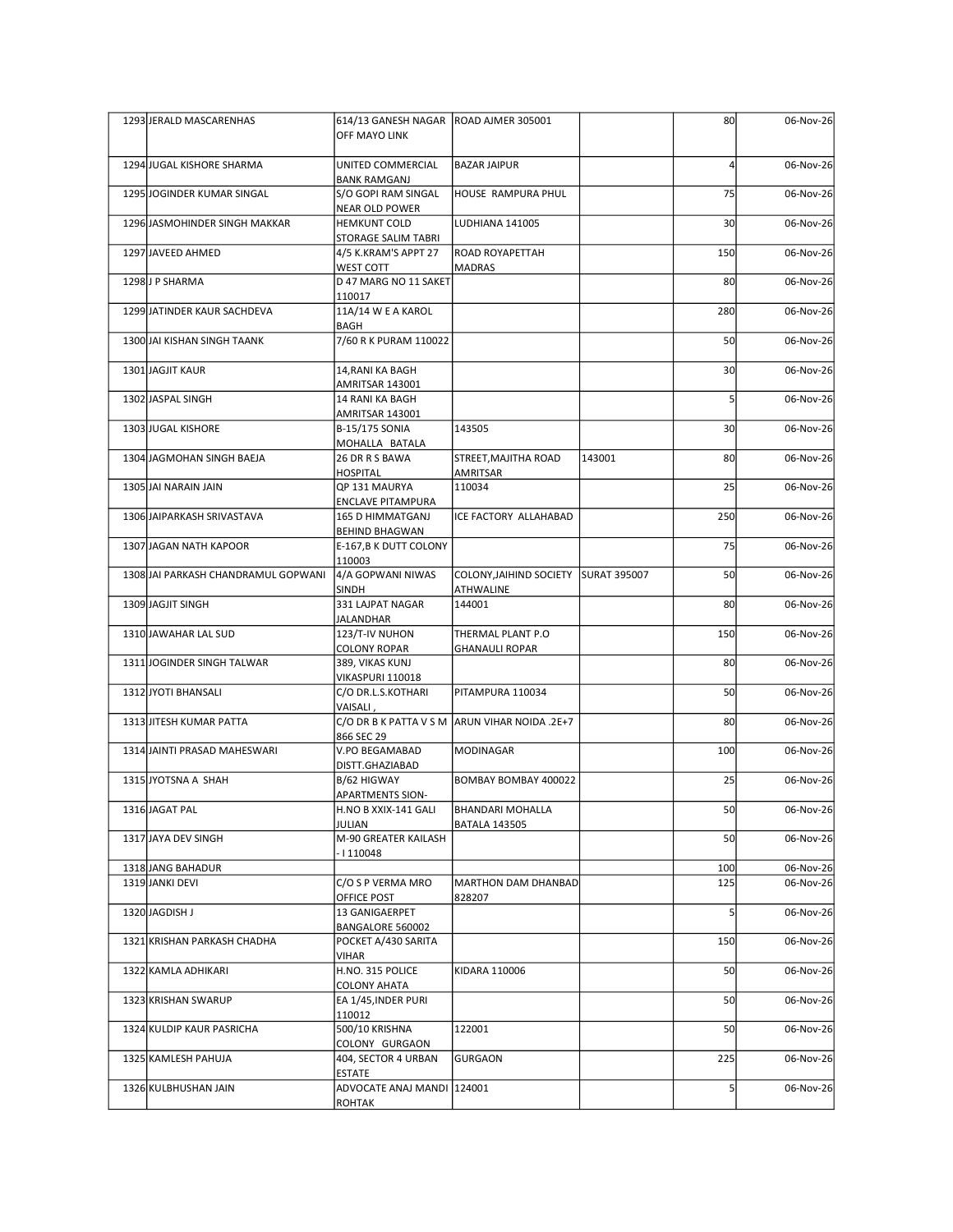| | | | | | | |
|---|---|---|---|---|---|---|
| 1293 | JERALD MASCARENHAS | 614/13 GANESH NAGAR OFF MAYO LINK | ROAD AJMER 305001 | | 80 | 06-Nov-26 |
| 1294 | JUGAL KISHORE SHARMA | UNITED COMMERCIAL BANK RAMGANJ | BAZAR JAIPUR | | 4 | 06-Nov-26 |
| 1295 | JOGINDER KUMAR SINGAL | S/O GOPI RAM SINGAL NEAR OLD POWER | HOUSE RAMPURA PHUL | | 75 | 06-Nov-26 |
| 1296 | JASMOHINDER SINGH MAKKAR | HEMKUNT COLD STORAGE SALIM TABRI | LUDHIANA 141005 | | 30 | 06-Nov-26 |
| 1297 | JAVEED AHMED | 4/5 K.KRAM'S APPT 27 WEST COTT | ROAD ROYAPETTAH MADRAS | | 150 | 06-Nov-26 |
| 1298 | J P SHARMA | D 47 MARG NO 11 SAKET 110017 | | | 80 | 06-Nov-26 |
| 1299 | JATINDER KAUR SACHDEVA | 11A/14 W E A KAROL BAGH | | | 280 | 06-Nov-26 |
| 1300 | JAI KISHAN SINGH TAANK | 7/60 R K PURAM 110022 | | | 50 | 06-Nov-26 |
| 1301 | JAGJIT KAUR | 14,RANI KA BAGH AMRITSAR 143001 | | | 30 | 06-Nov-26 |
| 1302 | JASPAL SINGH | 14 RANI KA BAGH AMRITSAR 143001 | | | 5 | 06-Nov-26 |
| 1303 | JUGAL KISHORE | B-15/175 SONIA MOHALLA BATALA | 143505 | | 30 | 06-Nov-26 |
| 1304 | JAGMOHAN SINGH BAEJA | 26 DR R S BAWA HOSPITAL | STREET,MAJITHA ROAD AMRITSAR | 143001 | 80 | 06-Nov-26 |
| 1305 | JAI NARAIN JAIN | QP 131 MAURYA ENCLAVE PITAMPURA | 110034 | | 25 | 06-Nov-26 |
| 1306 | JAIPARKASH SRIVASTAVA | 165 D HIMMATGANJ BEHIND BHAGWAN | ICE FACTORY ALLAHABAD | | 250 | 06-Nov-26 |
| 1307 | JAGAN NATH KAPOOR | E-167,B K DUTT COLONY 110003 | | | 75 | 06-Nov-26 |
| 1308 | JAI PARKASH CHANDRAMUL GOPWANI | 4/A GOPWANI NIWAS SINDH | COLONY,JAIHIND SOCIETY ATHWALINE | SURAT 395007 | 50 | 06-Nov-26 |
| 1309 | JAGJIT SINGH | 331 LAJPAT NAGAR JALANDHAR | 144001 | | 80 | 06-Nov-26 |
| 1310 | JAWAHAR LAL SUD | 123/T-IV NUHON COLONY ROPAR | THERMAL PLANT P.O GHANAULI ROPAR | | 150 | 06-Nov-26 |
| 1311 | JOGINDER SINGH TALWAR | 389, VIKAS KUNJ VIKASPURI 110018 | | | 80 | 06-Nov-26 |
| 1312 | JYOTI BHANSALI | C/O DR.L.S.KOTHARI VAISALI , | PITAMPURA 110034 | | 50 | 06-Nov-26 |
| 1313 | JITESH KUMAR PATTA | C/O DR B K PATTA V S M 866 SEC 29 | ARUN VIHAR NOIDA .2E+7 | | 80 | 06-Nov-26 |
| 1314 | JAINTI PRASAD MAHESWARI | V.PO BEGAMABAD DISTT.GHAZIABAD | MODINAGAR | | 100 | 06-Nov-26 |
| 1315 | JYOTSNA A SHAH | B/62 HIGWAY APARTMENTS SION- | BOMBAY BOMBAY 400022 | | 25 | 06-Nov-26 |
| 1316 | JAGAT PAL | H.NO B XXIX-141 GALI JULIAN | BHANDARI MOHALLA BATALA 143505 | | 50 | 06-Nov-26 |
| 1317 | JAYA DEV SINGH | M-90 GREATER KAILASH - I 110048 | | | 50 | 06-Nov-26 |
| 1318 | JANG BAHADUR | | | | 100 | 06-Nov-26 |
| 1319 | JANKI DEVI | C/O S P VERMA MRO OFFICE POST | MARTHON DAM DHANBAD 828207 | | 125 | 06-Nov-26 |
| 1320 | JAGDISH J | 13 GANIGAERPET BANGALORE 560002 | | | 5 | 06-Nov-26 |
| 1321 | KRISHAN PARKASH CHADHA | POCKET A/430 SARITA VIHAR | | | 150 | 06-Nov-26 |
| 1322 | KAMLA ADHIKARI | H.NO. 315 POLICE COLONY AHATA | KIDARA 110006 | | 50 | 06-Nov-26 |
| 1323 | KRISHAN SWARUP | EA 1/45,INDER PURI 110012 | | | 50 | 06-Nov-26 |
| 1324 | KULDIP KAUR PASRICHA | 500/10 KRISHNA COLONY GURGAON | 122001 | | 50 | 06-Nov-26 |
| 1325 | KAMLESH PAHUJA | 404, SECTOR 4 URBAN ESTATE | GURGAON | | 225 | 06-Nov-26 |
| 1326 | KULBHUSHAN JAIN | ADVOCATE ANAJ MANDI ROHTAK | 124001 | | 5 | 06-Nov-26 |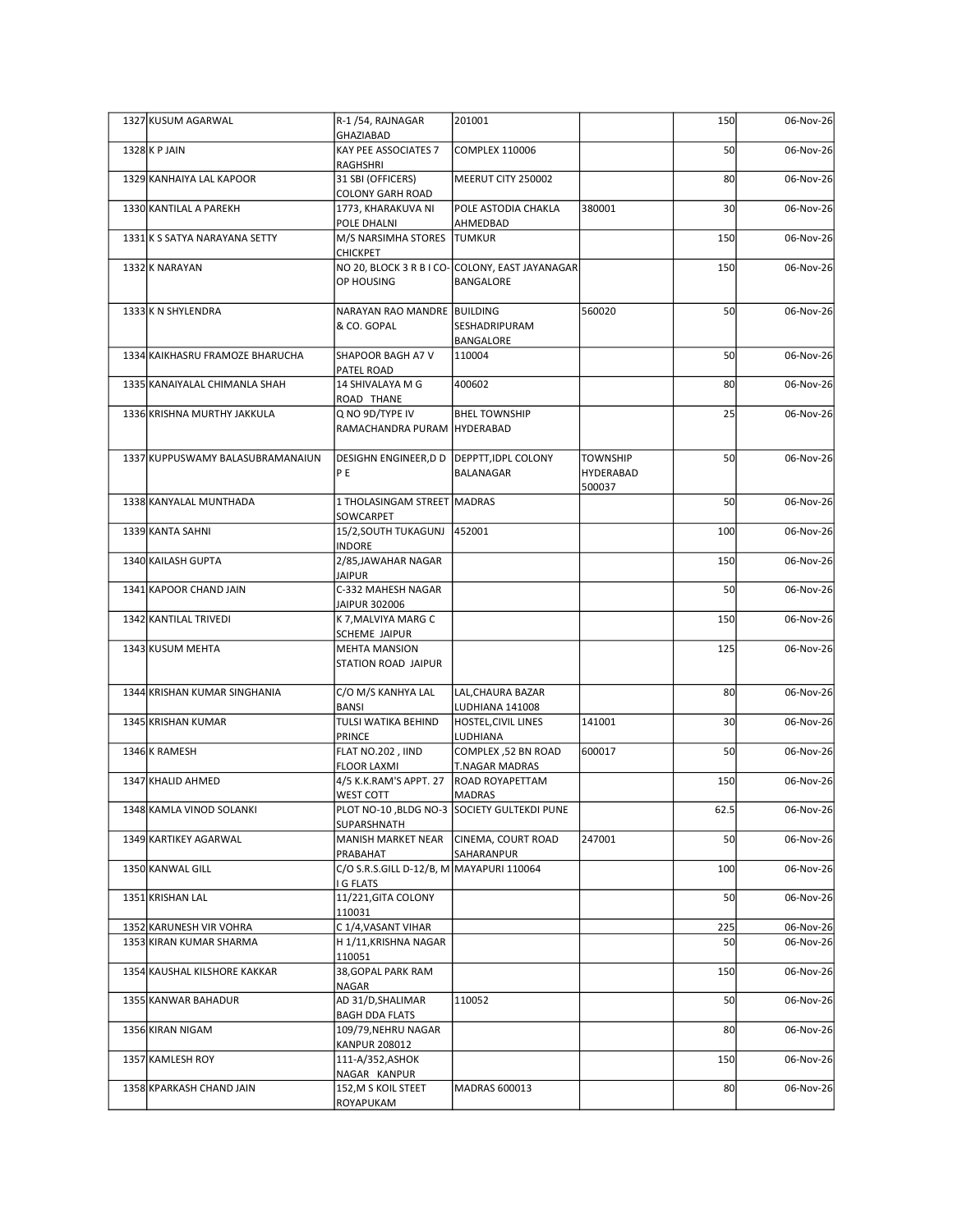| | | | | | | |
|---|---|---|---|---|---|---|
| 1327 | KUSUM AGARWAL | R-1 /54, RAJNAGAR GHAZIABAD | 201001 | | 150 | 06-Nov-26 |
| 1328 | K P JAIN | KAY PEE ASSOCIATES 7 RAGHSHRI | COMPLEX 110006 | | 50 | 06-Nov-26 |
| 1329 | KANHAIYA LAL KAPOOR | 31 SBI (OFFICERS) COLONY GARH ROAD | MEERUT CITY 250002 | | 80 | 06-Nov-26 |
| 1330 | KANTILAL A PAREKH | 1773, KHARAKUVA NI POLE DHALNI | POLE ASTODIA CHAKLA AHMEDBAD | 380001 | 30 | 06-Nov-26 |
| 1331 | K S SATYA NARAYANA SETTY | M/S NARSIMHA STORES CHICKPET | TUMKUR | | 150 | 06-Nov-26 |
| 1332 | K NARAYAN | NO 20, BLOCK 3 R B I CO-OP HOUSING | COLONY, EAST JAYANAGAR BANGALORE | | 150 | 06-Nov-26 |
| 1333 | K N SHYLENDRA | NARAYAN RAO MANDRE & CO. GOPAL | BUILDING SESHADRIPURAM BANGALORE | 560020 | 50 | 06-Nov-26 |
| 1334 | KAIKHASRU FRAMOZE BHARUCHA | SHAPOOR BAGH A7 V PATEL ROAD | 110004 | | 50 | 06-Nov-26 |
| 1335 | KANAIYALAL CHIMANLA SHAH | 14 SHIVALAYA M G ROAD THANE | 400602 | | 80 | 06-Nov-26 |
| 1336 | KRISHNA MURTHY JAKKULA | Q NO 9D/TYPE IV RAMACHANDRA PURAM | BHEL TOWNSHIP HYDERABAD | | 25 | 06-Nov-26 |
| 1337 | KUPPUSWAMY BALASUBRAMANAIUN | DESIGHN ENGINEER,D D P E | DEPPTT,IDPL COLONY BALANAGAR | TOWNSHIP HYDERABAD 500037 | 50 | 06-Nov-26 |
| 1338 | KANYALAL MUNTHADA | 1 THOLASINGAM STREET SOWCARPET | MADRAS | | 50 | 06-Nov-26 |
| 1339 | KANTA SAHNI | 15/2,SOUTH TUKAGUNJ INDORE | 452001 | | 100 | 06-Nov-26 |
| 1340 | KAILASH GUPTA | 2/85,JAWAHAR NAGAR JAIPUR | | | 150 | 06-Nov-26 |
| 1341 | KAPOOR CHAND JAIN | C-332 MAHESH NAGAR JAIPUR 302006 | | | 50 | 06-Nov-26 |
| 1342 | KANTILAL TRIVEDI | K 7,MALVIYA MARG C SCHEME JAIPUR | | | 150 | 06-Nov-26 |
| 1343 | KUSUM MEHTA | MEHTA MANSION STATION ROAD JAIPUR | | | 125 | 06-Nov-26 |
| 1344 | KRISHAN KUMAR SINGHANIA | C/O M/S KANHYA LAL BANSI | LAL,CHAURA BAZAR LUDHIANA 141008 | | 80 | 06-Nov-26 |
| 1345 | KRISHAN KUMAR | TULSI WATIKA BEHIND PRINCE | HOSTEL,CIVIL LINES LUDHIANA | 141001 | 30 | 06-Nov-26 |
| 1346 | K RAMESH | FLAT NO.202 , IIND FLOOR LAXMI | COMPLEX ,52 BN ROAD T.NAGAR MADRAS | 600017 | 50 | 06-Nov-26 |
| 1347 | KHALID AHMED | 4/5 K.K.RAM'S APPT. 27 WEST COTT | ROAD ROYAPETTAM MADRAS | | 150 | 06-Nov-26 |
| 1348 | KAMLA VINOD SOLANKI | PLOT NO-10 ,BLDG NO-3 SUPARSHNATH | SOCIETY GULTEKDI PUNE | | 62.5 | 06-Nov-26 |
| 1349 | KARTIKEY AGARWAL | MANISH MARKET NEAR PRABHAT | CINEMA, COURT ROAD SAHARANPUR | 247001 | 50 | 06-Nov-26 |
| 1350 | KANWAL GILL | C/O S.R.S.GILL D-12/B, M I G FLATS | MAYAPURI 110064 | | 100 | 06-Nov-26 |
| 1351 | KRISHAN LAL | 11/221,GITA COLONY 110031 | | | 50 | 06-Nov-26 |
| 1352 | KARUNESH VIR VOHRA | C 1/4,VASANT VIHAR | | | 225 | 06-Nov-26 |
| 1353 | KIRAN KUMAR SHARMA | H 1/11,KRISHNA NAGAR 110051 | | | 50 | 06-Nov-26 |
| 1354 | KAUSHAL KILSHORE KAKKAR | 38,GOPAL PARK RAM NAGAR | | | 150 | 06-Nov-26 |
| 1355 | KANWAR BAHADUR | AD 31/D,SHALIMAR BAGH DDA FLATS | 110052 | | 50 | 06-Nov-26 |
| 1356 | KIRAN NIGAM | 109/79,NEHRU NAGAR KANPUR 208012 | | | 80 | 06-Nov-26 |
| 1357 | KAMLESH ROY | 111-A/352,ASHOK NAGAR KANPUR | | | 150 | 06-Nov-26 |
| 1358 | KPARKASH CHAND JAIN | 152,M S KOIL STEET ROYAPUKAM | MADRAS 600013 | | 80 | 06-Nov-26 |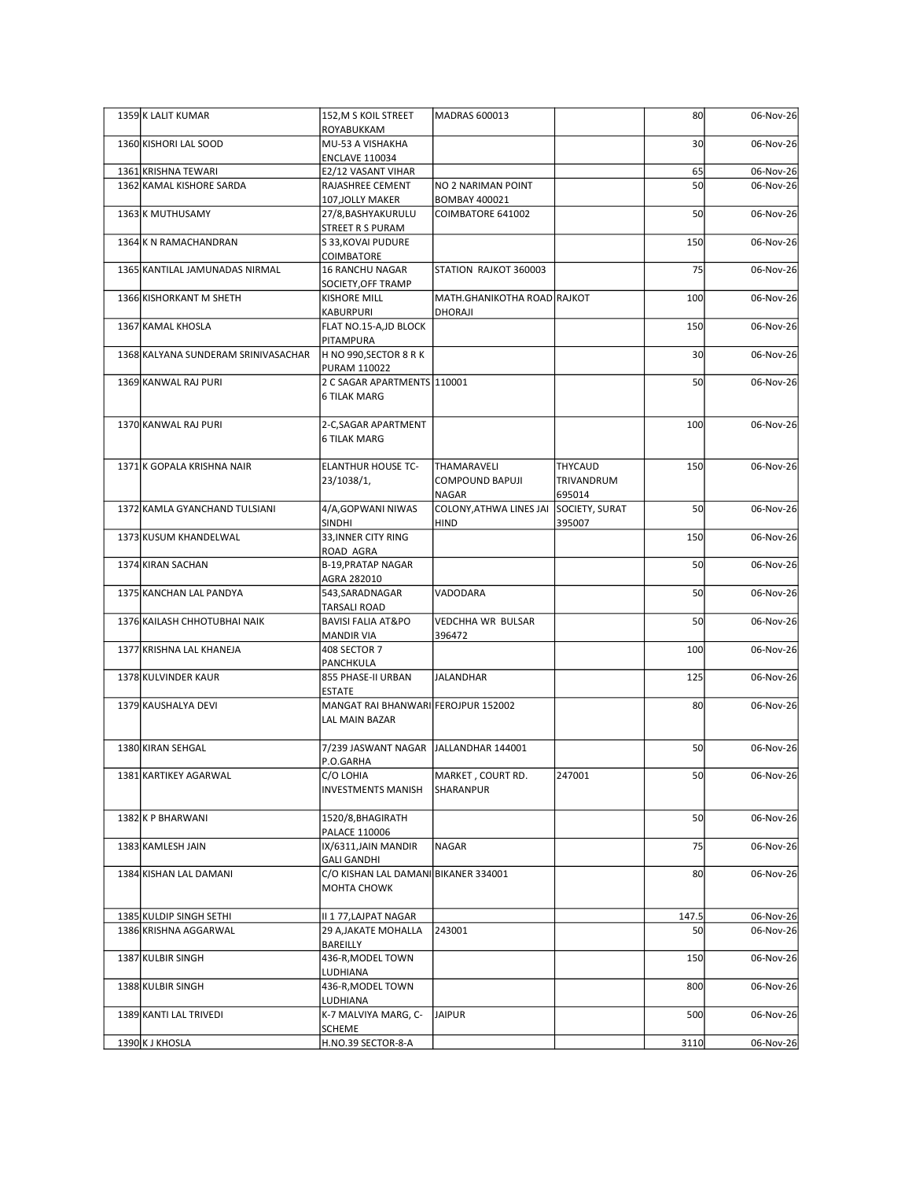| | | | | | | |
|---|---|---|---|---|---|---|
| 1359 | K LALIT KUMAR | 152,M S KOIL STREET ROYABUKKAM | MADRAS 600013 | | 80 | 06-Nov-26 |
| 1360 | KISHORI LAL SOOD | MU-53 A VISHAKHA ENCLAVE 110034 | | | 30 | 06-Nov-26 |
| 1361 | KRISHNA TEWARI | E2/12 VASANT VIHAR | | | 65 | 06-Nov-26 |
| 1362 | KAMAL KISHORE SARDA | RAJASHREE CEMENT 107,JOLLY MAKER | NO 2 NARIMAN POINT BOMBAY 400021 | | 50 | 06-Nov-26 |
| 1363 | K MUTHUSAMY | 27/8,BASHYAKURULU STREET R S PURAM | COIMBATORE 641002 | | 50 | 06-Nov-26 |
| 1364 | K N RAMACHANDRAN | S 33,KOVAI PUDURE COIMBATORE | | | 150 | 06-Nov-26 |
| 1365 | KANTILAL JAMUNADAS NIRMAL | 16 RANCHU NAGAR SOCIETY,OFF TRAMP | STATION RAJKOT 360003 | | 75 | 06-Nov-26 |
| 1366 | KISHORKANT M SHETH | KISHORE MILL KABURPURI | MATH.GHANIKOTHA ROAD DHORAJI | RAJKOT | 100 | 06-Nov-26 |
| 1367 | KAMAL KHOSLA | FLAT NO.15-A,JD BLOCK PITAMPURA | | | 150 | 06-Nov-26 |
| 1368 | KALYANA SUNDERAM SRINIVASACHAR | H NO 990,SECTOR 8 R K PURAM 110022 | | | 30 | 06-Nov-26 |
| 1369 | KANWAL RAJ PURI | 2 C SAGAR APARTMENTS 6 TILAK MARG | 110001 | | 50 | 06-Nov-26 |
| 1370 | KANWAL RAJ PURI | 2-C,SAGAR APARTMENT 6 TILAK MARG | | | 100 | 06-Nov-26 |
| 1371 | K GOPALA KRISHNA NAIR | ELANTHUR HOUSE TC-23/1038/1, | THAMARAVELI COMPOUND BAPUJI NAGAR | THYCAUD TRIVANDRUM 695014 | 150 | 06-Nov-26 |
| 1372 | KAMLA GYANCHAND TULSIANI | 4/A,GOPWANI NIWAS SINDHI | COLONY,ATHWA LINES JAI HIND | SOCIETY, SURAT 395007 | 50 | 06-Nov-26 |
| 1373 | KUSUM KHANDELWAL | 33,INNER CITY RING ROAD AGRA | | | 150 | 06-Nov-26 |
| 1374 | KIRAN SACHAN | B-19,PRATAP NAGAR AGRA 282010 | | | 50 | 06-Nov-26 |
| 1375 | KANCHAN LAL PANDYA | 543,SARADNAGAR TARSALI ROAD | VADODARA | | 50 | 06-Nov-26 |
| 1376 | KAILASH CHHOTUBHAI NAIK | BAVISI FALIA AT&PO MANDIR VIA | VEDCHHA WR BULSAR 396472 | | 50 | 06-Nov-26 |
| 1377 | KRISHNA LAL KHANEJA | 408 SECTOR 7 PANCHKULA | | | 100 | 06-Nov-26 |
| 1378 | KULVINDER KAUR | 855 PHASE-II URBAN ESTATE | JALANDHAR | | 125 | 06-Nov-26 |
| 1379 | KAUSHALYA DEVI | MANGAT RAI BHANWARI LAL MAIN BAZAR | FEROJPUR 152002 | | 80 | 06-Nov-26 |
| 1380 | KIRAN SEHGAL | 7/239 JASWANT NAGAR P.O.GARHA | JALLANDHAR 144001 | | 50 | 06-Nov-26 |
| 1381 | KARTIKEY AGARWAL | C/O LOHIA INVESTMENTS MANISH | MARKET , COURT RD. SHARANPUR | 247001 | 50 | 06-Nov-26 |
| 1382 | K P BHARWANI | 1520/8,BHAGIRATH PALACE 110006 | | | 50 | 06-Nov-26 |
| 1383 | KAMLESH JAIN | IX/6311,JAIN MANDIR GALI GANDHI | NAGAR | | 75 | 06-Nov-26 |
| 1384 | KISHAN LAL DAMANI | C/O KISHAN LAL DAMANI MOHTA CHOWK | BIKANER 334001 | | 80 | 06-Nov-26 |
| 1385 | KULDIP SINGH SETHI | II 1 77,LAJPAT NAGAR | | | 147.5 | 06-Nov-26 |
| 1386 | KRISHNA AGGARWAL | 29 A,JAKATE MOHALLA BAREILLY | 243001 | | 50 | 06-Nov-26 |
| 1387 | KULBIR SINGH | 436-R,MODEL TOWN LUDHIANA | | | 150 | 06-Nov-26 |
| 1388 | KULBIR SINGH | 436-R,MODEL TOWN LUDHIANA | | | 800 | 06-Nov-26 |
| 1389 | KANTI LAL TRIVEDI | K-7 MALVIYA MARG, C-SCHEME | JAIPUR | | 500 | 06-Nov-26 |
| 1390 | K J KHOSLA | H.NO.39 SECTOR-8-A | | | 3110 | 06-Nov-26 |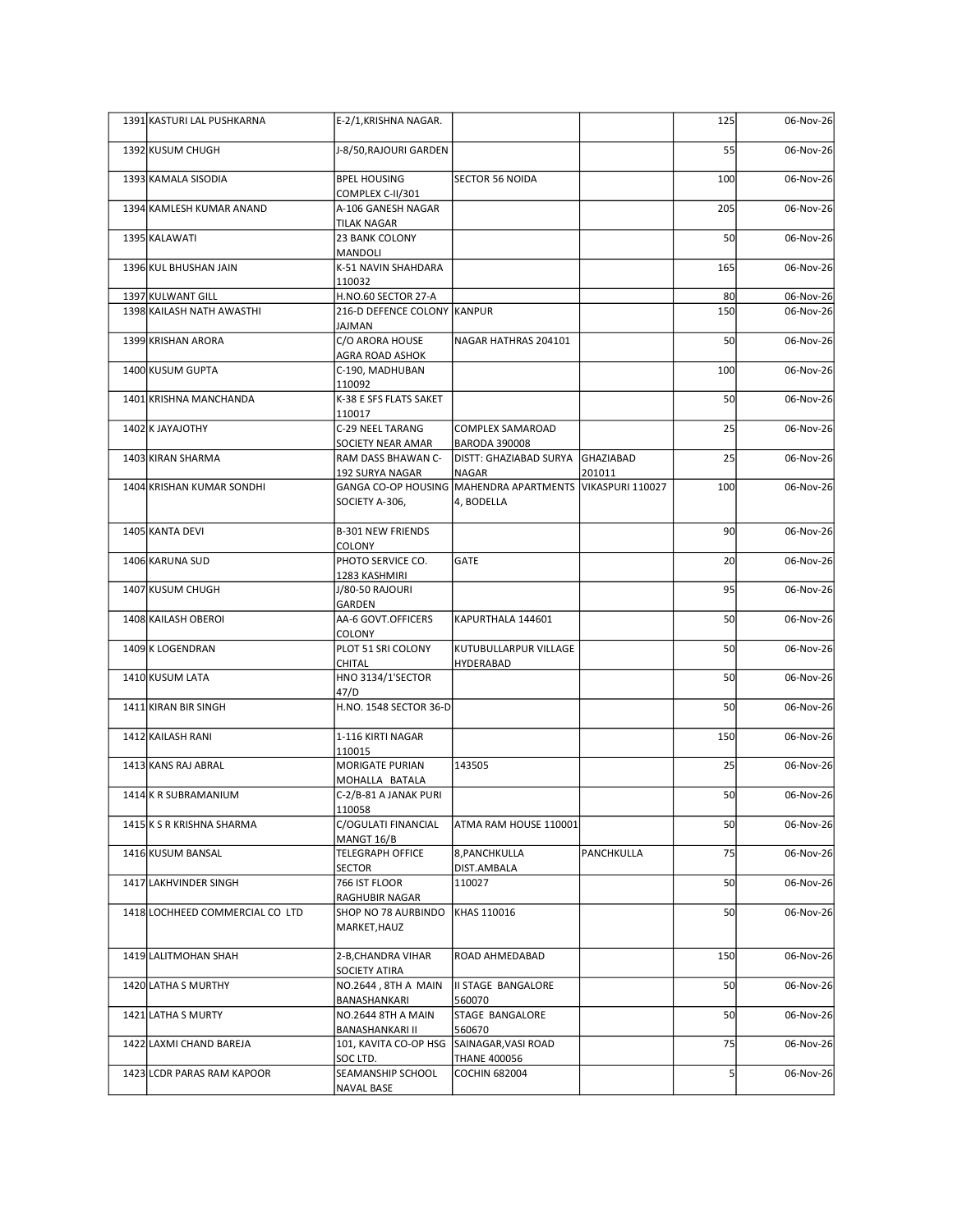| | | | | | | |
|---|---|---|---|---|---|---|
| 1391 | KASTURI LAL PUSHKARNA | E-2/1,KRISHNA NAGAR. | | | 125 | 06-Nov-26 |
| 1392 | KUSUM CHUGH | J-8/50,RAJOURI GARDEN | | | 55 | 06-Nov-26 |
| 1393 | KAMALA SISODIA | BPEL HOUSING COMPLEX C-II/301 | SECTOR 56 NOIDA | | 100 | 06-Nov-26 |
| 1394 | KAMLESH KUMAR ANAND | A-106 GANESH NAGAR TILAK NAGAR | | | 205 | 06-Nov-26 |
| 1395 | KALAWATI | 23 BANK COLONY MANDOLI | | | 50 | 06-Nov-26 |
| 1396 | KUL BHUSHAN JAIN | K-51 NAVIN SHAHDARA 110032 | | | 165 | 06-Nov-26 |
| 1397 | KULWANT GILL | H.NO.60 SECTOR 27-A | | | 80 | 06-Nov-26 |
| 1398 | KAILASH NATH AWASTHI | 216-D DEFENCE COLONY JAJMAN | KANPUR | | 150 | 06-Nov-26 |
| 1399 | KRISHAN ARORA | C/O ARORA HOUSE AGRA ROAD ASHOK | NAGAR HATHRAS 204101 | | 50 | 06-Nov-26 |
| 1400 | KUSUM GUPTA | C-190, MADHUBAN 110092 | | | 100 | 06-Nov-26 |
| 1401 | KRISHNA MANCHANDA | K-38 E SFS FLATS SAKET 110017 | | | 50 | 06-Nov-26 |
| 1402 | K JAYAJOTHY | C-29 NEEL TARANG SOCIETY NEAR AMAR | COMPLEX SAMAROAD BARODA 390008 | | 25 | 06-Nov-26 |
| 1403 | KIRAN SHARMA | RAM DASS BHAWAN C-192 SURYA NAGAR | DISTT: GHAZIABAD SURYA NAGAR | GHAZIABAD 201011 | 25 | 06-Nov-26 |
| 1404 | KRISHAN KUMAR SONDHI | GANGA CO-OP HOUSING SOCIETY A-306, | MAHENDRA APARTMENTS 4, BODELLA | VIKASPURI 110027 | 100 | 06-Nov-26 |
| 1405 | KANTA DEVI | B-301 NEW FRIENDS COLONY | | | 90 | 06-Nov-26 |
| 1406 | KARUNA SUD | PHOTO SERVICE CO. 1283 KASHMIRI | GATE | | 20 | 06-Nov-26 |
| 1407 | KUSUM CHUGH | J/80-50 RAJOURI GARDEN | | | 95 | 06-Nov-26 |
| 1408 | KAILASH OBEROI | AA-6 GOVT.OFFICERS COLONY | KAPURTHALA 144601 | | 50 | 06-Nov-26 |
| 1409 | K LOGENDRAN | PLOT 51 SRI COLONY CHITAL | KUTUBULLARPUR VILLAGE HYDERABAD | | 50 | 06-Nov-26 |
| 1410 | KUSUM LATA | HNO 3134/1'SECTOR 47/D | | | 50 | 06-Nov-26 |
| 1411 | KIRAN BIR SINGH | H.NO. 1548 SECTOR 36-D | | | 50 | 06-Nov-26 |
| 1412 | KAILASH RANI | 1-116 KIRTI NAGAR 110015 | | | 150 | 06-Nov-26 |
| 1413 | KANS RAJ ABRAL | MORIGATE PURIAN MOHALLA BATALA | 143505 | | 25 | 06-Nov-26 |
| 1414 | K R SUBRAMANIUM | C-2/B-81 A JANAK PURI 110058 | | | 50 | 06-Nov-26 |
| 1415 | K S R KRISHNA SHARMA | C/OGULATI FINANCIAL MANGT 16/B | ATMA RAM HOUSE 110001 | | 50 | 06-Nov-26 |
| 1416 | KUSUM BANSAL | TELEGRAPH OFFICE SECTOR | 8,PANCHKULLA DIST.AMBALA | PANCHKULLA | 75 | 06-Nov-26 |
| 1417 | LAKHVINDER SINGH | 766 IST FLOOR RAGHUBIR NAGAR | 110027 | | 50 | 06-Nov-26 |
| 1418 | LOCHHEED COMMERCIAL CO LTD | SHOP NO 78 AURBINDO MARKET,HAUZ | KHAS 110016 | | 50 | 06-Nov-26 |
| 1419 | LALITMOHAN SHAH | 2-B,CHANDRA VIHAR SOCIETY ATIRA | ROAD AHMEDABAD | | 150 | 06-Nov-26 |
| 1420 | LATHA S MURTHY | NO.2644 , 8TH A MAIN BANASHANKARI | II STAGE BANGALORE 560070 | | 50 | 06-Nov-26 |
| 1421 | LATHA S MURTY | NO.2644 8TH A MAIN BANASHANKARI II | STAGE BANGALORE 560670 | | 50 | 06-Nov-26 |
| 1422 | LAXMI CHAND BAREJA | 101, KAVITA CO-OP HSG SOC LTD. | SAINAGAR,VASI ROAD THANE 400056 | | 75 | 06-Nov-26 |
| 1423 | LCDR PARAS RAM KAPOOR | SEAMANSHIP SCHOOL NAVAL BASE | COCHIN 682004 | | 5 | 06-Nov-26 |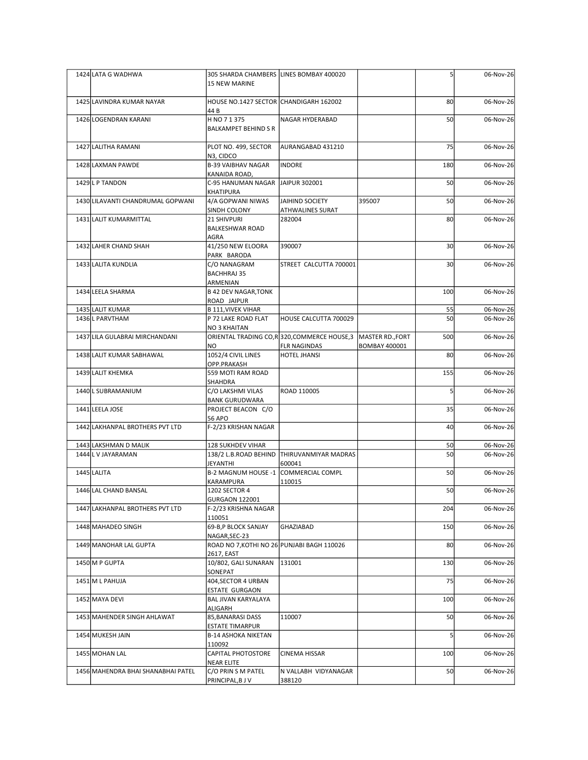| | | | | | | |
|---|---|---|---|---|---|---|
| 1424 | LATA G WADHWA | 305 SHARDA CHAMBERS 15 NEW MARINE | LINES BOMBAY 400020 | | 5 | 06-Nov-26 |
| 1425 | LAVINDRA KUMAR NAYAR | HOUSE NO.1427 SECTOR 44 B | CHANDIGARH 162002 | | 80 | 06-Nov-26 |
| 1426 | LOGENDRAN KARANI | H NO 7 1 375 BALKAMPET BEHIND S R | NAGAR HYDERABAD | | 50 | 06-Nov-26 |
| 1427 | LALITHA RAMANI | PLOT NO. 499, SECTOR N3, CIDCO | AURANGABAD 431210 | | 75 | 06-Nov-26 |
| 1428 | LAXMAN PAWDE | B-39 VAIBHAV NAGAR KANAIDA ROAD, | INDORE | | 180 | 06-Nov-26 |
| 1429 | L P TANDON | C-95 HANUMAN NAGAR KHATIPURA | JAIPUR 302001 | | 50 | 06-Nov-26 |
| 1430 | LILAVANTI CHANDRUMAL GOPWANI | 4/A GOPWANI NIWAS SINDH COLONY | JAIHIND SOCIETY ATHWALINES SURAT | 395007 | 50 | 06-Nov-26 |
| 1431 | LALIT KUMARMITTAL | 21 SHIVPURI BALKESHWAR ROAD AGRA | 282004 | | 80 | 06-Nov-26 |
| 1432 | LAHER CHAND SHAH | 41/250 NEW ELOORA PARK BARODA | 390007 | | 30 | 06-Nov-26 |
| 1433 | LALITA KUNDLIA | C/O NANAGRAM BACHHRAJ 35 ARMENIAN | STREET CALCUTTA 700001 | | 30 | 06-Nov-26 |
| 1434 | LEELA SHARMA | B 42 DEV NAGAR,TONK ROAD JAIPUR | | | 100 | 06-Nov-26 |
| 1435 | LALIT KUMAR | B 111,VIVEK VIHAR | | | 55 | 06-Nov-26 |
| 1436 | L PARVTHAM | P 72 LAKE ROAD FLAT NO 3 KHAITAN | HOUSE CALCUTTA 700029 | | 50 | 06-Nov-26 |
| 1437 | LILA GULABRAI MIRCHANDANI | ORIENTAL TRADING CO,R NO | 320,COMMERCE HOUSE,3 FLR NAGINDAS | MASTER RD.,FORT BOMBAY 400001 | 500 | 06-Nov-26 |
| 1438 | LALIT KUMAR SABHAWAL | 1052/4 CIVIL LINES OPP.PRAKASH | HOTEL JHANSI | | 80 | 06-Nov-26 |
| 1439 | LALIT KHEMKA | 559 MOTI RAM ROAD SHAHDRA | | | 155 | 06-Nov-26 |
| 1440 | L SUBRAMANIUM | C/O LAKSHMI VILAS BANK GURUDWARA | ROAD 110005 | | 5 | 06-Nov-26 |
| 1441 | LEELA JOSE | PROJECT BEACON C/O 56 APO | | | 35 | 06-Nov-26 |
| 1442 | LAKHANPAL BROTHERS PVT LTD | F-2/23 KRISHAN NAGAR | | | 40 | 06-Nov-26 |
| 1443 | LAKSHMAN D MALIK | 128 SUKHDEV VIHAR | | | 50 | 06-Nov-26 |
| 1444 | L V JAYARAMAN | 138/2 L.B.ROAD BEHIND JEYANTHI | THIRUVANMIYAR MADRAS 600041 | | 50 | 06-Nov-26 |
| 1445 | LALITA | B-2 MAGNUM HOUSE -1 KARAMPURA | COMMERCIAL COMPL 110015 | | 50 | 06-Nov-26 |
| 1446 | LAL CHAND BANSAL | 1202 SECTOR 4 GURGAON 122001 | | | 50 | 06-Nov-26 |
| 1447 | LAKHANPAL BROTHERS PVT LTD | F-2/23 KRISHNA NAGAR 110051 | | | 204 | 06-Nov-26 |
| 1448 | MAHADEO SINGH | 69-B,P BLOCK SANJAY NAGAR,SEC-23 | GHAZIABAD | | 150 | 06-Nov-26 |
| 1449 | MANOHAR LAL GUPTA | ROAD NO 7,KOTHI NO 26 2617, EAST | PUNJABI BAGH 110026 | | 80 | 06-Nov-26 |
| 1450 | M P GUPTA | 10/802, GALI SUNARAN SONEPAT | 131001 | | 130 | 06-Nov-26 |
| 1451 | M L PAHUJA | 404,SECTOR 4 URBAN ESTATE GURGAON | | | 75 | 06-Nov-26 |
| 1452 | MAYA DEVI | BAL JIVAN KARYALAYA ALIGARH | | | 100 | 06-Nov-26 |
| 1453 | MAHENDER SINGH AHLAWAT | 85,BANARASI DASS ESTATE TIMARPUR | 110007 | | 50 | 06-Nov-26 |
| 1454 | MUKESH JAIN | B-14 ASHOKA NIKETAN 110092 | | | 5 | 06-Nov-26 |
| 1455 | MOHAN LAL | CAPITAL PHOTOSTORE NEAR ELITE | CINEMA HISSAR | | 100 | 06-Nov-26 |
| 1456 | MAHENDRA BHAI SHANABHAI PATEL | C/O PRIN S M PATEL PRINCIPAL,B J V | N VALLABH VIDYANAGAR 388120 | | 50 | 06-Nov-26 |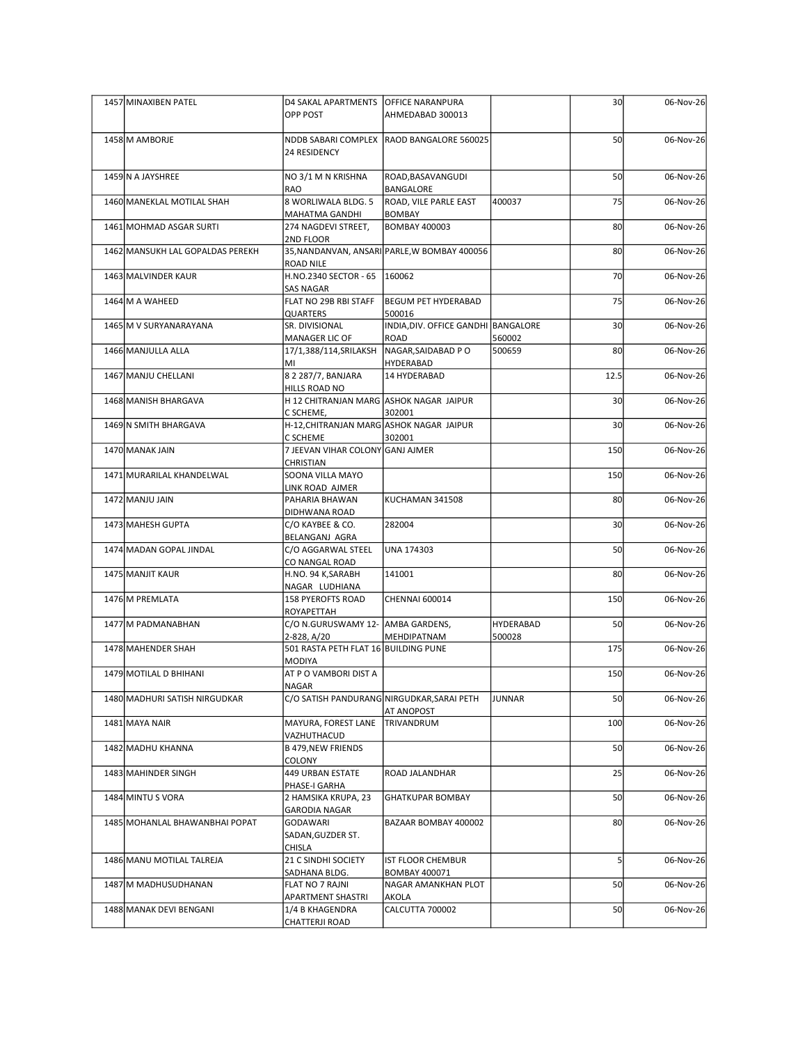| | | | | | | |
|---|---|---|---|---|---|---|
| 1457 | MINAXIBEN PATEL | D4 SAKAL APARTMENTS OPP POST | OFFICE NARANPURA AHMEDABAD 300013 | | 30 | 06-Nov-26 |
| 1458 | M AMBORJE | NDDB SABARI COMPLEX 24 RESIDENCY | RAOD BANGALORE 560025 | | 50 | 06-Nov-26 |
| 1459 | N A JAYSHREE | NO 3/1 M N KRISHNA RAO | ROAD,BASAVANGUDI BANGALORE | | 50 | 06-Nov-26 |
| 1460 | MANEKLAL MOTILAL SHAH | 8 WORLIWALA BLDG. 5 MAHATMA GANDHI | ROAD, VILE PARLE EAST BOMBAY | 400037 | 75 | 06-Nov-26 |
| 1461 | MOHMAD ASGAR SURTI | 274 NAGDEVI STREET, 2ND FLOOR | BOMBAY 400003 | | 80 | 06-Nov-26 |
| 1462 | MANSUKH LAL GOPALDAS PEREKH | 35,NANDANVAN, ANSARI ROAD NILE | PARLE,W BOMBAY 400056 | | 80 | 06-Nov-26 |
| 1463 | MALVINDER KAUR | H.NO.2340 SECTOR - 65 SAS NAGAR | 160062 | | 70 | 06-Nov-26 |
| 1464 | M A WAHEED | FLAT NO 29B RBI STAFF QUARTERS | BEGUM PET HYDERABAD 500016 | | 75 | 06-Nov-26 |
| 1465 | M V SURYANARAYANA | SR. DIVISIONAL MANAGER LIC OF | INDIA,DIV. OFFICE GANDHI ROAD | BANGALORE 560002 | 30 | 06-Nov-26 |
| 1466 | MANJULLA ALLA | 17/1,388/114,SRILAKSH MI | NAGAR,SAIDABAD P O HYDERABAD | 500659 | 80 | 06-Nov-26 |
| 1467 | MANJU CHELLANI | 8 2 287/7, BANJARA HILLS ROAD NO | 14 HYDERABAD | | 12.5 | 06-Nov-26 |
| 1468 | MANISH BHARGAVA | H 12 CHITRANJAN MARG C SCHEME, | ASHOK NAGAR JAIPUR 302001 | | 30 | 06-Nov-26 |
| 1469 | N SMITH BHARGAVA | H-12,CHITRANJAN MARG C SCHEME | ASHOK NAGAR JAIPUR 302001 | | 30 | 06-Nov-26 |
| 1470 | MANAK JAIN | 7 JEEVAN VIHAR COLONY CHRISTIAN | GANJ AJMER | | 150 | 06-Nov-26 |
| 1471 | MURARILAL KHANDELWAL | SOONA VILLA MAYO LINK ROAD AJMER | | | 150 | 06-Nov-26 |
| 1472 | MANJU JAIN | PAHARIA BHAWAN DIDHWANA ROAD | KUCHAMAN 341508 | | 80 | 06-Nov-26 |
| 1473 | MAHESH GUPTA | C/O KAYBEE & CO. BELANGANJ AGRA | 282004 | | 30 | 06-Nov-26 |
| 1474 | MADAN GOPAL JINDAL | C/O AGGARWAL STEEL CO NANGAL ROAD | UNA 174303 | | 50 | 06-Nov-26 |
| 1475 | MANJIT KAUR | H.NO. 94 K,SARABH NAGAR LUDHIANA | 141001 | | 80 | 06-Nov-26 |
| 1476 | M PREMLATA | 158 PYEROFTS ROAD ROYAPETTAH | CHENNAI 600014 | | 150 | 06-Nov-26 |
| 1477 | M PADMANABHAN | C/O N.GURUSWAMY 12-2-828, A/20 | AMBA GARDENS, MEHDIPATNAM | HYDERABAD 500028 | 50 | 06-Nov-26 |
| 1478 | MAHENDER SHAH | 501 RASTA PETH FLAT 16 MODIYA | BUILDING PUNE | | 175 | 06-Nov-26 |
| 1479 | MOTILAL D BHIHANI | AT P O VAMBORI DIST A NAGAR | | | 150 | 06-Nov-26 |
| 1480 | MADHURI SATISH NIRGUDKAR | C/O SATISH PANDURANG | NIRGUDKAR,SARAI PETH AT ANOPOST | JUNNAR | 50 | 06-Nov-26 |
| 1481 | MAYA NAIR | MAYURA, FOREST LANE VAZHUTHACUD | TRIVANDRUM | | 100 | 06-Nov-26 |
| 1482 | MADHU KHANNA | B 479,NEW FRIENDS COLONY | | | 50 | 06-Nov-26 |
| 1483 | MAHINDER SINGH | 449 URBAN ESTATE PHASE-I GARHA | ROAD JALANDHAR | | 25 | 06-Nov-26 |
| 1484 | MINTU S VORA | 2 HAMSIKA KRUPA, 23 GARODIA NAGAR | GHATKUPAR BOMBAY | | 50 | 06-Nov-26 |
| 1485 | MOHANLAL BHAWANBHAI POPAT | GODAWARI SADAN,GUZDER ST. CHISLA | BAZAAR BOMBAY 400002 | | 80 | 06-Nov-26 |
| 1486 | MANU MOTILAL TALREJA | 21 C SINDHI SOCIETY SADHANA BLDG. | IST FLOOR CHEMBUR BOMBAY 400071 | | 5 | 06-Nov-26 |
| 1487 | M MADHUSUDHANAN | FLAT NO 7 RAJNI APARTMENT SHASTRI | NAGAR AMANKHAN PLOT AKOLA | | 50 | 06-Nov-26 |
| 1488 | MANAK DEVI BENGANI | 1/4 B KHAGENDRA CHATTERJI ROAD | CALCUTTA 700002 | | 50 | 06-Nov-26 |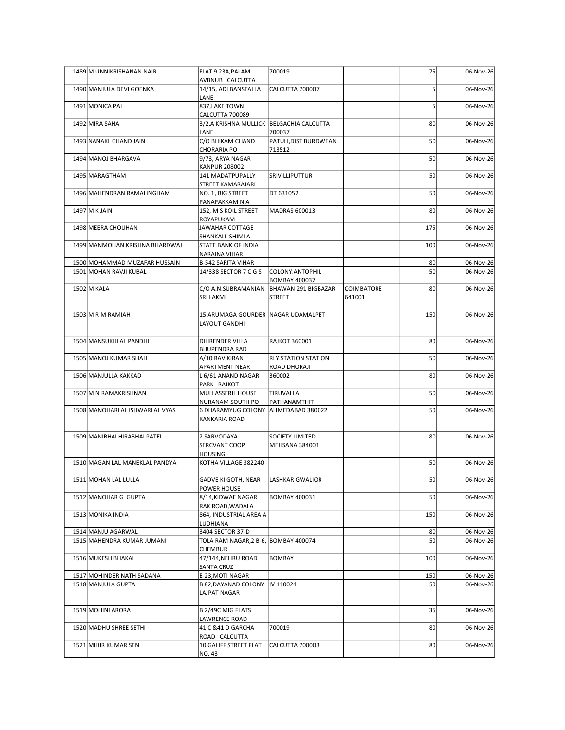| | | | | | | |
|---|---|---|---|---|---|---|
| 1489 | M UNNIKRISHANAN NAIR | FLAT 9 23A,PALAM AVBNUB CALCUTTA | 700019 | | 75 | 06-Nov-26 |
| 1490 | MANJULA DEVI GOENKA | 14/15, ADI BANSTALLA LANE | CALCUTTA 700007 | | 5 | 06-Nov-26 |
| 1491 | MONICA PAL | 837,LAKE TOWN CALCUTTA 700089 | | | 5 | 06-Nov-26 |
| 1492 | MIRA SAHA | 3/2,A KRISHNA MULLICK LANE | BELGACHIA CALCUTTA 700037 | | 80 | 06-Nov-26 |
| 1493 | NANAKL CHAND JAIN | C/O BHIKAM CHAND CHORARIA PO | PATULI,DIST BURDWEAN 713512 | | 50 | 06-Nov-26 |
| 1494 | MANOJ BHARGAVA | 9/73, ARYA NAGAR KANPUR 208002 | | | 50 | 06-Nov-26 |
| 1495 | MARAGTHAM | 141 MADATPUPALLY STREET KAMARAJARI | SRIVILLIPUTTUR | | 50 | 06-Nov-26 |
| 1496 | MAHENDRAN RAMALINGHAM | NO. 1, BIG STREET PANAPAKKAM N A | DT 631052 | | 50 | 06-Nov-26 |
| 1497 | M K JAIN | 152, M S KOIL STREET ROYAPUKAM | MADRAS 600013 | | 80 | 06-Nov-26 |
| 1498 | MEERA CHOUHAN | JAWAHAR COTTAGE SHANKALI SHIMLA | | | 175 | 06-Nov-26 |
| 1499 | MANMOHAN KRISHNA BHARDWAJ | STATE BANK OF INDIA NARAINA VIHAR | | | 100 | 06-Nov-26 |
| 1500 | MOHAMMAD MUZAFAR HUSSAIN | B-542 SARITA VIHAR | | | 80 | 06-Nov-26 |
| 1501 | MOHAN RAVJI KUBAL | 14/338 SECTOR 7 C G S | COLONY,ANTOPHIL BOMBAY 400037 | | 50 | 06-Nov-26 |
| 1502 | M KALA | C/O A.N.SUBRAMANIAN SRI LAKMI | BHAWAN 291 BIGBAZAR STREET | COIMBATORE 641001 | 80 | 06-Nov-26 |
| 1503 | M R M RAMIAH | 15 ARUMAGA GOURDER LAYOUT GANDHI | NAGAR UDAMALPET | | 150 | 06-Nov-26 |
| 1504 | MANSUKHLAL PANDHI | DHIRENDER VILLA BHUPENDRA RAD | RAJKOT 360001 | | 80 | 06-Nov-26 |
| 1505 | MANOJ KUMAR SHAH | A/10 RAVIKIRAN APARTMENT NEAR | RLY.STATION STATION ROAD DHORAJI | | 50 | 06-Nov-26 |
| 1506 | MANJULLA KAKKAD | L 6/61 ANAND NAGAR PARK RAJKOT | 360002 | | 80 | 06-Nov-26 |
| 1507 | M N RAMAKRISHNAN | MULLASSERIL HOUSE NURANAM SOUTH PO | TIRUVALLA PATHANAMTHIT | | 50 | 06-Nov-26 |
| 1508 | MANOHARLAL ISHWARLAL VYAS | 6 DHARAMYUG COLONY KANKARIA ROAD | AHMEDABAD 380022 | | 50 | 06-Nov-26 |
| 1509 | MANIBHAI HIRABHAI PATEL | 2 SARVODAYA SERCVANT COOP HOUSING | SOCIETY LIMITED MEHSANA 384001 | | 80 | 06-Nov-26 |
| 1510 | MAGAN LAL MANEKLAL PANDYA | KOTHA VILLAGE 382240 | | | 50 | 06-Nov-26 |
| 1511 | MOHAN LAL LULLA | GADVE KI GOTH, NEAR POWER HOUSE | LASHKAR GWALIOR | | 50 | 06-Nov-26 |
| 1512 | MANOHAR G GUPTA | 8/14,KIDWAE NAGAR RAK ROAD,WADALA | BOMBAY 400031 | | 50 | 06-Nov-26 |
| 1513 | MONIKA INDIA | 864, INDUSTRIAL AREA A LUDHIANA | | | 150 | 06-Nov-26 |
| 1514 | MANJU AGARWAL | 3404 SECTOR 37-D | | | 80 | 06-Nov-26 |
| 1515 | MAHENDRA KUMAR JUMANI | TOLA RAM NAGAR,2 B-6, CHEMBUR | BOMBAY 400074 | | 50 | 06-Nov-26 |
| 1516 | MUKESH BHAKAI | 47/144,NEHRU ROAD SANTA CRUZ | BOMBAY | | 100 | 06-Nov-26 |
| 1517 | MOHINDER NATH SADANA | E-23,MOTI NAGAR | | | 150 | 06-Nov-26 |
| 1518 | MANJULA GUPTA | B 82,DAYANAD COLONY LAJPAT NAGAR | IV 110024 | | 50 | 06-Nov-26 |
| 1519 | MOHINI ARORA | B 2/49C MIG FLATS LAWRENCE ROAD | | | 35 | 06-Nov-26 |
| 1520 | MADHU SHREE SETHI | 41 C &41 D GARCHA ROAD CALCUTTA | 700019 | | 80 | 06-Nov-26 |
| 1521 | MIHIR KUMAR SEN | 10 GALIFF STREET FLAT NO. 43 | CALCUTTA 700003 | | 80 | 06-Nov-26 |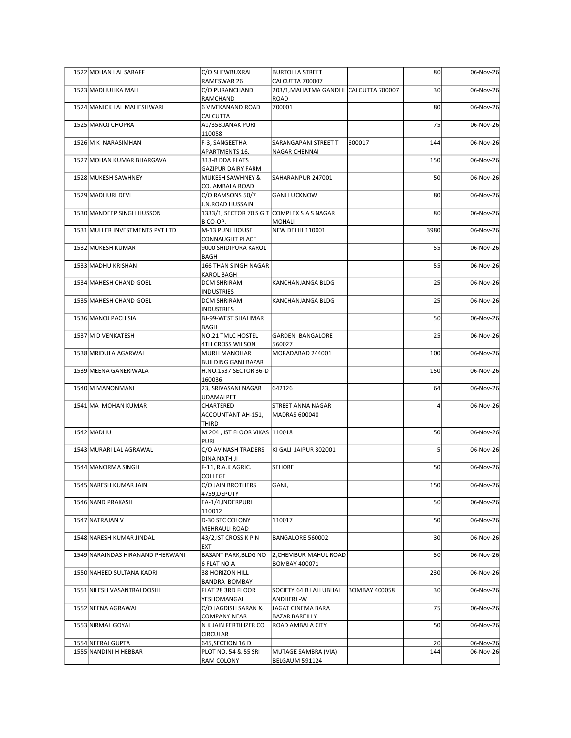| | | | | | | |
|---|---|---|---|---|---|---|
| 1522 | MOHAN LAL SARAFF | C/O SHEWBUXRAI RAMESWAR 26 | BURTOLLA STREET CALCUTTA 700007 | | 80 | 06-Nov-26 |
| 1523 | MADHULIKA MALL | C/O PURANCHAND RAMCHAND | 203/1,MAHATMA GANDHI ROAD | CALCUTTA 700007 | 30 | 06-Nov-26 |
| 1524 | MANICK LAL MAHESHWARI | 6 VIVEKANAND ROAD CALCUTTA | 700001 | | 80 | 06-Nov-26 |
| 1525 | MANOJ CHOPRA | A1/358,JANAK PURI 110058 | | | 75 | 06-Nov-26 |
| 1526 | M K NARASIMHAN | F-3, SANGEETHA APARTMENTS 16, | SARANGAPANI STREET T NAGAR CHENNAI | 600017 | 144 | 06-Nov-26 |
| 1527 | MOHAN KUMAR BHARGAVA | 313-B DDA FLATS GAZIPUR DAIRY FARM | | | 150 | 06-Nov-26 |
| 1528 | MUKESH SAWHNEY | MUKESH SAWHNEY & CO. AMBALA ROAD | SAHARANPUR 247001 | | 50 | 06-Nov-26 |
| 1529 | MADHURI DEVI | C/O RAMSONS 50/7 J.N.ROAD HUSSAIN | GANJ LUCKNOW | | 80 | 06-Nov-26 |
| 1530 | MANDEEP SINGH HUSSON | 1333/1, SECTOR 70 S G T B CO-OP. | COMPLEX S A S NAGAR MOHALI | | 80 | 06-Nov-26 |
| 1531 | MULLER INVESTMENTS PVT LTD | M-13 PUNJ HOUSE CONNAUGHT PLACE | NEW DELHI 110001 | | 3980 | 06-Nov-26 |
| 1532 | MUKESH KUMAR | 9000 SHIDIPURA KAROL BAGH | | | 55 | 06-Nov-26 |
| 1533 | MADHU KRISHAN | 166 THAN SINGH NAGAR KAROL BAGH | | | 55 | 06-Nov-26 |
| 1534 | MAHESH CHAND GOEL | DCM SHRIRAM INDUSTRIES | KANCHANJANGA BLDG | | 25 | 06-Nov-26 |
| 1535 | MAHESH CHAND GOEL | DCM SHRIRAM INDUSTRIES | KANCHANJANGA BLDG | | 25 | 06-Nov-26 |
| 1536 | MANOJ PACHISIA | BJ-99-WEST SHALIMAR BAGH | | | 50 | 06-Nov-26 |
| 1537 | M D VENKATESH | NO.21 TMLC HOSTEL 4TH CROSS WILSON | GARDEN BANGALORE 560027 | | 25 | 06-Nov-26 |
| 1538 | MRIDULA AGARWAL | MURLI MANOHAR BUILDING GANJ BAZAR | MORADABAD 244001 | | 100 | 06-Nov-26 |
| 1539 | MEENA GANERIWALA | H.NO.1537 SECTOR 36-D 160036 | | | 150 | 06-Nov-26 |
| 1540 | M MANONMANI | 23, SRIVASANI NAGAR UDAMALPET | 642126 | | 64 | 06-Nov-26 |
| 1541 | MA MOHAN KUMAR | CHARTERED ACCOUNTANT AH-151, THIRD | STREET ANNA NAGAR MADRAS 600040 | | 4 | 06-Nov-26 |
| 1542 | MADHU | M 204 , IST FLOOR VIKAS PURI | 110018 | | 50 | 06-Nov-26 |
| 1543 | MURARI LAL AGRAWAL | C/O AVINASH TRADERS DINA NATH JI | KI GALI JAIPUR 302001 | | 5 | 06-Nov-26 |
| 1544 | MANORMA SINGH | F-11, R.A.K AGRIC. COLLEGE | SEHORE | | 50 | 06-Nov-26 |
| 1545 | NARESH KUMAR JAIN | C/O JAIN BROTHERS 4759,DEPUTY | GANJ, | | 150 | 06-Nov-26 |
| 1546 | NAND PRAKASH | EA-1/4,INDERPURI 110012 | | | 50 | 06-Nov-26 |
| 1547 | NATRAJAN V | D-30 STC COLONY MEHRAULI ROAD | 110017 | | 50 | 06-Nov-26 |
| 1548 | NARESH KUMAR JINDAL | 43/2,IST CROSS K P N EXT | BANGALORE 560002 | | 30 | 06-Nov-26 |
| 1549 | NARAINDAS HIRANAND PHERWANI | BASANT PARK,BLDG NO 6 FLAT NO A | 2,CHEMBUR MAHUL ROAD BOMBAY 400071 | | 50 | 06-Nov-26 |
| 1550 | NAHEED SULTANA KADRI | 38 HORIZON HILL BANDRA BOMBAY | | | 230 | 06-Nov-26 |
| 1551 | NILESH VASANTRAI DOSHI | FLAT 28 3RD FLOOR YESHOMANGAL | SOCIETY 64 B LALLUBHAI ANDHERI -W | BOMBAY 400058 | 30 | 06-Nov-26 |
| 1552 | NEENA AGRAWAL | C/O JAGDISH SARAN & COMPANY NEAR | JAGAT CINEMA BARA BAZAR BAREILLY | | 75 | 06-Nov-26 |
| 1553 | NIRMAL GOYAL | N K JAIN FERTILIZER CO CIRCULAR | ROAD AMBALA CITY | | 50 | 06-Nov-26 |
| 1554 | NEERAJ GUPTA | 645,SECTION 16 D | | | 20 | 06-Nov-26 |
| 1555 | NANDINI H HEBBAR | PLOT NO. 54 & 55 SRI RAM COLONY | MUTAGE SAMBRA (VIA) BELGAUM 591124 | | 144 | 06-Nov-26 |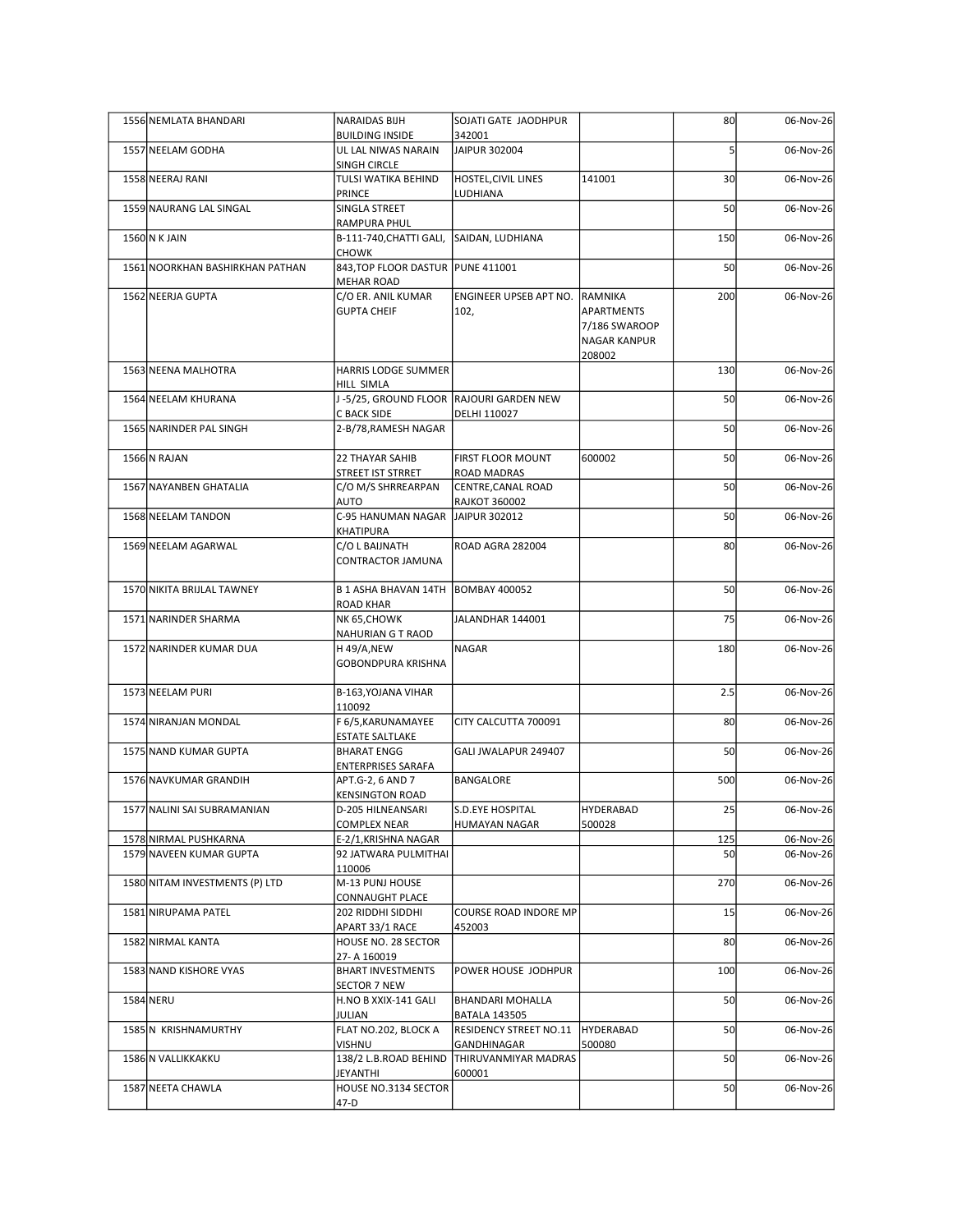| | | | | | | |
|---|---|---|---|---|---|---|
| 1556 | NEMLATA BHANDARI | NARAIDAS BIJH BUILDING INSIDE | SOJATI GATE JAODHPUR 342001 | | 80 | 06-Nov-26 |
| 1557 | NEELAM GODHA | UL LAL NIWAS NARAIN SINGH CIRCLE | JAIPUR 302004 | | 5 | 06-Nov-26 |
| 1558 | NEERAJ RANI | TULSI WATIKA BEHIND PRINCE | HOSTEL,CIVIL LINES LUDHIANA | 141001 | 30 | 06-Nov-26 |
| 1559 | NAURANG LAL SINGAL | SINGLA STREET RAMPURA PHUL | | | 50 | 06-Nov-26 |
| 1560 | N K JAIN | B-111-740,CHATTI GALI, CHOWK | SAIDAN, LUDHIANA | | 150 | 06-Nov-26 |
| 1561 | NOORKHAN BASHIRKHAN PATHAN | 843,TOP FLOOR DASTUR MEHAR ROAD | PUNE 411001 | | 50 | 06-Nov-26 |
| 1562 | NEERJA GUPTA | C/O ER. ANIL KUMAR GUPTA CHEIF | ENGINEER UPSEB APT NO. 102, | RAMNIKA APARTMENTS 7/186 SWAROOP NAGAR KANPUR 208002 | 200 | 06-Nov-26 |
| 1563 | NEENA MALHOTRA | HARRIS LODGE SUMMER HILL SIMLA | | | 130 | 06-Nov-26 |
| 1564 | NEELAM KHURANA | J -5/25, GROUND FLOOR C BACK SIDE | RAJOURI GARDEN NEW DELHI 110027 | | 50 | 06-Nov-26 |
| 1565 | NARINDER PAL SINGH | 2-B/78,RAMESH NAGAR | | | 50 | 06-Nov-26 |
| 1566 | N RAJAN | 22 THAYAR SAHIB STREET IST STRRET | FIRST FLOOR MOUNT ROAD MADRAS | 600002 | 50 | 06-Nov-26 |
| 1567 | NAYANBEN GHATALIA | C/O M/S SHRREARPAN AUTO | CENTRE,CANAL ROAD RAJKOT 360002 | | 50 | 06-Nov-26 |
| 1568 | NEELAM TANDON | C-95 HANUMAN NAGAR KHATIPURA | JAIPUR 302012 | | 50 | 06-Nov-26 |
| 1569 | NEELAM AGARWAL | C/O L BAIJNATH CONTRACTOR JAMUNA | ROAD AGRA 282004 | | 80 | 06-Nov-26 |
| 1570 | NIKITA BRIJLAL TAWNEY | B 1 ASHA BHAVAN 14TH ROAD KHAR | BOMBAY 400052 | | 50 | 06-Nov-26 |
| 1571 | NARINDER SHARMA | NK 65,CHOWK NAHURIAN G T RAOD | JALANDHAR 144001 | | 75 | 06-Nov-26 |
| 1572 | NARINDER KUMAR DUA | H 49/A,NEW GOBONDPURA KRISHNA | NAGAR | | 180 | 06-Nov-26 |
| 1573 | NEELAM PURI | B-163,YOJANA VIHAR 110092 | | | 2.5 | 06-Nov-26 |
| 1574 | NIRANJAN MONDAL | F 6/5,KARUNAMAYEE ESTATE SALTLAKE | CITY CALCUTTA 700091 | | 80 | 06-Nov-26 |
| 1575 | NAND KUMAR GUPTA | BHARAT ENGG ENTERPRISES SARAFA | GALI JWALAPUR 249407 | | 50 | 06-Nov-26 |
| 1576 | NAVKUMAR GRANDIH | APT.G-2, 6 AND 7 KENSINGTON ROAD | BANGALORE | | 500 | 06-Nov-26 |
| 1577 | NALINI SAI SUBRAMANIAN | D-205 HILNEANSARI COMPLEX NEAR | S.D.EYE HOSPITAL HUMAYAN NAGAR | HYDERABAD 500028 | 25 | 06-Nov-26 |
| 1578 | NIRMAL PUSHKARNA | E-2/1,KRISHNA NAGAR | | | 125 | 06-Nov-26 |
| 1579 | NAVEEN KUMAR GUPTA | 92 JATWARA PULMITHAI 110006 | | | 50 | 06-Nov-26 |
| 1580 | NITAM INVESTMENTS (P) LTD | M-13 PUNJ HOUSE CONNAUGHT PLACE | | | 270 | 06-Nov-26 |
| 1581 | NIRUPAMA PATEL | 202 RIDDHI SIDDHI APART 33/1 RACE | COURSE ROAD INDORE MP 452003 | | 15 | 06-Nov-26 |
| 1582 | NIRMAL KANTA | HOUSE NO. 28 SECTOR 27- A 160019 | | | 80 | 06-Nov-26 |
| 1583 | NAND KISHORE VYAS | BHART INVESTMENTS SECTOR 7 NEW | POWER HOUSE JODHPUR | | 100 | 06-Nov-26 |
| 1584 | NERU | H.NO B XXIX-141 GALI JULIAN | BHANDARI MOHALLA BATALA 143505 | | 50 | 06-Nov-26 |
| 1585 | N KRISHNAMURTHY | FLAT NO.202, BLOCK A VISHNU | RESIDENCY STREET NO.11 GANDHINAGAR | HYDERABAD 500080 | 50 | 06-Nov-26 |
| 1586 | N VALLIKKAKKU | 138/2 L.B.ROAD BEHIND JEYANTHI | THIRUVANMIYAR MADRAS 600001 | | 50 | 06-Nov-26 |
| 1587 | NEETA CHAWLA | HOUSE NO.3134 SECTOR 47-D | | | 50 | 06-Nov-26 |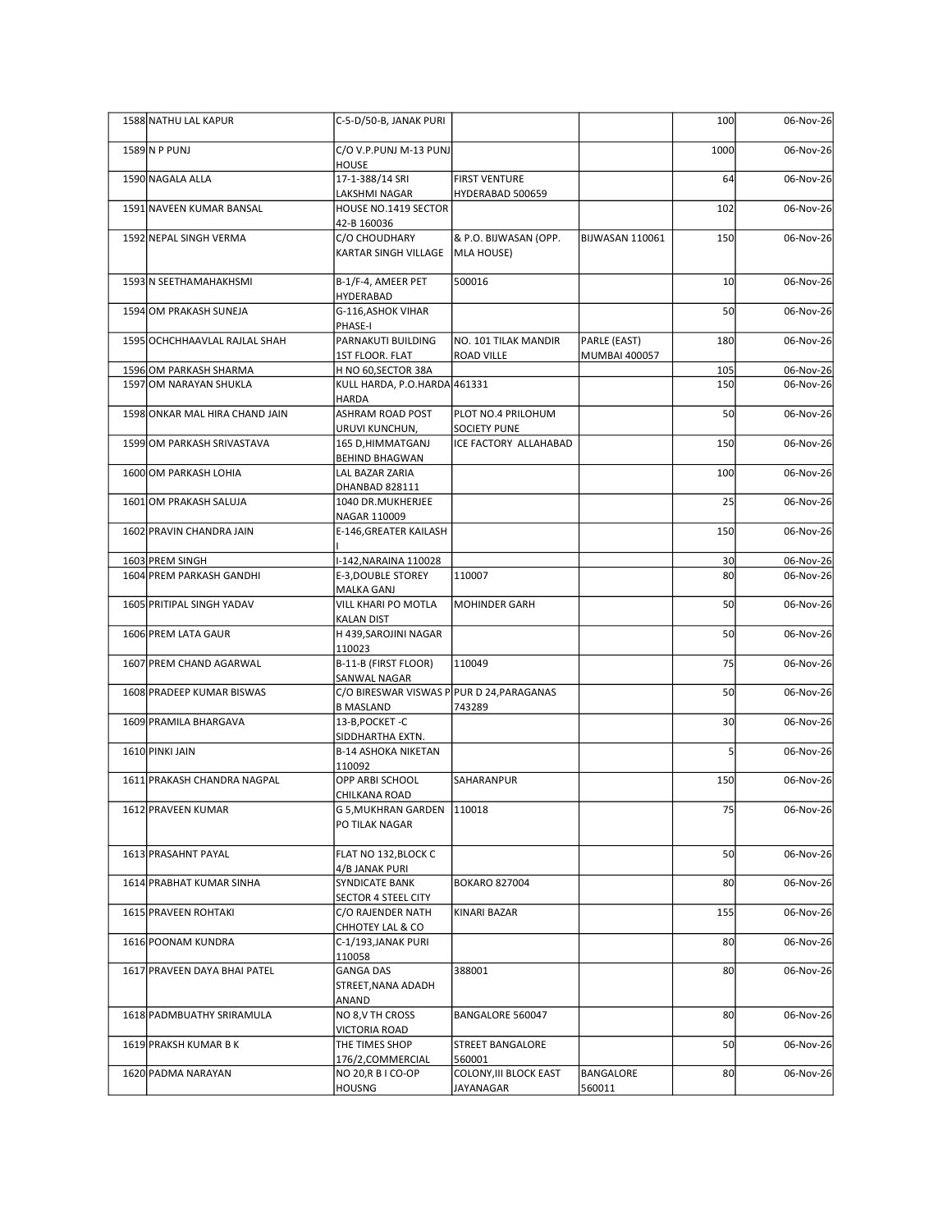| | | | | | | |
|---|---|---|---|---|---|---|
| 1588 | NATHU LAL KAPUR | C-5-D/50-B, JANAK PURI | | | 100 | 06-Nov-26 |
| 1589 | N P PUNJ | C/O V.P.PUNJ M-13 PUNJ HOUSE | | | 1000 | 06-Nov-26 |
| 1590 | NAGALA ALLA | 17-1-388/14 SRI LAKSHMI NAGAR | FIRST VENTURE HYDERABAD 500659 | | 64 | 06-Nov-26 |
| 1591 | NAVEEN KUMAR BANSAL | HOUSE NO.1419 SECTOR 42-B 160036 | | | 102 | 06-Nov-26 |
| 1592 | NEPAL SINGH VERMA | C/O CHOUDHARY KARTAR SINGH VILLAGE | & P.O. BIJWASAN (OPP. MLA HOUSE) | BIJWASAN 110061 | 150 | 06-Nov-26 |
| 1593 | N SEETHAMAHAKHSMI | B-1/F-4, AMEER PET HYDERABAD | 500016 | | 10 | 06-Nov-26 |
| 1594 | OM PRAKASH SUNEJA | G-116,ASHOK VIHAR PHASE-I | | | 50 | 06-Nov-26 |
| 1595 | OCHCHHAAVLAL RAJLAL SHAH | PARNAKUTI BUILDING 1ST FLOOR. FLAT | NO. 101 TILAK MANDIR ROAD VILLE | PARLE (EAST) MUMBAI 400057 | 180 | 06-Nov-26 |
| 1596 | OM PARKASH SHARMA | H NO 60,SECTOR 38A | | | 105 | 06-Nov-26 |
| 1597 | OM NARAYAN SHUKLA | KULL HARDA, P.O.HARDA HARDA | 461331 | | 150 | 06-Nov-26 |
| 1598 | ONKAR MAL HIRA CHAND JAIN | ASHRAM ROAD POST URUVI KUNCHUN, | PLOT NO.4 PRILOHUM SOCIETY PUNE | | 50 | 06-Nov-26 |
| 1599 | OM PARKASH SRIVASTAVA | 165 D,HIMMATGANJ BEHIND BHAGWAN | ICE FACTORY ALLAHABAD | | 150 | 06-Nov-26 |
| 1600 | OM PARKASH LOHIA | LAL BAZAR ZARIA DHANBAD 828111 | | | 100 | 06-Nov-26 |
| 1601 | OM PRAKASH SALUJA | 1040 DR.MUKHERJEE NAGAR 110009 | | | 25 | 06-Nov-26 |
| 1602 | PRAVIN CHANDRA JAIN | E-146,GREATER KAILASH I | | | 150 | 06-Nov-26 |
| 1603 | PREM SINGH | I-142,NARAINA 110028 | | | 30 | 06-Nov-26 |
| 1604 | PREM PARKASH GANDHI | E-3,DOUBLE STOREY MALKA GANJ | 110007 | | 80 | 06-Nov-26 |
| 1605 | PRITIPAL SINGH YADAV | VILL KHARI PO MOTLA KALAN DIST | MOHINDER GARH | | 50 | 06-Nov-26 |
| 1606 | PREM LATA GAUR | H 439,SAROJINI NAGAR 110023 | | | 50 | 06-Nov-26 |
| 1607 | PREM CHAND AGARWAL | B-11-B (FIRST FLOOR) SANWAL NAGAR | 110049 | | 75 | 06-Nov-26 |
| 1608 | PRADEEP KUMAR BISWAS | C/O BIRESWAR VISWAS P B MASLAND | PUR D 24,PARAGANAS 743289 | | 50 | 06-Nov-26 |
| 1609 | PRAMILA BHARGAVA | 13-B,POCKET -C SIDDHARTHA EXTN. | | | 30 | 06-Nov-26 |
| 1610 | PINKI JAIN | B-14 ASHOKA NIKETAN 110092 | | | 5 | 06-Nov-26 |
| 1611 | PRAKASH CHANDRA NAGPAL | OPP ARBI SCHOOL CHILKANA ROAD | SAHARANPUR | | 150 | 06-Nov-26 |
| 1612 | PRAVEEN KUMAR | G 5,MUKHRAN GARDEN PO TILAK NAGAR | 110018 | | 75 | 06-Nov-26 |
| 1613 | PRASAHNT PAYAL | FLAT NO 132,BLOCK C 4/B JANAK PURI | | | 50 | 06-Nov-26 |
| 1614 | PRABHAT KUMAR SINHA | SYNDICATE BANK SECTOR 4 STEEL CITY | BOKARO 827004 | | 80 | 06-Nov-26 |
| 1615 | PRAVEEN ROHTAKI | C/O RAJENDER NATH CHHOTEY LAL & CO | KINARI BAZAR | | 155 | 06-Nov-26 |
| 1616 | POONAM KUNDRA | C-1/193,JANAK PURI 110058 | | | 80 | 06-Nov-26 |
| 1617 | PRAVEEN DAYA BHAI PATEL | GANGA DAS STREET,NANA ADADH ANAND | 388001 | | 80 | 06-Nov-26 |
| 1618 | PADMBUATHY SRIRAMULA | NO 8,V TH CROSS VICTORIA ROAD | BANGALORE 560047 | | 80 | 06-Nov-26 |
| 1619 | PRAKSH KUMAR B K | THE TIMES SHOP 176/2,COMMERCIAL | STREET BANGALORE 560001 | | 50 | 06-Nov-26 |
| 1620 | PADMA NARAYAN | NO 20,R B I CO-OP HOUSNG | COLONY,III BLOCK EAST JAYANAGAR | BANGALORE 560011 | 80 | 06-Nov-26 |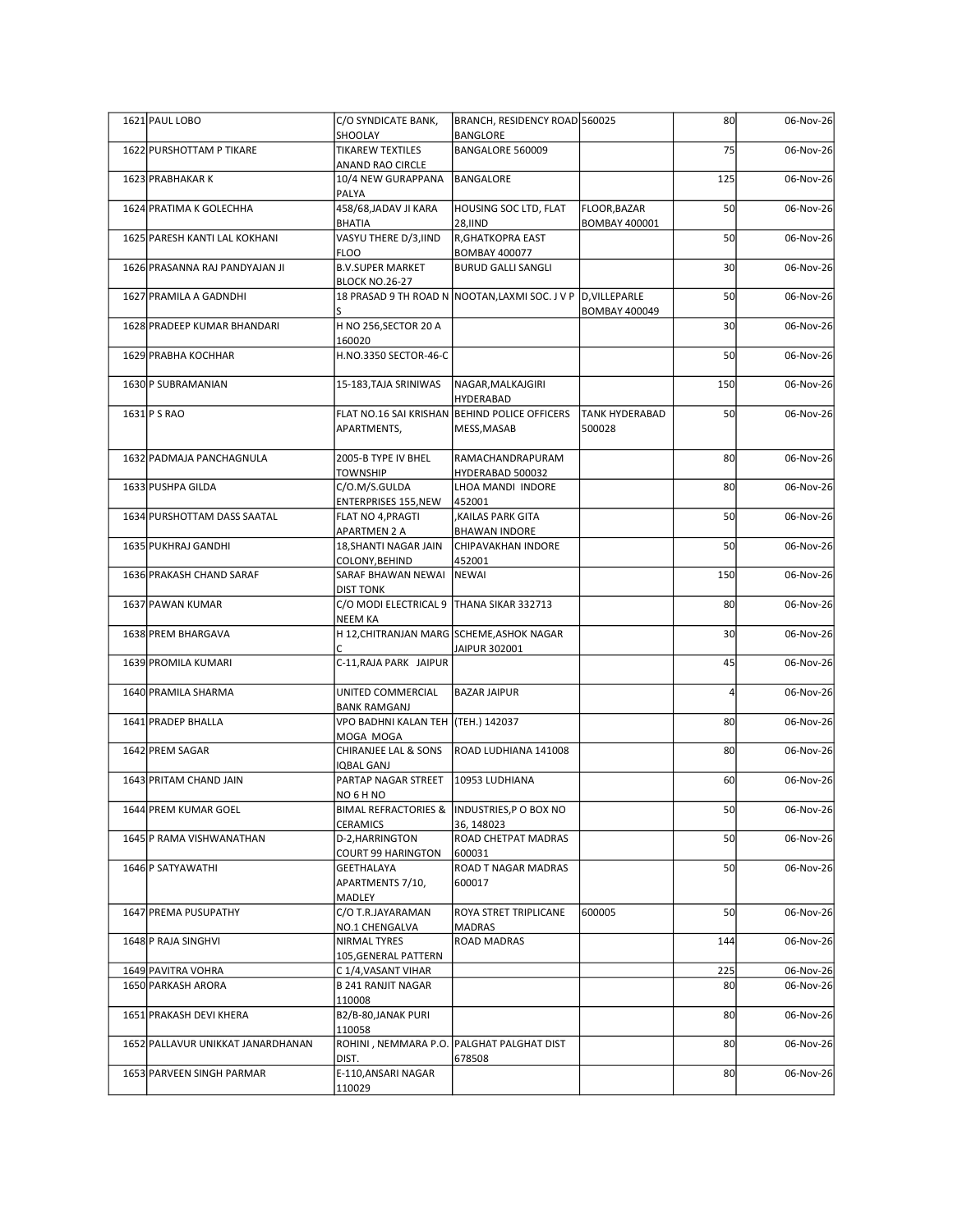| | | | | | | |
|---|---|---|---|---|---|---|
| 1621 | PAUL LOBO | C/O SYNDICATE BANK, SHOOLAY | BRANCH, RESIDENCY ROAD BANGLORE | 560025 | 80 | 06-Nov-26 |
| 1622 | PURSHOTTAM P TIKARE | TIKAREW TEXTILES ANAND RAO CIRCLE | BANGALORE 560009 | | 75 | 06-Nov-26 |
| 1623 | PRABHAKAR K | 10/4 NEW GURAPPANA PALYA | BANGALORE | | 125 | 06-Nov-26 |
| 1624 | PRATIMA K GOLECHHA | 458/68,JADAV JI KARA BHATIA | HOUSING SOC LTD, FLAT 28,IIND | FLOOR,BAZAR BOMBAY 400001 | 50 | 06-Nov-26 |
| 1625 | PARESH KANTI LAL KOKHANI | VASYU THERE D/3,IIND FLOO | R,GHATKOPRA EAST BOMBAY 400077 | | 50 | 06-Nov-26 |
| 1626 | PRASANNA RAJ PANDYAJAN JI | B.V.SUPER MARKET BLOCK NO.26-27 | BURUD GALLI SANGLI | | 30 | 06-Nov-26 |
| 1627 | PRAMILA A GADNDHI | 18 PRASAD 9 TH ROAD N S | NOOTAN,LAXMI SOC. J V P | D,VILLEPARLE BOMBAY 400049 | 50 | 06-Nov-26 |
| 1628 | PRADEEP KUMAR BHANDARI | H NO 256,SECTOR 20 A 160020 | | | 30 | 06-Nov-26 |
| 1629 | PRABHA KOCHHAR | H.NO.3350 SECTOR-46-C | | | 50 | 06-Nov-26 |
| 1630 | P SUBRAMANIAN | 15-183,TAJA SRINIWAS | NAGAR,MALKAJGIRI HYDERABAD | | 150 | 06-Nov-26 |
| 1631 | P S RAO | FLAT NO.16 SAI KRISHAN APARTMENTS, | BEHIND POLICE OFFICERS MESS,MASAB | TANK HYDERABAD 500028 | 50 | 06-Nov-26 |
| 1632 | PADMAJA PANCHAGNULA | 2005-B TYPE IV BHEL TOWNSHIP | RAMACHANDRAPURAM HYDERABAD 500032 | | 80 | 06-Nov-26 |
| 1633 | PUSHPA GILDA | C/O.M/S.GULDA ENTERPRISES 155,NEW | LHOA MANDI INDORE 452001 | | 80 | 06-Nov-26 |
| 1634 | PURSHOTTAM DASS SAATAL | FLAT NO 4,PRAGTI APARTMEN 2 A | ,KAILAS PARK GITA BHAWAN INDORE | | 50 | 06-Nov-26 |
| 1635 | PUKHRAJ GANDHI | 18,SHANTI NAGAR JAIN COLONY,BEHIND | CHIPAVAKHAN INDORE 452001 | | 50 | 06-Nov-26 |
| 1636 | PRAKASH CHAND SARAF | SARAF BHAWAN NEWAI DIST TONK | NEWAI | | 150 | 06-Nov-26 |
| 1637 | PAWAN KUMAR | C/O MODI ELECTRICAL 9 NEEM KA | THANA SIKAR 332713 | | 80 | 06-Nov-26 |
| 1638 | PREM BHARGAVA | H 12,CHITRANJAN MARG C | SCHEME,ASHOK NAGAR JAIPUR 302001 | | 30 | 06-Nov-26 |
| 1639 | PROMILA KUMARI | C-11,RAJA PARK JAIPUR | | | 45 | 06-Nov-26 |
| 1640 | PRAMILA SHARMA | UNITED COMMERCIAL BANK RAMGANJ | BAZAR JAIPUR | | 4 | 06-Nov-26 |
| 1641 | PRADEP BHALLA | VPO BADHNI KALAN TEH MOGA MOGA | (TEH.) 142037 | | 80 | 06-Nov-26 |
| 1642 | PREM SAGAR | CHIRANJEE LAL & SONS IQBAL GANJ | ROAD LUDHIANA 141008 | | 80 | 06-Nov-26 |
| 1643 | PRITAM CHAND JAIN | PARTAP NAGAR STREET NO 6 H NO | 10953 LUDHIANA | | 60 | 06-Nov-26 |
| 1644 | PREM KUMAR GOEL | BIMAL REFRACTORIES & CERAMICS | INDUSTRIES,P O BOX NO 36, 148023 | | 50 | 06-Nov-26 |
| 1645 | P RAMA VISHWANATHAN | D-2,HARRINGTON COURT 99 HARINGTON | ROAD CHETPAT MADRAS 600031 | | 50 | 06-Nov-26 |
| 1646 | P SATYAWATHI | GEETHALAYA APARTMENTS 7/10, MADLEY | ROAD T NAGAR MADRAS 600017 | | 50 | 06-Nov-26 |
| 1647 | PREMA PUSUPATHY | C/O T.R.JAYARAMAN NO.1 CHENGALVA | ROYA STRET TRIPLICANE MADRAS | 600005 | 50 | 06-Nov-26 |
| 1648 | P RAJA SINGHVI | NIRMAL TYRES 105,GENERAL PATTERN | ROAD MADRAS | | 144 | 06-Nov-26 |
| 1649 | PAVITRA VOHRA | C 1/4,VASANT VIHAR | | | 225 | 06-Nov-26 |
| 1650 | PARKASH ARORA | B 241 RANJIT NAGAR 110008 | | | 80 | 06-Nov-26 |
| 1651 | PRAKASH DEVI KHERA | B2/B-80,JANAK PURI 110058 | | | 80 | 06-Nov-26 |
| 1652 | PALLAVUR UNIKKAT JANARDHANAN | ROHINI , NEMMARA P.O. DIST. | PALGHAT PALGHAT DIST 678508 | | 80 | 06-Nov-26 |
| 1653 | PARVEEN SINGH PARMAR | E-110,ANSARI NAGAR 110029 | | | 80 | 06-Nov-26 |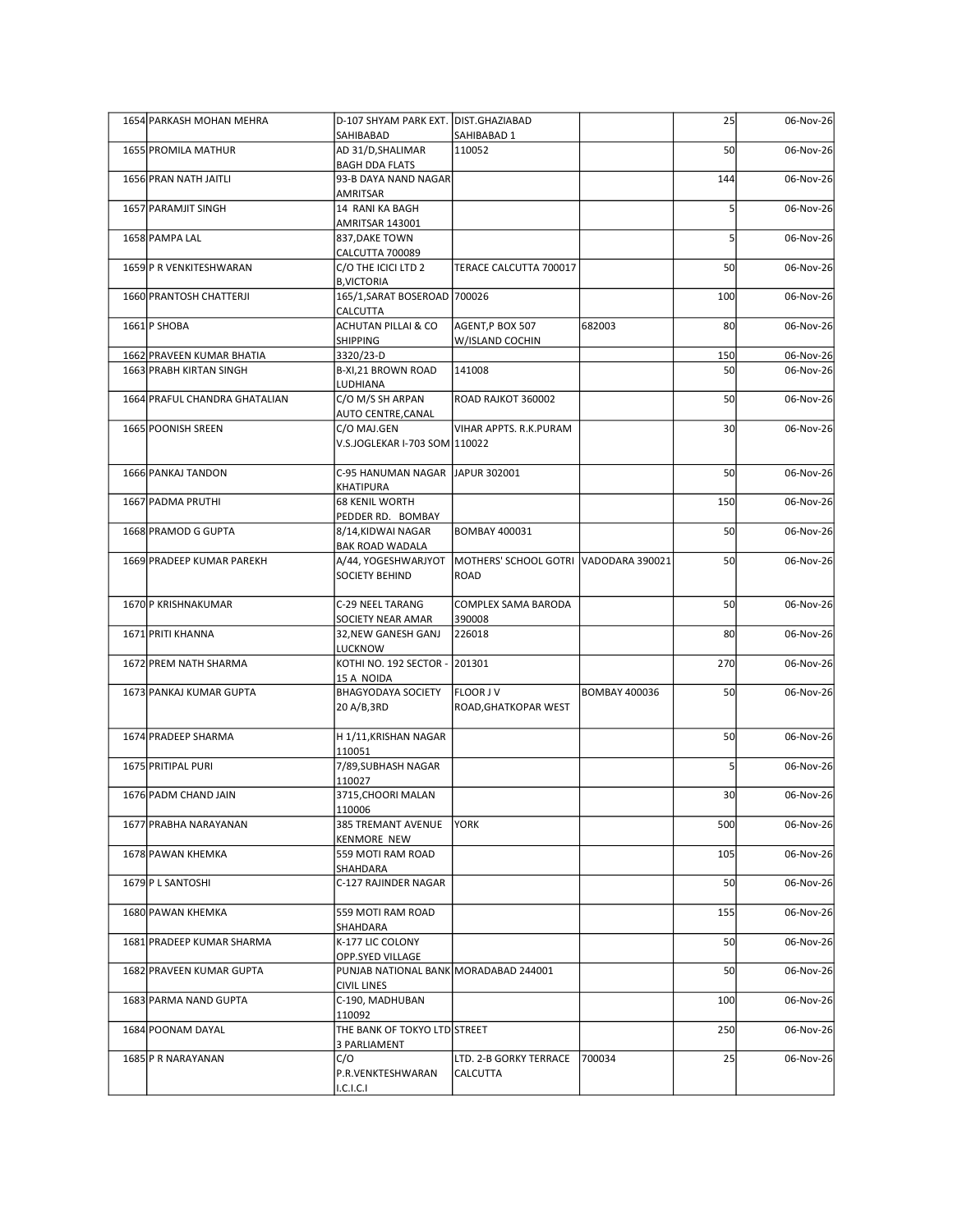| | | | | | | |
|---|---|---|---|---|---|---|
| 1654 | PARKASH MOHAN MEHRA | D-107 SHYAM PARK EXT. SAHIBABAD | DIST.GHAZIABAD SAHIBABAD 1 | | 25 | 06-Nov-26 |
| 1655 | PROMILA MATHUR | AD 31/D,SHALIMAR BAGH DDA FLATS | 110052 | | 50 | 06-Nov-26 |
| 1656 | PRAN NATH JAITLI | 93-B DAYA NAND NAGAR AMRITSAR | | | 144 | 06-Nov-26 |
| 1657 | PARAMJIT SINGH | 14 RANI KA BAGH AMRITSAR 143001 | | | 5 | 06-Nov-26 |
| 1658 | PAMPA LAL | 837,DAKE TOWN CALCUTTA 700089 | | | 5 | 06-Nov-26 |
| 1659 | P R VENKITESHWARAN | C/O THE ICICI LTD 2 B,VICTORIA | TERACE CALCUTTA 700017 | | 50 | 06-Nov-26 |
| 1660 | PRANTOSH CHATTERJI | 165/1,SARAT BOSEROAD CALCUTTA | 700026 | | 100 | 06-Nov-26 |
| 1661 | P SHOBA | ACHUTAN PILLAI & CO SHIPPING | AGENT,P BOX 507 W/ISLAND COCHIN | 682003 | 80 | 06-Nov-26 |
| 1662 | PRAVEEN KUMAR BHATIA | 3320/23-D | | | 150 | 06-Nov-26 |
| 1663 | PRABH KIRTAN SINGH | B-XI,21 BROWN ROAD LUDHIANA | 141008 | | 50 | 06-Nov-26 |
| 1664 | PRAFUL CHANDRA GHATALIAN | C/O M/S SH ARPAN AUTO CENTRE,CANAL | ROAD RAJKOT 360002 | | 50 | 06-Nov-26 |
| 1665 | POONISH SREEN | C/O MAJ.GEN V.S.JOGLEKAR I-703 SOM | VIHAR APPTS. R.K.PURAM 110022 | | 30 | 06-Nov-26 |
| 1666 | PANKAJ TANDON | C-95 HANUMAN NAGAR KHATIPURA | JAPUR 302001 | | 50 | 06-Nov-26 |
| 1667 | PADMA PRUTHI | 68 KENIL WORTH PEDDER RD. BOMBAY | | | 150 | 06-Nov-26 |
| 1668 | PRAMOD G GUPTA | 8/14,KIDWAI NAGAR BAK ROAD WADALA | BOMBAY 400031 | | 50 | 06-Nov-26 |
| 1669 | PRADEEP KUMAR PAREKH | A/44, YOGESHWARJYOT SOCIETY BEHIND | MOTHERS' SCHOOL GOTRI ROAD | VADODARA 390021 | 50 | 06-Nov-26 |
| 1670 | P KRISHNAKUMAR | C-29 NEEL TARANG SOCIETY NEAR AMAR | COMPLEX SAMA BARODA 390008 | | 50 | 06-Nov-26 |
| 1671 | PRITI KHANNA | 32,NEW GANESH GANJ LUCKNOW | 226018 | | 80 | 06-Nov-26 |
| 1672 | PREM NATH SHARMA | KOTHI NO. 192 SECTOR - 15 A NOIDA | 201301 | | 270 | 06-Nov-26 |
| 1673 | PANKAJ KUMAR GUPTA | BHAGYODAYA SOCIETY 20 A/B,3RD | FLOOR J V ROAD,GHATKOPAR WEST | BOMBAY 400036 | 50 | 06-Nov-26 |
| 1674 | PRADEEP SHARMA | H 1/11,KRISHAN NAGAR 110051 | | | 50 | 06-Nov-26 |
| 1675 | PRITIPAL PURI | 7/89,SUBHASH NAGAR 110027 | | | 5 | 06-Nov-26 |
| 1676 | PADM CHAND JAIN | 3715,CHOORI MALAN 110006 | | | 30 | 06-Nov-26 |
| 1677 | PRABHA NARAYANAN | 385 TREMANT AVENUE KENMORE NEW | YORK | | 500 | 06-Nov-26 |
| 1678 | PAWAN KHEMKA | 559 MOTI RAM ROAD SHAHDARA | | | 105 | 06-Nov-26 |
| 1679 | P L SANTOSHI | C-127 RAJINDER NAGAR | | | 50 | 06-Nov-26 |
| 1680 | PAWAN KHEMKA | 559 MOTI RAM ROAD SHAHDARA | | | 155 | 06-Nov-26 |
| 1681 | PRADEEP KUMAR SHARMA | K-177 LIC COLONY OPP.SYED VILLAGE | | | 50 | 06-Nov-26 |
| 1682 | PRAVEEN KUMAR GUPTA | PUNJAB NATIONAL BANK CIVIL LINES | MORADABAD 244001 | | 50 | 06-Nov-26 |
| 1683 | PARMA NAND GUPTA | C-190, MADHUBAN 110092 | | | 100 | 06-Nov-26 |
| 1684 | POONAM DAYAL | THE BANK OF TOKYO LTD 3 PARLIAMENT | STREET | | 250 | 06-Nov-26 |
| 1685 | P R NARAYANAN | C/O P.R.VENKTESHWARAN I.C.I.C.I | LTD. 2-B GORKY TERRACE CALCUTTA | 700034 | 25 | 06-Nov-26 |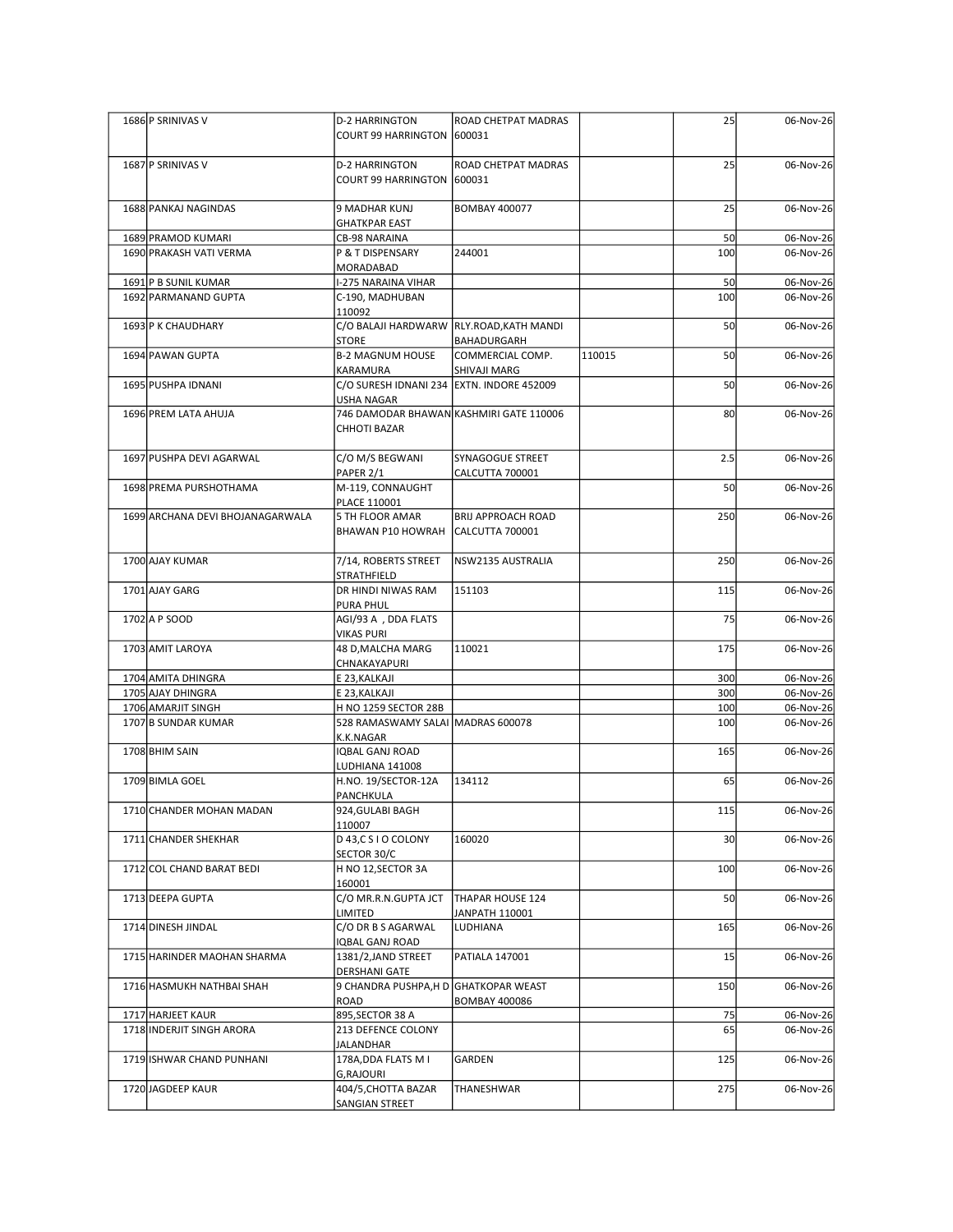| | | | | | | |
|---|---|---|---|---|---|---|
| 1686 | P SRINIVAS V | D-2 HARRINGTON COURT 99 HARRINGTON | ROAD CHETPAT MADRAS 600031 | | 25 | 06-Nov-26 |
| 1687 | P SRINIVAS V | D-2 HARRINGTON COURT 99 HARRINGTON | ROAD CHETPAT MADRAS 600031 | | 25 | 06-Nov-26 |
| 1688 | PANKAJ NAGINDAS | 9 MADHAR KUNJ GHATKPAR EAST | BOMBAY 400077 | | 25 | 06-Nov-26 |
| 1689 | PRAMOD KUMARI | CB-98 NARAINA | | | 50 | 06-Nov-26 |
| 1690 | PRAKASH VATI VERMA | P & T DISPENSARY MORADABAD | 244001 | | 100 | 06-Nov-26 |
| 1691 | P B SUNIL KUMAR | I-275 NARAINA VIHAR | | | 50 | 06-Nov-26 |
| 1692 | PARMANAND GUPTA | C-190, MADHUBAN 110092 | | | 100 | 06-Nov-26 |
| 1693 | P K CHAUDHARY | C/O BALAJI HARDWARW STORE | RLY.ROAD,KATH MANDI BAHADURGARH | | 50 | 06-Nov-26 |
| 1694 | PAWAN GUPTA | B-2 MAGNUM HOUSE KARAMURA | COMMERCIAL COMP. SHIVAJI MARG | 110015 | 50 | 06-Nov-26 |
| 1695 | PUSHPA IDNANI | C/O SURESH IDNANI 234 USHA NAGAR | EXTN. INDORE 452009 | | 50 | 06-Nov-26 |
| 1696 | PREM LATA AHUJA | 746 DAMODAR BHAWAN CHHOTI BAZAR | KASHMIRI GATE 110006 | | 80 | 06-Nov-26 |
| 1697 | PUSHPA DEVI AGARWAL | C/O M/S BEGWANI PAPER 2/1 | SYNAGOGUE STREET CALCUTTA 700001 | | 2.5 | 06-Nov-26 |
| 1698 | PREMA PURSHOTHAMA | M-119, CONNAUGHT PLACE 110001 | | | 50 | 06-Nov-26 |
| 1699 | ARCHANA DEVI BHOJANAGARWALA | 5 TH FLOOR AMAR BHAWAN P10 HOWRAH | BRIJ APPROACH ROAD CALCUTTA 700001 | | 250 | 06-Nov-26 |
| 1700 | AJAY KUMAR | 7/14, ROBERTS STREET STRATHFIELD | NSW2135 AUSTRALIA | | 250 | 06-Nov-26 |
| 1701 | AJAY GARG | DR HINDI NIWAS RAM PURA PHUL | 151103 | | 115 | 06-Nov-26 |
| 1702 | A P SOOD | AGI/93 A , DDA FLATS VIKAS PURI | | | 75 | 06-Nov-26 |
| 1703 | AMIT LAROYA | 48 D,MALCHA MARG CHNAKAYAPURI | 110021 | | 175 | 06-Nov-26 |
| 1704 | AMITA DHINGRA | E 23,KALKAJI | | | 300 | 06-Nov-26 |
| 1705 | AJAY DHINGRA | E 23,KALKAJI | | | 300 | 06-Nov-26 |
| 1706 | AMARJIT SINGH | H NO 1259 SECTOR 28B | | | 100 | 06-Nov-26 |
| 1707 | B SUNDAR KUMAR | 528 RAMASWAMY SALAI K.K.NAGAR | MADRAS 600078 | | 100 | 06-Nov-26 |
| 1708 | BHIM SAIN | IQBAL GANJ ROAD LUDHIANA 141008 | | | 165 | 06-Nov-26 |
| 1709 | BIMLA GOEL | H.NO. 19/SECTOR-12A PANCHKULA | 134112 | | 65 | 06-Nov-26 |
| 1710 | CHANDER MOHAN MADAN | 924,GULABI BAGH 110007 | | | 115 | 06-Nov-26 |
| 1711 | CHANDER SHEKHAR | D 43,C S I O COLONY SECTOR 30/C | 160020 | | 30 | 06-Nov-26 |
| 1712 | COL CHAND BARAT BEDI | H NO 12,SECTOR 3A 160001 | | | 100 | 06-Nov-26 |
| 1713 | DEEPA GUPTA | C/O MR.R.N.GUPTA JCT LIMITED | THAPAR HOUSE 124 JANPATH 110001 | | 50 | 06-Nov-26 |
| 1714 | DINESH JINDAL | C/O DR B S AGARWAL IQBAL GANJ ROAD | LUDHIANA | | 165 | 06-Nov-26 |
| 1715 | HARINDER MAOHAN SHARMA | 1381/2,JAND STREET DERSHANI GATE | PATIALA 147001 | | 15 | 06-Nov-26 |
| 1716 | HASMUKH NATHBAI SHAH | 9 CHANDRA PUSHPA,H D ROAD | GHATKOPAR WEAST BOMBAY 400086 | | 150 | 06-Nov-26 |
| 1717 | HARJEET KAUR | 895,SECTOR 38 A | | | 75 | 06-Nov-26 |
| 1718 | INDERJIT SINGH ARORA | 213 DEFENCE COLONY JALANDHAR | | | 65 | 06-Nov-26 |
| 1719 | ISHWAR CHAND PUNHANI | 178A,DDA FLATS M I G,RAJOURI | GARDEN | | 125 | 06-Nov-26 |
| 1720 | JAGDEEP KAUR | 404/5,CHOTTA BAZAR SANGIAN STREET | THANESHWAR | | 275 | 06-Nov-26 |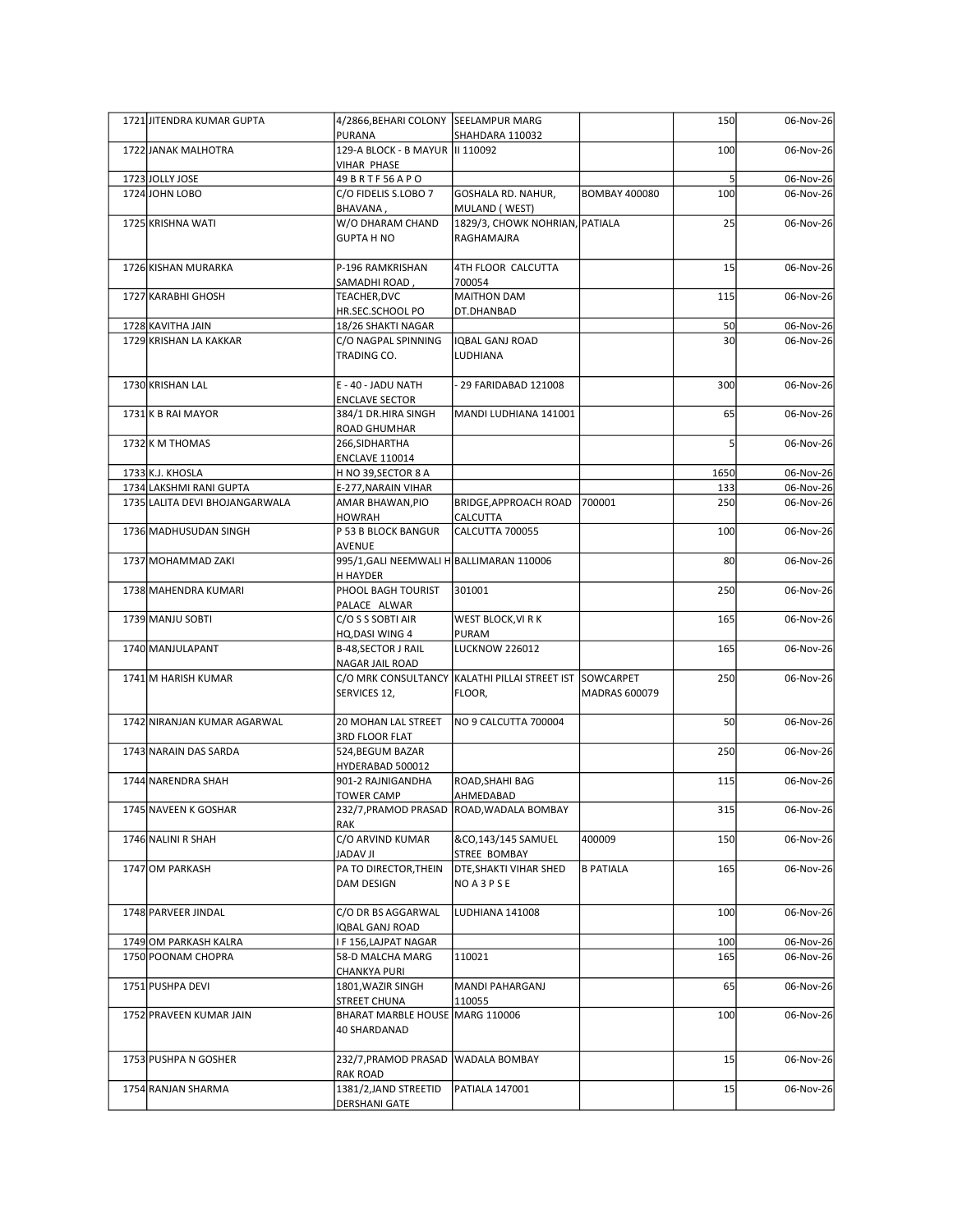| | | | | | | |
|---|---|---|---|---|---|---|
| 1721 | JITENDRA KUMAR GUPTA | 4/2866,BEHARI COLONY PURANA | SEELAMPUR MARG SHAHDARA 110032 | | 150 | 06-Nov-26 |
| 1722 | JANAK MALHOTRA | 129-A BLOCK - B MAYUR VIHAR PHASE | II 110092 | | 100 | 06-Nov-26 |
| 1723 | JOLLY JOSE | 49 B R T F 56 A P O | | | 5 | 06-Nov-26 |
| 1724 | JOHN LOBO | C/O FIDELIS S.LOBO 7 BHAVANA , | GOSHALA RD. NAHUR, MULAND ( WEST) | BOMBAY 400080 | 100 | 06-Nov-26 |
| 1725 | KRISHNA WATI | W/O DHARAM CHAND GUPTA H NO | 1829/3, CHOWK NOHRIAN, RAGHAMAJRA | PATIALA | 25 | 06-Nov-26 |
| 1726 | KISHAN MURARKA | P-196 RAMKRISHAN SAMADHI ROAD , | 4TH FLOOR CALCUTTA 700054 | | 15 | 06-Nov-26 |
| 1727 | KARABHI GHOSH | TEACHER,DVC HR.SEC.SCHOOL PO | MAITHON DAM DT.DHANBAD | | 115 | 06-Nov-26 |
| 1728 | KAVITHA JAIN | 18/26 SHAKTI NAGAR | | | 50 | 06-Nov-26 |
| 1729 | KRISHAN LA KAKKAR | C/O NAGPAL SPINNING TRADING CO. | IQBAL GANJ ROAD LUDHIANA | | 30 | 06-Nov-26 |
| 1730 | KRISHAN LAL | E - 40 - JADU NATH ENCLAVE SECTOR | - 29 FARIDABAD 121008 | | 300 | 06-Nov-26 |
| 1731 | K B RAI MAYOR | 384/1 DR.HIRA SINGH ROAD GHUMHAR | MANDI LUDHIANA 141001 | | 65 | 06-Nov-26 |
| 1732 | K M THOMAS | 266,SIDHARTHA ENCLAVE 110014 | | | 5 | 06-Nov-26 |
| 1733 | K.J. KHOSLA | H NO 39,SECTOR 8 A | | | 1650 | 06-Nov-26 |
| 1734 | LAKSHMI RANI GUPTA | E-277,NARAIN VIHAR | | | 133 | 06-Nov-26 |
| 1735 | LALITA DEVI BHOJANGARWALA | AMAR BHAWAN,PIO HOWRAH | BRIDGE,APPROACH ROAD CALCUTTA | 700001 | 250 | 06-Nov-26 |
| 1736 | MADHUSUDAN SINGH | P 53 B BLOCK BANGUR AVENUE | CALCUTTA 700055 | | 100 | 06-Nov-26 |
| 1737 | MOHAMMAD ZAKI | 995/1,GALI NEEMWALI H H HAYDER | BALLIMARAN 110006 | | 80 | 06-Nov-26 |
| 1738 | MAHENDRA KUMARI | PHOOL BAGH TOURIST PALACE ALWAR | 301001 | | 250 | 06-Nov-26 |
| 1739 | MANJU SOBTI | C/O S S SOBTI AIR HQ,DASI WING 4 | WEST BLOCK,VI R K PURAM | | 165 | 06-Nov-26 |
| 1740 | MANJULAPANT | B-48,SECTOR J RAIL NAGAR JAIL ROAD | LUCKNOW 226012 | | 165 | 06-Nov-26 |
| 1741 | M HARISH KUMAR | C/O MRK CONSULTANCY SERVICES 12, | KALATHI PILLAI STREET IST FLOOR, | SOWCARPET MADRAS 600079 | 250 | 06-Nov-26 |
| 1742 | NIRANJAN KUMAR AGARWAL | 20 MOHAN LAL STREET 3RD FLOOR FLAT | NO 9 CALCUTTA 700004 | | 50 | 06-Nov-26 |
| 1743 | NARAIN DAS SARDA | 524,BEGUM BAZAR HYDERABAD 500012 | | | 250 | 06-Nov-26 |
| 1744 | NARENDRA SHAH | 901-2 RAJNIGANDHA TOWER CAMP | ROAD,SHAHI BAG AHMEDABAD | | 115 | 06-Nov-26 |
| 1745 | NAVEEN K GOSHAR | 232/7,PRAMOD PRASAD RAK | ROAD,WADALA BOMBAY | | 315 | 06-Nov-26 |
| 1746 | NALINI R SHAH | C/O ARVIND KUMAR JADAV JI | &CO,143/145 SAMUEL STREE BOMBAY | 400009 | 150 | 06-Nov-26 |
| 1747 | OM PARKASH | PA TO DIRECTOR,THEIN DAM DESIGN | DTE,SHAKTI VIHAR SHED NO A 3 P S E | B PATIALA | 165 | 06-Nov-26 |
| 1748 | PARVEER JINDAL | C/O DR BS AGGARWAL IQBAL GANJ ROAD | LUDHIANA 141008 | | 100 | 06-Nov-26 |
| 1749 | OM PARKASH KALRA | I F 156,LAJPAT NAGAR | | | 100 | 06-Nov-26 |
| 1750 | POONAM CHOPRA | 58-D MALCHA MARG CHANKYA PURI | 110021 | | 165 | 06-Nov-26 |
| 1751 | PUSHPA DEVI | 1801,WAZIR SINGH STREET CHUNA | MANDI PAHARGANJ 110055 | | 65 | 06-Nov-26 |
| 1752 | PRAVEEN KUMAR JAIN | BHARAT MARBLE HOUSE 40 SHARDANAD | MARG 110006 | | 100 | 06-Nov-26 |
| 1753 | PUSHPA N GOSHER | 232/7,PRAMOD PRASAD RAK ROAD | WADALA BOMBAY | | 15 | 06-Nov-26 |
| 1754 | RANJAN SHARMA | 1381/2,JAND STREETID DERSHANI GATE | PATIALA 147001 | | 15 | 06-Nov-26 |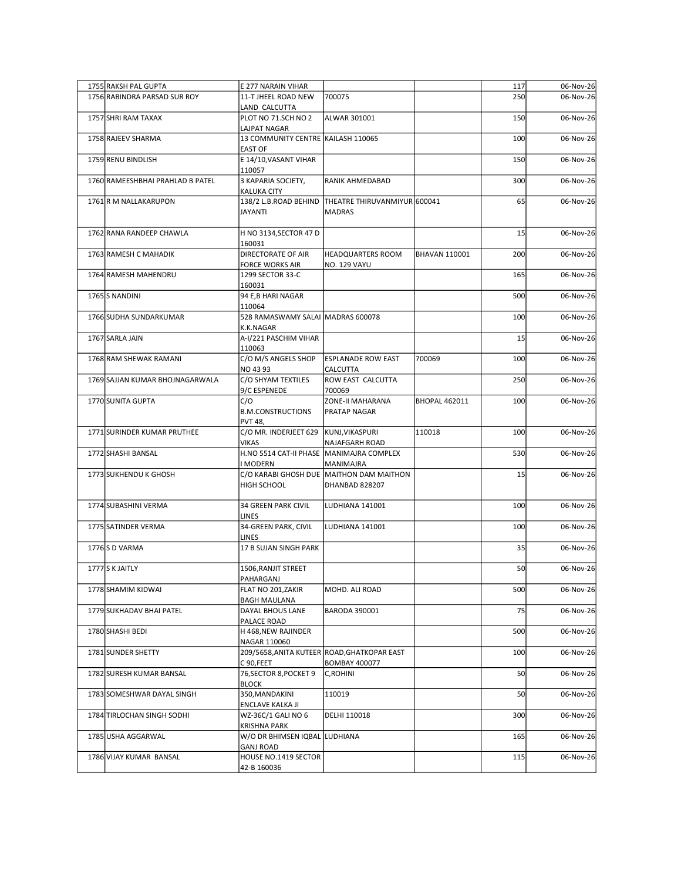| 1755 | RAKSH PAL GUPTA | E 277 NARAIN VIHAR | | | 117 | 06-Nov-26 |
|---|---|---|---|---|---|---|
| 1756 | RABINDRA PARSAD SUR ROY | 11-T JHEEL ROAD NEW LAND CALCUTTA | 700075 | | 250 | 06-Nov-26 |
| 1757 | SHRI RAM TAXAX | PLOT NO 71.SCH NO 2 LAJPAT NAGAR | ALWAR 301001 | | 150 | 06-Nov-26 |
| 1758 | RAJEEV SHARMA | 13 COMMUNITY CENTRE EAST OF | KAILASH 110065 | | 100 | 06-Nov-26 |
| 1759 | RENU BINDLISH | E 14/10,VASANT VIHAR 110057 | | | 150 | 06-Nov-26 |
| 1760 | RAMEESHBHAI PRAHLAD B PATEL | 3 KAPARIA SOCIETY, KALUKA CITY | RANIK AHMEDABAD | | 300 | 06-Nov-26 |
| 1761 | R M NALLAKARUPON | 138/2 L.B.ROAD BEHIND JAYANTI | THEATRE THIRUVANMIYUR MADRAS | 600041 | 65 | 06-Nov-26 |
| 1762 | RANA RANDEEP CHAWLA | H NO 3134,SECTOR 47 D 160031 | | | 15 | 06-Nov-26 |
| 1763 | RAMESH C MAHADIK | DIRECTORATE OF AIR FORCE WORKS AIR | HEADQUARTERS ROOM NO. 129 VAYU | BHAVAN 110001 | 200 | 06-Nov-26 |
| 1764 | RAMESH MAHENDRU | 1299 SECTOR 33-C 160031 | | | 165 | 06-Nov-26 |
| 1765 | S NANDINI | 94 E,B HARI NAGAR 110064 | | | 500 | 06-Nov-26 |
| 1766 | SUDHA SUNDARKUMAR | 528 RAMASWAMY SALAI K.K.NAGAR | MADRAS 600078 | | 100 | 06-Nov-26 |
| 1767 | SARLA JAIN | A-I/221 PASCHIM VIHAR 110063 | | | 15 | 06-Nov-26 |
| 1768 | RAM SHEWAK RAMANI | C/O M/S ANGELS SHOP NO 43 93 | ESPLANADE ROW EAST CALCUTTA | 700069 | 100 | 06-Nov-26 |
| 1769 | SAJJAN KUMAR BHOJNAGARWALA | C/O SHYAM TEXTILES 9/C ESPENEDE | ROW EAST CALCUTTA 700069 | | 250 | 06-Nov-26 |
| 1770 | SUNITA GUPTA | C/O B.M.CONSTRUCTIONS PVT 48, | ZONE-II MAHARANA PRATAP NAGAR | BHOPAL 462011 | 100 | 06-Nov-26 |
| 1771 | SURINDER KUMAR PRUTHEE | C/O MR. INDERJEET 629 VIKAS | KUNJ,VIKASPURI NAJAFGARH ROAD | 110018 | 100 | 06-Nov-26 |
| 1772 | SHASHI BANSAL | H.NO 5514 CAT-II PHASE I MODERN | MANIMAJRA COMPLEX MANIMAJRA | | 530 | 06-Nov-26 |
| 1773 | SUKHENDU K GHOSH | C/O KARABI GHOSH DUE HIGH SCHOOL | MAITHON DAM MAITHON DHANBAD 828207 | | 15 | 06-Nov-26 |
| 1774 | SUBASHINI VERMA | 34 GREEN PARK CIVIL LINES | LUDHIANA 141001 | | 100 | 06-Nov-26 |
| 1775 | SATINDER VERMA | 34-GREEN PARK, CIVIL LINES | LUDHIANA 141001 | | 100 | 06-Nov-26 |
| 1776 | S D VARMA | 17 B SUJAN SINGH PARK | | | 35 | 06-Nov-26 |
| 1777 | S K JAITLY | 1506,RANJIT STREET PAHARGANJ | | | 50 | 06-Nov-26 |
| 1778 | SHAMIM KIDWAI | FLAT NO 201,ZAKIR BAGH MAULANA | MOHD. ALI ROAD | | 500 | 06-Nov-26 |
| 1779 | SUKHADAV BHAI PATEL | DAYAL BHOUS LANE PALACE ROAD | BARODA 390001 | | 75 | 06-Nov-26 |
| 1780 | SHASHI BEDI | H 468,NEW RAJINDER NAGAR 110060 | | | 500 | 06-Nov-26 |
| 1781 | SUNDER SHETTY | 209/5658,ANITA KUTEER C 90,FEET | ROAD,GHATKOPAR EAST BOMBAY 400077 | | 100 | 06-Nov-26 |
| 1782 | SURESH KUMAR BANSAL | 76,SECTOR 8,POCKET 9 BLOCK | C,ROHINI | | 50 | 06-Nov-26 |
| 1783 | SOMESHWAR DAYAL SINGH | 350,MANDAKINI ENCLAVE KALKA JI | 110019 | | 50 | 06-Nov-26 |
| 1784 | TIRLOCHAN SINGH SODHI | WZ-36C/1 GALI NO 6 KRISHNA PARK | DELHI 110018 | | 300 | 06-Nov-26 |
| 1785 | USHA AGGARWAL | W/O DR BHIMSEN IQBAL GANJ ROAD | LUDHIANA | | 165 | 06-Nov-26 |
| 1786 | VIJAY KUMAR BANSAL | HOUSE NO.1419 SECTOR 42-B 160036 | | | 115 | 06-Nov-26 |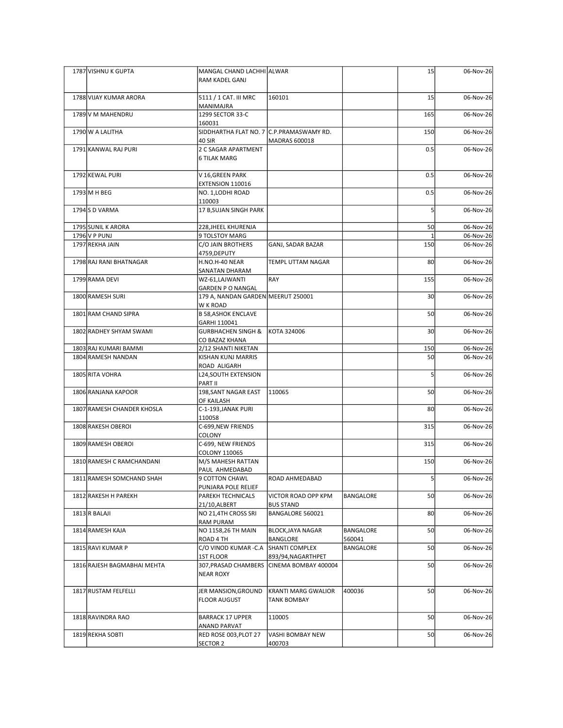| | | | | | | |
|---|---|---|---|---|---|---|
| 1787 | VISHNU K GUPTA | MANGAL CHAND LACHHI RAM KADEL GANJ | ALWAR | | 15 | 06-Nov-26 |
| 1788 | VIJAY KUMAR ARORA | 5111 / 1 CAT. III MRC MANIMAJRA | 160101 | | 15 | 06-Nov-26 |
| 1789 | V M MAHENDRU | 1299 SECTOR 33-C 160031 | | | 165 | 06-Nov-26 |
| 1790 | W A LALITHA | SIDDHARTHA FLAT NO. 7 40 SIR | C.P.PRAMASWAMY RD. MADRAS 600018 | | 150 | 06-Nov-26 |
| 1791 | KANWAL RAJ PURI | 2 C SAGAR APARTMENT 6 TILAK MARG | | | 0.5 | 06-Nov-26 |
| 1792 | KEWAL PURI | V 16,GREEN PARK EXTENSION 110016 | | | 0.5 | 06-Nov-26 |
| 1793 | M H BEG | NO. 1,LODHI ROAD 110003 | | | 0.5 | 06-Nov-26 |
| 1794 | S D VARMA | 17 B,SUJAN SINGH PARK | | | 5 | 06-Nov-26 |
| 1795 | SUNIL K ARORA | 228,JHEEL KHURENJA | | | 50 | 06-Nov-26 |
| 1796 | V P PUNJ | 9 TOLSTOY MARG | | | 1 | 06-Nov-26 |
| 1797 | REKHA JAIN | C/O JAIN BROTHERS 4759,DEPUTY | GANJ, SADAR BAZAR | | 150 | 06-Nov-26 |
| 1798 | RAJ RANI BHATNAGAR | H.NO.H-40 NEAR SANATAN DHARAM | TEMPL UTTAM NAGAR | | 80 | 06-Nov-26 |
| 1799 | RAMA DEVI | WZ-61,LAJWANTI GARDEN P O NANGAL | RAY | | 155 | 06-Nov-26 |
| 1800 | RAMESH SURI | 179 A, NANDAN GARDEN W K ROAD | MEERUT 250001 | | 30 | 06-Nov-26 |
| 1801 | RAM CHAND SIPRA | B 58,ASHOK ENCLAVE GARHI 110041 | | | 50 | 06-Nov-26 |
| 1802 | RADHEY SHYAM SWAMI | GURBHACHEN SINGH & CO BAZAZ KHANA | KOTA 324006 | | 30 | 06-Nov-26 |
| 1803 | RAJ KUMARI BAMMI | 2/12 SHANTI NIKETAN | | | 150 | 06-Nov-26 |
| 1804 | RAMESH NANDAN | KISHAN KUNJ MARRIS ROAD ALIGARH | | | 50 | 06-Nov-26 |
| 1805 | RITA VOHRA | L24,SOUTH EXTENSION PART II | | | 5 | 06-Nov-26 |
| 1806 | RANJANA KAPOOR | 198,SANT NAGAR EAST OF KAILASH | 110065 | | 50 | 06-Nov-26 |
| 1807 | RAMESH CHANDER KHOSLA | C-1-193,JANAK PURI 110058 | | | 80 | 06-Nov-26 |
| 1808 | RAKESH OBEROI | C-699,NEW FRIENDS COLONY | | | 315 | 06-Nov-26 |
| 1809 | RAMESH OBEROI | C-699, NEW FRIENDS COLONY 110065 | | | 315 | 06-Nov-26 |
| 1810 | RAMESH C RAMCHANDANI | M/S MAHESH RATTAN PAUL AHMEDABAD | | | 150 | 06-Nov-26 |
| 1811 | RAMESH SOMCHAND SHAH | 9 COTTON CHAWL PUNJARA POLE RELIEF | ROAD AHMEDABAD | | 5 | 06-Nov-26 |
| 1812 | RAKESH H PAREKH | PAREKH TECHNICALS 21/10,ALBERT | VICTOR ROAD OPP KPM BUS STAND | BANGALORE | 50 | 06-Nov-26 |
| 1813 | R BALAJI | NO 21,4TH CROSS SRI RAM PURAM | BANGALORE 560021 | | 80 | 06-Nov-26 |
| 1814 | RAMESH KAJA | NO 1158,26 TH MAIN ROAD 4 TH | BLOCK,JAYA NAGAR BANGLORE | BANGALORE 560041 | 50 | 06-Nov-26 |
| 1815 | RAVI KUMAR P | C/O VINOD KUMAR -C.A 1ST FLOOR | SHANTI COMPLEX 893/94,NAGARTHPET | BANGALORE | 50 | 06-Nov-26 |
| 1816 | RAJESH BAGMABHAI MEHTA | 307,PRASAD CHAMBERS NEAR ROXY | CINEMA BOMBAY 400004 | | 50 | 06-Nov-26 |
| 1817 | RUSTAM FELFELLI | JER MANSION,GROUND FLOOR AUGUST | KRANTI MARG GWALIOR TANK BOMBAY | 400036 | 50 | 06-Nov-26 |
| 1818 | RAVINDRA RAO | BARRACK 17 UPPER ANAND PARVAT | 110005 | | 50 | 06-Nov-26 |
| 1819 | REKHA SOBTI | RED ROSE 003,PLOT 27 SECTOR 2 | VASHI BOMBAY NEW 400703 | | 50 | 06-Nov-26 |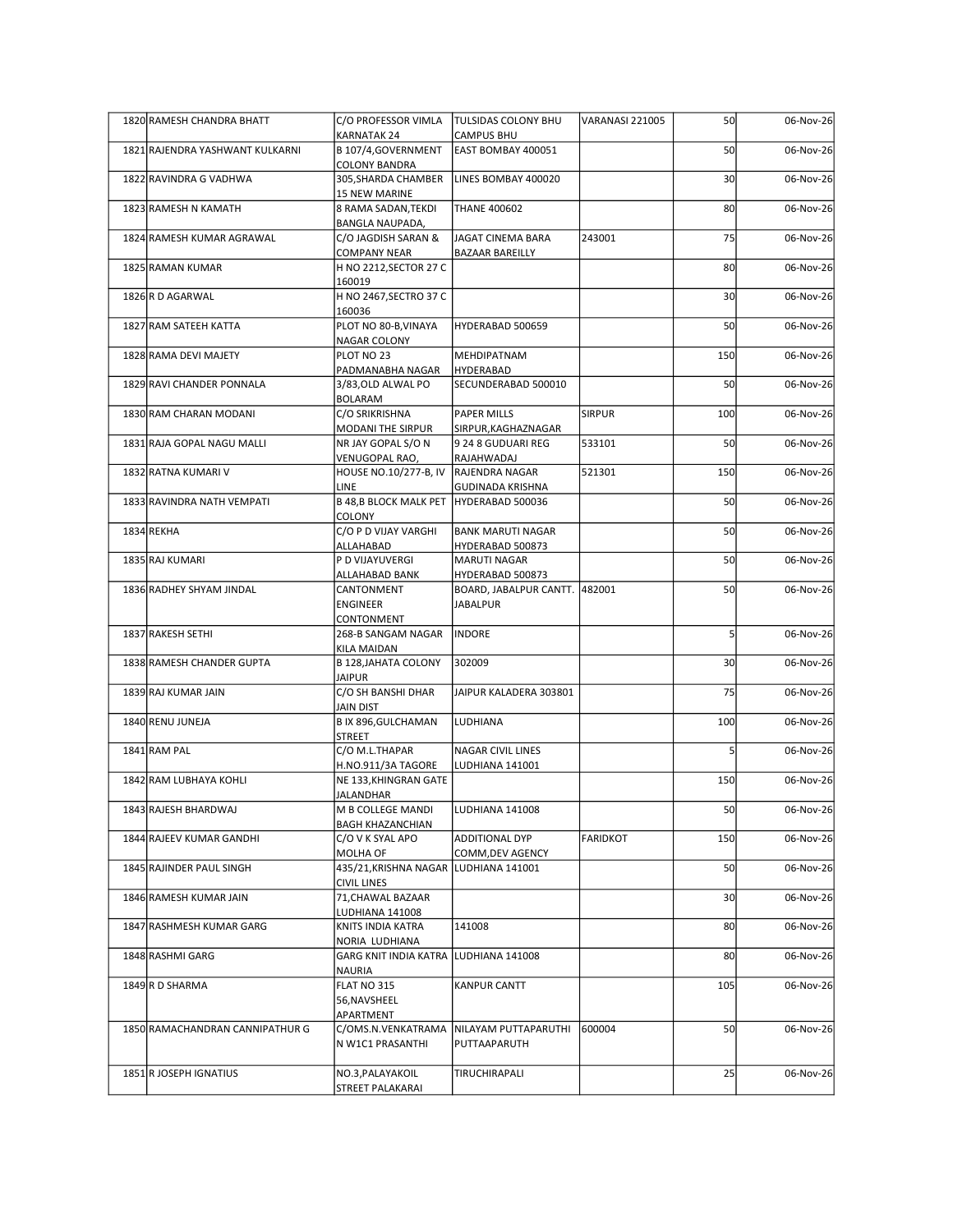| | | | | | | |
|---|---|---|---|---|---|---|
| 1820 | RAMESH CHANDRA BHATT | C/O PROFESSOR VIMLA KARNATAK 24 | TULSIDAS COLONY BHU CAMPUS BHU | VARANASI 221005 | 50 | 06-Nov-26 |
| 1821 | RAJENDRA YASHWANT KULKARNI | B 107/4,GOVERNMENT COLONY BANDRA | EAST BOMBAY 400051 | | 50 | 06-Nov-26 |
| 1822 | RAVINDRA G VADHWA | 305,SHARDA CHAMBER 15 NEW MARINE | LINES BOMBAY 400020 | | 30 | 06-Nov-26 |
| 1823 | RAMESH N KAMATH | 8 RAMA SADAN,TEKDI BANGLA NAUPADA, | THANE 400602 | | 80 | 06-Nov-26 |
| 1824 | RAMESH KUMAR AGRAWAL | C/O JAGDISH SARAN & COMPANY NEAR | JAGAT CINEMA BARA BAZAAR BAREILLY | 243001 | 75 | 06-Nov-26 |
| 1825 | RAMAN KUMAR | H NO 2212,SECTOR 27 C 160019 | | | 80 | 06-Nov-26 |
| 1826 | R D AGARWAL | H NO 2467,SECTRO 37 C 160036 | | | 30 | 06-Nov-26 |
| 1827 | RAM SATEEH KATTA | PLOT NO 80-B,VINAYA NAGAR COLONY | HYDERABAD 500659 | | 50 | 06-Nov-26 |
| 1828 | RAMA DEVI MAJETY | PLOT NO 23 PADMANABHA NAGAR | MEHDIPATNAM HYDERABAD | | 150 | 06-Nov-26 |
| 1829 | RAVI CHANDER PONNALA | 3/83,OLD ALWAL PO BOLARAM | SECUNDERABAD 500010 | | 50 | 06-Nov-26 |
| 1830 | RAM CHARAN MODANI | C/O SRIKRISHNA MODANI THE SIRPUR | PAPER MILLS SIRPUR,KAGHAZNAGAR | SIRPUR | 100 | 06-Nov-26 |
| 1831 | RAJA GOPAL NAGU MALLI | NR JAY GOPAL S/O N VENUGOPAL RAO, | 9 24 8 GUDUARI REG RAJAHWADAJ | 533101 | 50 | 06-Nov-26 |
| 1832 | RATNA KUMARI V | HOUSE NO.10/277-B, IV LINE | RAJENDRA NAGAR GUDINADA KRISHNA | 521301 | 150 | 06-Nov-26 |
| 1833 | RAVINDRA NATH VEMPATI | B 48,B BLOCK MALK PET COLONY | HYDERABAD 500036 | | 50 | 06-Nov-26 |
| 1834 | REKHA | C/O P D VIJAY VARGHI ALLAHABAD | BANK MARUTI NAGAR HYDERABAD 500873 | | 50 | 06-Nov-26 |
| 1835 | RAJ KUMARI | P D VIJAYUVERGI ALLAHABAD BANK | MARUTI NAGAR HYDERABAD 500873 | | 50 | 06-Nov-26 |
| 1836 | RADHEY SHYAM JINDAL | CANTONMENT ENGINEER CONTONMENT | BOARD, JABALPUR CANTT. JABALPUR | 482001 | 50 | 06-Nov-26 |
| 1837 | RAKESH SETHI | 268-B SANGAM NAGAR KILA MAIDAN | INDORE | | 5 | 06-Nov-26 |
| 1838 | RAMESH CHANDER GUPTA | B 128,JAHATA COLONY JAIPUR | 302009 | | 30 | 06-Nov-26 |
| 1839 | RAJ KUMAR JAIN | C/O SH BANSHI DHAR JAIN DIST | JAIPUR KALADERA 303801 | | 75 | 06-Nov-26 |
| 1840 | RENU JUNEJA | B IX 896,GULCHAMAN STREET | LUDHIANA | | 100 | 06-Nov-26 |
| 1841 | RAM PAL | C/O M.L.THAPAR H.NO.911/3A TAGORE | NAGAR CIVIL LINES LUDHIANA 141001 | | 5 | 06-Nov-26 |
| 1842 | RAM LUBHAYA KOHLI | NE 133,KHINGRAN GATE JALANDHAR | | | 150 | 06-Nov-26 |
| 1843 | RAJESH BHARDWAJ | M B COLLEGE MANDI BAGH KHAZANCHIAN | LUDHIANA 141008 | | 50 | 06-Nov-26 |
| 1844 | RAJEEV KUMAR GANDHI | C/O V K SYAL APO MOLHA OF | ADDITIONAL DYP COMM,DEV AGENCY | FARIDKOT | 150 | 06-Nov-26 |
| 1845 | RAJINDER PAUL SINGH | 435/21,KRISHNA NAGAR CIVIL LINES | LUDHIANA 141001 | | 50 | 06-Nov-26 |
| 1846 | RAMESH KUMAR JAIN | 71,CHAWAL BAZAAR LUDHIANA 141008 | | | 30 | 06-Nov-26 |
| 1847 | RASHMESH KUMAR GARG | KNITS INDIA KATRA NORIA LUDHIANA | 141008 | | 80 | 06-Nov-26 |
| 1848 | RASHMI GARG | GARG KNIT INDIA KATRA NAURIA | LUDHIANA 141008 | | 80 | 06-Nov-26 |
| 1849 | R D SHARMA | FLAT NO 315 56,NAVSHEEL APARTMENT | KANPUR CANTT | | 105 | 06-Nov-26 |
| 1850 | RAMACHANDRAN CANNIPATHUR G | C/OMS.N.VENKATRAMA N W1C1 PRASANTHI | NILAYAM PUTTAPARUTHI PUTTAAPARUTH | 600004 | 50 | 06-Nov-26 |
| 1851 | R JOSEPH IGNATIUS | NO.3,PALAYAKOIL STREET PALAKARAI | TIRUCHIRAPALI | | 25 | 06-Nov-26 |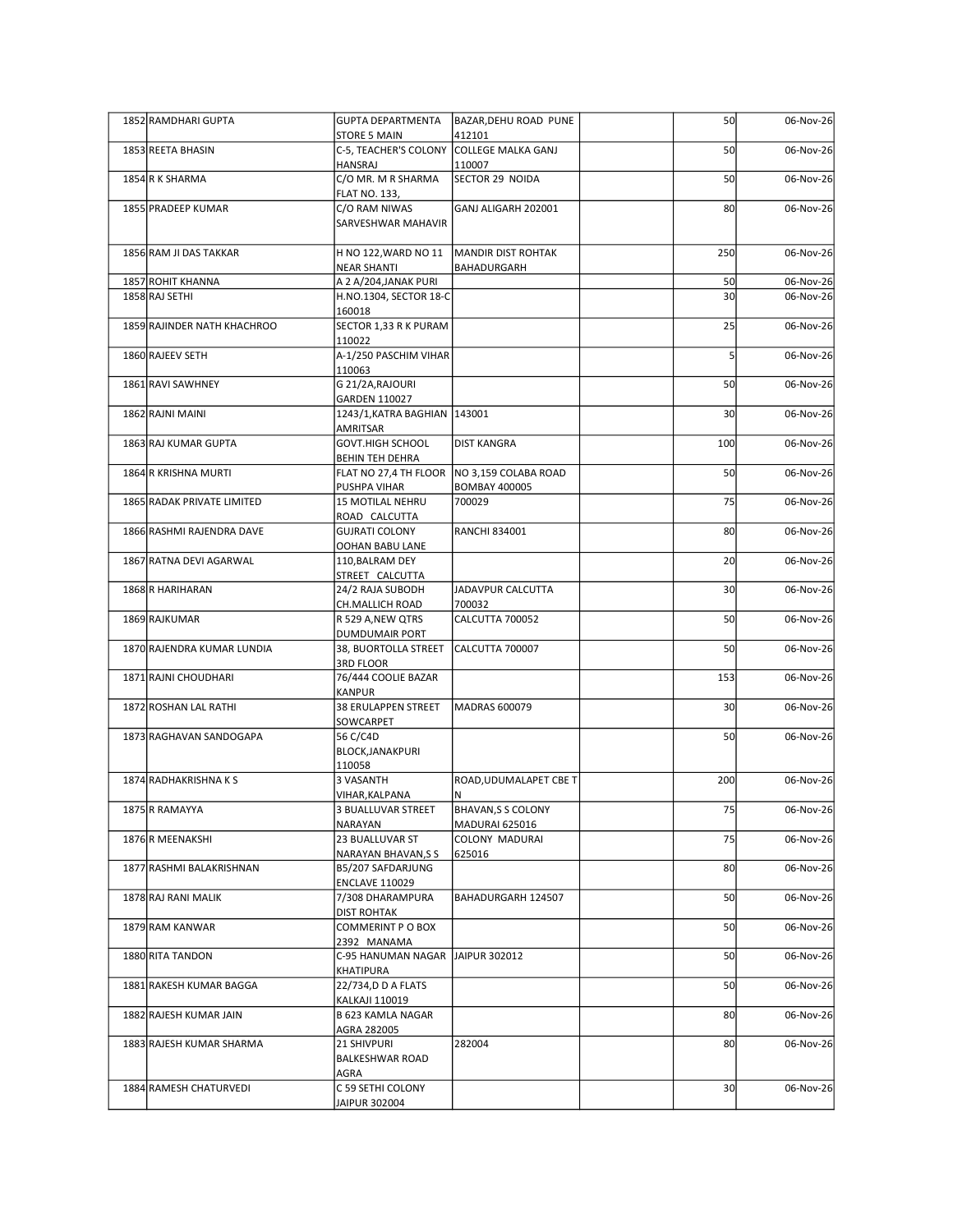| | | | | | | |
|---|---|---|---|---|---|---|
| 1852 | RAMDHARI GUPTA | GUPTA DEPARTMENTA STORE 5 MAIN | BAZAR,DEHU ROAD PUNE 412101 | | 50 | 06-Nov-26 |
| 1853 | REETA BHASIN | C-5, TEACHER'S COLONY HANSRAJ | COLLEGE MALKA GANJ 110007 | | 50 | 06-Nov-26 |
| 1854 | R K SHARMA | C/O MR. M R SHARMA FLAT NO. 133, | SECTOR 29 NOIDA | | 50 | 06-Nov-26 |
| 1855 | PRADEEP KUMAR | C/O RAM NIWAS SARVESHWAR MAHAVIR | GANJ ALIGARH 202001 | | 80 | 06-Nov-26 |
| 1856 | RAM JI DAS TAKKAR | H NO 122,WARD NO 11 NEAR SHANTI | MANDIR DIST ROHTAK BAHADURGARH | | 250 | 06-Nov-26 |
| 1857 | ROHIT KHANNA | A 2 A/204,JANAK PURI | | | 50 | 06-Nov-26 |
| 1858 | RAJ SETHI | H.NO.1304, SECTOR 18-C 160018 | | | 30 | 06-Nov-26 |
| 1859 | RAJINDER NATH KHACHROO | SECTOR 1,33 R K PURAM 110022 | | | 25 | 06-Nov-26 |
| 1860 | RAJEEV SETH | A-1/250 PASCHIM VIHAR 110063 | | | 5 | 06-Nov-26 |
| 1861 | RAVI SAWHNEY | G 21/2A,RAJOURI GARDEN 110027 | | | 50 | 06-Nov-26 |
| 1862 | RAJNI MAINI | 1243/1,KATRA BAGHIAN AMRITSAR | 143001 | | 30 | 06-Nov-26 |
| 1863 | RAJ KUMAR GUPTA | GOVT.HIGH SCHOOL BEHIN TEH DEHRA | DIST KANGRA | | 100 | 06-Nov-26 |
| 1864 | R KRISHNA MURTI | FLAT NO 27,4 TH FLOOR PUSHPA VIHAR | NO 3,159 COLABA ROAD BOMBAY 400005 | | 50 | 06-Nov-26 |
| 1865 | RADAK PRIVATE LIMITED | 15 MOTILAL NEHRU ROAD CALCUTTA | 700029 | | 75 | 06-Nov-26 |
| 1866 | RASHMI RAJENDRA DAVE | GUJRATI COLONY OOHAN BABU LANE | RANCHI 834001 | | 80 | 06-Nov-26 |
| 1867 | RATNA DEVI AGARWAL | 110,BALRAM DEY STREET CALCUTTA | | | 20 | 06-Nov-26 |
| 1868 | R HARIHARAN | 24/2 RAJA SUBODH CH.MALLICH ROAD | JADAVPUR CALCUTTA 700032 | | 30 | 06-Nov-26 |
| 1869 | RAJKUMAR | R 529 A,NEW QTRS DUMDUMAIR PORT | CALCUTTA 700052 | | 50 | 06-Nov-26 |
| 1870 | RAJENDRA KUMAR LUNDIA | 38, BUORTOLLA STREET 3RD FLOOR | CALCUTTA 700007 | | 50 | 06-Nov-26 |
| 1871 | RAJNI CHOUDHARI | 76/444 COOLIE BAZAR KANPUR | | | 153 | 06-Nov-26 |
| 1872 | ROSHAN LAL RATHI | 38 ERULAPPEN STREET SOWCARPET | MADRAS 600079 | | 30 | 06-Nov-26 |
| 1873 | RAGHAVAN SANDOGAPA | 56 C/C4D BLOCK,JANAKPURI 110058 | | | 50 | 06-Nov-26 |
| 1874 | RADHAKRISHNA K S | 3 VASANTH VIHAR,KALPANA | ROAD,UDUMALAPET CBE T N | | 200 | 06-Nov-26 |
| 1875 | R RAMAYYA | 3 BUALLUVAR STREET NARAYAN | BHAVAN,S S COLONY MADURAI 625016 | | 75 | 06-Nov-26 |
| 1876 | R MEENAKSHI | 23 BUALLUVAR ST NARAYAN BHAVAN,S S | COLONY MADURAI 625016 | | 75 | 06-Nov-26 |
| 1877 | RASHMI BALAKRISHNAN | B5/207 SAFDARJUNG ENCLAVE 110029 | | | 80 | 06-Nov-26 |
| 1878 | RAJ RANI MALIK | 7/308 DHARAMPURA DIST ROHTAK | BAHADURGARH 124507 | | 50 | 06-Nov-26 |
| 1879 | RAM KANWAR | COMMERINT P O BOX 2392 MANAMA | | | 50 | 06-Nov-26 |
| 1880 | RITA TANDON | C-95 HANUMAN NAGAR KHATIPURA | JAIPUR 302012 | | 50 | 06-Nov-26 |
| 1881 | RAKESH KUMAR BAGGA | 22/734,D D A FLATS KALKAJI 110019 | | | 50 | 06-Nov-26 |
| 1882 | RAJESH KUMAR JAIN | B 623 KAMLA NAGAR AGRA 282005 | | | 80 | 06-Nov-26 |
| 1883 | RAJESH KUMAR SHARMA | 21 SHIVPURI BALKESHWAR ROAD AGRA | 282004 | | 80 | 06-Nov-26 |
| 1884 | RAMESH CHATURVEDI | C 59 SETHI COLONY JAIPUR 302004 | | | 30 | 06-Nov-26 |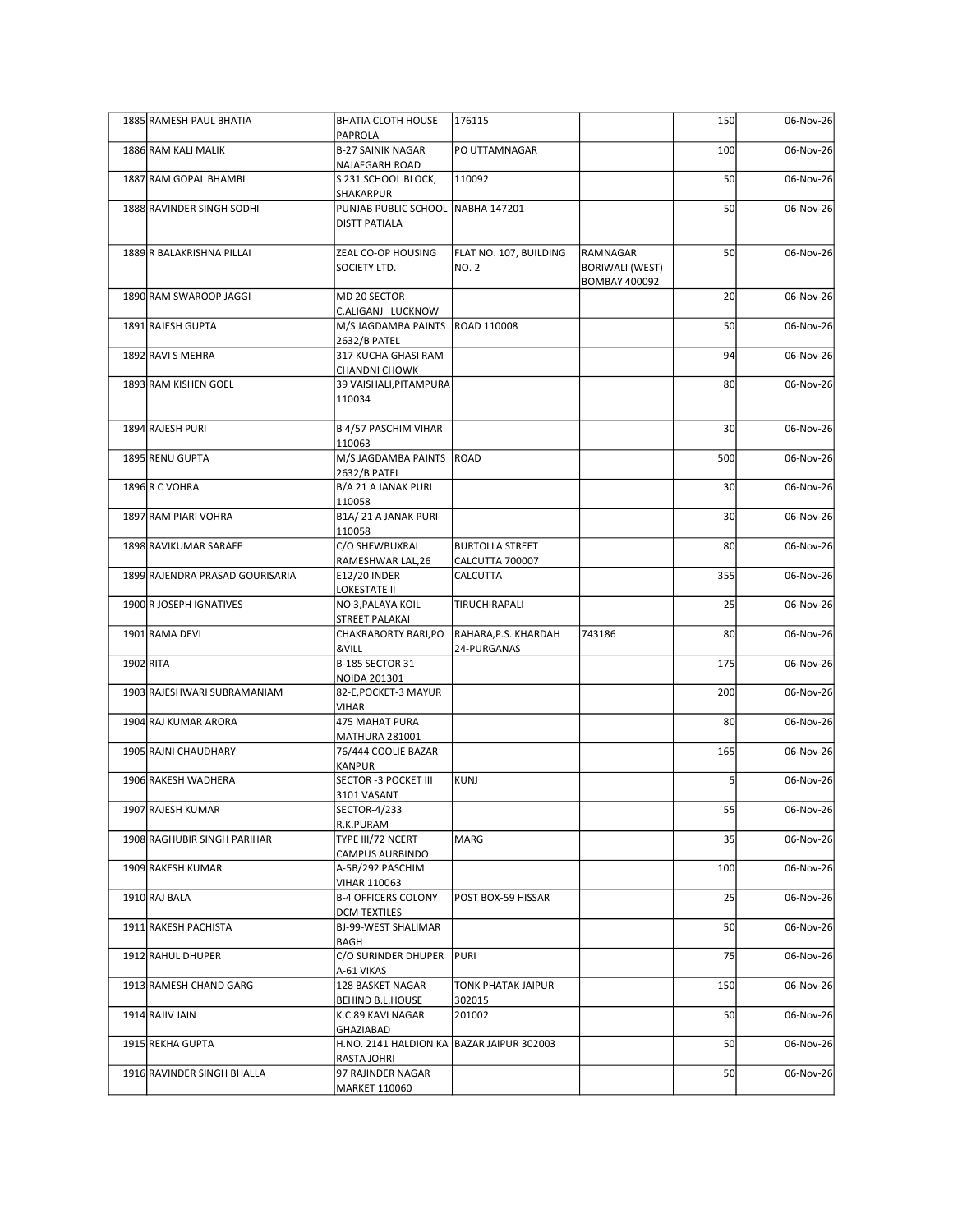| 1885 | RAMESH PAUL BHATIA | BHATIA CLOTH HOUSE PAPROLA | 176115 | | 150 | 06-Nov-26 |
|---|---|---|---|---|---|---|
| 1886 | RAM KALI MALIK | B-27 SAINIK NAGAR NAJAFGARH ROAD | PO UTTAMNAGAR | | 100 | 06-Nov-26 |
| 1887 | RAM GOPAL BHAMBI | S 231 SCHOOL BLOCK, SHAKARPUR | 110092 | | 50 | 06-Nov-26 |
| 1888 | RAVINDER SINGH SODHI | PUNJAB PUBLIC SCHOOL DISTT PATIALA | NABHA 147201 | | 50 | 06-Nov-26 |
| 1889 | R BALAKRISHNA PILLAI | ZEAL CO-OP HOUSING SOCIETY LTD. | FLAT NO. 107, BUILDING NO. 2 | RAMNAGAR BORIWALI (WEST) BOMBAY 400092 | 50 | 06-Nov-26 |
| 1890 | RAM SWAROOP JAGGI | MD 20 SECTOR C,ALIGANJ LUCKNOW | | | 20 | 06-Nov-26 |
| 1891 | RAJESH GUPTA | M/S JAGDAMBA PAINTS 2632/B PATEL | ROAD 110008 | | 50 | 06-Nov-26 |
| 1892 | RAVI S MEHRA | 317 KUCHA GHASI RAM CHANDNI CHOWK | | | 94 | 06-Nov-26 |
| 1893 | RAM KISHEN GOEL | 39 VAISHALI,PITAMPURA 110034 | | | 80 | 06-Nov-26 |
| 1894 | RAJESH PURI | B 4/57 PASCHIM VIHAR 110063 | | | 30 | 06-Nov-26 |
| 1895 | RENU GUPTA | M/S JAGDAMBA PAINTS 2632/B PATEL | ROAD | | 500 | 06-Nov-26 |
| 1896 | R C VOHRA | B/A 21 A JANAK PURI 110058 | | | 30 | 06-Nov-26 |
| 1897 | RAM PIARI VOHRA | B1A/ 21 A JANAK PURI 110058 | | | 30 | 06-Nov-26 |
| 1898 | RAVIKUMAR SARAFF | C/O SHEWBUXRAI RAMESHWAR LAL,26 | BURTOLLA STREET CALCUTTA 700007 | | 80 | 06-Nov-26 |
| 1899 | RAJENDRA PRASAD GOURISARIA | E12/20 INDER LOKESTATE II | CALCUTTA | | 355 | 06-Nov-26 |
| 1900 | R JOSEPH IGNATIVES | NO 3,PALAYA KOIL STREET PALAKAI | TIRUCHIRAPALI | | 25 | 06-Nov-26 |
| 1901 | RAMA DEVI | CHAKRABORTY BARI,PO &VILL | RAHARA,P.S. KHARDAH 24-PURGANAS | 743186 | 80 | 06-Nov-26 |
| 1902 | RITA | B-185 SECTOR 31 NOIDA 201301 | | | 175 | 06-Nov-26 |
| 1903 | RAJESHWARI SUBRAMANIAM | 82-E,POCKET-3 MAYUR VIHAR | | | 200 | 06-Nov-26 |
| 1904 | RAJ KUMAR ARORA | 475 MAHAT PURA MATHURA 281001 | | | 80 | 06-Nov-26 |
| 1905 | RAJNI CHAUDHARY | 76/444 COOLIE BAZAR KANPUR | | | 165 | 06-Nov-26 |
| 1906 | RAKESH WADHERA | SECTOR -3 POCKET III 3101 VASANT | KUNJ | | 5 | 06-Nov-26 |
| 1907 | RAJESH KUMAR | SECTOR-4/233 R.K.PURAM | | | 55 | 06-Nov-26 |
| 1908 | RAGHUBIR SINGH PARIHAR | TYPE III/72 NCERT CAMPUS AURBINDO | MARG | | 35 | 06-Nov-26 |
| 1909 | RAKESH KUMAR | A-5B/292 PASCHIM VIHAR 110063 | | | 100 | 06-Nov-26 |
| 1910 | RAJ BALA | B-4 OFFICERS COLONY DCM TEXTILES | POST BOX-59 HISSAR | | 25 | 06-Nov-26 |
| 1911 | RAKESH PACHISTA | BJ-99-WEST SHALIMAR BAGH | | | 50 | 06-Nov-26 |
| 1912 | RAHUL DHUPER | C/O SURINDER DHUPER A-61 VIKAS | PURI | | 75 | 06-Nov-26 |
| 1913 | RAMESH CHAND GARG | 128 BASKET NAGAR BEHIND B.L.HOUSE | TONK PHATAK JAIPUR 302015 | | 150 | 06-Nov-26 |
| 1914 | RAJIV JAIN | K.C.89 KAVI NAGAR GHAZIABAD | 201002 | | 50 | 06-Nov-26 |
| 1915 | REKHA GUPTA | H.NO. 2141 HALDION KA RASTA JOHRI | BAZAR JAIPUR 302003 | | 50 | 06-Nov-26 |
| 1916 | RAVINDER SINGH BHALLA | 97 RAJINDER NAGAR MARKET 110060 | | | 50 | 06-Nov-26 |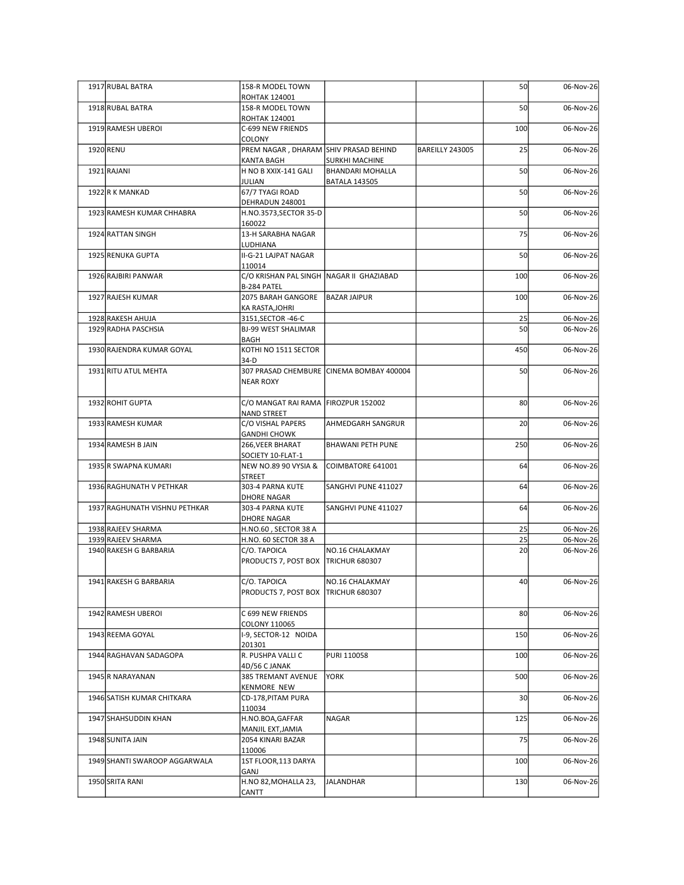| | | | | | | |
|---|---|---|---|---|---|---|
| 1917 | RUBAL BATRA | 158-R MODEL TOWN ROHTAK 124001 | | | 50 | 06-Nov-26 |
| 1918 | RUBAL BATRA | 158-R MODEL TOWN ROHTAK 124001 | | | 50 | 06-Nov-26 |
| 1919 | RAMESH UBEROI | C-699 NEW FRIENDS COLONY | | | 100 | 06-Nov-26 |
| 1920 | RENU | PREM NAGAR , DHARAM KANTA BAGH | SHIV PRASAD BEHIND SURKHI MACHINE | BAREILLY 243005 | 25 | 06-Nov-26 |
| 1921 | RAJANI | H NO B XXIX-141 GALI JULIAN | BHANDARI MOHALLA BATALA 143505 | | 50 | 06-Nov-26 |
| 1922 | R K MANKAD | 67/7 TYAGI ROAD DEHRADUN 248001 | | | 50 | 06-Nov-26 |
| 1923 | RAMESH KUMAR CHHABRA | H.NO.3573,SECTOR 35-D 160022 | | | 50 | 06-Nov-26 |
| 1924 | RATTAN SINGH | 13-H SARABHA NAGAR LUDHIANA | | | 75 | 06-Nov-26 |
| 1925 | RENUKA GUPTA | II-G-21 LAJPAT NAGAR 110014 | | | 50 | 06-Nov-26 |
| 1926 | RAJBIRI PANWAR | C/O KRISHAN PAL SINGH B-284 PATEL | NAGAR II GHAZIABAD | | 100 | 06-Nov-26 |
| 1927 | RAJESH KUMAR | 2075 BARAH GANGORE KA RASTA,JOHRI | BAZAR JAIPUR | | 100 | 06-Nov-26 |
| 1928 | RAKESH AHUJA | 3151,SECTOR -46-C | | | 25 | 06-Nov-26 |
| 1929 | RADHA PASCHSIA | BJ-99 WEST SHALIMAR BAGH | | | 50 | 06-Nov-26 |
| 1930 | RAJENDRA KUMAR GOYAL | KOTHI NO 1511 SECTOR 34-D | | | 450 | 06-Nov-26 |
| 1931 | RITU ATUL MEHTA | 307 PRASAD CHEMBURE NEAR ROXY | CINEMA BOMBAY 400004 | | 50 | 06-Nov-26 |
| 1932 | ROHIT GUPTA | C/O MANGAT RAI RAMA NAND STREET | FIROZPUR 152002 | | 80 | 06-Nov-26 |
| 1933 | RAMESH KUMAR | C/O VISHAL PAPERS GANDHI CHOWK | AHMEDGARH SANGRUR | | 20 | 06-Nov-26 |
| 1934 | RAMESH B JAIN | 266,VEER BHARAT SOCIETY 10-FLAT-1 | BHAWANI PETH PUNE | | 250 | 06-Nov-26 |
| 1935 | R SWAPNA KUMARI | NEW NO.89 90 VYSIA & STREET | COIMBATORE 641001 | | 64 | 06-Nov-26 |
| 1936 | RAGHUNATH V PETHKAR | 303-4 PARNA KUTE DHORE NAGAR | SANGHVI PUNE 411027 | | 64 | 06-Nov-26 |
| 1937 | RAGHUNATH VISHNU PETHKAR | 303-4 PARNA KUTE DHORE NAGAR | SANGHVI PUNE 411027 | | 64 | 06-Nov-26 |
| 1938 | RAJEEV SHARMA | H.NO.60 , SECTOR 38 A | | | 25 | 06-Nov-26 |
| 1939 | RAJEEV SHARMA | H.NO. 60 SECTOR 38 A | | | 25 | 06-Nov-26 |
| 1940 | RAKESH G BARBARIA | C/O. TAPOICA PRODUCTS 7, POST BOX | NO.16 CHALAKMAY TRICHUR 680307 | | 20 | 06-Nov-26 |
| 1941 | RAKESH G BARBARIA | C/O. TAPOICA PRODUCTS 7, POST BOX | NO.16 CHALAKMAY TRICHUR 680307 | | 40 | 06-Nov-26 |
| 1942 | RAMESH UBEROI | C 699 NEW FRIENDS COLONY 110065 | | | 80 | 06-Nov-26 |
| 1943 | REEMA GOYAL | I-9, SECTOR-12 NOIDA 201301 | | | 150 | 06-Nov-26 |
| 1944 | RAGHAVAN SADAGOPA | R. PUSHPA VALLI C 4D/56 C JANAK | PURI 110058 | | 100 | 06-Nov-26 |
| 1945 | R NARAYANAN | 385 TREMANT AVENUE KENMORE NEW | YORK | | 500 | 06-Nov-26 |
| 1946 | SATISH KUMAR CHITKARA | CD-178,PITAM PURA 110034 | | | 30 | 06-Nov-26 |
| 1947 | SHAHSUDDIN KHAN | H.NO.BOA,GAFFAR MANJIL EXT,JAMIA | NAGAR | | 125 | 06-Nov-26 |
| 1948 | SUNITA JAIN | 2054 KINARI BAZAR 110006 | | | 75 | 06-Nov-26 |
| 1949 | SHANTI SWAROOP AGGARWALA | 1ST FLOOR,113 DARYA GANJ | | | 100 | 06-Nov-26 |
| 1950 | SRITA RANI | H.NO 82,MOHALLA 23, CANTT | JALANDHAR | | 130 | 06-Nov-26 |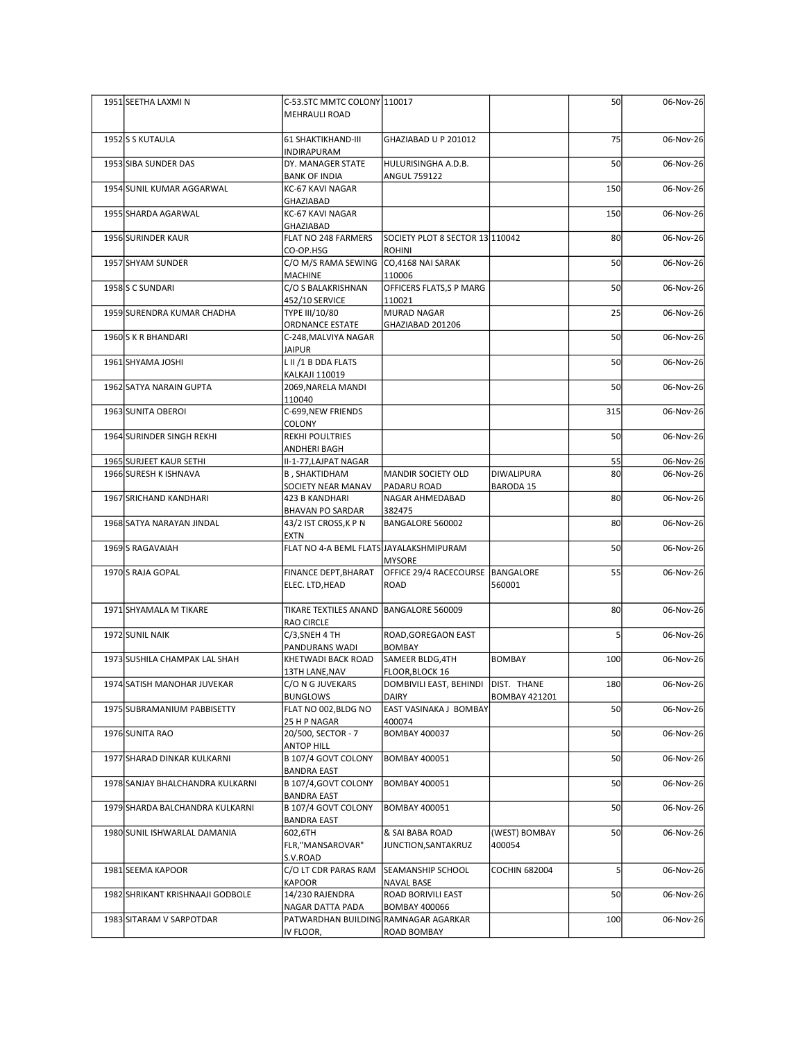| | | | | | | |
|---|---|---|---|---|---|---|
| 1951 | SEETHA LAXMI N | C-53.STC MMTC COLONY MEHRAULI ROAD | 110017 | | 50 | 06-Nov-26 |
| 1952 | S S KUTAULA | 61 SHAKTIKHAND-III INDIRAPURAM | GHAZIABAD U P 201012 | | 75 | 06-Nov-26 |
| 1953 | SIBA SUNDER DAS | DY. MANAGER STATE BANK OF INDIA | HULURISINGHA A.D.B. ANGUL 759122 | | 50 | 06-Nov-26 |
| 1954 | SUNIL KUMAR AGGARWAL | KC-67 KAVI NAGAR GHAZIABAD | | | 150 | 06-Nov-26 |
| 1955 | SHARDA AGARWAL | KC-67 KAVI NAGAR GHAZIABAD | | | 150 | 06-Nov-26 |
| 1956 | SURINDER KAUR | FLAT NO 248 FARMERS CO-OP.HSG | SOCIETY PLOT 8 SECTOR 13 ROHINI | 110042 | 80 | 06-Nov-26 |
| 1957 | SHYAM SUNDER | C/O M/S RAMA SEWING MACHINE | CO,4168 NAI SARAK 110006 | | 50 | 06-Nov-26 |
| 1958 | S C SUNDARI | C/O S BALAKRISHNAN 452/10 SERVICE | OFFICERS FLATS,S P MARG 110021 | | 50 | 06-Nov-26 |
| 1959 | SURENDRA KUMAR CHADHA | TYPE III/10/80 ORDNANCE ESTATE | MURAD NAGAR GHAZIABAD 201206 | | 25 | 06-Nov-26 |
| 1960 | S K R BHANDARI | C-248,MALVIYA NAGAR JAIPUR | | | 50 | 06-Nov-26 |
| 1961 | SHYAMA JOSHI | L II /1 B DDA FLATS KALKAJI 110019 | | | 50 | 06-Nov-26 |
| 1962 | SATYA NARAIN GUPTA | 2069,NARELA MANDI 110040 | | | 50 | 06-Nov-26 |
| 1963 | SUNITA OBEROI | C-699,NEW FRIENDS COLONY | | | 315 | 06-Nov-26 |
| 1964 | SURINDER SINGH REKHI | REKHI POULTRIES ANDHERI BAGH | | | 50 | 06-Nov-26 |
| 1965 | SURJEET KAUR SETHI | II-1-77,LAJPAT NAGAR | | | 55 | 06-Nov-26 |
| 1966 | SURESH K ISHNAVA | B , SHAKTIDHAM SOCIETY NEAR MANAV | MANDIR SOCIETY OLD PADARU ROAD | DIWALIPURA BARODA 15 | 80 | 06-Nov-26 |
| 1967 | SRICHAND KANDHARI | 423 B KANDHARI BHAVAN PO SARDAR | NAGAR AHMEDABAD 382475 | | 80 | 06-Nov-26 |
| 1968 | SATYA NARAYAN JINDAL | 43/2 IST CROSS,K P N EXTN | BANGALORE 560002 | | 80 | 06-Nov-26 |
| 1969 | S RAGAVAIAH | FLAT NO 4-A BEML FLATS | JAYALAKSHMIPURAM MYSORE | | 50 | 06-Nov-26 |
| 1970 | S RAJA GOPAL | FINANCE DEPT,BHARAT ELEC. LTD,HEAD | OFFICE 29/4 RACECOURSE ROAD | BANGALORE 560001 | 55 | 06-Nov-26 |
| 1971 | SHYAMALA M TIKARE | TIKARE TEXTILES ANAND RAO CIRCLE | BANGALORE 560009 | | 80 | 06-Nov-26 |
| 1972 | SUNIL NAIK | C/3,SNEH 4 TH PANDURANS WADI | ROAD,GOREGAON EAST BOMBAY | | 5 | 06-Nov-26 |
| 1973 | SUSHILA CHAMPAK LAL SHAH | KHETWADI BACK ROAD 13TH LANE,NAV | SAMEER BLDG,4TH FLOOR,BLOCK 16 | BOMBAY | 100 | 06-Nov-26 |
| 1974 | SATISH MANOHAR JUVEKAR | C/O N G JUVEKARS BUNGLOWS | DOMBIVILI EAST, BEHINDI DAIRY | DIST. THANE BOMBAY 421201 | 180 | 06-Nov-26 |
| 1975 | SUBRAMANIUM PABBISETTY | FLAT NO 002,BLDG NO 25 H P NAGAR | EAST VASINAKA J BOMBAY 400074 | | 50 | 06-Nov-26 |
| 1976 | SUNITA RAO | 20/500, SECTOR - 7 ANTOP HILL | BOMBAY 400037 | | 50 | 06-Nov-26 |
| 1977 | SHARAD DINKAR KULKARNI | B 107/4 GOVT COLONY BANDRA EAST | BOMBAY 400051 | | 50 | 06-Nov-26 |
| 1978 | SANJAY BHALCHANDRA KULKARNI | B 107/4,GOVT COLONY BANDRA EAST | BOMBAY 400051 | | 50 | 06-Nov-26 |
| 1979 | SHARDA BALCHANDRA KULKARNI | B 107/4 GOVT COLONY BANDRA EAST | BOMBAY 400051 | | 50 | 06-Nov-26 |
| 1980 | SUNIL ISHWARLAL DAMANIA | 602,6TH FLR,"MANSAROVAR" S.V.ROAD | & SAI BABA ROAD JUNCTION,SANTAKRUZ | (WEST) BOMBAY 400054 | 50 | 06-Nov-26 |
| 1981 | SEEMA KAPOOR | C/O LT CDR PARAS RAM KAPOOR | SEAMANSHIP SCHOOL NAVAL BASE | COCHIN 682004 | 5 | 06-Nov-26 |
| 1982 | SHRIKANT KRISHNAAJI GODBOLE | 14/230 RAJENDRA NAGAR DATTA PADA | ROAD BORIVILI EAST BOMBAY 400066 | | 50 | 06-Nov-26 |
| 1983 | SITARAM V SARPOTDAR | PATWARDHAN BUILDING IV FLOOR, | RAMNAGAR AGARKAR ROAD BOMBAY | | 100 | 06-Nov-26 |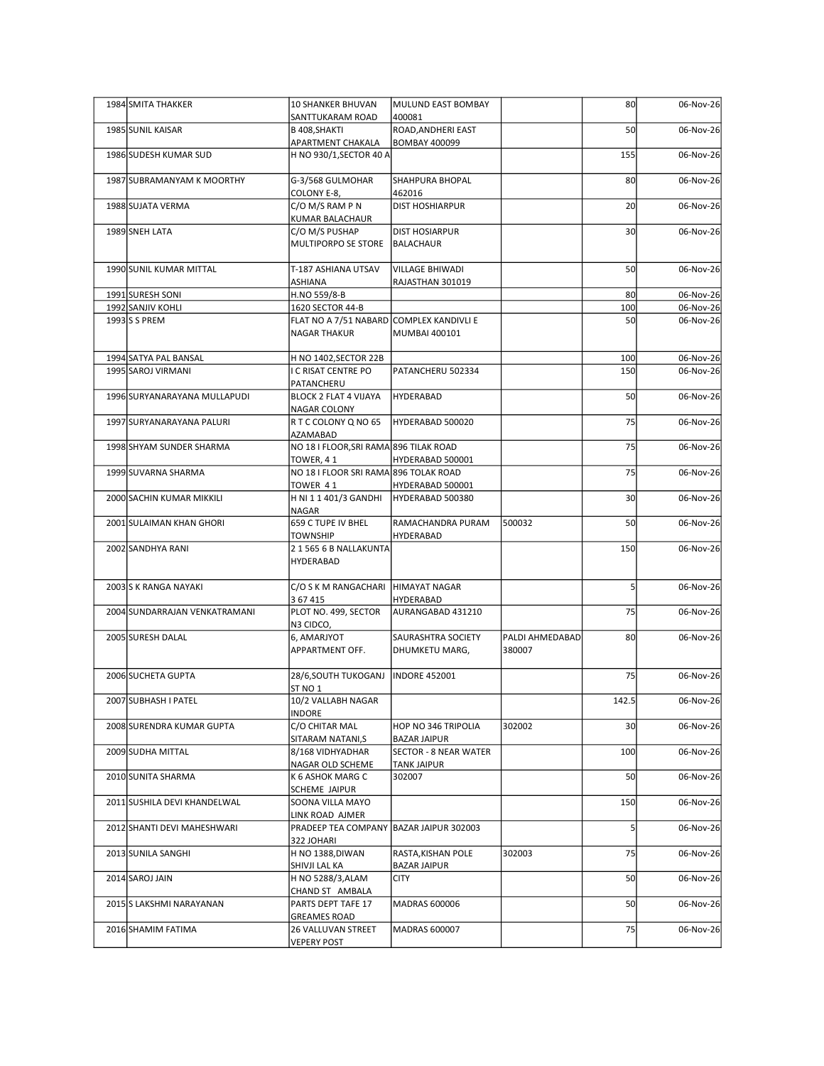| | | | | | | |
|---|---|---|---|---|---|---|
| 1984 | SMITA THAKKER | 10 SHANKER BHUVAN SANTTUKARAM ROAD | MULUND EAST BOMBAY 400081 | | 80 | 06-Nov-26 |
| 1985 | SUNIL KAISAR | B 408,SHAKTI APARTMENT CHAKALA | ROAD,ANDHERI EAST BOMBAY 400099 | | 50 | 06-Nov-26 |
| 1986 | SUDESH KUMAR SUD | H NO 930/1,SECTOR 40 A | | | 155 | 06-Nov-26 |
| 1987 | SUBRAMANYAM K MOORTHY | G-3/568 GULMOHAR COLONY E-8, | SHAHPURA BHOPAL 462016 | | 80 | 06-Nov-26 |
| 1988 | SUJATA VERMA | C/O M/S RAM P N KUMAR BALACHAUR | DIST HOSHIARPUR | | 20 | 06-Nov-26 |
| 1989 | SNEH LATA | C/O M/S PUSHAP MULTIPORPO SE STORE | DIST HOSIARPUR BALACHAUR | | 30 | 06-Nov-26 |
| 1990 | SUNIL KUMAR MITTAL | T-187 ASHIANA UTSAV ASHIANA | VILLAGE BHIWADI RAJASTHAN 301019 | | 50 | 06-Nov-26 |
| 1991 | SURESH SONI | H.NO 559/8-B | | | 80 | 06-Nov-26 |
| 1992 | SANJIV KOHLI | 1620 SECTOR 44-B | | | 100 | 06-Nov-26 |
| 1993 | S S PREM | FLAT NO A 7/51 NABARD NAGAR THAKUR | COMPLEX KANDIVLI E MUMBAI 400101 | | 50 | 06-Nov-26 |
| 1994 | SATYA PAL BANSAL | H NO 1402,SECTOR 22B | | | 100 | 06-Nov-26 |
| 1995 | SAROJ VIRMANI | I C RISAT CENTRE PO PATANCHERU | PATANCHERU 502334 | | 150 | 06-Nov-26 |
| 1996 | SURYANARAYANA MULLAPUDI | BLOCK 2 FLAT 4 VIJAYA NAGAR COLONY | HYDERABAD | | 50 | 06-Nov-26 |
| 1997 | SURYANARAYANA PALURI | R T C COLONY Q NO 65 AZAMABAD | HYDERABAD 500020 | | 75 | 06-Nov-26 |
| 1998 | SHYAM SUNDER SHARMA | NO 18 I FLOOR,SRI RAMA TOWER, 4 1 | 896 TILAK ROAD HYDERABAD 500001 | | 75 | 06-Nov-26 |
| 1999 | SUVARNA SHARMA | NO 18 I FLOOR SRI RAMA TOWER 4 1 | 896 TOLAK ROAD HYDERABAD 500001 | | 75 | 06-Nov-26 |
| 2000 | SACHIN KUMAR MIKKILI | H NI 1 1 401/3 GANDHI NAGAR | HYDERABAD 500380 | | 30 | 06-Nov-26 |
| 2001 | SULAIMAN KHAN GHORI | 659 C TUPE IV BHEL TOWNSHIP | RAMACHANDRA PURAM HYDERABAD | 500032 | 50 | 06-Nov-26 |
| 2002 | SANDHYA RANI | 2 1 565 6 B NALLAKUNTA HYDERABAD | | | 150 | 06-Nov-26 |
| 2003 | S K RANGA NAYAKI | C/O S K M RANGACHARI 3 67 415 | HIMAYAT NAGAR HYDERABAD | | 5 | 06-Nov-26 |
| 2004 | SUNDARRAJAN VENKATRAMANI | PLOT NO. 499, SECTOR N3 CIDCO, | AURANGABAD 431210 | | 75 | 06-Nov-26 |
| 2005 | SURESH DALAL | 6, AMARJYOT APPARTMENT OFF. | SAURASHTRA SOCIETY DHUMKETU MARG, | PALDI AHMEDABAD 380007 | 80 | 06-Nov-26 |
| 2006 | SUCHETA GUPTA | 28/6,SOUTH TUKOGANJ ST NO 1 | INDORE 452001 | | 75 | 06-Nov-26 |
| 2007 | SUBHASH I PATEL | 10/2 VALLABH NAGAR INDORE | | | 142.5 | 06-Nov-26 |
| 2008 | SURENDRA KUMAR GUPTA | C/O CHITAR MAL SITARAM NATANI,S | HOP NO 346 TRIPOLIA BAZAR JAIPUR | 302002 | 30 | 06-Nov-26 |
| 2009 | SUDHA MITTAL | 8/168 VIDHYADHAR NAGAR OLD SCHEME | SECTOR - 8 NEAR WATER TANK JAIPUR | | 100 | 06-Nov-26 |
| 2010 | SUNITA SHARMA | K 6 ASHOK MARG C SCHEME JAIPUR | 302007 | | 50 | 06-Nov-26 |
| 2011 | SUSHILA DEVI KHANDELWAL | SOONA VILLA MAYO LINK ROAD AJMER | | | 150 | 06-Nov-26 |
| 2012 | SHANTI DEVI MAHESHWARI | PRADEEP TEA COMPANY 322 JOHARI | BAZAR JAIPUR 302003 | | 5 | 06-Nov-26 |
| 2013 | SUNILA SANGHI | H NO 1388,DIWAN SHIVJI LAL KA | RASTA,KISHAN POLE BAZAR JAIPUR | 302003 | 75 | 06-Nov-26 |
| 2014 | SAROJ JAIN | H NO 5288/3,ALAM CHAND ST AMBALA | CITY | | 50 | 06-Nov-26 |
| 2015 | S LAKSHMI NARAYANAN | PARTS DEPT TAFE 17 GREAMES ROAD | MADRAS 600006 | | 50 | 06-Nov-26 |
| 2016 | SHAMIM FATIMA | 26 VALLUVAN STREET VEPERY POST | MADRAS 600007 | | 75 | 06-Nov-26 |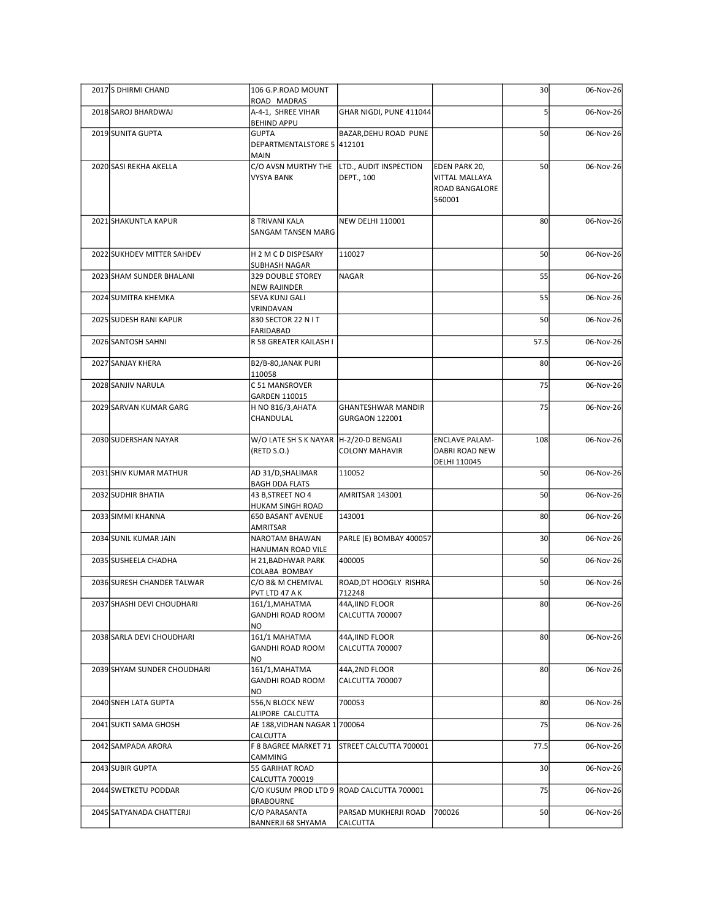| | | | | | | |
|---|---|---|---|---|---|---|
| 2017 | S DHIRMI CHAND | 106 G.P.ROAD MOUNT ROAD MADRAS | | | 30 | 06-Nov-26 |
| 2018 | SAROJ BHARDWAJ | A-4-1, SHREE VIHAR BEHIND APPU | GHAR NIGDI, PUNE 411044 | | 5 | 06-Nov-26 |
| 2019 | SUNITA GUPTA | GUPTA DEPARTMENTALSTORE 5 MAIN | BAZAR,DEHU ROAD PUNE 412101 | | 50 | 06-Nov-26 |
| 2020 | SASI REKHA AKELLA | C/O AVSN MURTHY THE VYSYA BANK | LTD., AUDIT INSPECTION DEPT., 100 | EDEN PARK 20, VITTAL MALLAYA ROAD BANGALORE 560001 | 50 | 06-Nov-26 |
| 2021 | SHAKUNTLA KAPUR | 8 TRIVANI KALA SANGAM TANSEN MARG | NEW DELHI 110001 | | 80 | 06-Nov-26 |
| 2022 | SUKHDEV MITTER SAHDEV | H 2 M C D DISPESARY SUBHASH NAGAR | 110027 | | 50 | 06-Nov-26 |
| 2023 | SHAM SUNDER BHALANI | 329 DOUBLE STOREY NEW RAJINDER | NAGAR | | 55 | 06-Nov-26 |
| 2024 | SUMITRA KHEMKA | SEVA KUNJ GALI VRINDAVAN | | | 55 | 06-Nov-26 |
| 2025 | SUDESH RANI KAPUR | 830 SECTOR 22 N I T FARIDABAD | | | 50 | 06-Nov-26 |
| 2026 | SANTOSH SAHNI | R 58 GREATER KAILASH I | | | 57.5 | 06-Nov-26 |
| 2027 | SANJAY KHERA | B2/B-80,JANAK PURI 110058 | | | 80 | 06-Nov-26 |
| 2028 | SANJIV NARULA | C 51 MANSROVER GARDEN 110015 | | | 75 | 06-Nov-26 |
| 2029 | SARVAN KUMAR GARG | H NO 816/3,AHATA CHANDULAL | GHANTESHWAR MANDIR GURGAON 122001 | | 75 | 06-Nov-26 |
| 2030 | SUDERSHAN NAYAR | W/O LATE SH S K NAYAR (RETD S.O.) | H-2/20-D BENGALI COLONY MAHAVIR | ENCLAVE PALAM-DABRI ROAD NEW DELHI 110045 | 108 | 06-Nov-26 |
| 2031 | SHIV KUMAR MATHUR | AD 31/D,SHALIMAR BAGH DDA FLATS | 110052 | | 50 | 06-Nov-26 |
| 2032 | SUDHIR BHATIA | 43 B,STREET NO 4 HUKAM SINGH ROAD | AMRITSAR 143001 | | 50 | 06-Nov-26 |
| 2033 | SIMMI KHANNA | 650 BASANT AVENUE AMRITSAR | 143001 | | 80 | 06-Nov-26 |
| 2034 | SUNIL KUMAR JAIN | NAROTAM BHAWAN HANUMAN ROAD VILE | PARLE (E) BOMBAY 400057 | | 30 | 06-Nov-26 |
| 2035 | SUSHEELA CHADHA | H 21,BADHWAR PARK COLABA BOMBAY | 400005 | | 50 | 06-Nov-26 |
| 2036 | SURESH CHANDER TALWAR | C/O B& M CHEMIVAL PVT LTD 47 A K | ROAD,DT HOOGLY RISHRA 712248 | | 50 | 06-Nov-26 |
| 2037 | SHASHI DEVI CHOUDHARI | 161/1,MAHATMA GANDHI ROAD ROOM NO | 44A,IIND FLOOR CALCUTTA 700007 | | 80 | 06-Nov-26 |
| 2038 | SARLA DEVI CHOUDHARI | 161/1 MAHATMA GANDHI ROAD ROOM NO | 44A,IIND FLOOR CALCUTTA 700007 | | 80 | 06-Nov-26 |
| 2039 | SHYAM SUNDER CHOUDHARI | 161/1,MAHATMA GANDHI ROAD ROOM NO | 44A,2ND FLOOR CALCUTTA 700007 | | 80 | 06-Nov-26 |
| 2040 | SNEH LATA GUPTA | 556,N BLOCK NEW ALIPORE CALCUTTA | 700053 | | 80 | 06-Nov-26 |
| 2041 | SUKTI SAMA GHOSH | AE 188,VIDHAN NAGAR 1 CALCUTTA | 700064 | | 75 | 06-Nov-26 |
| 2042 | SAMPADA ARORA | F 8 BAGREE MARKET 71 CAMMING | STREET CALCUTTA 700001 | | 77.5 | 06-Nov-26 |
| 2043 | SUBIR GUPTA | 55 GARIHAT ROAD CALCUTTA 700019 | | | 30 | 06-Nov-26 |
| 2044 | SWETKETU PODDAR | C/O KUSUM PROD LTD 9 BRABOURNE | ROAD CALCUTTA 700001 | | 75 | 06-Nov-26 |
| 2045 | SATYANADA CHATTERJI | C/O PARASANTA BANNERJI 68 SHYAMA | PARSAD MUKHERJI ROAD CALCUTTA | 700026 | 50 | 06-Nov-26 |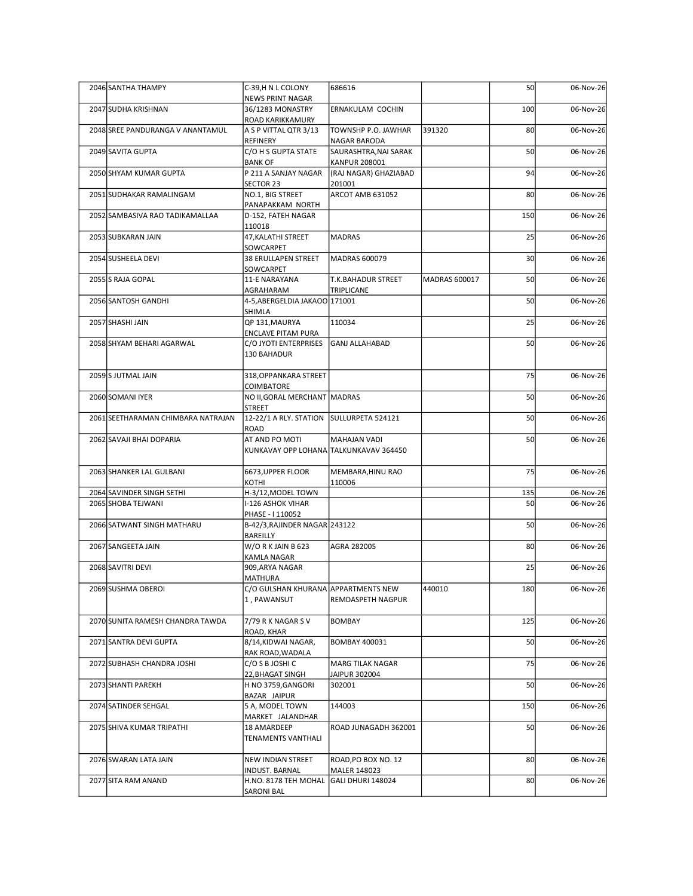| | | | | | | |
|---|---|---|---|---|---|---|
| 2046 | SANTHA THAMPY | C-39,H N L COLONY NEWS PRINT NAGAR | 686616 | | 50 | 06-Nov-26 |
| 2047 | SUDHA KRISHNAN | 36/1283 MONASTRY ROAD KARIKKAMURY | ERNAKULAM COCHIN | | 100 | 06-Nov-26 |
| 2048 | SREE PANDURANGA V ANANTAMUL | A S P VITTAL QTR 3/13 REFINERY | TOWNSHP P.O. JAWHAR NAGAR BARODA | 391320 | 80 | 06-Nov-26 |
| 2049 | SAVITA GUPTA | C/O H S GUPTA STATE BANK OF | SAURASHTRA,NAI SARAK KANPUR 208001 | | 50 | 06-Nov-26 |
| 2050 | SHYAM KUMAR GUPTA | P 211 A SANJAY NAGAR SECTOR 23 | (RAJ NAGAR) GHAZIABAD 201001 | | 94 | 06-Nov-26 |
| 2051 | SUDHAKAR RAMALINGAM | NO.1, BIG STREET PANAPAKKAM NORTH | ARCOT AMB 631052 | | 80 | 06-Nov-26 |
| 2052 | SAMBASIVA RAO TADIKAMALLAA | D-152, FATEH NAGAR 110018 | | | 150 | 06-Nov-26 |
| 2053 | SUBKARAN JAIN | 47,KALATHI STREET SOWCARPET | MADRAS | | 25 | 06-Nov-26 |
| 2054 | SUSHEELA DEVI | 38 ERULLAPEN STREET SOWCARPET | MADRAS 600079 | | 30 | 06-Nov-26 |
| 2055 | S RAJA GOPAL | 11-E NARAYANA AGRAHARAM | T.K.BAHADUR STREET TRIPLICANE | MADRAS 600017 | 50 | 06-Nov-26 |
| 2056 | SANTOSH GANDHI | 4-5,ABERGELDIA JAKAOO SHIMLA | 171001 | | 50 | 06-Nov-26 |
| 2057 | SHASHI JAIN | QP 131,MAURYA ENCLAVE PITAM PURA | 110034 | | 25 | 06-Nov-26 |
| 2058 | SHYAM BEHARI AGARWAL | C/O JYOTI ENTERPRISES 130 BAHADUR | GANJ ALLAHABAD | | 50 | 06-Nov-26 |
| 2059 | S JUTMAL JAIN | 318,OPPANKARA STREET COIMBATORE | | | 75 | 06-Nov-26 |
| 2060 | SOMANI IYER | NO II,GORAL MERCHANT STREET | MADRAS | | 50 | 06-Nov-26 |
| 2061 | SEETHARAMAN CHIMBARA NATRAJAN | 12-22/1 A RLY. STATION ROAD | SULLURPETA 524121 | | 50 | 06-Nov-26 |
| 2062 | SAVAJI BHAI DOPARIA | AT AND PO MOTI KUNKAVAY OPP LOHANA | MAHAJAN VADI TALKUNKAVAV 364450 | | 50 | 06-Nov-26 |
| 2063 | SHANKER LAL GULBANI | 6673,UPPER FLOOR KOTHI | MEMBARA,HINU RAO 110006 | | 75 | 06-Nov-26 |
| 2064 | SAVINDER SINGH SETHI | H-3/12,MODEL TOWN | | | 135 | 06-Nov-26 |
| 2065 | SHOBA TEJWANI | I-126 ASHOK VIHAR PHASE - I 110052 | | | 50 | 06-Nov-26 |
| 2066 | SATWANT SINGH MATHARU | B-42/3,RAJINDER NAGAR BAREILLY | 243122 | | 50 | 06-Nov-26 |
| 2067 | SANGEETA JAIN | W/O R K JAIN B 623 KAMLA NAGAR | AGRA 282005 | | 80 | 06-Nov-26 |
| 2068 | SAVITRI DEVI | 909,ARYA NAGAR MATHURA | | | 25 | 06-Nov-26 |
| 2069 | SUSHMA OBEROI | C/O GULSHAN KHURANA 1 , PAWANSUT | APPARTMENTS NEW REMDASPETH NAGPUR | 440010 | 180 | 06-Nov-26 |
| 2070 | SUNITA RAMESH CHANDRA TAWDA | 7/79 R K NAGAR S V ROAD, KHAR | BOMBAY | | 125 | 06-Nov-26 |
| 2071 | SANTRA DEVI GUPTA | 8/14,KIDWAI NAGAR, RAK ROAD,WADALA | BOMBAY 400031 | | 50 | 06-Nov-26 |
| 2072 | SUBHASH CHANDRA JOSHI | C/O S B JOSHI C 22,BHAGAT SINGH | MARG TILAK NAGAR JAIPUR 302004 | | 75 | 06-Nov-26 |
| 2073 | SHANTI PAREKH | H NO 3759,GANGORI BAZAR JAIPUR | 302001 | | 50 | 06-Nov-26 |
| 2074 | SATINDER SEHGAL | 5 A, MODEL TOWN MARKET JALANDHAR | 144003 | | 150 | 06-Nov-26 |
| 2075 | SHIVA KUMAR TRIPATHI | 18 AMARDEEP TENAMENTS VANTHALI | ROAD JUNAGADH 362001 | | 50 | 06-Nov-26 |
| 2076 | SWARAN LATA JAIN | NEW INDIAN STREET INDUST. BARNAL | ROAD,PO BOX NO. 12 MALER 148023 | | 80 | 06-Nov-26 |
| 2077 | SITA RAM ANAND | H.NO. 8178 TEH MOHAL SARONI BAL | GALI DHURI 148024 | | 80 | 06-Nov-26 |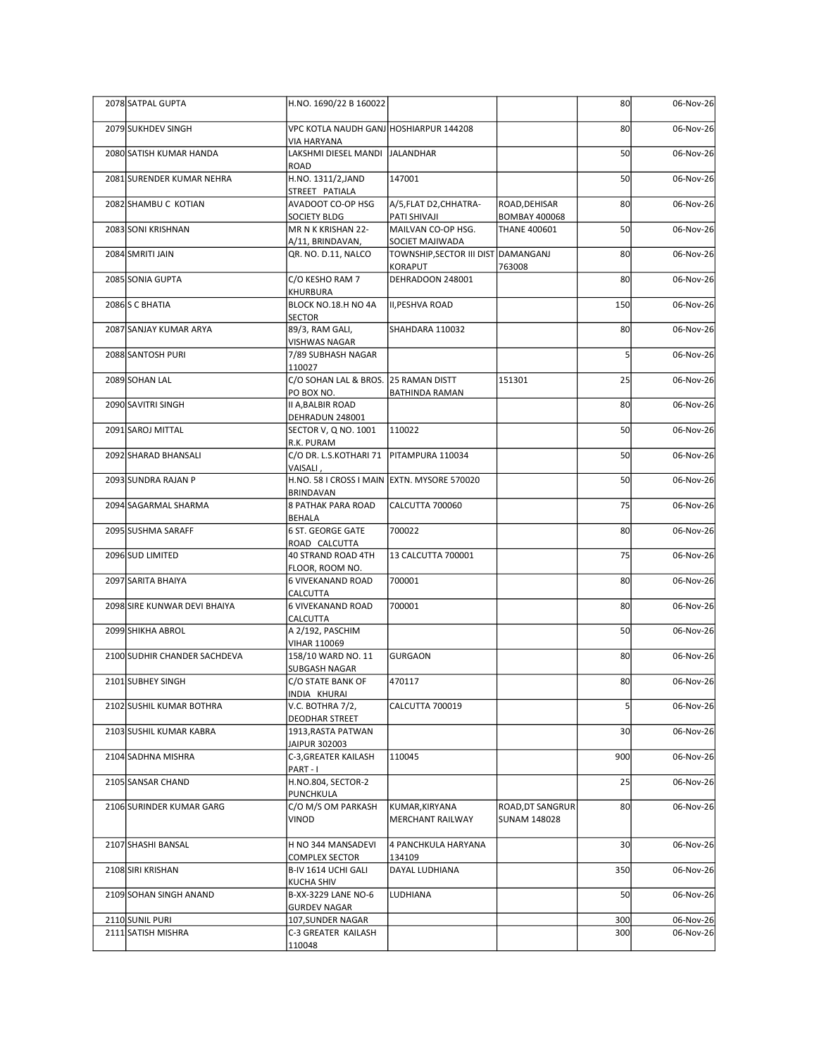| 2078 | SATPAL GUPTA | H.NO. 1690/22 B 160022 | | | 80 | 06-Nov-26 |
|---|---|---|---|---|---|---|
| 2079 | SUKHDEV SINGH | VPC KOTLA NAUDH GANJ VIA HARYANA | HOSHIARPUR 144208 | | 80 | 06-Nov-26 |
| 2080 | SATISH KUMAR HANDA | LAKSHMI DIESEL MANDI ROAD | JALANDHAR | | 50 | 06-Nov-26 |
| 2081 | SURENDER KUMAR NEHRA | H.NO. 1311/2,JAND STREET PATIALA | 147001 | | 50 | 06-Nov-26 |
| 2082 | SHAMBU C KOTIAN | AVADOOT CO-OP HSG SOCIETY BLDG | A/5,FLAT D2,CHHATRA-PATI SHIVAJI | ROAD,DEHISAR BOMBAY 400068 | 80 | 06-Nov-26 |
| 2083 | SONI KRISHNAN | MR N K KRISHAN 22-A/11, BRINDAVAN, | MAILVAN CO-OP HSG. SOCIET MAJIWADA | THANE 400601 | 50 | 06-Nov-26 |
| 2084 | SMRITI JAIN | QR. NO. D.11, NALCO | TOWNSHIP,SECTOR III DIST KORAPUT | DAMANGANJ 763008 | 80 | 06-Nov-26 |
| 2085 | SONIA GUPTA | C/O KESHO RAM 7 KHURBURA | DEHRADOON 248001 | | 80 | 06-Nov-26 |
| 2086 | S C BHATIA | BLOCK NO.18.H NO 4A SECTOR | II,PESHVA ROAD | | 150 | 06-Nov-26 |
| 2087 | SANJAY KUMAR ARYA | 89/3, RAM GALI, VISHWAS NAGAR | SHAHDARA 110032 | | 80 | 06-Nov-26 |
| 2088 | SANTOSH PURI | 7/89 SUBHASH NAGAR 110027 | | | 5 | 06-Nov-26 |
| 2089 | SOHAN LAL | C/O SOHAN LAL & BROS. PO BOX NO. | 25 RAMAN DISTT BATHINDA RAMAN | 151301 | 25 | 06-Nov-26 |
| 2090 | SAVITRI SINGH | II A,BALBIR ROAD DEHRADUN 248001 | | | 80 | 06-Nov-26 |
| 2091 | SAROJ MITTAL | SECTOR V, Q NO. 1001 R.K. PURAM | 110022 | | 50 | 06-Nov-26 |
| 2092 | SHARAD BHANSALI | C/O DR. L.S.KOTHARI 71 VAISALI , | PITAMPURA 110034 | | 50 | 06-Nov-26 |
| 2093 | SUNDRA RAJAN P | H.NO. 58 I CROSS I MAIN BRINDAVAN | EXTN. MYSORE 570020 | | 50 | 06-Nov-26 |
| 2094 | SAGARMAL SHARMA | 8 PATHAK PARA ROAD BEHALA | CALCUTTA 700060 | | 75 | 06-Nov-26 |
| 2095 | SUSHMA SARAFF | 6 ST. GEORGE GATE ROAD CALCUTTA | 700022 | | 80 | 06-Nov-26 |
| 2096 | SUD LIMITED | 40 STRAND ROAD 4TH FLOOR, ROOM NO. | 13 CALCUTTA 700001 | | 75 | 06-Nov-26 |
| 2097 | SARITA BHAIYA | 6 VIVEKANAND ROAD CALCUTTA | 700001 | | 80 | 06-Nov-26 |
| 2098 | SIRE KUNWAR DEVI BHAIYA | 6 VIVEKANAND ROAD CALCUTTA | 700001 | | 80 | 06-Nov-26 |
| 2099 | SHIKHA ABROL | A 2/192, PASCHIM VIHAR 110069 | | | 50 | 06-Nov-26 |
| 2100 | SUDHIR CHANDER SACHDEVA | 158/10 WARD NO. 11 SUBGASH NAGAR | GURGAON | | 80 | 06-Nov-26 |
| 2101 | SUBHEY SINGH | C/O STATE BANK OF INDIA KHURAI | 470117 | | 80 | 06-Nov-26 |
| 2102 | SUSHIL KUMAR BOTHRA | V.C. BOTHRA 7/2, DEODHAR STREET | CALCUTTA 700019 | | 5 | 06-Nov-26 |
| 2103 | SUSHIL KUMAR KABRA | 1913,RASTA PATWAN JAIPUR 302003 | | | 30 | 06-Nov-26 |
| 2104 | SADHNA MISHRA | C-3,GREATER KAILASH PART - I | 110045 | | 900 | 06-Nov-26 |
| 2105 | SANSAR CHAND | H.NO.804, SECTOR-2 PUNCHKULA | | | 25 | 06-Nov-26 |
| 2106 | SURINDER KUMAR GARG | C/O M/S OM PARKASH VINOD | KUMAR,KIRYANA MERCHANT RAILWAY | ROAD,DT SANGRUR SUNAM 148028 | 80 | 06-Nov-26 |
| 2107 | SHASHI BANSAL | H NO 344 MANSADEVI COMPLEX SECTOR | 4 PANCHKULA HARYANA 134109 | | 30 | 06-Nov-26 |
| 2108 | SIRI KRISHAN | B-IV 1614 UCHI GALI KUCHA SHIV | DAYAL LUDHIANA | | 350 | 06-Nov-26 |
| 2109 | SOHAN SINGH ANAND | B-XX-3229 LANE NO-6 GURDEV NAGAR | LUDHIANA | | 50 | 06-Nov-26 |
| 2110 | SUNIL PURI | 107,SUNDER NAGAR | | | 300 | 06-Nov-26 |
| 2111 | SATISH MISHRA | C-3 GREATER KAILASH 110048 | | | 300 | 06-Nov-26 |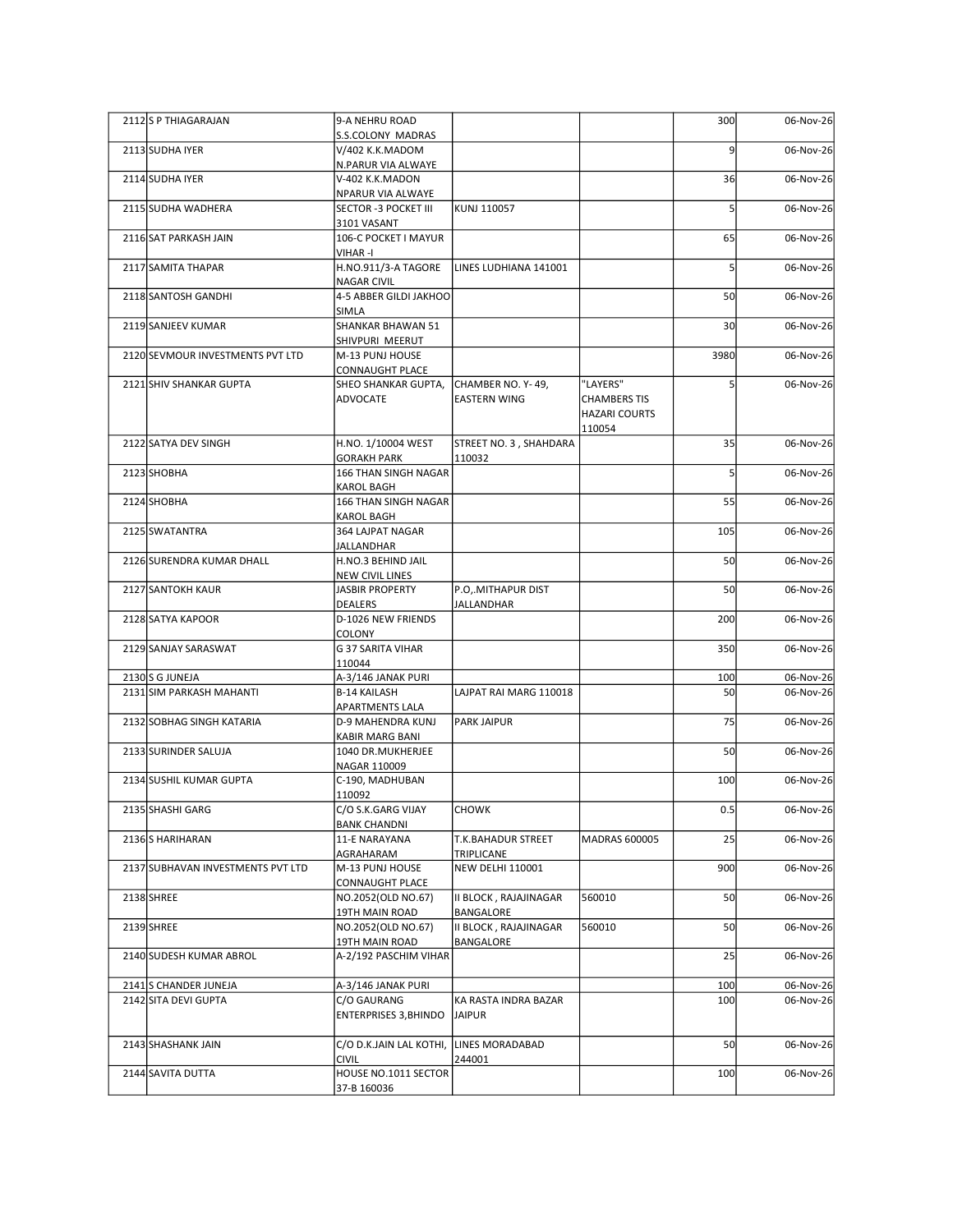| 2112 | S P THIAGARAJAN | 9-A NEHRU ROAD S.S.COLONY MADRAS | | | 300 | 06-Nov-26 |
|---|---|---|---|---|---|---|
| 2113 | SUDHA IYER | V/402 K.K.MADOM N.PARUR VIA ALWAYE | | | 9 | 06-Nov-26 |
| 2114 | SUDHA IYER | V-402 K.K.MADON NPARUR VIA ALWAYE | | | 36 | 06-Nov-26 |
| 2115 | SUDHA WADHERA | SECTOR -3 POCKET III 3101 VASANT | KUNJ 110057 | | 5 | 06-Nov-26 |
| 2116 | SAT PARKASH JAIN | 106-C POCKET I MAYUR VIHAR -I | | | 65 | 06-Nov-26 |
| 2117 | SAMITA THAPAR | H.NO.911/3-A TAGORE NAGAR CIVIL | LINES LUDHIANA 141001 | | 5 | 06-Nov-26 |
| 2118 | SANTOSH GANDHI | 4-5 ABBER GILDI JAKHOO SIMLA | | | 50 | 06-Nov-26 |
| 2119 | SANJEEV KUMAR | SHANKAR BHAWAN 51 SHIVPURI MEERUT | | | 30 | 06-Nov-26 |
| 2120 | SEVMOUR INVESTMENTS PVT LTD | M-13 PUNJ HOUSE CONNAUGHT PLACE | | | 3980 | 06-Nov-26 |
| 2121 | SHIV SHANKAR GUPTA | SHEO SHANKAR GUPTA, ADVOCATE | CHAMBER NO. Y- 49, EASTERN WING | "LAYERS" CHAMBERS TIS HAZARI COURTS 110054 | 5 | 06-Nov-26 |
| 2122 | SATYA DEV SINGH | H.NO. 1/10004 WEST GORAKH PARK | STREET NO. 3 , SHAHDARA 110032 | | 35 | 06-Nov-26 |
| 2123 | SHOBHA | 166 THAN SINGH NAGAR KAROL BAGH | | | 5 | 06-Nov-26 |
| 2124 | SHOBHA | 166 THAN SINGH NAGAR KAROL BAGH | | | 55 | 06-Nov-26 |
| 2125 | SWATANTRA | 364 LAJPAT NAGAR JALLANDHAR | | | 105 | 06-Nov-26 |
| 2126 | SURENDRA KUMAR DHALL | H.NO.3 BEHIND JAIL NEW CIVIL LINES | | | 50 | 06-Nov-26 |
| 2127 | SANTOKH KAUR | JASBIR PROPERTY DEALERS | P.O,.MITHAPUR DIST JALLANDHAR | | 50 | 06-Nov-26 |
| 2128 | SATYA KAPOOR | D-1026 NEW FRIENDS COLONY | | | 200 | 06-Nov-26 |
| 2129 | SANJAY SARASWAT | G 37 SARITA VIHAR 110044 | | | 350 | 06-Nov-26 |
| 2130 | S G JUNEJA | A-3/146 JANAK PURI | | | 100 | 06-Nov-26 |
| 2131 | SIM PARKASH MAHANTI | B-14 KAILASH APARTMENTS LALA | LAJPAT RAI MARG 110018 | | 50 | 06-Nov-26 |
| 2132 | SOBHAG SINGH KATARIA | D-9 MAHENDRA KUNJ KABIR MARG BANI | PARK JAIPUR | | 75 | 06-Nov-26 |
| 2133 | SURINDER SALUJA | 1040 DR.MUKHERJEE NAGAR 110009 | | | 50 | 06-Nov-26 |
| 2134 | SUSHIL KUMAR GUPTA | C-190, MADHUBAN 110092 | | | 100 | 06-Nov-26 |
| 2135 | SHASHI GARG | C/O S.K.GARG VIJAY BANK CHANDNI | CHOWK | | 0.5 | 06-Nov-26 |
| 2136 | S HARIHARAN | 11-E NARAYANA AGRAHARAM | T.K.BAHADUR STREET TRIPLICANE | MADRAS 600005 | 25 | 06-Nov-26 |
| 2137 | SUBHAVAN INVESTMENTS PVT LTD | M-13 PUNJ HOUSE CONNAUGHT PLACE | NEW DELHI 110001 | | 900 | 06-Nov-26 |
| 2138 | SHREE | NO.2052(OLD NO.67) 19TH MAIN ROAD | II BLOCK , RAJAJINAGAR BANGALORE | 560010 | 50 | 06-Nov-26 |
| 2139 | SHREE | NO.2052(OLD NO.67) 19TH MAIN ROAD | II BLOCK , RAJAJINAGAR BANGALORE | 560010 | 50 | 06-Nov-26 |
| 2140 | SUDESH KUMAR ABROL | A-2/192 PASCHIM VIHAR | | | 25 | 06-Nov-26 |
| 2141 | S CHANDER JUNEJA | A-3/146 JANAK PURI | | | 100 | 06-Nov-26 |
| 2142 | SITA DEVI GUPTA | C/O GAURANG ENTERPRISES 3,BHINDO | KA RASTA INDRA BAZAR JAIPUR | | 100 | 06-Nov-26 |
| 2143 | SHASHANK JAIN | C/O D.K.JAIN LAL KOTHI, CIVIL | LINES MORADABAD 244001 | | 50 | 06-Nov-26 |
| 2144 | SAVITA DUTTA | HOUSE NO.1011 SECTOR 37-B 160036 | | | 100 | 06-Nov-26 |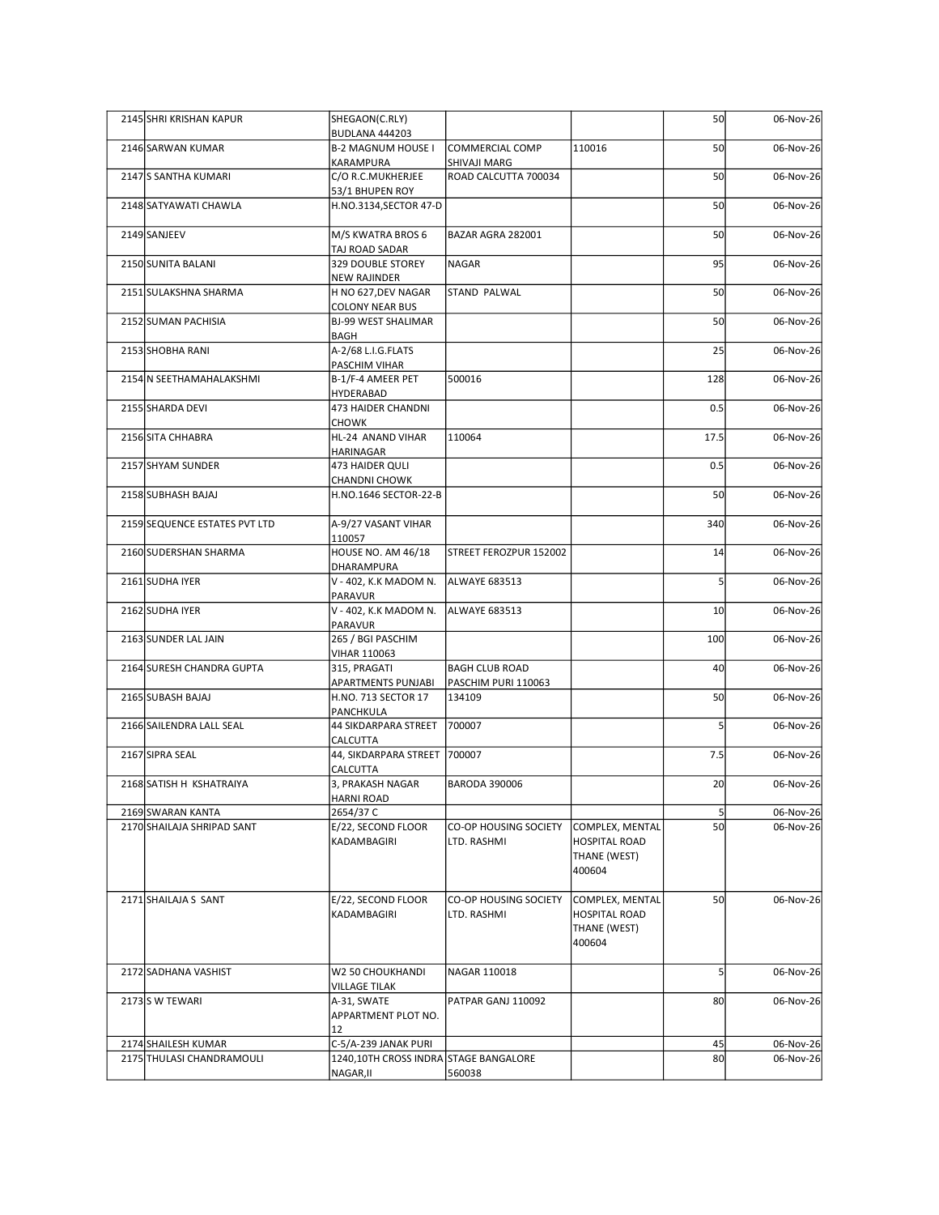| | | | | | | |
|---|---|---|---|---|---|---|
| 2145 | SHRI KRISHAN KAPUR | SHEGAON(C.RLY) BUDLANA 444203 | | | 50 | 06-Nov-26 |
| 2146 | SARWAN KUMAR | B-2 MAGNUM HOUSE I KARAMPURA | COMMERCIAL COMP SHIVAJI MARG | 110016 | 50 | 06-Nov-26 |
| 2147 | S SANTHA KUMARI | C/O R.C.MUKHERJEE 53/1 BHUPEN ROY | ROAD CALCUTTA 700034 | | 50 | 06-Nov-26 |
| 2148 | SATYAWATI CHAWLA | H.NO.3134,SECTOR 47-D | | | 50 | 06-Nov-26 |
| 2149 | SANJEEV | M/S KWATRA BROS 6 TAJ ROAD SADAR | BAZAR AGRA 282001 | | 50 | 06-Nov-26 |
| 2150 | SUNITA BALANI | 329 DOUBLE STOREY NEW RAJINDER | NAGAR | | 95 | 06-Nov-26 |
| 2151 | SULAKSHNA SHARMA | H NO 627,DEV NAGAR COLONY NEAR BUS | STAND PALWAL | | 50 | 06-Nov-26 |
| 2152 | SUMAN PACHISIA | BJ-99 WEST SHALIMAR BAGH | | | 50 | 06-Nov-26 |
| 2153 | SHOBHA RANI | A-2/68 L.I.G.FLATS PASCHIM VIHAR | | | 25 | 06-Nov-26 |
| 2154 | N SEETHAMAHALAKSHMI | B-1/F-4 AMEER PET HYDERABAD | 500016 | | 128 | 06-Nov-26 |
| 2155 | SHARDA DEVI | 473 HAIDER CHANDNI CHOWK | | | 0.5 | 06-Nov-26 |
| 2156 | SITA CHHABRA | HL-24 ANAND VIHAR HARINAGAR | 110064 | | 17.5 | 06-Nov-26 |
| 2157 | SHYAM SUNDER | 473 HAIDER QULI CHANDNI CHOWK | | | 0.5 | 06-Nov-26 |
| 2158 | SUBHASH BAJAJ | H.NO.1646 SECTOR-22-B | | | 50 | 06-Nov-26 |
| 2159 | SEQUENCE ESTATES PVT LTD | A-9/27 VASANT VIHAR 110057 | | | 340 | 06-Nov-26 |
| 2160 | SUDERSHAN SHARMA | HOUSE NO. AM 46/18 DHARAMPURA | STREET FEROZPUR 152002 | | 14 | 06-Nov-26 |
| 2161 | SUDHA IYER | V - 402, K.K MADOM N. PARAVUR | ALWAYE 683513 | | 5 | 06-Nov-26 |
| 2162 | SUDHA IYER | V - 402, K.K MADOM N. PARAVUR | ALWAYE 683513 | | 10 | 06-Nov-26 |
| 2163 | SUNDER LAL JAIN | 265 / BGI PASCHIM VIHAR 110063 | | | 100 | 06-Nov-26 |
| 2164 | SURESH CHANDRA GUPTA | 315, PRAGATI APARTMENTS PUNJABI | BAGH CLUB ROAD PASCHIM PURI 110063 | | 40 | 06-Nov-26 |
| 2165 | SUBASH BAJAJ | H.NO. 713 SECTOR 17 PANCHKULA | 134109 | | 50 | 06-Nov-26 |
| 2166 | SAILENDRA LALL SEAL | 44 SIKDARPARA STREET CALCUTTA | 700007 | | 5 | 06-Nov-26 |
| 2167 | SIPRA SEAL | 44, SIKDARPARA STREET CALCUTTA | 700007 | | 7.5 | 06-Nov-26 |
| 2168 | SATISH H KSHATRAIYA | 3, PRAKASH NAGAR HARNI ROAD | BARODA 390006 | | 20 | 06-Nov-26 |
| 2169 | SWARAN KANTA | 2654/37 C | | | 5 | 06-Nov-26 |
| 2170 | SHAILAJA SHRIPAD SANT | E/22, SECOND FLOOR KADAMBAGIRI | CO-OP HOUSING SOCIETY LTD. RASHMI | COMPLEX, MENTAL HOSPITAL ROAD THANE (WEST) 400604 | 50 | 06-Nov-26 |
| 2171 | SHAILAJA S SANT | E/22, SECOND FLOOR KADAMBAGIRI | CO-OP HOUSING SOCIETY LTD. RASHMI | COMPLEX, MENTAL HOSPITAL ROAD THANE (WEST) 400604 | 50 | 06-Nov-26 |
| 2172 | SADHANA VASHIST | W2 50 CHOUKHANDI VILLAGE TILAK | NAGAR 110018 | | 5 | 06-Nov-26 |
| 2173 | S W TEWARI | A-31, SWATE APPARTMENT PLOT NO. 12 | PATPAR GANJ 110092 | | 80 | 06-Nov-26 |
| 2174 | SHAILESH KUMAR | C-5/A-239 JANAK PURI | | | 45 | 06-Nov-26 |
| 2175 | THULASI CHANDRAMOULI | 1240,10TH CROSS INDRA NAGAR,II | STAGE BANGALORE 560038 | | 80 | 06-Nov-26 |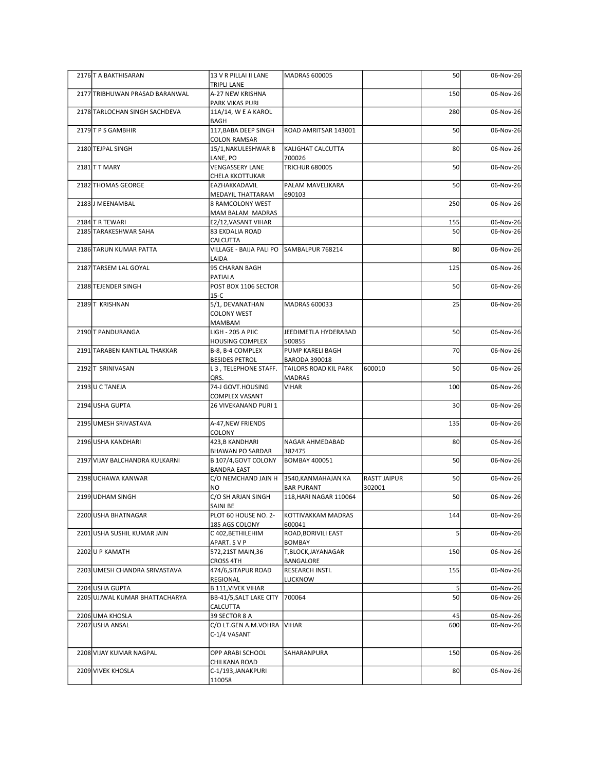| | | | | | | |
|---|---|---|---|---|---|---|
| 2176 | T A BAKTHISARAN | 13 V R PILLAI II LANE TRIPLI LANE | MADRAS 600005 | | 50 | 06-Nov-26 |
| 2177 | TRIBHUWAN PRASAD BARANWAL | A-27 NEW KRISHNA PARK VIKAS PURI | | | 150 | 06-Nov-26 |
| 2178 | TARLOCHAN SINGH SACHDEVA | 11A/14, W E A KAROL BAGH | | | 280 | 06-Nov-26 |
| 2179 | T P S GAMBHIR | 117,BABA DEEP SINGH COLON RAMSAR | ROAD AMRITSAR 143001 | | 50 | 06-Nov-26 |
| 2180 | TEJPAL SINGH | 15/1,NAKULESHWAR B LANE, PO | KALIGHAT CALCUTTA 700026 | | 80 | 06-Nov-26 |
| 2181 | T T MARY | VENGASSERY LANE CHELA KKOTTUKAR | TRICHUR 680005 | | 50 | 06-Nov-26 |
| 2182 | THOMAS GEORGE | EAZHAKKADAVIL MEDAYIL THATTARAM | PALAM MAVELIKARA 690103 | | 50 | 06-Nov-26 |
| 2183 | J MEENAMBAL | 8 RAMCOLONY WEST MAM BALAM MADRAS | | | 250 | 06-Nov-26 |
| 2184 | T R TEWARI | E2/12,VASANT VIHAR | | | 155 | 06-Nov-26 |
| 2185 | TARAKESHWAR SAHA | 83 EXDALIA ROAD CALCUTTA | | | 50 | 06-Nov-26 |
| 2186 | TARUN KUMAR PATTA | VILLAGE - BAIJA PALI PO LAIDA | SAMBALPUR 768214 | | 80 | 06-Nov-26 |
| 2187 | TARSEM LAL GOYAL | 95 CHARAN BAGH PATIALA | | | 125 | 06-Nov-26 |
| 2188 | TEJENDER SINGH | POST BOX 1106 SECTOR 15-C | | | 50 | 06-Nov-26 |
| 2189 | T KRISHNAN | 5/1, DEVANATHAN COLONY WEST MAMBAM | MADRAS 600033 | | 25 | 06-Nov-26 |
| 2190 | T PANDURANGA | LIGH - 205 A PIIC HOUSING COMPLEX | JEEDIMETLA HYDERABAD 500855 | | 50 | 06-Nov-26 |
| 2191 | TARABEN KANTILAL THAKKAR | B-8, B-4 COMPLEX BESIDES PETROL | PUMP KARELI BAGH BARODA 390018 | | 70 | 06-Nov-26 |
| 2192 | T SRINIVASAN | L 3 , TELEPHONE STAFF. QRS. | TAILORS ROAD KIL PARK MADRAS | 600010 | 50 | 06-Nov-26 |
| 2193 | U C TANEJA | 74-J GOVT.HOUSING COMPLEX VASANT | VIHAR | | 100 | 06-Nov-26 |
| 2194 | USHA GUPTA | 26 VIVEKANAND PURI 1 | | | 30 | 06-Nov-26 |
| 2195 | UMESH SRIVASTAVA | A-47,NEW FRIENDS COLONY | | | 135 | 06-Nov-26 |
| 2196 | USHA KANDHARI | 423,B KANDHARI BHAWAN PO SARDAR | NAGAR AHMEDABAD 382475 | | 80 | 06-Nov-26 |
| 2197 | VIJAY BALCHANDRA KULKARNI | B 107/4,GOVT COLONY BANDRA EAST | BOMBAY 400051 | | 50 | 06-Nov-26 |
| 2198 | UCHAWA KANWAR | C/O NEMCHAND JAIN H NO | 3540,KANMAHAJAN KA BAR PURANT | RASTT JAIPUR 302001 | 50 | 06-Nov-26 |
| 2199 | UDHAM SINGH | C/O SH ARJAN SINGH SAINI BE | 118,HARI NAGAR 110064 | | 50 | 06-Nov-26 |
| 2200 | USHA BHATNAGAR | PLOT 60 HOUSE NO. 2-185 AGS COLONY | KOTTIVAKKAM MADRAS 600041 | | 144 | 06-Nov-26 |
| 2201 | USHA SUSHIL KUMAR JAIN | C 402,BETHILEHIM APART. S V P | ROAD,BORIVILI EAST BOMBAY | | 5 | 06-Nov-26 |
| 2202 | U P KAMATH | 572,21ST MAIN,36 CROSS 4TH | T,BLOCK,JAYANAGAR BANGALORE | | 150 | 06-Nov-26 |
| 2203 | UMESH CHANDRA SRIVASTAVA | 474/6,SITAPUR ROAD REGIONAL | RESEARCH INSTI. LUCKNOW | | 155 | 06-Nov-26 |
| 2204 | USHA GUPTA | B 111,VIVEK VIHAR | | | 5 | 06-Nov-26 |
| 2205 | UJJWAL KUMAR BHATTACHARYA | BB-41/5,SALT LAKE CITY CALCUTTA | 700064 | | 50 | 06-Nov-26 |
| 2206 | UMA KHOSLA | 39 SECTOR 8 A | | | 45 | 06-Nov-26 |
| 2207 | USHA ANSAL | C/O LT.GEN A.M.VOHRA C-1/4 VASANT | VIHAR | | 600 | 06-Nov-26 |
| 2208 | VIJAY KUMAR NAGPAL | OPP ARABI SCHOOL CHILKANA ROAD | SAHARANPURA | | 150 | 06-Nov-26 |
| 2209 | VIVEK KHOSLA | C-1/193,JANAKPURI 110058 | | | 80 | 06-Nov-26 |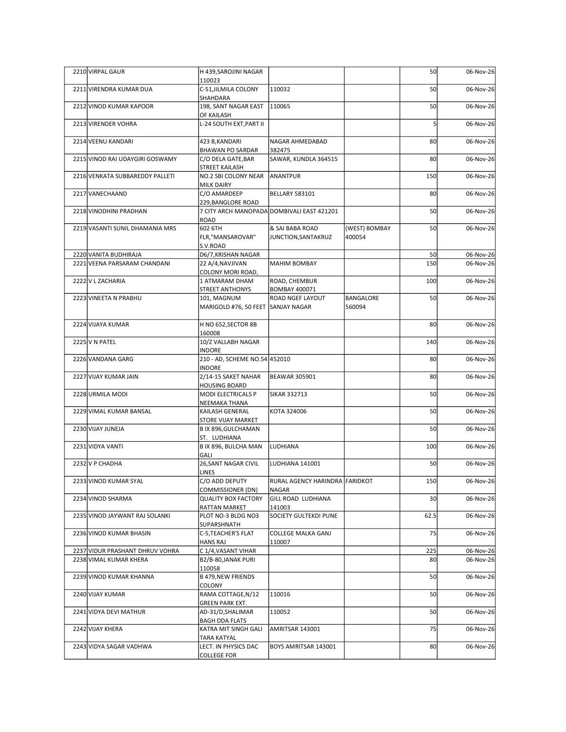| 2210 | VIRPAL GAUR | H 439,SAROJINI NAGAR 110023 | | | 50 | 06-Nov-26 |
|---|---|---|---|---|---|---|
| 2211 | VIRENDRA KUMAR DUA | C-51,JILMILA COLONY SHAHDARA | 110032 | | 50 | 06-Nov-26 |
| 2212 | VINOD KUMAR KAPOOR | 198, SANT NAGAR EAST OF KAILASH | 110065 | | 50 | 06-Nov-26 |
| 2213 | VIRENDER VOHRA | L-24 SOUTH EXT,PART II | | | 5 | 06-Nov-26 |
| 2214 | VEENU KANDARI | 423 B,KANDARI BHAWAN PO SARDAR | NAGAR AHMEDABAD 382475 | | 80 | 06-Nov-26 |
| 2215 | VINOD RAI UDAYGIRI GOSWAMY | C/O DELA GATE,BAR STREET KAILASH | SAWAR, KUNDLA 364515 | | 80 | 06-Nov-26 |
| 2216 | VENKATA SUBBAREDDY PALLETI | NO.2 SBI COLONY NEAR MILK DAIRY | ANANTPUR | | 150 | 06-Nov-26 |
| 2217 | VANECHAAND | C/O AMARDEEP 229,BANGLORE ROAD | BELLARY 583101 | | 80 | 06-Nov-26 |
| 2218 | VINODHINI PRADHAN | 7 CITY ARCH MANOPADA ROAD | DOMBIVALI EAST 421201 | | 50 | 06-Nov-26 |
| 2219 | VASANTI SUNIL DHAMANIA MRS | 602 6TH FLR,"MANSAROVAR" S.V.ROAD | & SAI BABA ROAD JUNCTION,SANTAKRUZ | (WEST) BOMBAY 400054 | 50 | 06-Nov-26 |
| 2220 | VANITA BUDHIRAJA | D6/7,KRISHAN NAGAR | | | 50 | 06-Nov-26 |
| 2221 | VEENA PARSARAM CHANDANI | 22 A/4,NAVJIVAN COLONY MORI ROAD, | MAHIM BOMBAY | | 150 | 06-Nov-26 |
| 2222 | V L ZACHARIA | 1 ATMARAM DHAM STREET ANTHONYS | ROAD, CHEMBUR BOMBAY 400071 | | 100 | 06-Nov-26 |
| 2223 | VINEETA N PRABHU | 101, MAGNUM MARIGOLD #76, 50 FEET | ROAD NGEF LAYOUT SANJAY NAGAR | BANGALORE 560094 | 50 | 06-Nov-26 |
| 2224 | VIJAYA KUMAR | H NO 652,SECTOR 8B 160008 | | | 80 | 06-Nov-26 |
| 2225 | V N PATEL | 10/Z VALLABH NAGAR INDORE | | | 140 | 06-Nov-26 |
| 2226 | VANDANA GARG | 210 - AD, SCHEME NO.54 INDORE | 452010 | | 80 | 06-Nov-26 |
| 2227 | VIJAY KUMAR JAIN | 2/14-15 SAKET NAHAR HOUSING BOARD | BEAWAR 305901 | | 80 | 06-Nov-26 |
| 2228 | URMILA MODI | MODI ELECTRICALS P NEEMAKA THANA | SIKAR 332713 | | 50 | 06-Nov-26 |
| 2229 | VIMAL KUMAR BANSAL | KAILASH GENERAL STORE VIJAY MARKET | KOTA 324006 | | 50 | 06-Nov-26 |
| 2230 | VIJAY JUNEJA | B IX 896,GULCHAMAN ST. LUDHIANA | | | 50 | 06-Nov-26 |
| 2231 | VIDYA VANTI | B IX 896, BULCHA MAN GALI | LUDHIANA | | 100 | 06-Nov-26 |
| 2232 | V P CHADHA | 26,SANT NAGAR CIVIL LINES | LUDHIANA 141001 | | 50 | 06-Nov-26 |
| 2233 | VINOD KUMAR SYAL | C/O ADD DEPUTY COMMISSIONER (DN) | RURAL AGENCY HARINDRA NAGAR | FARIDKOT | 150 | 06-Nov-26 |
| 2234 | VINOD SHARMA | QUALITY BOX FACTORY RATTAN MARKET | GILL ROAD LUDHIANA 141003 | | 30 | 06-Nov-26 |
| 2235 | VINOD JAYWANT RAJ SOLANKI | PLOT NO-3 BLDG NO3 SUPARSHNATH | SOCIETY GULTEKDI PUNE | | 62.5 | 06-Nov-26 |
| 2236 | VINOD KUMAR BHASIN | C-5,TEACHER'S FLAT HANS RAJ | COLLEGE MALKA GANJ 110007 | | 75 | 06-Nov-26 |
| 2237 | VIDUR PRASHANT DHRUV VOHRA | C 1/4,VASANT VIHAR | | | 225 | 06-Nov-26 |
| 2238 | VIMAL KUMAR KHERA | B2/B-80,JANAK PURI 110058 | | | 80 | 06-Nov-26 |
| 2239 | VINOD KUMAR KHANNA | B 479,NEW FRIENDS COLONY | | | 50 | 06-Nov-26 |
| 2240 | VIJAY KUMAR | RAMA COTTAGE,N/12 GREEN PARK EXT. | 110016 | | 50 | 06-Nov-26 |
| 2241 | VIDYA DEVI MATHUR | AD-31/D,SHALIMAR BAGH DDA FLATS | 110052 | | 50 | 06-Nov-26 |
| 2242 | VIJAY KHERA | KATRA MIT SINGH GALI TARA KATYAL | AMRITSAR 143001 | | 75 | 06-Nov-26 |
| 2243 | VIDYA SAGAR VADHWA | LECT. IN PHYSICS DAC COLLEGE FOR | BOYS AMRITSAR 143001 | | 80 | 06-Nov-26 |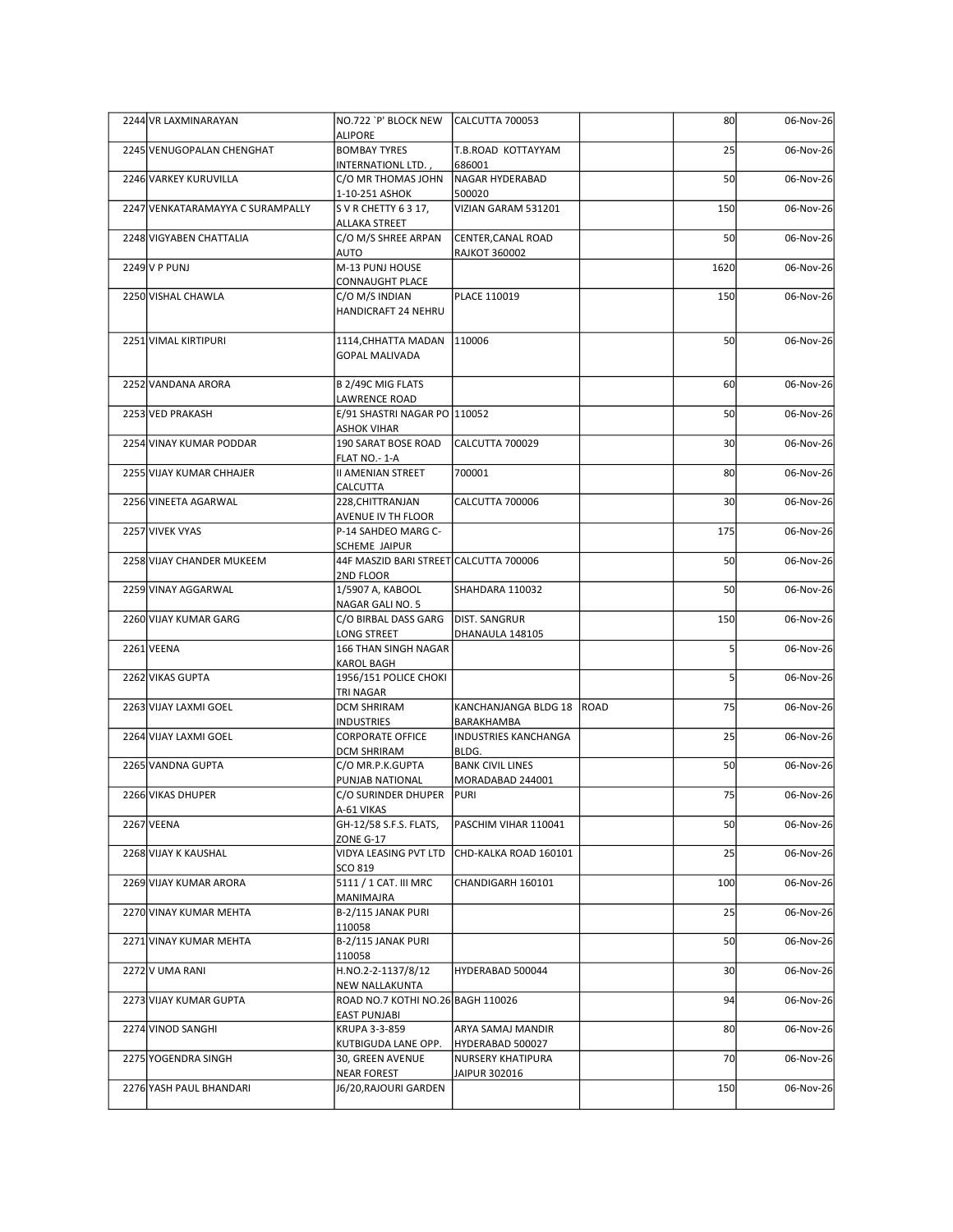| | | | | | | |
|---|---|---|---|---|---|---|
| 2244 | VR LAXMINARAYAN | NO.722 `P' BLOCK NEW ALIPORE | CALCUTTA 700053 | | 80 | 06-Nov-26 |
| 2245 | VENUGOPALAN CHENGHAT | BOMBAY TYRES INTERNATIONL LTD. , | T.B.ROAD KOTTAYYAM 686001 | | 25 | 06-Nov-26 |
| 2246 | VARKEY KURUVILLA | C/O MR THOMAS JOHN 1-10-251 ASHOK | NAGAR HYDERABAD 500020 | | 50 | 06-Nov-26 |
| 2247 | VENKATARAMAYYA C SURAMPALLY | S V R CHETTY 6 3 17, ALLAKA STREET | VIZIAN GARAM 531201 | | 150 | 06-Nov-26 |
| 2248 | VIGYABEN CHATTALIA | C/O M/S SHREE ARPAN AUTO | CENTER,CANAL ROAD RAJKOT 360002 | | 50 | 06-Nov-26 |
| 2249 | V P PUNJ | M-13 PUNJ HOUSE CONNAUGHT PLACE | | | 1620 | 06-Nov-26 |
| 2250 | VISHAL CHAWLA | C/O M/S INDIAN HANDICRAFT 24 NEHRU | PLACE 110019 | | 150 | 06-Nov-26 |
| 2251 | VIMAL KIRTIPURI | 1114,CHHATTA MADAN GOPAL MALIVADA | 110006 | | 50 | 06-Nov-26 |
| 2252 | VANDANA ARORA | B 2/49C MIG FLATS LAWRENCE ROAD | | | 60 | 06-Nov-26 |
| 2253 | VED PRAKASH | E/91 SHASTRI NAGAR PO ASHOK VIHAR | 110052 | | 50 | 06-Nov-26 |
| 2254 | VINAY KUMAR PODDAR | 190 SARAT BOSE ROAD FLAT NO.- 1-A | CALCUTTA 700029 | | 30 | 06-Nov-26 |
| 2255 | VIJAY KUMAR CHHAJER | II AMENIAN STREET CALCUTTA | 700001 | | 80 | 06-Nov-26 |
| 2256 | VINEETA AGARWAL | 228,CHITTRANJAN AVENUE IV TH FLOOR | CALCUTTA 700006 | | 30 | 06-Nov-26 |
| 2257 | VIVEK VYAS | P-14 SAHDEO MARG C-SCHEME JAIPUR | | | 175 | 06-Nov-26 |
| 2258 | VIJAY CHANDER MUKEEM | 44F MASZID BARI STREET 2ND FLOOR | CALCUTTA 700006 | | 50 | 06-Nov-26 |
| 2259 | VINAY AGGARWAL | 1/5907 A, KABOOL NAGAR GALI NO. 5 | SHAHDARA 110032 | | 50 | 06-Nov-26 |
| 2260 | VIJAY KUMAR GARG | C/O BIRBAL DASS GARG LONG STREET | DIST. SANGRUR DHANAULA 148105 | | 150 | 06-Nov-26 |
| 2261 | VEENA | 166 THAN SINGH NAGAR KAROL BAGH | | | 5 | 06-Nov-26 |
| 2262 | VIKAS GUPTA | 1956/151 POLICE CHOKI TRI NAGAR | | | 5 | 06-Nov-26 |
| 2263 | VIJAY LAXMI GOEL | DCM SHRIRAM INDUSTRIES | KANCHANJANGA BLDG 18 BARAKHAMBA | ROAD | 75 | 06-Nov-26 |
| 2264 | VIJAY LAXMI GOEL | CORPORATE OFFICE DCM SHRIRAM | INDUSTRIES KANCHANGA BLDG. | | 25 | 06-Nov-26 |
| 2265 | VANDNA GUPTA | C/O MR.P.K.GUPTA PUNJAB NATIONAL | BANK CIVIL LINES MORADABAD 244001 | | 50 | 06-Nov-26 |
| 2266 | VIKAS DHUPER | C/O SURINDER DHUPER A-61 VIKAS | PURI | | 75 | 06-Nov-26 |
| 2267 | VEENA | GH-12/58 S.F.S. FLATS, ZONE G-17 | PASCHIM VIHAR 110041 | | 50 | 06-Nov-26 |
| 2268 | VIJAY K KAUSHAL | VIDYA LEASING PVT LTD SCO 819 | CHD-KALKA ROAD 160101 | | 25 | 06-Nov-26 |
| 2269 | VIJAY KUMAR ARORA | 5111 / 1 CAT. III MRC MANIMAJRA | CHANDIGARH 160101 | | 100 | 06-Nov-26 |
| 2270 | VINAY KUMAR MEHTA | B-2/115 JANAK PURI 110058 | | | 25 | 06-Nov-26 |
| 2271 | VINAY KUMAR MEHTA | B-2/115 JANAK PURI 110058 | | | 50 | 06-Nov-26 |
| 2272 | V UMA RANI | H.NO.2-2-1137/8/12 NEW NALLAKUNTA | HYDERABAD 500044 | | 30 | 06-Nov-26 |
| 2273 | VIJAY KUMAR GUPTA | ROAD NO.7 KOTHI NO.26 EAST PUNJABI | BAGH 110026 | | 94 | 06-Nov-26 |
| 2274 | VINOD SANGHI | KRUPA 3-3-859 KUTBIGUDA LANE OPP. | ARYA SAMAJ MANDIR HYDERABAD 500027 | | 80 | 06-Nov-26 |
| 2275 | YOGENDRA SINGH | 30, GREEN AVENUE NEAR FOREST | NURSERY KHATIPURA JAIPUR 302016 | | 70 | 06-Nov-26 |
| 2276 | YASH PAUL BHANDARI | J6/20,RAJOURI GARDEN | | | 150 | 06-Nov-26 |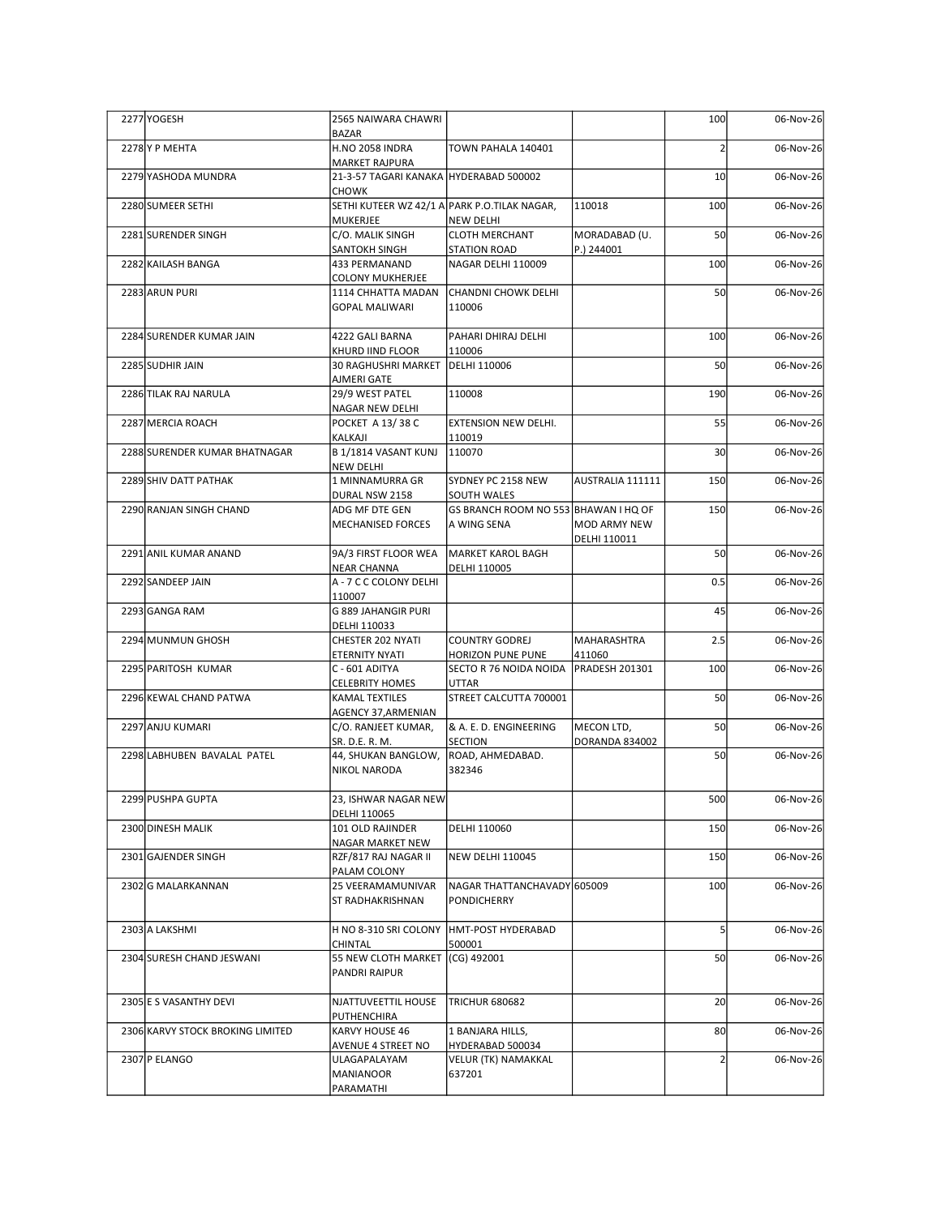| | | | | | | |
|---|---|---|---|---|---|---|
| 2277 | YOGESH | 2565 NAIWARA CHAWRI BAZAR | | | 100 | 06-Nov-26 |
| 2278 | Y P MEHTA | H.NO 2058 INDRA MARKET RAJPURA | TOWN PAHALA 140401 | | 2 | 06-Nov-26 |
| 2279 | YASHODA MUNDRA | 21-3-57 TAGARI KANAKA CHOWK | HYDERABAD 500002 | | 10 | 06-Nov-26 |
| 2280 | SUMEER SETHI | SETHI KUTEER WZ 42/1 A MUKERJEE | PARK P.O.TILAK NAGAR, NEW DELHI | 110018 | 100 | 06-Nov-26 |
| 2281 | SURENDER SINGH | C/O. MALIK SINGH SANTOKH SINGH | CLOTH MERCHANT STATION ROAD | MORADABAD (U. P.) 244001 | 50 | 06-Nov-26 |
| 2282 | KAILASH BANGA | 433 PERMANAND COLONY MUKHERJEE | NAGAR DELHI 110009 | | 100 | 06-Nov-26 |
| 2283 | ARUN PURI | 1114 CHHATTA MADAN GOPAL MALIWARI | CHANDNI CHOWK DELHI 110006 | | 50 | 06-Nov-26 |
| 2284 | SURENDER KUMAR JAIN | 4222 GALI BARNA KHURD IIND FLOOR | PAHARI DHIRAJ DELHI 110006 | | 100 | 06-Nov-26 |
| 2285 | SUDHIR JAIN | 30 RAGHUSHRI MARKET AJMERI GATE | DELHI 110006 | | 50 | 06-Nov-26 |
| 2286 | TILAK RAJ NARULA | 29/9 WEST PATEL NAGAR NEW DELHI | 110008 | | 190 | 06-Nov-26 |
| 2287 | MERCIA ROACH | POCKET A 13/ 38 C KALKAJI | EXTENSION NEW DELHI. 110019 | | 55 | 06-Nov-26 |
| 2288 | SURENDER KUMAR BHATNAGAR | B 1/1814 VASANT KUNJ NEW DELHI | 110070 | | 30 | 06-Nov-26 |
| 2289 | SHIV DATT PATHAK | 1 MINNAMURRA GR DURAL NSW 2158 | SYDNEY PC 2158 NEW SOUTH WALES | AUSTRALIA 111111 | 150 | 06-Nov-26 |
| 2290 | RANJAN SINGH CHAND | ADG MF DTE GEN MECHANISED FORCES | GS BRANCH ROOM NO 553 A WING SENA | BHAWAN I HQ OF MOD ARMY NEW DELHI 110011 | 150 | 06-Nov-26 |
| 2291 | ANIL KUMAR ANAND | 9A/3 FIRST FLOOR WEA NEAR CHANNA | MARKET KAROL BAGH DELHI 110005 | | 50 | 06-Nov-26 |
| 2292 | SANDEEP JAIN | A - 7 C C COLONY DELHI 110007 | | | 0.5 | 06-Nov-26 |
| 2293 | GANGA RAM | G 889 JAHANGIR PURI DELHI 110033 | | | 45 | 06-Nov-26 |
| 2294 | MUNMUN GHOSH | CHESTER 202 NYATI ETERNITY NYATI | COUNTRY GODREJ HORIZON PUNE PUNE | MAHARASHTRA 411060 | 2.5 | 06-Nov-26 |
| 2295 | PARITOSH KUMAR | C - 601 ADITYA CELEBRITY HOMES | SECTO R 76 NOIDA NOIDA UTTAR | PRADESH 201301 | 100 | 06-Nov-26 |
| 2296 | KEWAL CHAND PATWA | KAMAL TEXTILES AGENCY 37,ARMENIAN | STREET CALCUTTA 700001 | | 50 | 06-Nov-26 |
| 2297 | ANJU KUMARI | C/O. RANJEET KUMAR, SR. D.E. R. M. | & A. E. D. ENGINEERING SECTION | MECON LTD, DORANDA 834002 | 50 | 06-Nov-26 |
| 2298 | LABHUBEN BAVALAL PATEL | 44, SHUKAN BANGLOW, NIKOL NARODA | ROAD, AHMEDABAD. 382346 | | 50 | 06-Nov-26 |
| 2299 | PUSHPA GUPTA | 23, ISHWAR NAGAR NEW DELHI 110065 | | | 500 | 06-Nov-26 |
| 2300 | DINESH MALIK | 101 OLD RAJINDER NAGAR MARKET NEW | DELHI 110060 | | 150 | 06-Nov-26 |
| 2301 | GAJENDER SINGH | RZF/817 RAJ NAGAR II PALAM COLONY | NEW DELHI 110045 | | 150 | 06-Nov-26 |
| 2302 | G MALARKANNAN | 25 VEERAMAMUNIVAR ST RADHAKRISHNAN | NAGAR THATTANCHAVADY PONDICHERRY | 605009 | 100 | 06-Nov-26 |
| 2303 | A LAKSHMI | H NO 8-310 SRI COLONY CHINTAL | HMT-POST HYDERABAD 500001 | | 5 | 06-Nov-26 |
| 2304 | SURESH CHAND JESWANI | 55 NEW CLOTH MARKET PANDRI RAIPUR | (CG) 492001 | | 50 | 06-Nov-26 |
| 2305 | E S VASANTHY DEVI | NJATTUVEETTIL HOUSE PUTHENCHIRA | TRICHUR 680682 | | 20 | 06-Nov-26 |
| 2306 | KARVY STOCK BROKING LIMITED | KARVY HOUSE 46 AVENUE 4 STREET NO | 1 BANJARA HILLS, HYDERABAD 500034 | | 80 | 06-Nov-26 |
| 2307 | P ELANGO | ULAGAPALAYAM MANIANOOR PARAMATHI | VELUR (TK) NAMAKKAL 637201 | | 2 | 06-Nov-26 |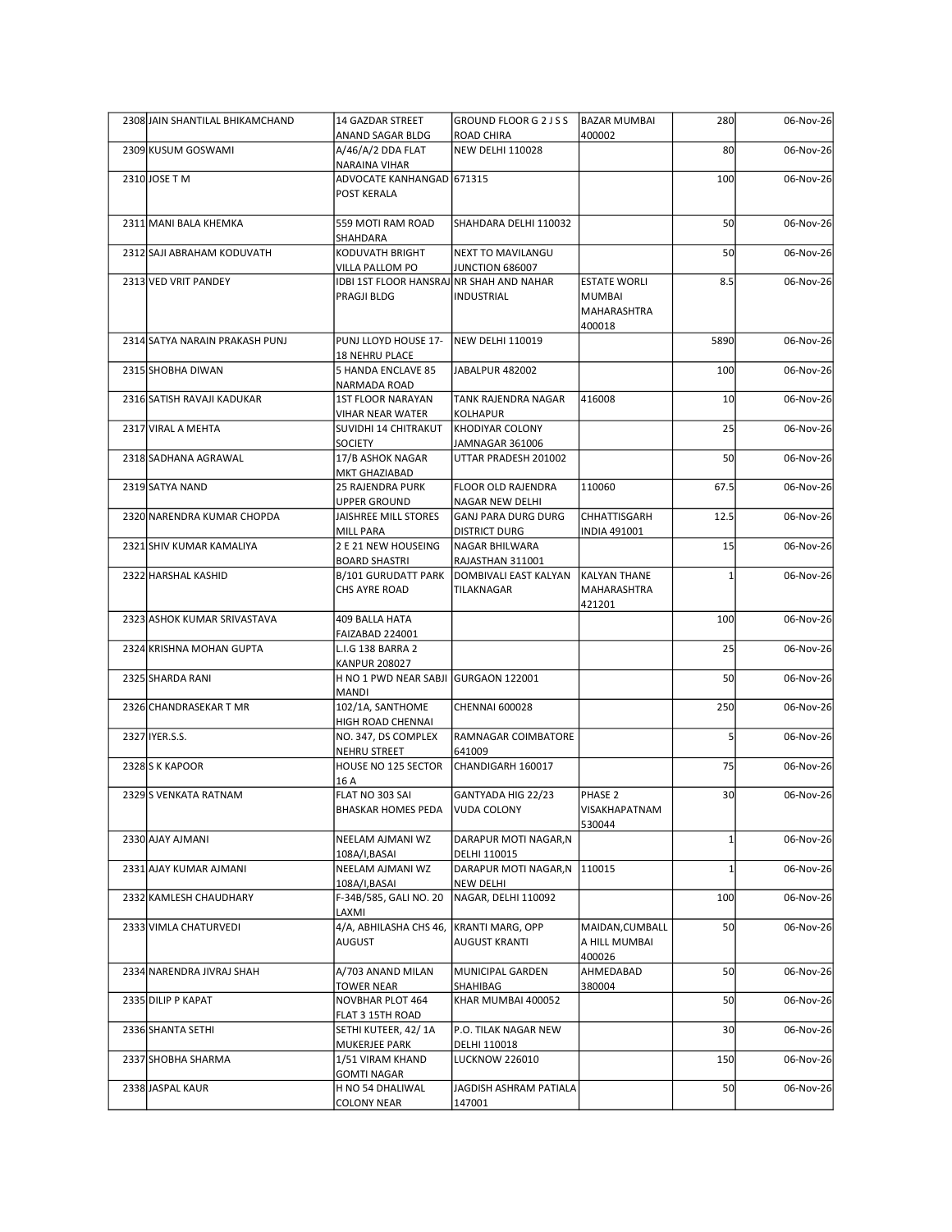| 2308 | JAIN SHANTILAL BHIKAMCHAND | 14 GAZDAR STREET ANAND SAGAR BLDG | GROUND FLOOR G 2 J S S ROAD CHIRA | BAZAR MUMBAI 400002 | 280 | 06-Nov-26 |
|---|---|---|---|---|---|---|
| 2309 | KUSUM GOSWAMI | A/46/A/2 DDA FLAT NARAINA VIHAR | NEW DELHI 110028 | | 80 | 06-Nov-26 |
| 2310 | JOSE T M | ADVOCATE KANHANGAD POST KERALA | 671315 | | 100 | 06-Nov-26 |
| 2311 | MANI BALA KHEMKA | 559 MOTI RAM ROAD SHAHDARA | SHAHDARA DELHI 110032 | | 50 | 06-Nov-26 |
| 2312 | SAJI ABRAHAM KODUVATH | KODUVATH BRIGHT VILLA PALLOM PO | NEXT TO MAVILANGU JUNCTION 686007 | | 50 | 06-Nov-26 |
| 2313 | VED VRIT PANDEY | IDBI 1ST FLOOR HANSRAJ PRAGJI BLDG | NR SHAH AND NAHAR INDUSTRIAL | ESTATE WORLI MUMBAI MAHARASHTRA 400018 | 8.5 | 06-Nov-26 |
| 2314 | SATYA NARAIN PRAKASH PUNJ | PUNJ LLOYD HOUSE 17-18 NEHRU PLACE | NEW DELHI 110019 | | 5890 | 06-Nov-26 |
| 2315 | SHOBHA DIWAN | 5 HANDA ENCLAVE 85 NARMADA ROAD | JABALPUR 482002 | | 100 | 06-Nov-26 |
| 2316 | SATISH RAVAJI KADUKAR | 1ST FLOOR NARAYAN VIHAR NEAR WATER | TANK RAJENDRA NAGAR KOLHAPUR | 416008 | 10 | 06-Nov-26 |
| 2317 | VIRAL A MEHTA | SUVIDHI 14 CHITRAKUT SOCIETY | KHODIYAR COLONY JAMNAGAR 361006 | | 25 | 06-Nov-26 |
| 2318 | SADHANA AGRAWAL | 17/B ASHOK NAGAR MKT GHAZIABAD | UTTAR PRADESH 201002 | | 50 | 06-Nov-26 |
| 2319 | SATYA NAND | 25 RAJENDRA PURK UPPER GROUND | FLOOR OLD RAJENDRA NAGAR NEW DELHI | 110060 | 67.5 | 06-Nov-26 |
| 2320 | NARENDRA KUMAR CHOPDA | JAISHREE MILL STORES MILL PARA | GANJ PARA DURG DURG DISTRICT DURG | CHHATTISGARH INDIA 491001 | 12.5 | 06-Nov-26 |
| 2321 | SHIV KUMAR KAMALIYA | 2 E 21 NEW HOUSEING BOARD SHASTRI | NAGAR BHILWARA RAJASTHAN 311001 | | 15 | 06-Nov-26 |
| 2322 | HARSHAL KASHID | B/101 GURUDATT PARK CHS AYRE ROAD | DOMBIVALI EAST KALYAN TILAKNAGAR | KALYAN THANE MAHARASHTRA 421201 | 1 | 06-Nov-26 |
| 2323 | ASHOK KUMAR SRIVASTAVA | 409 BALLA HATA FAIZABAD 224001 | | | 100 | 06-Nov-26 |
| 2324 | KRISHNA MOHAN GUPTA | L.I.G 138 BARRA 2 KANPUR 208027 | | | 25 | 06-Nov-26 |
| 2325 | SHARDA RANI | H NO 1 PWD NEAR SABJI MANDI | GURGAON 122001 | | 50 | 06-Nov-26 |
| 2326 | CHANDRASEKAR T MR | 102/1A, SANTHOME HIGH ROAD CHENNAI | CHENNAI 600028 | | 250 | 06-Nov-26 |
| 2327 | IYER.S.S. | NO. 347, DS COMPLEX NEHRU STREET | RAMNAGAR COIMBATORE 641009 | | 5 | 06-Nov-26 |
| 2328 | S K KAPOOR | HOUSE NO 125 SECTOR 16 A | CHANDIGARH 160017 | | 75 | 06-Nov-26 |
| 2329 | S VENKATA RATNAM | FLAT NO 303 SAI BHASKAR HOMES PEDA | GANTYADA HIG 22/23 VUDA COLONY | PHASE 2 VISAKHAPATNAM 530044 | 30 | 06-Nov-26 |
| 2330 | AJAY AJMANI | NEELAM AJMANI WZ 108A/I,BASAI | DARAPUR MOTI NAGAR,N DELHI 110015 | | 1 | 06-Nov-26 |
| 2331 | AJAY KUMAR AJMANI | NEELAM AJMANI WZ 108A/I,BASAI | DARAPUR MOTI NAGAR,N NEW DELHI | 110015 | 1 | 06-Nov-26 |
| 2332 | KAMLESH CHAUDHARY | F-34B/585, GALI NO. 20 LAXMI | NAGAR, DELHI 110092 | | 100 | 06-Nov-26 |
| 2333 | VIMLA CHATURVEDI | 4/A, ABHILASHA CHS 46, AUGUST | KRANTI MARG, OPP AUGUST KRANTI | MAIDAN,CUMBALL A HILL MUMBAI 400026 | 50 | 06-Nov-26 |
| 2334 | NARENDRA JIVRAJ SHAH | A/703 ANAND MILAN TOWER NEAR | MUNICIPAL GARDEN SHAHIBAG | AHMEDABAD 380004 | 50 | 06-Nov-26 |
| 2335 | DILIP P KAPAT | NOVBHAR PLOT 464 FLAT 3 15TH ROAD | KHAR MUMBAI 400052 | | 50 | 06-Nov-26 |
| 2336 | SHANTA SETHI | SETHI KUTEER, 42/ 1A MUKERJEE PARK | P.O. TILAK NAGAR NEW DELHI 110018 | | 30 | 06-Nov-26 |
| 2337 | SHOBHA SHARMA | 1/51 VIRAM KHAND GOMTI NAGAR | LUCKNOW 226010 | | 150 | 06-Nov-26 |
| 2338 | JASPAL KAUR | H NO 54 DHALIWAL COLONY NEAR | JAGDISH ASHRAM PATIALA 147001 | | 50 | 06-Nov-26 |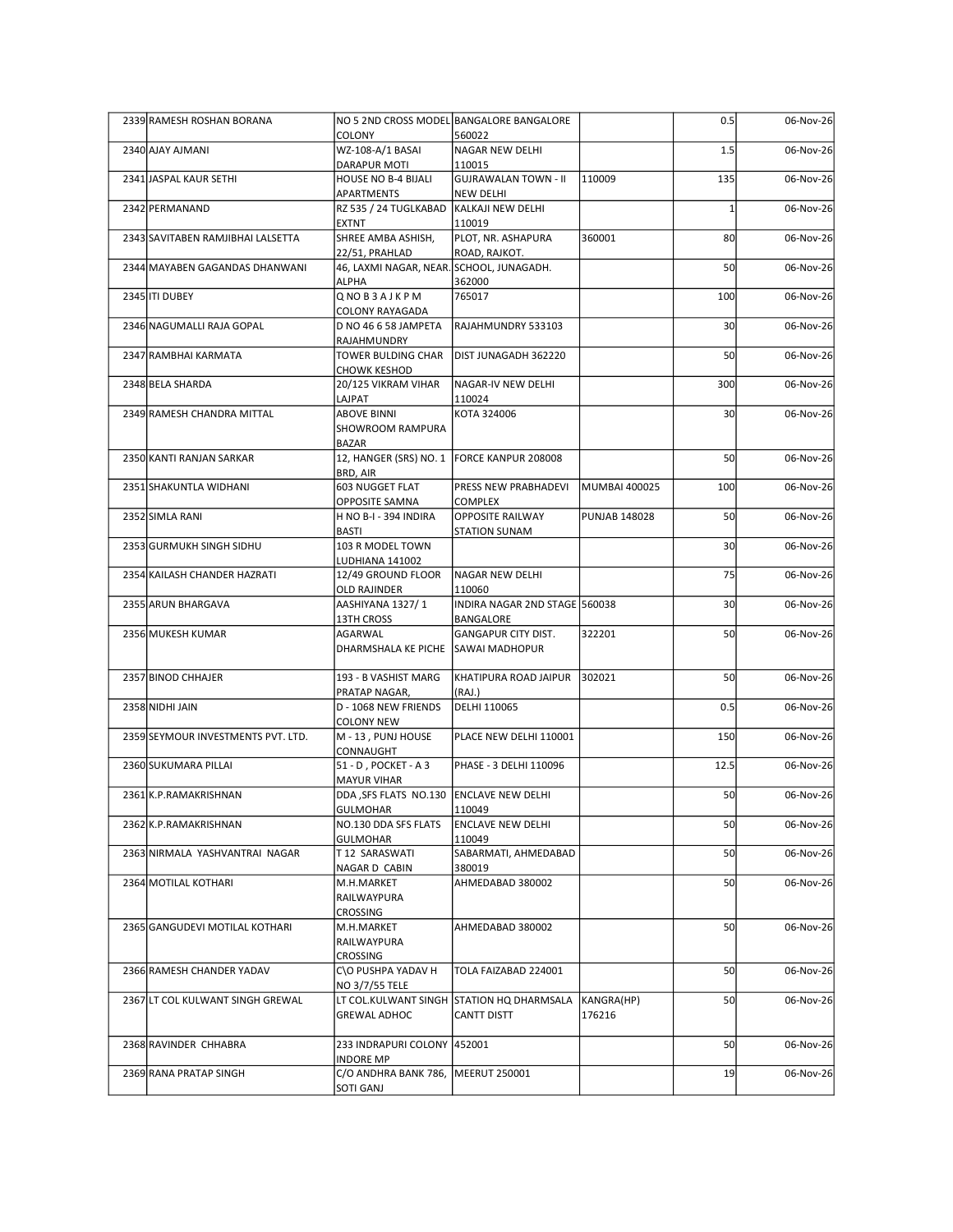| | | | | | | |
|---|---|---|---|---|---|---|
| 2339 | RAMESH ROSHAN BORANA | NO 5 2ND CROSS MODEL COLONY | BANGALORE BANGALORE 560022 | | 0.5 | 06-Nov-26 |
| 2340 | AJAY AJMANI | WZ-108-A/1 BASAI DARAPUR MOTI | NAGAR NEW DELHI 110015 | | 1.5 | 06-Nov-26 |
| 2341 | JASPAL KAUR SETHI | HOUSE NO B-4 BIJALI APARTMENTS | GUJRAWALAN TOWN - II NEW DELHI | 110009 | 135 | 06-Nov-26 |
| 2342 | PERMANAND | RZ 535 / 24 TUGLKABAD EXTNT | KALKAJI NEW DELHI 110019 | | 1 | 06-Nov-26 |
| 2343 | SAVITABEN RAMJIBHAI LALSETTA | SHREE AMBA ASHISH, 22/51, PRAHLAD | PLOT, NR. ASHAPURA ROAD, RAJKOT. | 360001 | 80 | 06-Nov-26 |
| 2344 | MAYABEN GAGANDAS DHANWANI | 46, LAXMI NAGAR, NEAR. ALPHA | SCHOOL, JUNAGADH. 362000 | | 50 | 06-Nov-26 |
| 2345 | ITI DUBEY | Q NO B 3 A J K P M COLONY RAYAGADA | 765017 | | 100 | 06-Nov-26 |
| 2346 | NAGUMALLI RAJA GOPAL | D NO 46 6 58 JAMPETA RAJAHMUNDRY | RAJAHMUNDRY 533103 | | 30 | 06-Nov-26 |
| 2347 | RAMBHAI KARMATA | TOWER BULDING CHAR CHOWK KESHOD | DIST JUNAGADH 362220 | | 50 | 06-Nov-26 |
| 2348 | BELA SHARDA | 20/125 VIKRAM VIHAR LAJPAT | NAGAR-IV NEW DELHI 110024 | | 300 | 06-Nov-26 |
| 2349 | RAMESH CHANDRA MITTAL | ABOVE BINNI SHOWROOM RAMPURA BAZAR | KOTA 324006 | | 30 | 06-Nov-26 |
| 2350 | KANTI RANJAN SARKAR | 12, HANGER (SRS) NO. 1 BRD, AIR | FORCE KANPUR 208008 | | 50 | 06-Nov-26 |
| 2351 | SHAKUNTLA WIDHANI | 603 NUGGET FLAT OPPOSITE SAMNA | PRESS NEW PRABHADEVI COMPLEX | MUMBAI 400025 | 100 | 06-Nov-26 |
| 2352 | SIMLA RANI | H NO B-I - 394 INDIRA BASTI | OPPOSITE RAILWAY STATION SUNAM | PUNJAB 148028 | 50 | 06-Nov-26 |
| 2353 | GURMUKH SINGH SIDHU | 103 R MODEL TOWN LUDHIANA 141002 | | | 30 | 06-Nov-26 |
| 2354 | KAILASH CHANDER HAZRATI | 12/49 GROUND FLOOR OLD RAJINDER | NAGAR NEW DELHI 110060 | | 75 | 06-Nov-26 |
| 2355 | ARUN BHARGAVA | AASHIYANA 1327/ 1 13TH CROSS | INDIRA NAGAR 2ND STAGE BANGALORE | 560038 | 30 | 06-Nov-26 |
| 2356 | MUKESH KUMAR | AGARWAL DHARMSHALA KE PICHE | GANGAPUR CITY DIST. SAWAI MADHOPUR | 322201 | 50 | 06-Nov-26 |
| 2357 | BINOD CHHAJER | 193 - B VASHIST MARG PRATAP NAGAR, | KHATIPURA ROAD JAIPUR (RAJ.) | 302021 | 50 | 06-Nov-26 |
| 2358 | NIDHI JAIN | D - 1068 NEW FRIENDS COLONY NEW | DELHI 110065 | | 0.5 | 06-Nov-26 |
| 2359 | SEYMOUR INVESTMENTS PVT. LTD. | M - 13 , PUNJ HOUSE CONNAUGHT | PLACE NEW DELHI 110001 | | 150 | 06-Nov-26 |
| 2360 | SUKUMARA PILLAI | 51 - D , POCKET - A 3 MAYUR VIHAR | PHASE - 3 DELHI 110096 | | 12.5 | 06-Nov-26 |
| 2361 | K.P.RAMAKRISHNAN | DDA ,SFS FLATS NO.130 GULMOHAR | ENCLAVE NEW DELHI 110049 | | 50 | 06-Nov-26 |
| 2362 | K.P.RAMAKRISHNAN | NO.130 DDA SFS FLATS GULMOHAR | ENCLAVE NEW DELHI 110049 | | 50 | 06-Nov-26 |
| 2363 | NIRMALA YASHVANTRAI NAGAR | T 12 SARASWATI NAGAR D CABIN | SABARMATI, AHMEDABAD 380019 | | 50 | 06-Nov-26 |
| 2364 | MOTILAL KOTHARI | M.H.MARKET RAILWAYPURA CROSSING | AHMEDABAD 380002 | | 50 | 06-Nov-26 |
| 2365 | GANGUDEVI MOTILAL KOTHARI | M.H.MARKET RAILWAYPURA CROSSING | AHMEDABAD 380002 | | 50 | 06-Nov-26 |
| 2366 | RAMESH CHANDER YADAV | C\O PUSHPA YADAV H NO 3/7/55 TELE | TOLA FAIZABAD 224001 | | 50 | 06-Nov-26 |
| 2367 | LT COL KULWANT SINGH GREWAL | LT COL.KULWANT SINGH GREWAL ADHOC | STATION HQ DHARMSALA CANTT DISTT | KANGRA(HP) 176216 | 50 | 06-Nov-26 |
| 2368 | RAVINDER CHHABRA | 233 INDRAPURI COLONY INDORE MP | 452001 | | 50 | 06-Nov-26 |
| 2369 | RANA PRATAP SINGH | C/O ANDHRA BANK 786, SOTI GANJ | MEERUT 250001 | | 19 | 06-Nov-26 |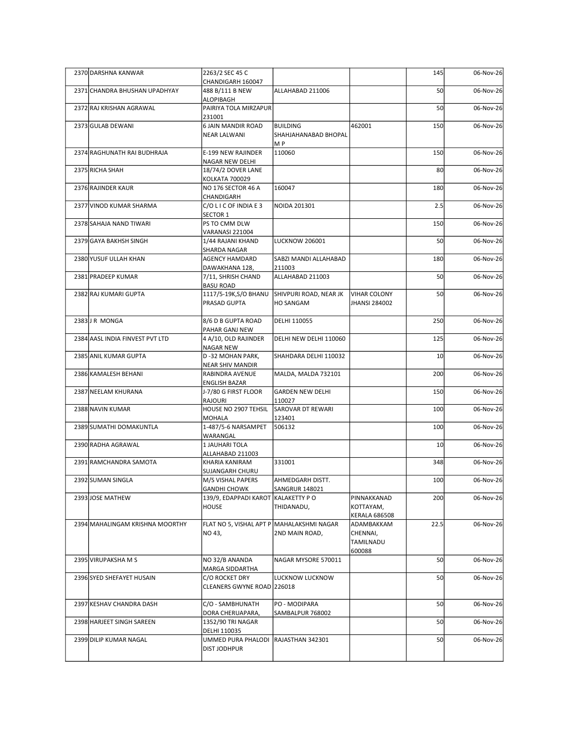| | | | | | | |
|---|---|---|---|---|---|---|
| 2370 | DARSHNA KANWAR | 2263/2 SEC 45 C CHANDIGARH 160047 | | | 145 | 06-Nov-26 |
| 2371 | CHANDRA BHUSHAN UPADHYAY | 488 B/111 B NEW ALOPIBAGH | ALLAHABAD 211006 | | 50 | 06-Nov-26 |
| 2372 | RAJ KRISHAN AGRAWAL | PAIRIYA TOLA MIRZAPUR 231001 | | | 50 | 06-Nov-26 |
| 2373 | GULAB DEWANI | 6 JAIN MANDIR ROAD NEAR LALWANI | BUILDING SHAHJAHANABAD BHOPAL M P | 462001 | 150 | 06-Nov-26 |
| 2374 | RAGHUNATH RAI BUDHRAJA | E-199 NEW RAJINDER NAGAR NEW DELHI | 110060 | | 150 | 06-Nov-26 |
| 2375 | RICHA SHAH | 18/74/2 DOVER LANE KOLKATA 700029 | | | 80 | 06-Nov-26 |
| 2376 | RAJINDER KAUR | NO 176 SECTOR 46 A CHANDIGARH | 160047 | | 180 | 06-Nov-26 |
| 2377 | VINOD KUMAR SHARMA | C/O L I C OF INDIA E 3 SECTOR 1 | NOIDA 201301 | | 2.5 | 06-Nov-26 |
| 2378 | SAHAJA NAND TIWARI | PS TO CMM DLW VARANASI 221004 | | | 150 | 06-Nov-26 |
| 2379 | GAYA BAKHSH SINGH | 1/44 RAJANI KHAND SHARDA NAGAR | LUCKNOW 206001 | | 50 | 06-Nov-26 |
| 2380 | YUSUF ULLAH KHAN | AGENCY HAMDARD DAWAKHANA 128, | SABZI MANDI ALLAHABAD 211003 | | 180 | 06-Nov-26 |
| 2381 | PRADEEP KUMAR | 7/11, SHRISH CHAND BASU ROAD | ALLAHABAD 211003 | | 50 | 06-Nov-26 |
| 2382 | RAJ KUMARI GUPTA | 1117/5-19K,S/O BHANU PRASAD GUPTA | SHIVPURI ROAD, NEAR JK HO SANGAM | VIHAR COLONY JHANSI 284002 | 50 | 06-Nov-26 |
| 2383 | J R MONGA | 8/6 D B GUPTA ROAD PAHAR GANJ NEW | DELHI 110055 | | 250 | 06-Nov-26 |
| 2384 | AASL INDIA FINVEST PVT LTD | 4 A/10, OLD RAJINDER NAGAR NEW | DELHI NEW DELHI 110060 | | 125 | 06-Nov-26 |
| 2385 | ANIL KUMAR GUPTA | D -32 MOHAN PARK, NEAR SHIV MANDIR | SHAHDARA DELHI 110032 | | 10 | 06-Nov-26 |
| 2386 | KAMALESH BEHANI | RABINDRA AVENUE ENGLISH BAZAR | MALDA, MALDA 732101 | | 200 | 06-Nov-26 |
| 2387 | NEELAM KHURANA | J-7/80 G FIRST FLOOR RAJOURI | GARDEN NEW DELHI 110027 | | 150 | 06-Nov-26 |
| 2388 | NAVIN KUMAR | HOUSE NO 2907 TEHSIL MOHALA | SAROVAR DT REWARI 123401 | | 100 | 06-Nov-26 |
| 2389 | SUMATHI DOMAKUNTLA | 1-487/5-6 NARSAMPET WARANGAL | 506132 | | 100 | 06-Nov-26 |
| 2390 | RADHA AGRAWAL | 1 JAUHARI TOLA ALLAHABAD 211003 | | | 10 | 06-Nov-26 |
| 2391 | RAMCHANDRA SAMOTA | KHARIA KANIRAM SUJANGARH CHURU | 331001 | | 348 | 06-Nov-26 |
| 2392 | SUMAN SINGLA | M/S VISHAL PAPERS GANDHI CHOWK | AHMEDGARH DISTT. SANGRUR 148021 | | 100 | 06-Nov-26 |
| 2393 | JOSE MATHEW | 139/9, EDAPPADI KAROT HOUSE | KALAKETTY P O THIDANADU, | PINNAKKANAD KOTTAYAM, KERALA 686508 | 200 | 06-Nov-26 |
| 2394 | MAHALINGAM KRISHNA MOORTHY | FLAT NO 5, VISHAL APT P NO 43, | MAHALAKSHMI NAGAR 2ND MAIN ROAD, | ADAMBAKKAM CHENNAI, TAMILNADU 600088 | 22.5 | 06-Nov-26 |
| 2395 | VIRUPAKSHA M S | NO 32/B ANANDA MARGA SIDDARTHA | NAGAR MYSORE 570011 | | 50 | 06-Nov-26 |
| 2396 | SYED SHEFAYET HUSAIN | C/O ROCKET DRY CLEANERS GWYNE ROAD | LUCKNOW LUCKNOW 226018 | | 50 | 06-Nov-26 |
| 2397 | KESHAV CHANDRA DASH | C/O - SAMBHUNATH DORA CHERUAPARA, | PO - MODIPARA SAMBALPUR 768002 | | 50 | 06-Nov-26 |
| 2398 | HARJEET SINGH SAREEN | 1352/90 TRI NAGAR DELHI 110035 | | | 50 | 06-Nov-26 |
| 2399 | DILIP KUMAR NAGAL | UMMED PURA PHALODI DIST JODHPUR | RAJASTHAN 342301 | | 50 | 06-Nov-26 |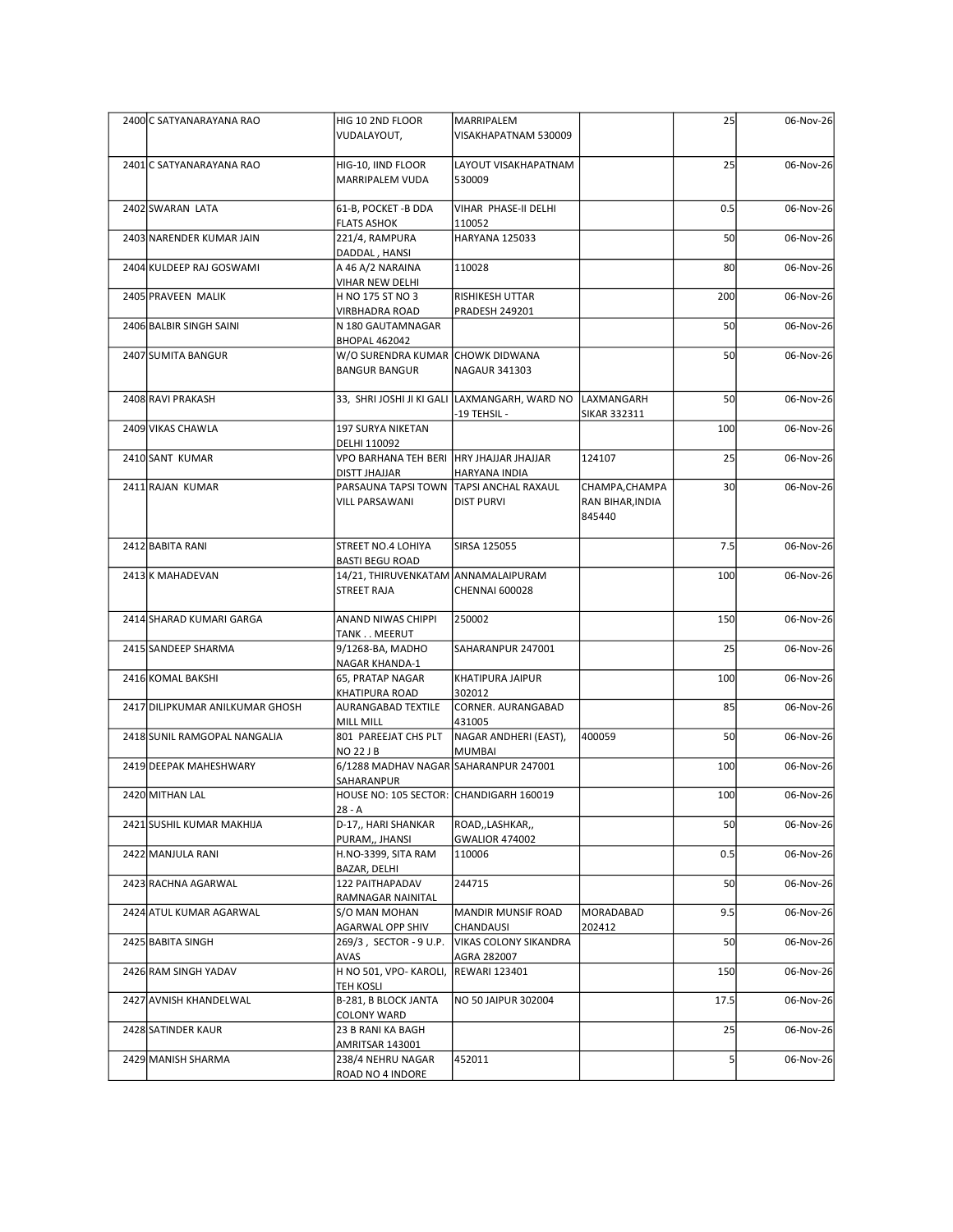| | | | | | | |
|---|---|---|---|---|---|---|
| 2400 | C SATYANARAYANA RAO | HIG 10 2ND FLOOR VUDALAYOUT, | MARRIPALEM VISAKHAPATNAM 530009 | | 25 | 06-Nov-26 |
| 2401 | C SATYANARAYANA RAO | HIG-10, IIND FLOOR MARRIPALEM VUDA | LAYOUT VISAKHAPATNAM 530009 | | 25 | 06-Nov-26 |
| 2402 | SWARAN LATA | 61-B, POCKET -B DDA FLATS ASHOK | VIHAR PHASE-II DELHI 110052 | | 0.5 | 06-Nov-26 |
| 2403 | NARENDER KUMAR JAIN | 221/4, RAMPURA DADDAL , HANSI | HARYANA 125033 | | 50 | 06-Nov-26 |
| 2404 | KULDEEP RAJ GOSWAMI | A 46 A/2 NARAINA VIHAR NEW DELHI | 110028 | | 80 | 06-Nov-26 |
| 2405 | PRAVEEN MALIK | H NO 175 ST NO 3 VIRBHADRA ROAD | RISHIKESH UTTAR PRADESH 249201 | | 200 | 06-Nov-26 |
| 2406 | BALBIR SINGH SAINI | N 180 GAUTAMNAGAR BHOPAL 462042 | | | 50 | 06-Nov-26 |
| 2407 | SUMITA BANGUR | W/O SURENDRA KUMAR BANGUR BANGUR | CHOWK DIDWANA NAGAUR 341303 | | 50 | 06-Nov-26 |
| 2408 | RAVI PRAKASH | 33, SHRI JOSHI JI KI GALI | LAXMANGARH, WARD NO -19 TEHSIL - | LAXMANGARH SIKAR 332311 | 50 | 06-Nov-26 |
| 2409 | VIKAS CHAWLA | 197 SURYA NIKETAN DELHI 110092 | | | 100 | 06-Nov-26 |
| 2410 | SANT KUMAR | VPO BARHANA TEH BERI DISTT JHAJJAR | HRY JHAJJAR JHAJJAR HARYANA INDIA | 124107 | 25 | 06-Nov-26 |
| 2411 | RAJAN KUMAR | PARSAUNA TAPSI TOWN VILL PARSAWANI | TAPSI ANCHAL RAXAUL DIST PURVI | CHAMPA,CHAMPA RAN BIHAR,INDIA 845440 | 30 | 06-Nov-26 |
| 2412 | BABITA RANI | STREET NO.4 LOHIYA BASTI BEGU ROAD | SIRSA 125055 | | 7.5 | 06-Nov-26 |
| 2413 | K MAHADEVAN | 14/21, THIRUVENKATAM STREET RAJA | ANNAMALAIPURAM CHENNAI 600028 | | 100 | 06-Nov-26 |
| 2414 | SHARAD KUMARI GARGA | ANAND NIWAS CHIPPI TANK . . MEERUT | 250002 | | 150 | 06-Nov-26 |
| 2415 | SANDEEP SHARMA | 9/1268-BA, MADHO NAGAR KHANDA-1 | SAHARANPUR 247001 | | 25 | 06-Nov-26 |
| 2416 | KOMAL BAKSHI | 65, PRATAP NAGAR KHATIPURA ROAD | KHATIPURA JAIPUR 302012 | | 100 | 06-Nov-26 |
| 2417 | DILIPKUMAR ANILKUMAR GHOSH | AURANGABAD TEXTILE MILL MILL | CORNER. AURANGABAD 431005 | | 85 | 06-Nov-26 |
| 2418 | SUNIL RAMGOPAL NANGALIA | 801 PAREEJAT CHS PLT NO 22 J B | NAGAR ANDHERI (EAST), MUMBAI | 400059 | 50 | 06-Nov-26 |
| 2419 | DEEPAK MAHESHWARY | 6/1288 MADHAV NAGAR SAHARANPUR | SAHARANPUR 247001 | | 100 | 06-Nov-26 |
| 2420 | MITHAN LAL | HOUSE NO: 105 SECTOR: 28 - A | CHANDIGARH 160019 | | 100 | 06-Nov-26 |
| 2421 | SUSHIL KUMAR MAKHIJA | D-17,, HARI SHANKAR PURAM,, JHANSI | ROAD,,LASHKAR,, GWALIOR 474002 | | 50 | 06-Nov-26 |
| 2422 | MANJULA RANI | H.NO-3399, SITA RAM BAZAR, DELHI | 110006 | | 0.5 | 06-Nov-26 |
| 2423 | RACHNA AGARWAL | 122 PAITHAPADAV RAMNAGAR NAINITAL | 244715 | | 50 | 06-Nov-26 |
| 2424 | ATUL KUMAR AGARWAL | S/O MAN MOHAN AGARWAL OPP SHIV | MANDIR MUNSIF ROAD CHANDAUSI | MORADABAD 202412 | 9.5 | 06-Nov-26 |
| 2425 | BABITA SINGH | 269/3 , SECTOR - 9 U.P. AVAS | VIKAS COLONY SIKANDRA AGRA 282007 | | 50 | 06-Nov-26 |
| 2426 | RAM SINGH YADAV | H NO 501, VPO- KAROLI, TEH KOSLI | REWARI 123401 | | 150 | 06-Nov-26 |
| 2427 | AVNISH KHANDELWAL | B-281, B BLOCK JANTA COLONY WARD | NO 50 JAIPUR 302004 | | 17.5 | 06-Nov-26 |
| 2428 | SATINDER KAUR | 23 B RANI KA BAGH AMRITSAR 143001 | | | 25 | 06-Nov-26 |
| 2429 | MANISH SHARMA | 238/4 NEHRU NAGAR ROAD NO 4 INDORE | 452011 | | 5 | 06-Nov-26 |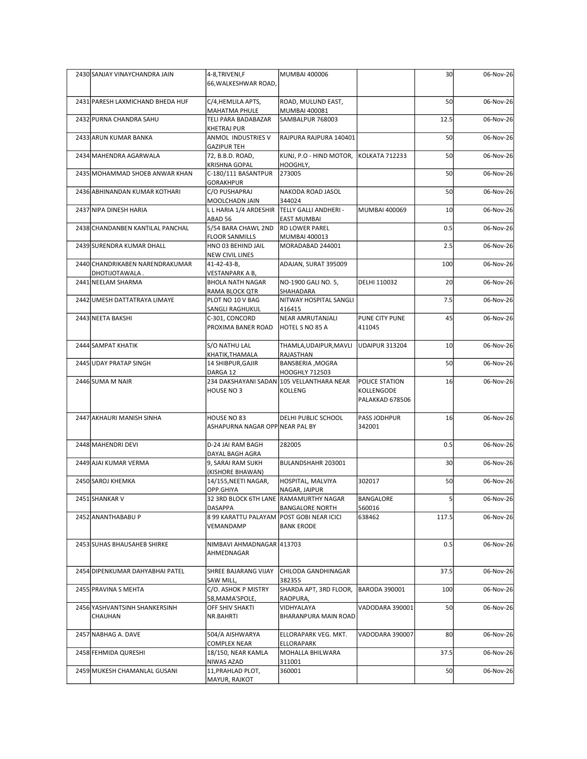| | | | | | | |
|---|---|---|---|---|---|---|
| 2430 | SANJAY VINAYCHANDRA JAIN | 4-8,TRIVENI,F 66,WALKESHWAR ROAD, | MUMBAI 400006 | | 30 | 06-Nov-26 |
| 2431 | PARESH LAXMICHAND BHEDA HUF | C/4,HEMLILA APTS, MAHATMA PHULE | ROAD, MULUND EAST, MUMBAI 400081 | | 50 | 06-Nov-26 |
| 2432 | PURNA CHANDRA SAHU | TELI PARA BADABAZAR KHETRAJ PUR | SAMBALPUR 768003 | | 12.5 | 06-Nov-26 |
| 2433 | ARUN KUMAR BANKA | ANMOL INDUSTRIES V GAZIPUR TEH | RAJPURA RAJPURA 140401 | | 50 | 06-Nov-26 |
| 2434 | MAHENDRA AGARWALA | 72, B.B.D. ROAD, KRISHNA GOPAL | KUNJ, P.O - HIND MOTOR, HOOGHLY, | KOLKATA 712233 | 50 | 06-Nov-26 |
| 2435 | MOHAMMAD SHOEB ANWAR KHAN | C-180/111 BASANTPUR GORAKHPUR | 273005 | | 50 | 06-Nov-26 |
| 2436 | ABHINANDAN KUMAR KOTHARI | C/O PUSHAPRAJ MOOLCHADN JAIN | NAKODA ROAD JASOL 344024 | | 50 | 06-Nov-26 |
| 2437 | NIPA DINESH HARIA | L L HARIA 1/4 ARDESHIR ABAD 56 | TELLY GALLI ANDHERI - EAST MUMBAI | MUMBAI 400069 | 10 | 06-Nov-26 |
| 2438 | CHANDANBEN KANTILAL PANCHAL | 5/54 BARA CHAWL 2ND FLOOR SANMILLS | RD LOWER PAREL MUMBAI 400013 | | 0.5 | 06-Nov-26 |
| 2439 | SURENDRA KUMAR DHALL | HNO 03 BEHIND JAIL NEW CIVIL LINES | MORADABAD 244001 | | 2.5 | 06-Nov-26 |
| 2440 | CHANDRIKABEN NARENDRAKUMAR DHOTIJOTAWALA . | 41-42-43-B, VESTANPARK A B, | ADAJAN, SURAT 395009 | | 100 | 06-Nov-26 |
| 2441 | NEELAM SHARMA | BHOLA NATH NAGAR RAMA BLOCK QTR | NO-1900 GALI NO. 5, SHAHADARA | DELHI 110032 | 20 | 06-Nov-26 |
| 2442 | UMESH DATTATRAYA LIMAYE | PLOT NO 10 V BAG SANGLI RAGHUKUL | NITWAY HOSPITAL SANGLI 416415 | | 7.5 | 06-Nov-26 |
| 2443 | NEETA BAKSHI | C-301, CONCORD PROXIMA BANER ROAD | NEAR AMRUTANJALI HOTEL S NO 85 A | PUNE CITY PUNE 411045 | 45 | 06-Nov-26 |
| 2444 | SAMPAT KHATIK | S/O NATHU LAL KHATIK,THAMALA | THAMLA,UDAIPUR,MAVLI RAJASTHAN | UDAIPUR 313204 | 10 | 06-Nov-26 |
| 2445 | UDAY PRATAP SINGH | 14 SHIBPUR,GAJIR DARGA 12 | BANSBERIA ,MOGRA HOOGHLY 712503 | | 50 | 06-Nov-26 |
| 2446 | SUMA M NAIR | 234 DAKSHAYANI SADAN HOUSE NO 3 | 105 VELLANTHARA NEAR KOLLENG | POLICE STATION KOLLENGODE PALAKKAD 678506 | 16 | 06-Nov-26 |
| 2447 | AKHAURI MANISH SINHA | HOUSE NO 83 ASHAPURNA NAGAR OPP | DELHI PUBLIC SCHOOL NEAR PAL BY | PASS JODHPUR 342001 | 16 | 06-Nov-26 |
| 2448 | MAHENDRI DEVI | D-24 JAI RAM BAGH DAYAL BAGH AGRA | 282005 | | 0.5 | 06-Nov-26 |
| 2449 | AJAI KUMAR VERMA | 9, SARAI RAM SUKH (KISHORE BHAWAN) | BULANDSHAHR 203001 | | 30 | 06-Nov-26 |
| 2450 | SAROJ KHEMKA | 14/155,NEETI NAGAR, OPP.GHIYA | HOSPITAL, MALVIYA NAGAR, JAIPUR | 302017 | 50 | 06-Nov-26 |
| 2451 | SHANKAR V | 32 3RD BLOCK 6TH LANE DASAPPA | RAMAMURTHY NAGAR BANGALORE NORTH | BANGALORE 560016 | 5 | 06-Nov-26 |
| 2452 | ANANTHABABU P | 8 99 KARATTU PALAYAM VEMANDAMP | POST GOBI NEAR ICICI BANK ERODE | 638462 | 117.5 | 06-Nov-26 |
| 2453 | SUHAS BHAUSAHEB SHIRKE | NIMBAVI AHMADNAGAR AHMEDNAGAR | 413703 | | 0.5 | 06-Nov-26 |
| 2454 | DIPENKUMAR DAHYABHAI PATEL | SHREE BAJARANG VIJAY SAW MILL, | CHILODA GANDHINAGAR 382355 | | 37.5 | 06-Nov-26 |
| 2455 | PRAVINA S MEHTA | C/O. ASHOK P MISTRY 58,MAMA'SPOLE, | SHARDA APT, 3RD FLOOR, RAOPURA, | BARODA 390001 | 100 | 06-Nov-26 |
| 2456 | YASHVANTSINH SHANKERSINH CHAUHAN | OFF SHIV SHAKTI NR.BAHRTI | VIDHYALAYA BHARANPURA MAIN ROAD | VADODARA 390001 | 50 | 06-Nov-26 |
| 2457 | NABHAG A. DAVE | 504/A AISHWARYA COMPLEX NEAR | ELLORAPARK VEG. MKT. ELLORAPARK | VADODARA 390007 | 80 | 06-Nov-26 |
| 2458 | FEHMIDA QURESHI | 18/150, NEAR KAMLA NIWAS AZAD | MOHALLA BHILWARA 311001 | | 37.5 | 06-Nov-26 |
| 2459 | MUKESH CHAMANLAL GUSANI | 11,PRAHLAD PLOT, MAYUR, RAJKOT | 360001 | | 50 | 06-Nov-26 |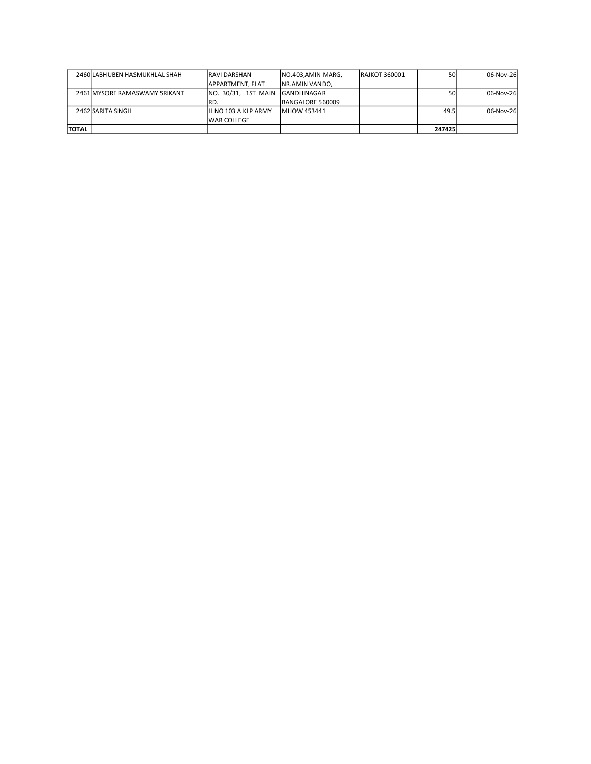| | | | | | | |
|---|---|---|---|---|---|---|
| 2460 | LABHUBEN HASMUKHLAL SHAH | RAVI DARSHAN APPARTMENT, FLAT | NO.403,AMIN MARG, NR.AMIN VANDO, | RAJKOT 360001 | 50 | 06-Nov-26 |
| 2461 | MYSORE RAMASWAMY SRIKANT | NO. 30/31, 1ST MAIN RD. | GANDHINAGAR BANGALORE 560009 | | 50 | 06-Nov-26 |
| 2462 | SARITA SINGH | H NO 103 A KLP ARMY WAR COLLEGE | MHOW 453441 | | 49.5 | 06-Nov-26 |
| **TOTAL** | | | | | **247425** | |